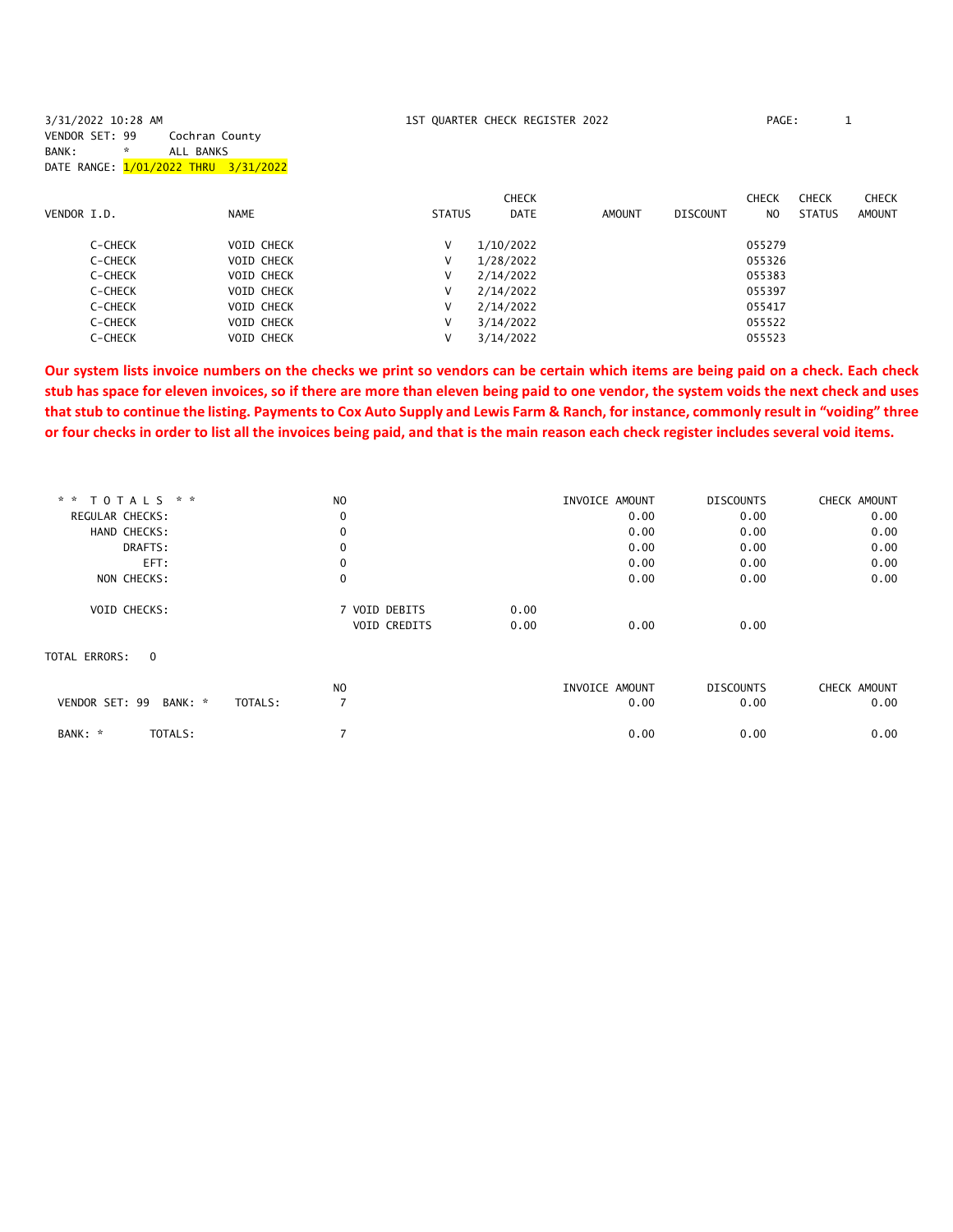3/31/2022 10:28 AM — 1ST QUARTER CHECK REGISTER 2022 — PAGE: 1

VENDOR SET: 99 Cochran County
BANK: * ALL BANKS
DATE RANGE: 1/01/2022 THRU 3/31/2022

| VENDOR I.D. | NAME | STATUS | CHECK DATE | AMOUNT | DISCOUNT | CHECK NO | CHECK STATUS | CHECK AMOUNT |
|---|---|---|---|---|---|---|---|---|
| C-CHECK | VOID CHECK | V | 1/10/2022 | | | 055279 | | |
| C-CHECK | VOID CHECK | V | 1/28/2022 | | | 055326 | | |
| C-CHECK | VOID CHECK | V | 2/14/2022 | | | 055383 | | |
| C-CHECK | VOID CHECK | V | 2/14/2022 | | | 055397 | | |
| C-CHECK | VOID CHECK | V | 2/14/2022 | | | 055417 | | |
| C-CHECK | VOID CHECK | V | 3/14/2022 | | | 055522 | | |
| C-CHECK | VOID CHECK | V | 3/14/2022 | | | 055523 | | |

**Our system lists invoice numbers on the checks we print so vendors can be certain which items are being paid on a check. Each check stub has space for eleven invoices, so if there are more than eleven being paid to one vendor, the system voids the next check and uses that stub to continue the listing. Payments to Cox Auto Supply and Lewis Farm & Ranch, for instance, commonly result in "voiding" three or four checks in order to list all the invoices being paid, and that is the main reason each check register includes several void items.**

| ** T O T A L S ** | NO | | | INVOICE AMOUNT | DISCOUNTS | CHECK AMOUNT |
|---|---|---|---|---|---|---|
| REGULAR CHECKS: | 0 | | | 0.00 | 0.00 | 0.00 |
| HAND CHECKS: | 0 | | | 0.00 | 0.00 | 0.00 |
| DRAFTS: | 0 | | | 0.00 | 0.00 | 0.00 |
| EFT: | 0 | | | 0.00 | 0.00 | 0.00 |
| NON CHECKS: | 0 | | | 0.00 | 0.00 | 0.00 |
| VOID CHECKS: | 7 | VOID DEBITS | 0.00 | | | |
| | | VOID CREDITS | 0.00 | 0.00 | 0.00 | |

TOTAL ERRORS: 0

| | NO | INVOICE AMOUNT | DISCOUNTS | CHECK AMOUNT |
|---|---|---|---|---|
| VENDOR SET: 99 BANK: * TOTALS: | 7 | 0.00 | 0.00 | 0.00 |
| BANK: * TOTALS: | 7 | 0.00 | 0.00 | 0.00 |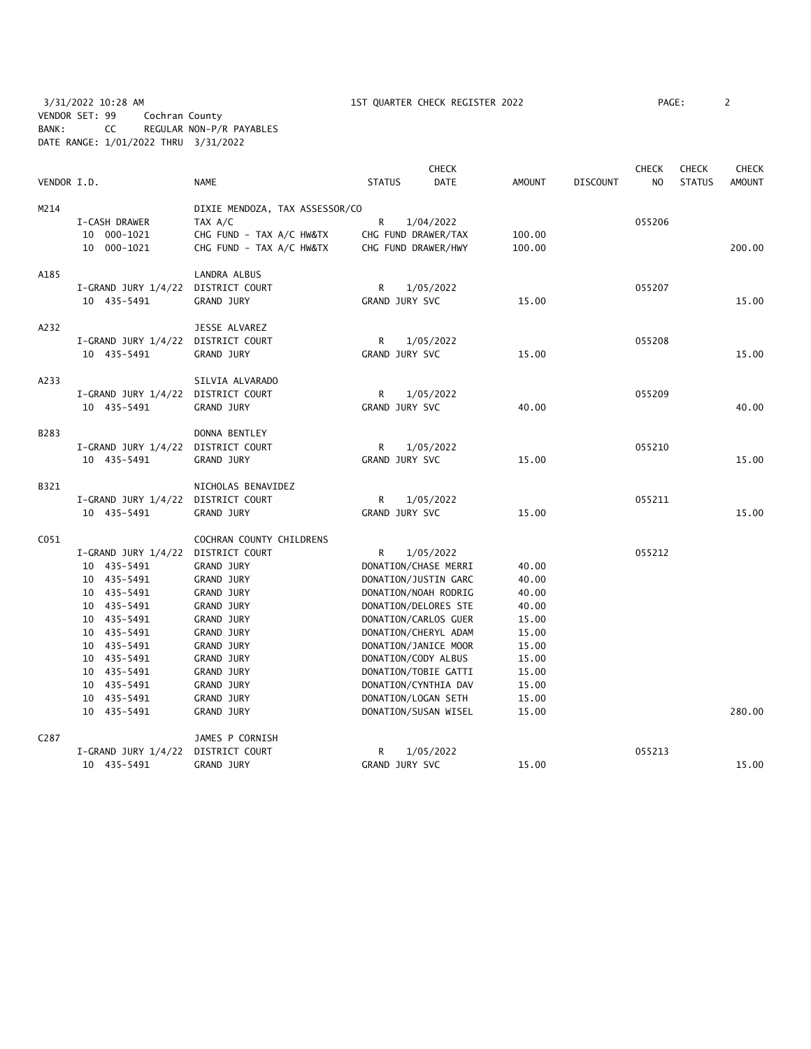3/31/2022 10:28 AM 1ST QUARTER CHECK REGISTER 2022
VENDOR SET: 99 Cochran County
BANK: CC REGULAR NON-P/R PAYABLES
DATE RANGE: 1/01/2022 THRU 3/31/2022

| VENDOR I.D. | | NAME | STATUS | CHECK DATE | AMOUNT | DISCOUNT | CHECK NO | CHECK STATUS | CHECK AMOUNT |
|---|---|---|---|---|---|---|---|---|---|
| M214 | | DIXIE MENDOZA, TAX ASSESSOR/CO | | | | | | | |
| | I-CASH DRAWER | TAX A/C | R | 1/04/2022 | | | 055206 | | |
| | 10 000-1021 | CHG FUND - TAX A/C HW&TX | CHG FUND DRAWER/TAX | | 100.00 | | | | |
| | 10 000-1021 | CHG FUND - TAX A/C HW&TX | CHG FUND DRAWER/HWY | | 100.00 | | | | 200.00 |
| A185 | | LANDRA ALBUS | | | | | | | |
| | I-GRAND JURY 1/4/22 | DISTRICT COURT | R | 1/05/2022 | | | 055207 | | |
| | 10 435-5491 | GRAND JURY | GRAND JURY SVC | | 15.00 | | | | 15.00 |
| A232 | | JESSE ALVAREZ | | | | | | | |
| | I-GRAND JURY 1/4/22 | DISTRICT COURT | R | 1/05/2022 | | | 055208 | | |
| | 10 435-5491 | GRAND JURY | GRAND JURY SVC | | 15.00 | | | | 15.00 |
| A233 | | SILVIA ALVARADO | | | | | | | |
| | I-GRAND JURY 1/4/22 | DISTRICT COURT | R | 1/05/2022 | | | 055209 | | |
| | 10 435-5491 | GRAND JURY | GRAND JURY SVC | | 40.00 | | | | 40.00 |
| B283 | | DONNA BENTLEY | | | | | | | |
| | I-GRAND JURY 1/4/22 | DISTRICT COURT | R | 1/05/2022 | | | 055210 | | |
| | 10 435-5491 | GRAND JURY | GRAND JURY SVC | | 15.00 | | | | 15.00 |
| B321 | | NICHOLAS BENAVIDEZ | | | | | | | |
| | I-GRAND JURY 1/4/22 | DISTRICT COURT | R | 1/05/2022 | | | 055211 | | |
| | 10 435-5491 | GRAND JURY | GRAND JURY SVC | | 15.00 | | | | 15.00 |
| C051 | | COCHRAN COUNTY CHILDRENS | | | | | | | |
| | I-GRAND JURY 1/4/22 | DISTRICT COURT | R | 1/05/2022 | | | 055212 | | |
| | 10 435-5491 | GRAND JURY | DONATION/CHASE MERRI | | 40.00 | | | | |
| | 10 435-5491 | GRAND JURY | DONATION/JUSTIN GARC | | 40.00 | | | | |
| | 10 435-5491 | GRAND JURY | DONATION/NOAH RODRIG | | 40.00 | | | | |
| | 10 435-5491 | GRAND JURY | DONATION/DELORES STE | | 40.00 | | | | |
| | 10 435-5491 | GRAND JURY | DONATION/CARLOS GUER | | 15.00 | | | | |
| | 10 435-5491 | GRAND JURY | DONATION/CHERYL ADAM | | 15.00 | | | | |
| | 10 435-5491 | GRAND JURY | DONATION/JANICE MOOR | | 15.00 | | | | |
| | 10 435-5491 | GRAND JURY | DONATION/CODY ALBUS | | 15.00 | | | | |
| | 10 435-5491 | GRAND JURY | DONATION/TOBIE GATTI | | 15.00 | | | | |
| | 10 435-5491 | GRAND JURY | DONATION/CYNTHIA DAV | | 15.00 | | | | |
| | 10 435-5491 | GRAND JURY | DONATION/LOGAN SETH | | 15.00 | | | | |
| | 10 435-5491 | GRAND JURY | DONATION/SUSAN WISEL | | 15.00 | | | | 280.00 |
| C287 | | JAMES P CORNISH | | | | | | | |
| | I-GRAND JURY 1/4/22 | DISTRICT COURT | R | 1/05/2022 | | | 055213 | | |
| | 10 435-5491 | GRAND JURY | GRAND JURY SVC | | 15.00 | | | | 15.00 |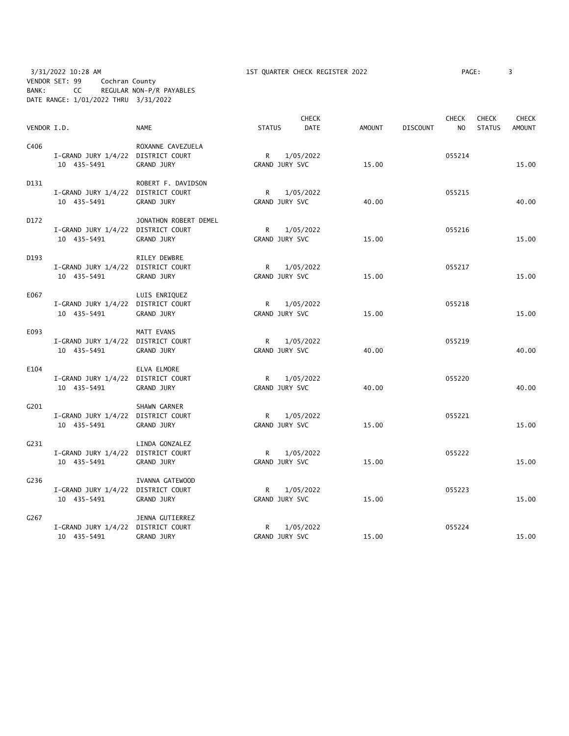3/31/2022 10:28 AM — 1ST QUARTER CHECK REGISTER 2022

VENDOR SET: 99 Cochran County
BANK: CC REGULAR NON-P/R PAYABLES
DATE RANGE: 1/01/2022 THRU 3/31/2022

| VENDOR I.D. | NAME | STATUS | CHECK DATE | AMOUNT | DISCOUNT | CHECK NO | CHECK STATUS | CHECK AMOUNT |
|---|---|---|---|---|---|---|---|---|
| C406 | ROXANNE CAVEZUELA | | | | | | | |
| I-GRAND JURY 1/4/22 | DISTRICT COURT | R | 1/05/2022 | | | 055214 | | |
| 10 435-5491 | GRAND JURY | GRAND JURY SVC | | 15.00 | | | | 15.00 |
| D131 | ROBERT F. DAVIDSON | | | | | | | |
| I-GRAND JURY 1/4/22 | DISTRICT COURT | R | 1/05/2022 | | | 055215 | | |
| 10 435-5491 | GRAND JURY | GRAND JURY SVC | | 40.00 | | | | 40.00 |
| D172 | JONATHON ROBERT DEMEL | | | | | | | |
| I-GRAND JURY 1/4/22 | DISTRICT COURT | R | 1/05/2022 | | | 055216 | | |
| 10 435-5491 | GRAND JURY | GRAND JURY SVC | | 15.00 | | | | 15.00 |
| D193 | RILEY DEWBRE | | | | | | | |
| I-GRAND JURY 1/4/22 | DISTRICT COURT | R | 1/05/2022 | | | 055217 | | |
| 10 435-5491 | GRAND JURY | GRAND JURY SVC | | 15.00 | | | | 15.00 |
| E067 | LUIS ENRIQUEZ | | | | | | | |
| I-GRAND JURY 1/4/22 | DISTRICT COURT | R | 1/05/2022 | | | 055218 | | |
| 10 435-5491 | GRAND JURY | GRAND JURY SVC | | 15.00 | | | | 15.00 |
| E093 | MATT EVANS | | | | | | | |
| I-GRAND JURY 1/4/22 | DISTRICT COURT | R | 1/05/2022 | | | 055219 | | |
| 10 435-5491 | GRAND JURY | GRAND JURY SVC | | 40.00 | | | | 40.00 |
| E104 | ELVA ELMORE | | | | | | | |
| I-GRAND JURY 1/4/22 | DISTRICT COURT | R | 1/05/2022 | | | 055220 | | |
| 10 435-5491 | GRAND JURY | GRAND JURY SVC | | 40.00 | | | | 40.00 |
| G201 | SHAWN GARNER | | | | | | | |
| I-GRAND JURY 1/4/22 | DISTRICT COURT | R | 1/05/2022 | | | 055221 | | |
| 10 435-5491 | GRAND JURY | GRAND JURY SVC | | 15.00 | | | | 15.00 |
| G231 | LINDA GONZALEZ | | | | | | | |
| I-GRAND JURY 1/4/22 | DISTRICT COURT | R | 1/05/2022 | | | 055222 | | |
| 10 435-5491 | GRAND JURY | GRAND JURY SVC | | 15.00 | | | | 15.00 |
| G236 | IVANNA GATEWOOD | | | | | | | |
| I-GRAND JURY 1/4/22 | DISTRICT COURT | R | 1/05/2022 | | | 055223 | | |
| 10 435-5491 | GRAND JURY | GRAND JURY SVC | | 15.00 | | | | 15.00 |
| G267 | JENNA GUTIERREZ | | | | | | | |
| I-GRAND JURY 1/4/22 | DISTRICT COURT | R | 1/05/2022 | | | 055224 | | |
| 10 435-5491 | GRAND JURY | GRAND JURY SVC | | 15.00 | | | | 15.00 |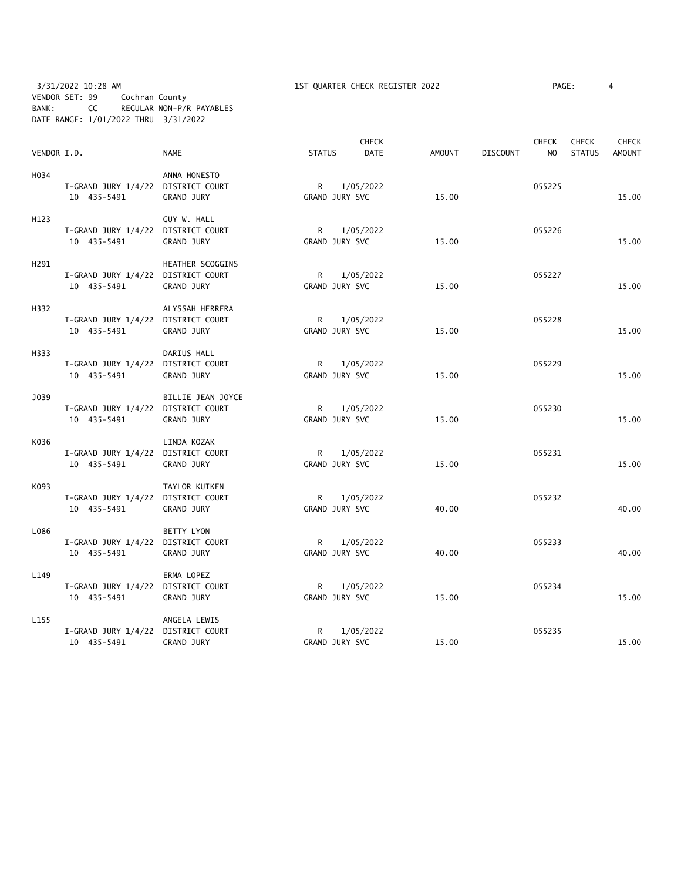3/31/2022 10:28 AM 1ST QUARTER CHECK REGISTER 2022
VENDOR SET: 99 Cochran County
BANK: CC REGULAR NON-P/R PAYABLES
DATE RANGE: 1/01/2022 THRU 3/31/2022

| VENDOR I.D. | NAME | STATUS | CHECK DATE | AMOUNT | DISCOUNT | CHECK NO | CHECK STATUS | CHECK AMOUNT |
|---|---|---|---|---|---|---|---|---|
| H034 | ANNA HONESTO | | | | | | | |
| I-GRAND JURY 1/4/22 | DISTRICT COURT | R | 1/05/2022 | | | 055225 | | |
| 10 435-5491 | GRAND JURY | GRAND JURY SVC | | 15.00 | | | | 15.00 |
| H123 | GUY W. HALL | | | | | | | |
| I-GRAND JURY 1/4/22 | DISTRICT COURT | R | 1/05/2022 | | | 055226 | | |
| 10 435-5491 | GRAND JURY | GRAND JURY SVC | | 15.00 | | | | 15.00 |
| H291 | HEATHER SCOGGINS | | | | | | | |
| I-GRAND JURY 1/4/22 | DISTRICT COURT | R | 1/05/2022 | | | 055227 | | |
| 10 435-5491 | GRAND JURY | GRAND JURY SVC | | 15.00 | | | | 15.00 |
| H332 | ALYSSAH HERRERA | | | | | | | |
| I-GRAND JURY 1/4/22 | DISTRICT COURT | R | 1/05/2022 | | | 055228 | | |
| 10 435-5491 | GRAND JURY | GRAND JURY SVC | | 15.00 | | | | 15.00 |
| H333 | DARIUS HALL | | | | | | | |
| I-GRAND JURY 1/4/22 | DISTRICT COURT | R | 1/05/2022 | | | 055229 | | |
| 10 435-5491 | GRAND JURY | GRAND JURY SVC | | 15.00 | | | | 15.00 |
| J039 | BILLIE JEAN JOYCE | | | | | | | |
| I-GRAND JURY 1/4/22 | DISTRICT COURT | R | 1/05/2022 | | | 055230 | | |
| 10 435-5491 | GRAND JURY | GRAND JURY SVC | | 15.00 | | | | 15.00 |
| K036 | LINDA KOZAK | | | | | | | |
| I-GRAND JURY 1/4/22 | DISTRICT COURT | R | 1/05/2022 | | | 055231 | | |
| 10 435-5491 | GRAND JURY | GRAND JURY SVC | | 15.00 | | | | 15.00 |
| K093 | TAYLOR KUIKEN | | | | | | | |
| I-GRAND JURY 1/4/22 | DISTRICT COURT | R | 1/05/2022 | | | 055232 | | |
| 10 435-5491 | GRAND JURY | GRAND JURY SVC | | 40.00 | | | | 40.00 |
| L086 | BETTY LYON | | | | | | | |
| I-GRAND JURY 1/4/22 | DISTRICT COURT | R | 1/05/2022 | | | 055233 | | |
| 10 435-5491 | GRAND JURY | GRAND JURY SVC | | 40.00 | | | | 40.00 |
| L149 | ERMA LOPEZ | | | | | | | |
| I-GRAND JURY 1/4/22 | DISTRICT COURT | R | 1/05/2022 | | | 055234 | | |
| 10 435-5491 | GRAND JURY | GRAND JURY SVC | | 15.00 | | | | 15.00 |
| L155 | ANGELA LEWIS | | | | | | | |
| I-GRAND JURY 1/4/22 | DISTRICT COURT | R | 1/05/2022 | | | 055235 | | |
| 10 435-5491 | GRAND JURY | GRAND JURY SVC | | 15.00 | | | | 15.00 |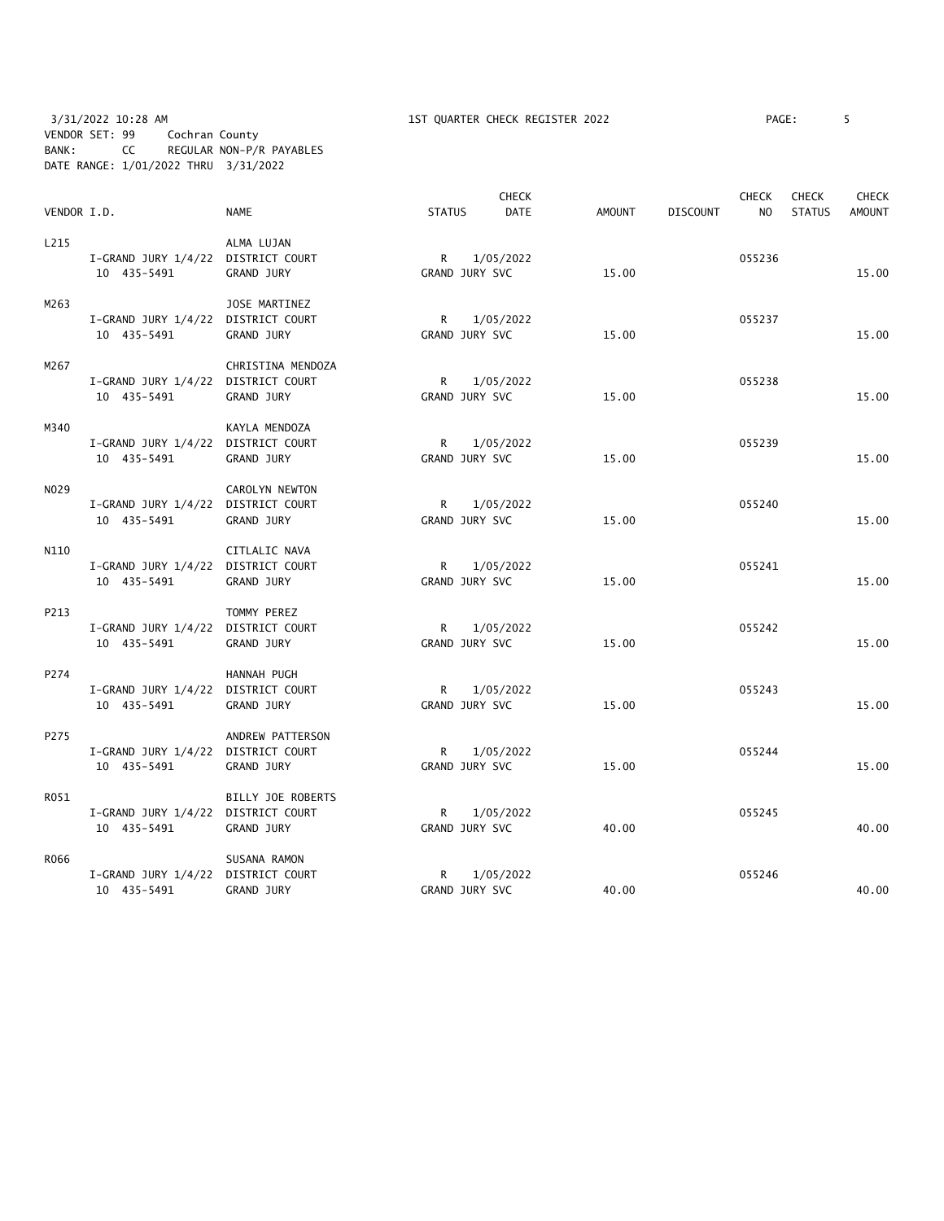3/31/2022 10:28 AM 1ST QUARTER CHECK REGISTER 2022
VENDOR SET: 99 Cochran County
BANK: CC REGULAR NON-P/R PAYABLES
DATE RANGE: 1/01/2022 THRU 3/31/2022

| VENDOR I.D. | | NAME | STATUS | CHECK DATE | AMOUNT | DISCOUNT | CHECK NO | CHECK STATUS | CHECK AMOUNT |
|---|---|---|---|---|---|---|---|---|---|
| L215 | | ALMA LUJAN | | | | | | | |
| | I-GRAND JURY 1/4/22 | DISTRICT COURT | R | 1/05/2022 | | | 055236 | | |
| | 10 435-5491 | GRAND JURY | GRAND JURY SVC | | 15.00 | | | | 15.00 |
| M263 | | JOSE MARTINEZ | | | | | | | |
| | I-GRAND JURY 1/4/22 | DISTRICT COURT | R | 1/05/2022 | | | 055237 | | |
| | 10 435-5491 | GRAND JURY | GRAND JURY SVC | | 15.00 | | | | 15.00 |
| M267 | | CHRISTINA MENDOZA | | | | | | | |
| | I-GRAND JURY 1/4/22 | DISTRICT COURT | R | 1/05/2022 | | | 055238 | | |
| | 10 435-5491 | GRAND JURY | GRAND JURY SVC | | 15.00 | | | | 15.00 |
| M340 | | KAYLA MENDOZA | | | | | | | |
| | I-GRAND JURY 1/4/22 | DISTRICT COURT | R | 1/05/2022 | | | 055239 | | |
| | 10 435-5491 | GRAND JURY | GRAND JURY SVC | | 15.00 | | | | 15.00 |
| N029 | | CAROLYN NEWTON | | | | | | | |
| | I-GRAND JURY 1/4/22 | DISTRICT COURT | R | 1/05/2022 | | | 055240 | | |
| | 10 435-5491 | GRAND JURY | GRAND JURY SVC | | 15.00 | | | | 15.00 |
| N110 | | CITLALIC NAVA | | | | | | | |
| | I-GRAND JURY 1/4/22 | DISTRICT COURT | R | 1/05/2022 | | | 055241 | | |
| | 10 435-5491 | GRAND JURY | GRAND JURY SVC | | 15.00 | | | | 15.00 |
| P213 | | TOMMY PEREZ | | | | | | | |
| | I-GRAND JURY 1/4/22 | DISTRICT COURT | R | 1/05/2022 | | | 055242 | | |
| | 10 435-5491 | GRAND JURY | GRAND JURY SVC | | 15.00 | | | | 15.00 |
| P274 | | HANNAH PUGH | | | | | | | |
| | I-GRAND JURY 1/4/22 | DISTRICT COURT | R | 1/05/2022 | | | 055243 | | |
| | 10 435-5491 | GRAND JURY | GRAND JURY SVC | | 15.00 | | | | 15.00 |
| P275 | | ANDREW PATTERSON | | | | | | | |
| | I-GRAND JURY 1/4/22 | DISTRICT COURT | R | 1/05/2022 | | | 055244 | | |
| | 10 435-5491 | GRAND JURY | GRAND JURY SVC | | 15.00 | | | | 15.00 |
| R051 | | BILLY JOE ROBERTS | | | | | | | |
| | I-GRAND JURY 1/4/22 | DISTRICT COURT | R | 1/05/2022 | | | 055245 | | |
| | 10 435-5491 | GRAND JURY | GRAND JURY SVC | | 40.00 | | | | 40.00 |
| R066 | | SUSANA RAMON | | | | | | | |
| | I-GRAND JURY 1/4/22 | DISTRICT COURT | R | 1/05/2022 | | | 055246 | | |
| | 10 435-5491 | GRAND JURY | GRAND JURY SVC | | 40.00 | | | | 40.00 |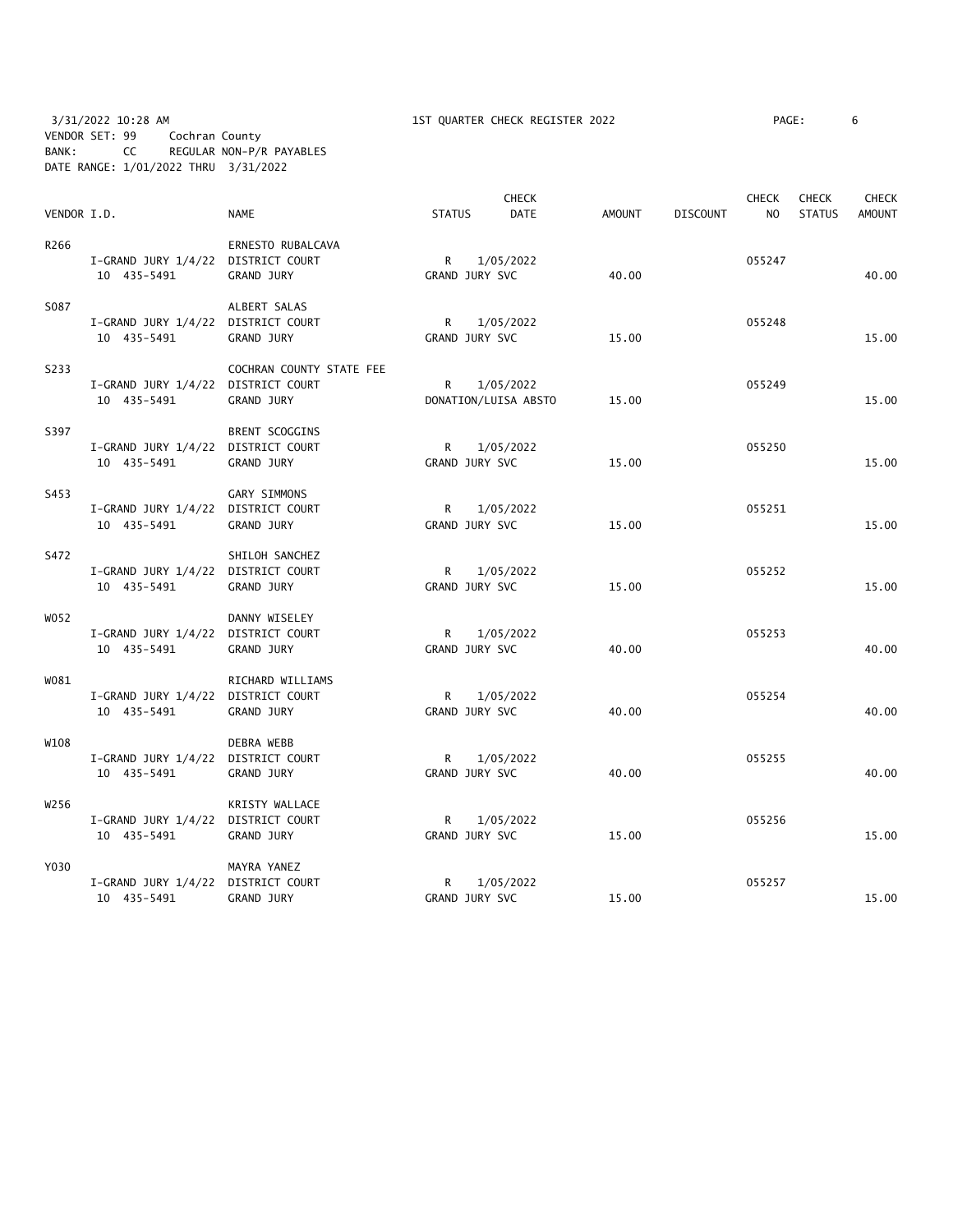3/31/2022 10:28 AM 1ST QUARTER CHECK REGISTER 2022

VENDOR SET: 99 Cochran County
BANK: CC REGULAR NON-P/R PAYABLES
DATE RANGE: 1/01/2022 THRU 3/31/2022

| VENDOR I.D. | NAME | STATUS | CHECK DATE | AMOUNT | DISCOUNT | CHECK NO | CHECK STATUS | CHECK AMOUNT |
|---|---|---|---|---|---|---|---|---|
| R266 | ERNESTO RUBALCAVA | | | | | | | |
| I-GRAND JURY 1/4/22 | DISTRICT COURT | R | 1/05/2022 | | | 055247 | | |
| 10 435-5491 | GRAND JURY | GRAND JURY SVC | | 40.00 | | | | 40.00 |
| S087 | ALBERT SALAS | | | | | | | |
| I-GRAND JURY 1/4/22 | DISTRICT COURT | R | 1/05/2022 | | | 055248 | | |
| 10 435-5491 | GRAND JURY | GRAND JURY SVC | | 15.00 | | | | 15.00 |
| S233 | COCHRAN COUNTY STATE FEE | | | | | | | |
| I-GRAND JURY 1/4/22 | DISTRICT COURT | R | 1/05/2022 | | | 055249 | | |
| 10 435-5491 | GRAND JURY | DONATION/LUISA ABSTO | | 15.00 | | | | 15.00 |
| S397 | BRENT SCOGGINS | | | | | | | |
| I-GRAND JURY 1/4/22 | DISTRICT COURT | R | 1/05/2022 | | | 055250 | | |
| 10 435-5491 | GRAND JURY | GRAND JURY SVC | | 15.00 | | | | 15.00 |
| S453 | GARY SIMMONS | | | | | | | |
| I-GRAND JURY 1/4/22 | DISTRICT COURT | R | 1/05/2022 | | | 055251 | | |
| 10 435-5491 | GRAND JURY | GRAND JURY SVC | | 15.00 | | | | 15.00 |
| S472 | SHILOH SANCHEZ | | | | | | | |
| I-GRAND JURY 1/4/22 | DISTRICT COURT | R | 1/05/2022 | | | 055252 | | |
| 10 435-5491 | GRAND JURY | GRAND JURY SVC | | 15.00 | | | | 15.00 |
| W052 | DANNY WISELEY | | | | | | | |
| I-GRAND JURY 1/4/22 | DISTRICT COURT | R | 1/05/2022 | | | 055253 | | |
| 10 435-5491 | GRAND JURY | GRAND JURY SVC | | 40.00 | | | | 40.00 |
| W081 | RICHARD WILLIAMS | | | | | | | |
| I-GRAND JURY 1/4/22 | DISTRICT COURT | R | 1/05/2022 | | | 055254 | | |
| 10 435-5491 | GRAND JURY | GRAND JURY SVC | | 40.00 | | | | 40.00 |
| W108 | DEBRA WEBB | | | | | | | |
| I-GRAND JURY 1/4/22 | DISTRICT COURT | R | 1/05/2022 | | | 055255 | | |
| 10 435-5491 | GRAND JURY | GRAND JURY SVC | | 40.00 | | | | 40.00 |
| W256 | KRISTY WALLACE | | | | | | | |
| I-GRAND JURY 1/4/22 | DISTRICT COURT | R | 1/05/2022 | | | 055256 | | |
| 10 435-5491 | GRAND JURY | GRAND JURY SVC | | 15.00 | | | | 15.00 |
| Y030 | MAYRA YANEZ | | | | | | | |
| I-GRAND JURY 1/4/22 | DISTRICT COURT | R | 1/05/2022 | | | 055257 | | |
| 10 435-5491 | GRAND JURY | GRAND JURY SVC | | 15.00 | | | | 15.00 |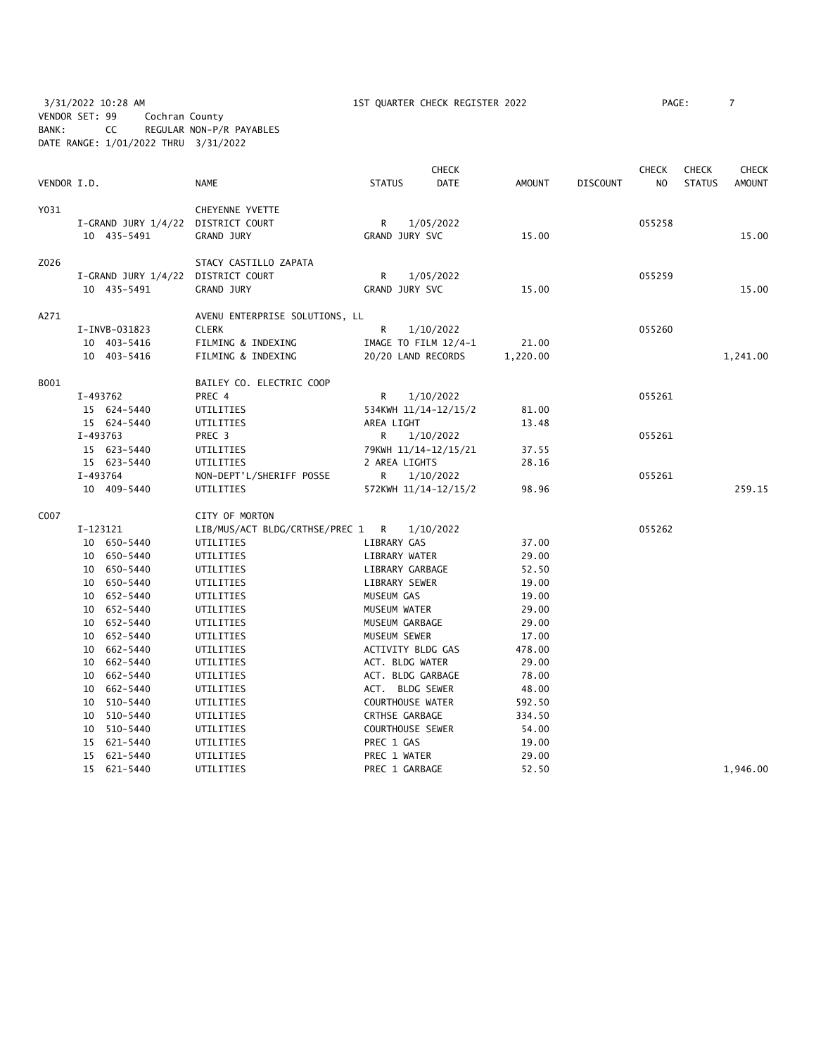3/31/2022 10:28 AM 1ST QUARTER CHECK REGISTER 2022

VENDOR SET: 99 Cochran County
BANK: CC REGULAR NON-P/R PAYABLES
DATE RANGE: 1/01/2022 THRU 3/31/2022

| VENDOR I.D. | NAME | STATUS | CHECK DATE | AMOUNT | DISCOUNT | CHECK NO | CHECK STATUS | CHECK AMOUNT |
|---|---|---|---|---|---|---|---|---|
| Y031 | CHEYENNE YVETTE | | | | | | | |
| I-GRAND JURY 1/4/22 | DISTRICT COURT | R | 1/05/2022 | | | 055258 | | |
| 10 435-5491 | GRAND JURY | GRAND JURY SVC | | 15.00 | | | | 15.00 |
| Z026 | STACY CASTILLO ZAPATA | | | | | | | |
| I-GRAND JURY 1/4/22 | DISTRICT COURT | R | 1/05/2022 | | | 055259 | | |
| 10 435-5491 | GRAND JURY | GRAND JURY SVC | | 15.00 | | | | 15.00 |
| A271 | AVENU ENTERPRISE SOLUTIONS, LL | | | | | | | |
| I-INVB-031823 | CLERK | R | 1/10/2022 | | | 055260 | | |
| 10 403-5416 | FILMING & INDEXING | IMAGE TO FILM 12/4-1 | | 21.00 | | | | |
| 10 403-5416 | FILMING & INDEXING | 20/20 LAND RECORDS | | 1,220.00 | | | | 1,241.00 |
| B001 | BAILEY CO. ELECTRIC COOP | | | | | | | |
| I-493762 | PREC 4 | R | 1/10/2022 | | | 055261 | | |
| 15 624-5440 | UTILITIES | 534KWH 11/14-12/15/2 | | 81.00 | | | | |
| 15 624-5440 | UTILITIES | AREA LIGHT | | 13.48 | | | | |
| I-493763 | PREC 3 | R | 1/10/2022 | | | 055261 | | |
| 15 623-5440 | UTILITIES | 79KWH 11/14-12/15/21 | | 37.55 | | | | |
| 15 623-5440 | UTILITIES | 2 AREA LIGHTS | | 28.16 | | | | |
| I-493764 | NON-DEPT'L/SHERIFF POSSE | R | 1/10/2022 | | | 055261 | | |
| 10 409-5440 | UTILITIES | 572KWH 11/14-12/15/2 | | 98.96 | | | | 259.15 |
| C007 | CITY OF MORTON | | | | | | | |
| I-123121 | LIB/MUS/ACT BLDG/CRTHSE/PREC 1 | R | 1/10/2022 | | | 055262 | | |
| 10 650-5440 | UTILITIES | LIBRARY GAS | | 37.00 | | | | |
| 10 650-5440 | UTILITIES | LIBRARY WATER | | 29.00 | | | | |
| 10 650-5440 | UTILITIES | LIBRARY GARBAGE | | 52.50 | | | | |
| 10 650-5440 | UTILITIES | LIBRARY SEWER | | 19.00 | | | | |
| 10 652-5440 | UTILITIES | MUSEUM GAS | | 19.00 | | | | |
| 10 652-5440 | UTILITIES | MUSEUM WATER | | 29.00 | | | | |
| 10 652-5440 | UTILITIES | MUSEUM GARBAGE | | 29.00 | | | | |
| 10 652-5440 | UTILITIES | MUSEUM SEWER | | 17.00 | | | | |
| 10 662-5440 | UTILITIES | ACTIVITY BLDG GAS | | 478.00 | | | | |
| 10 662-5440 | UTILITIES | ACT. BLDG WATER | | 29.00 | | | | |
| 10 662-5440 | UTILITIES | ACT. BLDG GARBAGE | | 78.00 | | | | |
| 10 662-5440 | UTILITIES | ACT. BLDG SEWER | | 48.00 | | | | |
| 10 510-5440 | UTILITIES | COURTHOUSE WATER | | 592.50 | | | | |
| 10 510-5440 | UTILITIES | CRTHSE GARBAGE | | 334.50 | | | | |
| 10 510-5440 | UTILITIES | COURTHOUSE SEWER | | 54.00 | | | | |
| 15 621-5440 | UTILITIES | PREC 1 GAS | | 19.00 | | | | |
| 15 621-5440 | UTILITIES | PREC 1 WATER | | 29.00 | | | | |
| 15 621-5440 | UTILITIES | PREC 1 GARBAGE | | 52.50 | | | | 1,946.00 |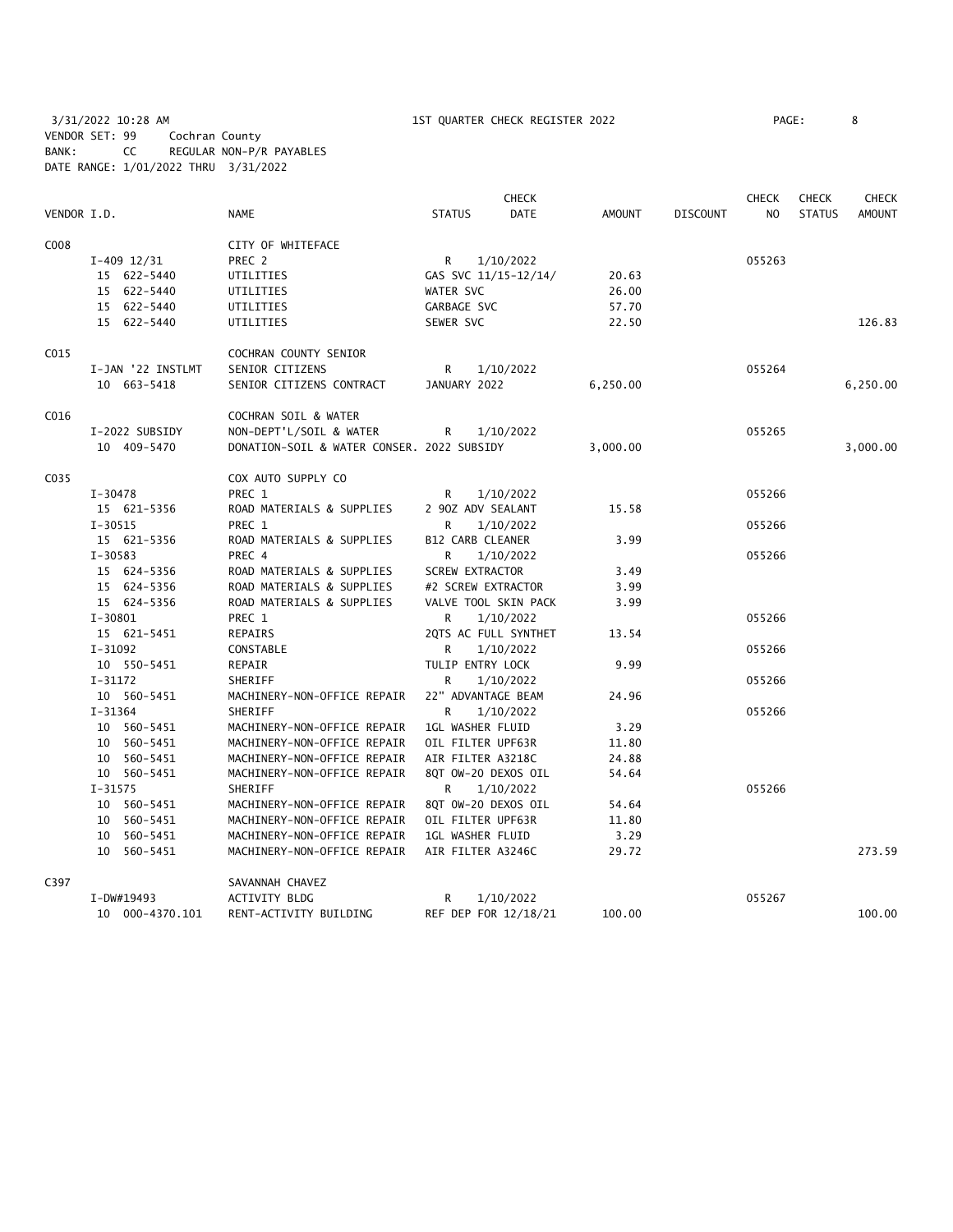3/31/2022 10:28 AM 1ST QUARTER CHECK REGISTER 2022
VENDOR SET: 99 Cochran County
BANK: CC REGULAR NON-P/R PAYABLES
DATE RANGE: 1/01/2022 THRU 3/31/2022

| VENDOR I.D. | NAME | STATUS | CHECK DATE | AMOUNT | DISCOUNT | CHECK NO | CHECK STATUS | CHECK AMOUNT |
|---|---|---|---|---|---|---|---|---|
| C008 | CITY OF WHITEFACE | | | | | | | |
| I-409 12/31 | PREC 2 | R | 1/10/2022 | | | 055263 | | |
| 15 622-5440 | UTILITIES | GAS SVC 11/15-12/14/ | | 20.63 | | | | |
| 15 622-5440 | UTILITIES | WATER SVC | | 26.00 | | | | |
| 15 622-5440 | UTILITIES | GARBAGE SVC | | 57.70 | | | | |
| 15 622-5440 | UTILITIES | SEWER SVC | | 22.50 | | | | 126.83 |
| C015 | COCHRAN COUNTY SENIOR | | | | | | | |
| I-JAN '22 INSTLMT | SENIOR CITIZENS | R | 1/10/2022 | | | 055264 | | |
| 10 663-5418 | SENIOR CITIZENS CONTRACT | JANUARY 2022 | | 6,250.00 | | | | 6,250.00 |
| C016 | COCHRAN SOIL & WATER | | | | | | | |
| I-2022 SUBSIDY | NON-DEPT'L/SOIL & WATER | R | 1/10/2022 | | | 055265 | | |
| 10 409-5470 | DONATION-SOIL & WATER CONSER. | 2022 SUBSIDY | | 3,000.00 | | | | 3,000.00 |
| C035 | COX AUTO SUPPLY CO | | | | | | | |
| I-30478 | PREC 1 | R | 1/10/2022 | | | 055266 | | |
| 15 621-5356 | ROAD MATERIALS & SUPPLIES | 2 9OZ ADV SEALANT | | 15.58 | | | | |
| I-30515 | PREC 1 | R | 1/10/2022 | | | 055266 | | |
| 15 621-5356 | ROAD MATERIALS & SUPPLIES | B12 CARB CLEANER | | 3.99 | | | | |
| I-30583 | PREC 4 | R | 1/10/2022 | | | 055266 | | |
| 15 624-5356 | ROAD MATERIALS & SUPPLIES | SCREW EXTRACTOR | | 3.49 | | | | |
| 15 624-5356 | ROAD MATERIALS & SUPPLIES | #2 SCREW EXTRACTOR | | 3.99 | | | | |
| 15 624-5356 | ROAD MATERIALS & SUPPLIES | VALVE TOOL SKIN PACK | | 3.99 | | | | |
| I-30801 | PREC 1 | R | 1/10/2022 | | | 055266 | | |
| 15 621-5451 | REPAIRS | 2QTS AC FULL SYNTHET | | 13.54 | | | | |
| I-31092 | CONSTABLE | R | 1/10/2022 | | | 055266 | | |
| 10 550-5451 | REPAIR | TULIP ENTRY LOCK | | 9.99 | | | | |
| I-31172 | SHERIFF | R | 1/10/2022 | | | 055266 | | |
| 10 560-5451 | MACHINERY-NON-OFFICE REPAIR | 22" ADVANTAGE BEAM | | 24.96 | | | | |
| I-31364 | SHERIFF | R | 1/10/2022 | | | 055266 | | |
| 10 560-5451 | MACHINERY-NON-OFFICE REPAIR | 1GL WASHER FLUID | | 3.29 | | | | |
| 10 560-5451 | MACHINERY-NON-OFFICE REPAIR | OIL FILTER UPF63R | | 11.80 | | | | |
| 10 560-5451 | MACHINERY-NON-OFFICE REPAIR | AIR FILTER A3218C | | 24.88 | | | | |
| 10 560-5451 | MACHINERY-NON-OFFICE REPAIR | 8QT OW-20 DEXOS OIL | | 54.64 | | | | |
| I-31575 | SHERIFF | R | 1/10/2022 | | | 055266 | | |
| 10 560-5451 | MACHINERY-NON-OFFICE REPAIR | 8QT OW-20 DEXOS OIL | | 54.64 | | | | |
| 10 560-5451 | MACHINERY-NON-OFFICE REPAIR | OIL FILTER UPF63R | | 11.80 | | | | |
| 10 560-5451 | MACHINERY-NON-OFFICE REPAIR | 1GL WASHER FLUID | | 3.29 | | | | |
| 10 560-5451 | MACHINERY-NON-OFFICE REPAIR | AIR FILTER A3246C | | 29.72 | | | | 273.59 |
| C397 | SAVANNAH CHAVEZ | | | | | | | |
| I-DW#19493 | ACTIVITY BLDG | R | 1/10/2022 | | | 055267 | | |
| 10 000-4370.101 | RENT-ACTIVITY BUILDING | REF DEP FOR 12/18/21 | | 100.00 | | | | 100.00 |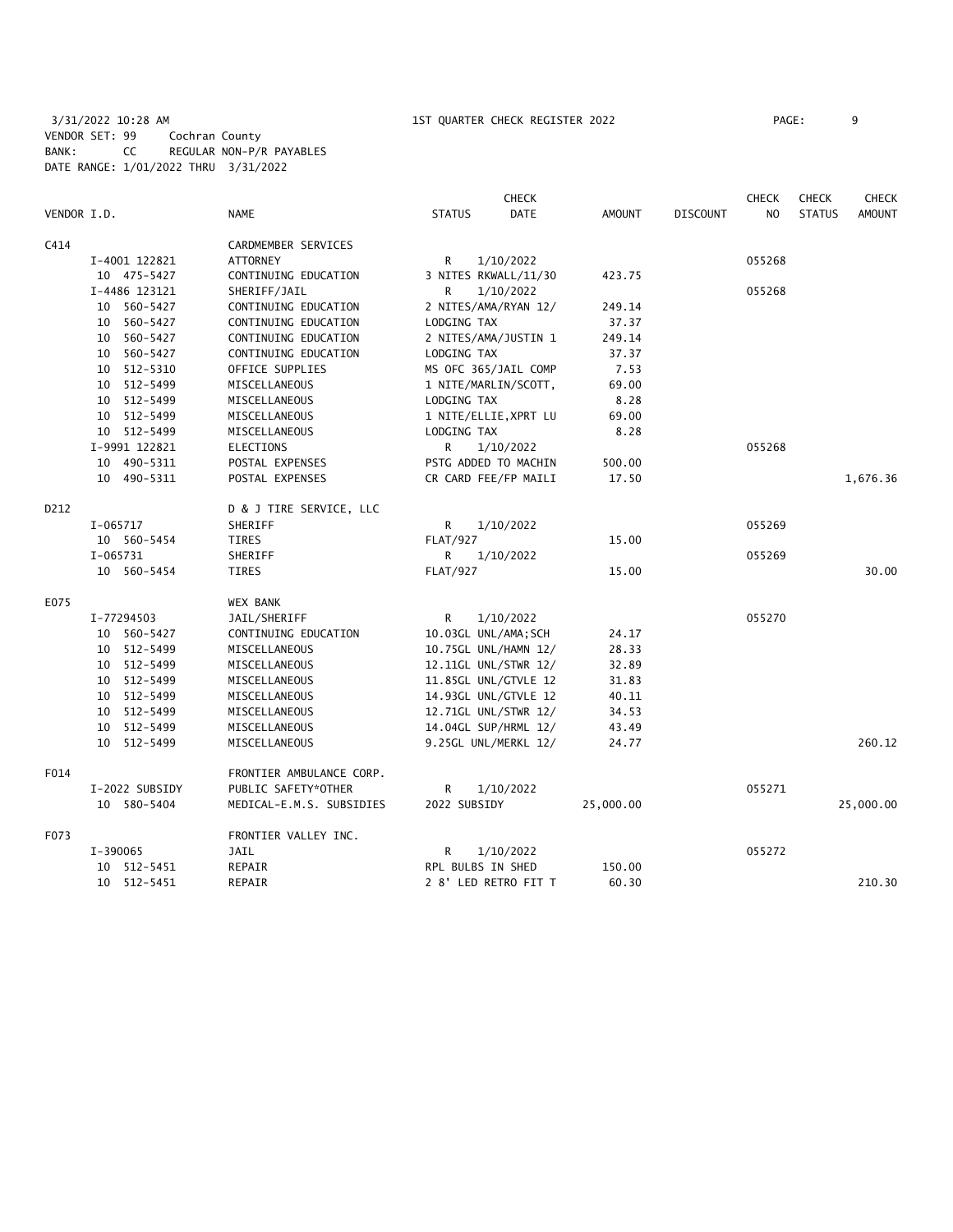3/31/2022 10:28 AM 1ST QUARTER CHECK REGISTER 2022
VENDOR SET: 99 Cochran County
BANK: CC REGULAR NON-P/R PAYABLES
DATE RANGE: 1/01/2022 THRU 3/31/2022

| VENDOR I.D. | NAME | STATUS | CHECK DATE | AMOUNT | DISCOUNT | CHECK NO | CHECK STATUS | CHECK AMOUNT |
|---|---|---|---|---|---|---|---|---|
| C414 | CARDMEMBER SERVICES | | | | | | | |
| I-4001 122821 | ATTORNEY | R | 1/10/2022 | | | 055268 | | |
| 10 475-5427 | CONTINUING EDUCATION | 3 NITES RKWALL/11/30 | | 423.75 | | | | |
| I-4486 123121 | SHERIFF/JAIL | R | 1/10/2022 | | | 055268 | | |
| 10 560-5427 | CONTINUING EDUCATION | 2 NITES/AMA/RYAN 12/ | | 249.14 | | | | |
| 10 560-5427 | CONTINUING EDUCATION | LODGING TAX | | 37.37 | | | | |
| 10 560-5427 | CONTINUING EDUCATION | 2 NITES/AMA/JUSTIN 1 | | 249.14 | | | | |
| 10 560-5427 | CONTINUING EDUCATION | LODGING TAX | | 37.37 | | | | |
| 10 512-5310 | OFFICE SUPPLIES | MS OFC 365/JAIL COMP | | 7.53 | | | | |
| 10 512-5499 | MISCELLANEOUS | 1 NITE/MARLIN/SCOTT, | | 69.00 | | | | |
| 10 512-5499 | MISCELLANEOUS | LODGING TAX | | 8.28 | | | | |
| 10 512-5499 | MISCELLANEOUS | 1 NITE/ELLIE,XPRT LU | | 69.00 | | | | |
| 10 512-5499 | MISCELLANEOUS | LODGING TAX | | 8.28 | | | | |
| I-9991 122821 | ELECTIONS | R | 1/10/2022 | | | 055268 | | |
| 10 490-5311 | POSTAL EXPENSES | PSTG ADDED TO MACHIN | | 500.00 | | | | |
| 10 490-5311 | POSTAL EXPENSES | CR CARD FEE/FP MAILI | | 17.50 | | | | 1,676.36 |
| D212 | D & J TIRE SERVICE, LLC | | | | | | | |
| I-065717 | SHERIFF | R | 1/10/2022 | | | 055269 | | |
| 10 560-5454 | TIRES | FLAT/927 | | 15.00 | | | | |
| I-065731 | SHERIFF | R | 1/10/2022 | | | 055269 | | |
| 10 560-5454 | TIRES | FLAT/927 | | 15.00 | | | | 30.00 |
| E075 | WEX BANK | | | | | | | |
| I-77294503 | JAIL/SHERIFF | R | 1/10/2022 | | | 055270 | | |
| 10 560-5427 | CONTINUING EDUCATION | 10.03GL UNL/AMA;SCH | | 24.17 | | | | |
| 10 512-5499 | MISCELLANEOUS | 10.75GL UNL/HAMN 12/ | | 28.33 | | | | |
| 10 512-5499 | MISCELLANEOUS | 12.11GL UNL/STWR 12/ | | 32.89 | | | | |
| 10 512-5499 | MISCELLANEOUS | 11.85GL UNL/GTVLE 12 | | 31.83 | | | | |
| 10 512-5499 | MISCELLANEOUS | 14.93GL UNL/GTVLE 12 | | 40.11 | | | | |
| 10 512-5499 | MISCELLANEOUS | 12.71GL UNL/STWR 12/ | | 34.53 | | | | |
| 10 512-5499 | MISCELLANEOUS | 14.04GL SUP/HRML 12/ | | 43.49 | | | | |
| 10 512-5499 | MISCELLANEOUS | 9.25GL UNL/MERKL 12/ | | 24.77 | | | | 260.12 |
| F014 | FRONTIER AMBULANCE CORP. | | | | | | | |
| I-2022 SUBSIDY | PUBLIC SAFETY*OTHER | R | 1/10/2022 | | | 055271 | | |
| 10 580-5404 | MEDICAL-E.M.S. SUBSIDIES | 2022 SUBSIDY | | 25,000.00 | | | | 25,000.00 |
| F073 | FRONTIER VALLEY INC. | | | | | | | |
| I-390065 | JAIL | R | 1/10/2022 | | | 055272 | | |
| 10 512-5451 | REPAIR | RPL BULBS IN SHED | | 150.00 | | | | |
| 10 512-5451 | REPAIR | 2 8' LED RETRO FIT T | | 60.30 | | | | 210.30 |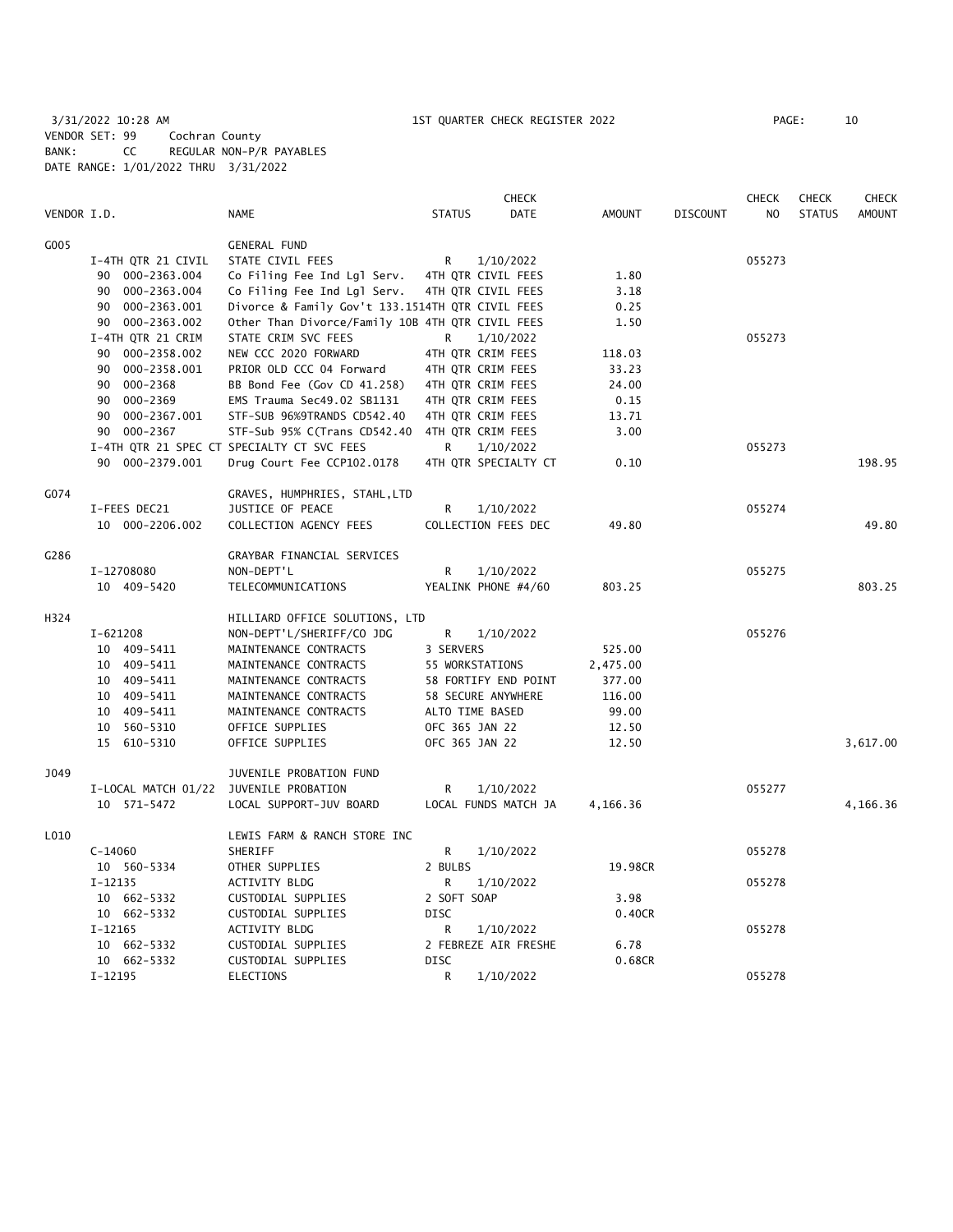3/31/2022 10:28 AM 1ST QUARTER CHECK REGISTER 2022

VENDOR SET: 99 Cochran County
BANK: CC REGULAR NON-P/R PAYABLES
DATE RANGE: 1/01/2022 THRU 3/31/2022

| VENDOR I.D. | NAME | STATUS | CHECK DATE | AMOUNT | DISCOUNT | CHECK NO | CHECK STATUS | CHECK AMOUNT |
|---|---|---|---|---|---|---|---|---|
| G005 | GENERAL FUND | | | | | | | |
| I-4TH QTR 21 CIVIL | STATE CIVIL FEES | R | 1/10/2022 | | | 055273 | | |
| 90 000-2363.004 | Co Filing Fee Ind Lgl Serv. | 4TH QTR CIVIL FEES | | 1.80 | | | | |
| 90 000-2363.004 | Co Filing Fee Ind Lgl Serv. | 4TH QTR CIVIL FEES | | 3.18 | | | | |
| 90 000-2363.001 | Divorce & Family Gov't 133.151 | 4TH QTR CIVIL FEES | | 0.25 | | | | |
| 90 000-2363.002 | Other Than Divorce/Family 10B | 4TH QTR CIVIL FEES | | 1.50 | | | | |
| I-4TH QTR 21 CRIM | STATE CRIM SVC FEES | R | 1/10/2022 | | | 055273 | | |
| 90 000-2358.002 | NEW CCC 2020 FORWARD | 4TH QTR CRIM FEES | | 118.03 | | | | |
| 90 000-2358.001 | PRIOR OLD CCC 04 Forward | 4TH QTR CRIM FEES | | 33.23 | | | | |
| 90 000-2368 | BB Bond Fee (Gov CD 41.258) | 4TH QTR CRIM FEES | | 24.00 | | | | |
| 90 000-2369 | EMS Trauma Sec49.02 SB1131 | 4TH QTR CRIM FEES | | 0.15 | | | | |
| 90 000-2367.001 | STF-SUB 96%9TRANDS CD542.40 | 4TH QTR CRIM FEES | | 13.71 | | | | |
| 90 000-2367 | STF-Sub 95% C(Trans CD542.40 | 4TH QTR CRIM FEES | | 3.00 | | | | |
| I-4TH QTR 21 SPEC CT | SPECIALTY CT SVC FEES | R | 1/10/2022 | | | 055273 | | |
| 90 000-2379.001 | Drug Court Fee CCP102.0178 | 4TH QTR SPECIALTY CT | | 0.10 | | | | 198.95 |
| G074 | GRAVES, HUMPHRIES, STAHL,LTD | | | | | | | |
| I-FEES DEC21 | JUSTICE OF PEACE | R | 1/10/2022 | | | 055274 | | |
| 10 000-2206.002 | COLLECTION AGENCY FEES | COLLECTION FEES DEC | | 49.80 | | | | 49.80 |
| G286 | GRAYBAR FINANCIAL SERVICES | | | | | | | |
| I-12708080 | NON-DEPT'L | R | 1/10/2022 | | | 055275 | | |
| 10 409-5420 | TELECOMMUNICATIONS | YEALINK PHONE #4/60 | | 803.25 | | | | 803.25 |
| H324 | HILLIARD OFFICE SOLUTIONS, LTD | | | | | | | |
| I-621208 | NON-DEPT'L/SHERIFF/CO JDG | R | 1/10/2022 | | | 055276 | | |
| 10 409-5411 | MAINTENANCE CONTRACTS | 3 SERVERS | | 525.00 | | | | |
| 10 409-5411 | MAINTENANCE CONTRACTS | 55 WORKSTATIONS | | 2,475.00 | | | | |
| 10 409-5411 | MAINTENANCE CONTRACTS | 58 FORTIFY END POINT | | 377.00 | | | | |
| 10 409-5411 | MAINTENANCE CONTRACTS | 58 SECURE ANYWHERE | | 116.00 | | | | |
| 10 409-5411 | MAINTENANCE CONTRACTS | ALTO TIME BASED | | 99.00 | | | | |
| 10 560-5310 | OFFICE SUPPLIES | OFC 365 JAN 22 | | 12.50 | | | | |
| 15 610-5310 | OFFICE SUPPLIES | OFC 365 JAN 22 | | 12.50 | | | | 3,617.00 |
| J049 | JUVENILE PROBATION FUND | | | | | | | |
| I-LOCAL MATCH 01/22 | JUVENILE PROBATION | R | 1/10/2022 | | | 055277 | | |
| 10 571-5472 | LOCAL SUPPORT-JUV BOARD | LOCAL FUNDS MATCH JA | | 4,166.36 | | | | 4,166.36 |
| L010 | LEWIS FARM & RANCH STORE INC | | | | | | | |
| C-14060 | SHERIFF | R | 1/10/2022 | | | 055278 | | |
| 10 560-5334 | OTHER SUPPLIES | 2 BULBS | | 19.98CR | | | | |
| I-12135 | ACTIVITY BLDG | R | 1/10/2022 | | | 055278 | | |
| 10 662-5332 | CUSTODIAL SUPPLIES | 2 SOFT SOAP | | 3.98 | | | | |
| 10 662-5332 | CUSTODIAL SUPPLIES | DISC | | 0.40CR | | | | |
| I-12165 | ACTIVITY BLDG | R | 1/10/2022 | | | 055278 | | |
| 10 662-5332 | CUSTODIAL SUPPLIES | 2 FEBREZE AIR FRESHE | | 6.78 | | | | |
| 10 662-5332 | CUSTODIAL SUPPLIES | DISC | | 0.68CR | | | | |
| I-12195 | ELECTIONS | R | 1/10/2022 | | | 055278 | | |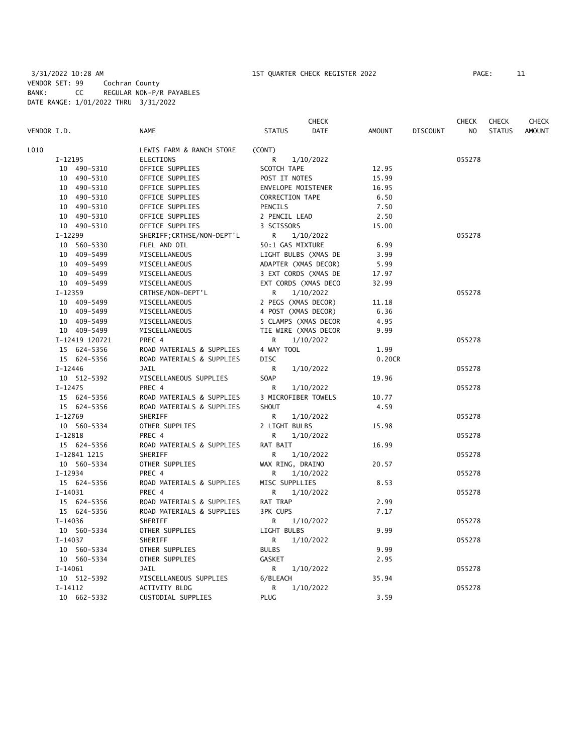3/31/2022 10:28 AM 1ST QUARTER CHECK REGISTER 2022

VENDOR SET: 99 Cochran County
BANK: CC REGULAR NON-P/R PAYABLES
DATE RANGE: 1/01/2022 THRU 3/31/2022

| VENDOR I.D. | NAME | STATUS | CHECK DATE | AMOUNT | DISCOUNT | CHECK NO | CHECK STATUS | CHECK AMOUNT |
|---|---|---|---|---|---|---|---|---|
| L010 | LEWIS FARM & RANCH STORE | (CONT) | | | | | | |
| I-12195 | ELECTIONS | R | 1/10/2022 | | | 055278 | | |
| 10 490-5310 | OFFICE SUPPLIES | SCOTCH TAPE | | 12.95 | | | | |
| 10 490-5310 | OFFICE SUPPLIES | POST IT NOTES | | 15.99 | | | | |
| 10 490-5310 | OFFICE SUPPLIES | ENVELOPE MOISTENER | | 16.95 | | | | |
| 10 490-5310 | OFFICE SUPPLIES | CORRECTION TAPE | | 6.50 | | | | |
| 10 490-5310 | OFFICE SUPPLIES | PENCILS | | 7.50 | | | | |
| 10 490-5310 | OFFICE SUPPLIES | 2 PENCIL LEAD | | 2.50 | | | | |
| 10 490-5310 | OFFICE SUPPLIES | 3 SCISSORS | | 15.00 | | | | |
| I-12299 | SHERIFF;CRTHSE/NON-DEPT'L | R | 1/10/2022 | | | 055278 | | |
| 10 560-5330 | FUEL AND OIL | 50:1 GAS MIXTURE | | 6.99 | | | | |
| 10 409-5499 | MISCELLANEOUS | LIGHT BULBS (XMAS DE | | 3.99 | | | | |
| 10 409-5499 | MISCELLANEOUS | ADAPTER (XMAS DECOR) | | 5.99 | | | | |
| 10 409-5499 | MISCELLANEOUS | 3 EXT CORDS (XMAS DE | | 17.97 | | | | |
| 10 409-5499 | MISCELLANEOUS | EXT CORDS (XMAS DECO | | 32.99 | | | | |
| I-12359 | CRTHSE/NON-DEPT'L | R | 1/10/2022 | | | 055278 | | |
| 10 409-5499 | MISCELLANEOUS | 2 PEGS (XMAS DECOR) | | 11.18 | | | | |
| 10 409-5499 | MISCELLANEOUS | 4 POST (XMAS DECOR) | | 6.36 | | | | |
| 10 409-5499 | MISCELLANEOUS | 5 CLAMPS (XMAS DECOR | | 4.95 | | | | |
| 10 409-5499 | MISCELLANEOUS | TIE WIRE (XMAS DECOR | | 9.99 | | | | |
| I-12419 120721 | PREC 4 | R | 1/10/2022 | | | 055278 | | |
| 15 624-5356 | ROAD MATERIALS & SUPPLIES | 4 WAY TOOL | | 1.99 | | | | |
| 15 624-5356 | ROAD MATERIALS & SUPPLIES | DISC | | 0.20CR | | | | |
| I-12446 | JAIL | R | 1/10/2022 | | | 055278 | | |
| 10 512-5392 | MISCELLANEOUS SUPPLIES | SOAP | | 19.96 | | | | |
| I-12475 | PREC 4 | R | 1/10/2022 | | | 055278 | | |
| 15 624-5356 | ROAD MATERIALS & SUPPLIES | 3 MICROFIBER TOWELS | | 10.77 | | | | |
| 15 624-5356 | ROAD MATERIALS & SUPPLIES | SHOUT | | 4.59 | | | | |
| I-12769 | SHERIFF | R | 1/10/2022 | | | 055278 | | |
| 10 560-5334 | OTHER SUPPLIES | 2 LIGHT BULBS | | 15.98 | | | | |
| I-12818 | PREC 4 | R | 1/10/2022 | | | 055278 | | |
| 15 624-5356 | ROAD MATERIALS & SUPPLIES | RAT BAIT | | 16.99 | | | | |
| I-12841 1215 | SHERIFF | R | 1/10/2022 | | | 055278 | | |
| 10 560-5334 | OTHER SUPPLIES | WAX RING, DRAINO | | 20.57 | | | | |
| I-12934 | PREC 4 | R | 1/10/2022 | | | 055278 | | |
| 15 624-5356 | ROAD MATERIALS & SUPPLIES | MISC SUPPLLIES | | 8.53 | | | | |
| I-14031 | PREC 4 | R | 1/10/2022 | | | 055278 | | |
| 15 624-5356 | ROAD MATERIALS & SUPPLIES | RAT TRAP | | 2.99 | | | | |
| 15 624-5356 | ROAD MATERIALS & SUPPLIES | 3PK CUPS | | 7.17 | | | | |
| I-14036 | SHERIFF | R | 1/10/2022 | | | 055278 | | |
| 10 560-5334 | OTHER SUPPLIES | LIGHT BULBS | | 9.99 | | | | |
| I-14037 | SHERIFF | R | 1/10/2022 | | | 055278 | | |
| 10 560-5334 | OTHER SUPPLIES | BULBS | | 9.99 | | | | |
| 10 560-5334 | OTHER SUPPLIES | GASKET | | 2.95 | | | | |
| I-14061 | JAIL | R | 1/10/2022 | | | 055278 | | |
| 10 512-5392 | MISCELLANEOUS SUPPLIES | 6/BLEACH | | 35.94 | | | | |
| I-14112 | ACTIVITY BLDG | R | 1/10/2022 | | | 055278 | | |
| 10 662-5332 | CUSTODIAL SUPPLIES | PLUG | | 3.59 | | | | |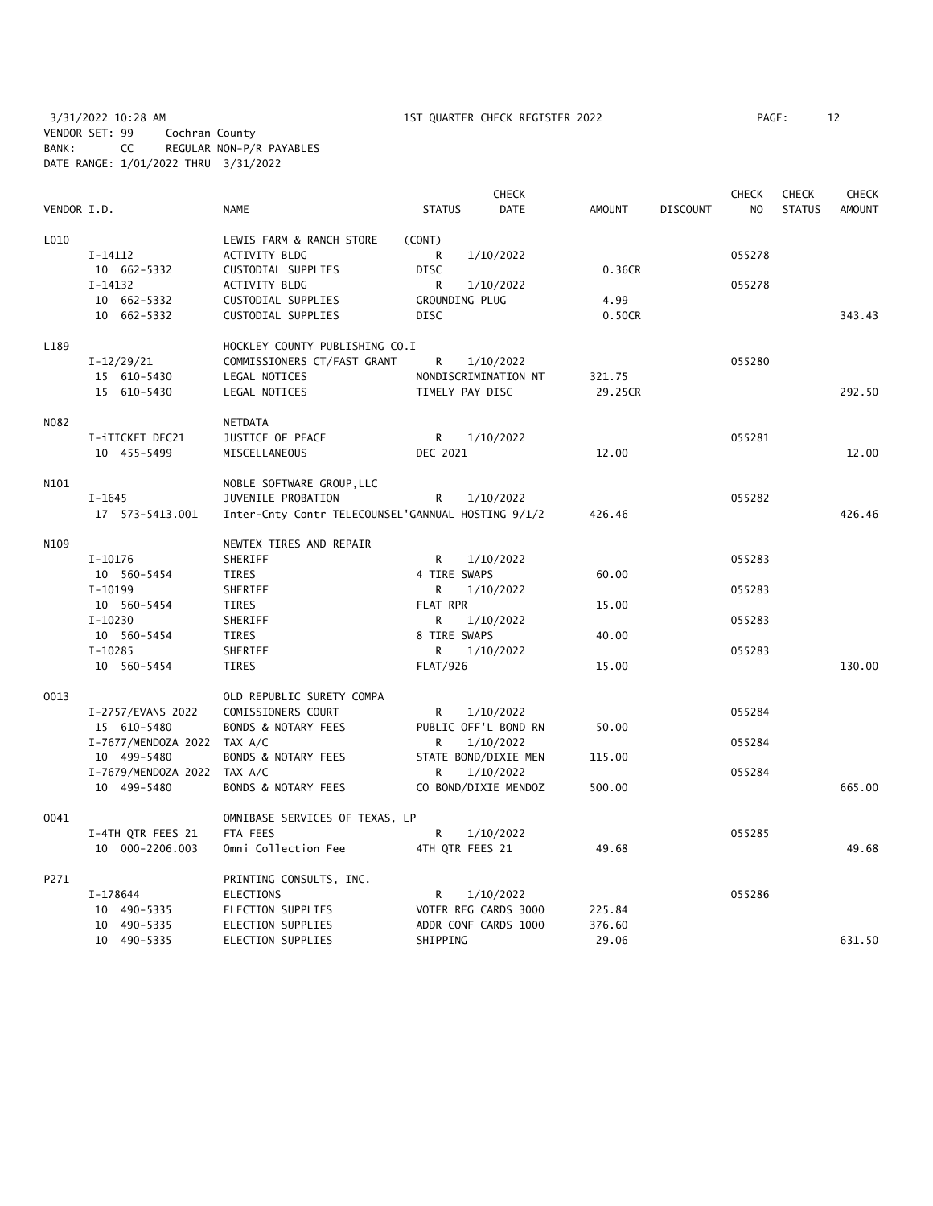3/31/2022 10:28 AM — 1ST QUARTER CHECK REGISTER 2022

VENDOR SET: 99 Cochran County
BANK: CC REGULAR NON-P/R PAYABLES
DATE RANGE: 1/01/2022 THRU 3/31/2022

| VENDOR I.D. | NAME | STATUS | CHECK DATE | AMOUNT | DISCOUNT | CHECK NO | CHECK STATUS | CHECK AMOUNT |
|---|---|---|---|---|---|---|---|---|
| L010 | LEWIS FARM & RANCH STORE | (CONT) | | | | | | |
| I-14112 | ACTIVITY BLDG | R | 1/10/2022 | | | 055278 | | |
| 10 662-5332 | CUSTODIAL SUPPLIES | DISC | | 0.36CR | | | | |
| I-14132 | ACTIVITY BLDG | R | 1/10/2022 | | | 055278 | | |
| 10 662-5332 | CUSTODIAL SUPPLIES | GROUNDING PLUG | | 4.99 | | | | |
| 10 662-5332 | CUSTODIAL SUPPLIES | DISC | | 0.50CR | | | | 343.43 |
| L189 | HOCKLEY COUNTY PUBLISHING CO.I | | | | | | | |
| I-12/29/21 | COMMISSIONERS CT/FAST GRANT | R | 1/10/2022 | | | 055280 | | |
| 15 610-5430 | LEGAL NOTICES | NONDISCRIMINATION NT | | 321.75 | | | | |
| 15 610-5430 | LEGAL NOTICES | TIMELY PAY DISC | | 29.25CR | | | | 292.50 |
| N082 | NETDATA | | | | | | | |
| I-iTICKET DEC21 | JUSTICE OF PEACE | R | 1/10/2022 | | | 055281 | | |
| 10 455-5499 | MISCELLANEOUS | DEC 2021 | | 12.00 | | | | 12.00 |
| N101 | NOBLE SOFTWARE GROUP,LLC | | | | | | | |
| I-1645 | JUVENILE PROBATION | R | 1/10/2022 | | | 055282 | | |
| 17 573-5413.001 | Inter-Cnty Contr TELECOUNSEL'GANNUAL HOSTING 9/1/2 | | | 426.46 | | | | 426.46 |
| N109 | NEWTEX TIRES AND REPAIR | | | | | | | |
| I-10176 | SHERIFF | R | 1/10/2022 | | | 055283 | | |
| 10 560-5454 | TIRES | 4 TIRE SWAPS | | 60.00 | | | | |
| I-10199 | SHERIFF | R | 1/10/2022 | | | 055283 | | |
| 10 560-5454 | TIRES | FLAT RPR | | 15.00 | | | | |
| I-10230 | SHERIFF | R | 1/10/2022 | | | 055283 | | |
| 10 560-5454 | TIRES | 8 TIRE SWAPS | | 40.00 | | | | |
| I-10285 | SHERIFF | R | 1/10/2022 | | | 055283 | | |
| 10 560-5454 | TIRES | FLAT/926 | | 15.00 | | | | 130.00 |
| O013 | OLD REPUBLIC SURETY COMPA | | | | | | | |
| I-2757/EVANS 2022 | COMISSIONERS COURT | R | 1/10/2022 | | | 055284 | | |
| 15 610-5480 | BONDS & NOTARY FEES | PUBLIC OFF'L BOND RN | | 50.00 | | | | |
| I-7677/MENDOZA 2022 | TAX A/C | R | 1/10/2022 | | | 055284 | | |
| 10 499-5480 | BONDS & NOTARY FEES | STATE BOND/DIXIE MEN | | 115.00 | | | | |
| I-7679/MENDOZA 2022 | TAX A/C | R | 1/10/2022 | | | 055284 | | |
| 10 499-5480 | BONDS & NOTARY FEES | CO BOND/DIXIE MENDOZ | | 500.00 | | | | 665.00 |
| O041 | OMNIBASE SERVICES OF TEXAS, LP | | | | | | | |
| I-4TH QTR FEES 21 | FTA FEES | R | 1/10/2022 | | | 055285 | | |
| 10 000-2206.003 | Omni Collection Fee | 4TH QTR FEES 21 | | 49.68 | | | | 49.68 |
| P271 | PRINTING CONSULTS, INC. | | | | | | | |
| I-178644 | ELECTIONS | R | 1/10/2022 | | | 055286 | | |
| 10 490-5335 | ELECTION SUPPLIES | VOTER REG CARDS 3000 | | 225.84 | | | | |
| 10 490-5335 | ELECTION SUPPLIES | ADDR CONF CARDS 1000 | | 376.60 | | | | |
| 10 490-5335 | ELECTION SUPPLIES | SHIPPING | | 29.06 | | | | 631.50 |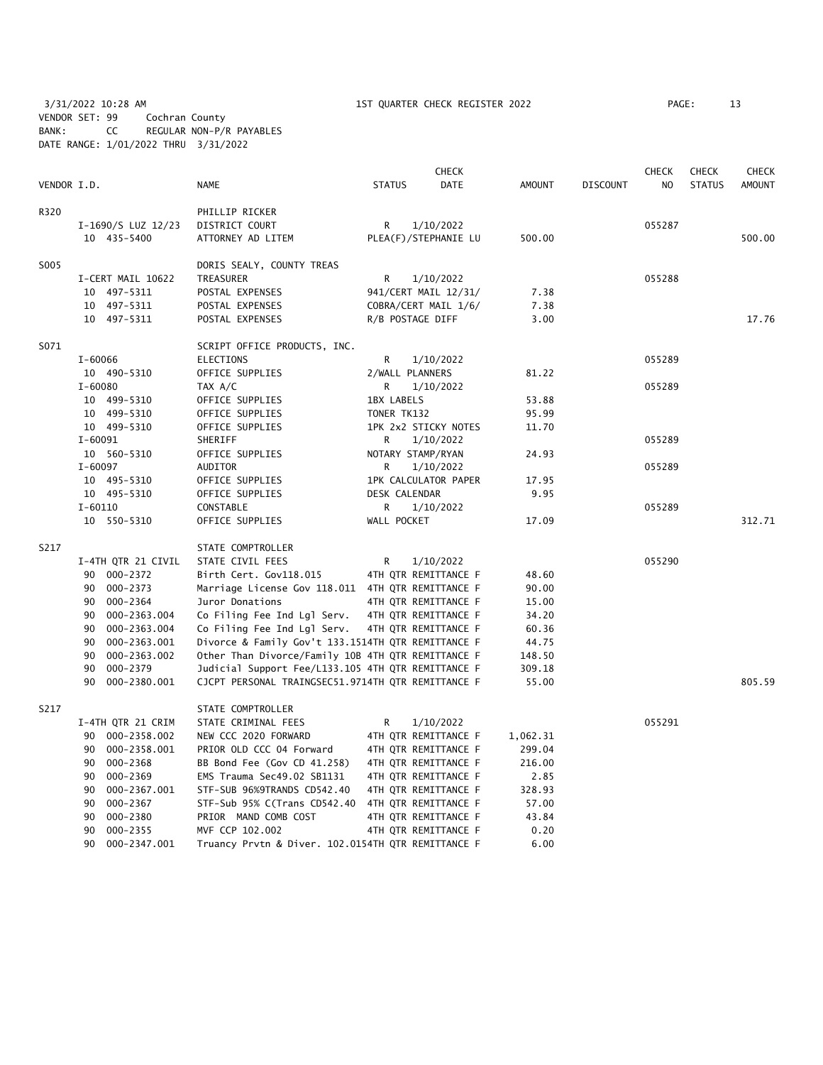3/31/2022 10:28 AM  1ST QUARTER CHECK REGISTER 2022
VENDOR SET: 99  Cochran County
BANK: CC  REGULAR NON-P/R PAYABLES
DATE RANGE: 1/01/2022 THRU 3/31/2022

| VENDOR I.D. | NAME | STATUS | CHECK DATE | AMOUNT | DISCOUNT | CHECK NO | CHECK STATUS | CHECK AMOUNT |
|---|---|---|---|---|---|---|---|---|
| R320 | PHILLIP RICKER | | | | | | | |
| I-1690/S LUZ 12/23 | DISTRICT COURT | R | 1/10/2022 | | | 055287 | | |
| 10 435-5400 | ATTORNEY AD LITEM | PLEA(F)/STEPHANIE LU | | 500.00 | | | | 500.00 |
| S005 | DORIS SEALY, COUNTY TREAS | | | | | | | |
| I-CERT MAIL 10622 | TREASURER | R | 1/10/2022 | | | 055288 | | |
| 10 497-5311 | POSTAL EXPENSES | 941/CERT MAIL 12/31/ | | 7.38 | | | | |
| 10 497-5311 | POSTAL EXPENSES | COBRA/CERT MAIL 1/6/ | | 7.38 | | | | |
| 10 497-5311 | POSTAL EXPENSES | R/B POSTAGE DIFF | | 3.00 | | | | 17.76 |
| S071 | SCRIPT OFFICE PRODUCTS, INC. | | | | | | | |
| I-60066 | ELECTIONS | R | 1/10/2022 | | | 055289 | | |
| 10 490-5310 | OFFICE SUPPLIES | 2/WALL PLANNERS | | 81.22 | | | | |
| I-60080 | TAX A/C | R | 1/10/2022 | | | 055289 | | |
| 10 499-5310 | OFFICE SUPPLIES | 1BX LABELS | | 53.88 | | | | |
| 10 499-5310 | OFFICE SUPPLIES | TONER TK132 | | 95.99 | | | | |
| 10 499-5310 | OFFICE SUPPLIES | 1PK 2x2 STICKY NOTES | | 11.70 | | | | |
| I-60091 | SHERIFF | R | 1/10/2022 | | | 055289 | | |
| 10 560-5310 | OFFICE SUPPLIES | NOTARY STAMP/RYAN | | 24.93 | | | | |
| I-60097 | AUDITOR | R | 1/10/2022 | | | 055289 | | |
| 10 495-5310 | OFFICE SUPPLIES | 1PK CALCULATOR PAPER | | 17.95 | | | | |
| 10 495-5310 | OFFICE SUPPLIES | DESK CALENDAR | | 9.95 | | | | |
| I-60110 | CONSTABLE | R | 1/10/2022 | | | 055289 | | |
| 10 550-5310 | OFFICE SUPPLIES | WALL POCKET | | 17.09 | | | | 312.71 |
| S217 | STATE COMPTROLLER | | | | | | | |
| I-4TH QTR 21 CIVIL | STATE CIVIL FEES | R | 1/10/2022 | | | 055290 | | |
| 90 000-2372 | Birth Cert. Gov118.015 | 4TH QTR REMITTANCE F | | 48.60 | | | | |
| 90 000-2373 | Marriage License Gov 118.011 | 4TH QTR REMITTANCE F | | 90.00 | | | | |
| 90 000-2364 | Juror Donations | 4TH QTR REMITTANCE F | | 15.00 | | | | |
| 90 000-2363.004 | Co Filing Fee Ind Lgl Serv. | 4TH QTR REMITTANCE F | | 34.20 | | | | |
| 90 000-2363.004 | Co Filing Fee Ind Lgl Serv. | 4TH QTR REMITTANCE F | | 60.36 | | | | |
| 90 000-2363.001 | Divorce & Family Gov't 133.151 | 4TH QTR REMITTANCE F | | 44.75 | | | | |
| 90 000-2363.002 | Other Than Divorce/Family 10B | 4TH QTR REMITTANCE F | | 148.50 | | | | |
| 90 000-2379 | Judicial Support Fee/L133.105 | 4TH QTR REMITTANCE F | | 309.18 | | | | |
| 90 000-2380.001 | CJCPT PERSONAL TRAINGSEC51.971 | 4TH QTR REMITTANCE F | | 55.00 | | | | 805.59 |
| S217 | STATE COMPTROLLER | | | | | | | |
| I-4TH QTR 21 CRIM | STATE CRIMINAL FEES | R | 1/10/2022 | | | 055291 | | |
| 90 000-2358.002 | NEW CCC 2020 FORWARD | 4TH QTR REMITTANCE F | | 1,062.31 | | | | |
| 90 000-2358.001 | PRIOR OLD CCC 04 Forward | 4TH QTR REMITTANCE F | | 299.04 | | | | |
| 90 000-2368 | BB Bond Fee (Gov CD 41.258) | 4TH QTR REMITTANCE F | | 216.00 | | | | |
| 90 000-2369 | EMS Trauma Sec49.02 SB1131 | 4TH QTR REMITTANCE F | | 2.85 | | | | |
| 90 000-2367.001 | STF-SUB 96%9TRANDS CD542.40 | 4TH QTR REMITTANCE F | | 328.93 | | | | |
| 90 000-2367 | STF-Sub 95% C(Trans CD542.40 | 4TH QTR REMITTANCE F | | 57.00 | | | | |
| 90 000-2380 | PRIOR MAND COMB COST | 4TH QTR REMITTANCE F | | 43.84 | | | | |
| 90 000-2355 | MVF CCP 102.002 | 4TH QTR REMITTANCE F | | 0.20 | | | | |
| 90 000-2347.001 | Truancy Prvtn & Diver. 102.015 | 4TH QTR REMITTANCE F | | 6.00 | | | | |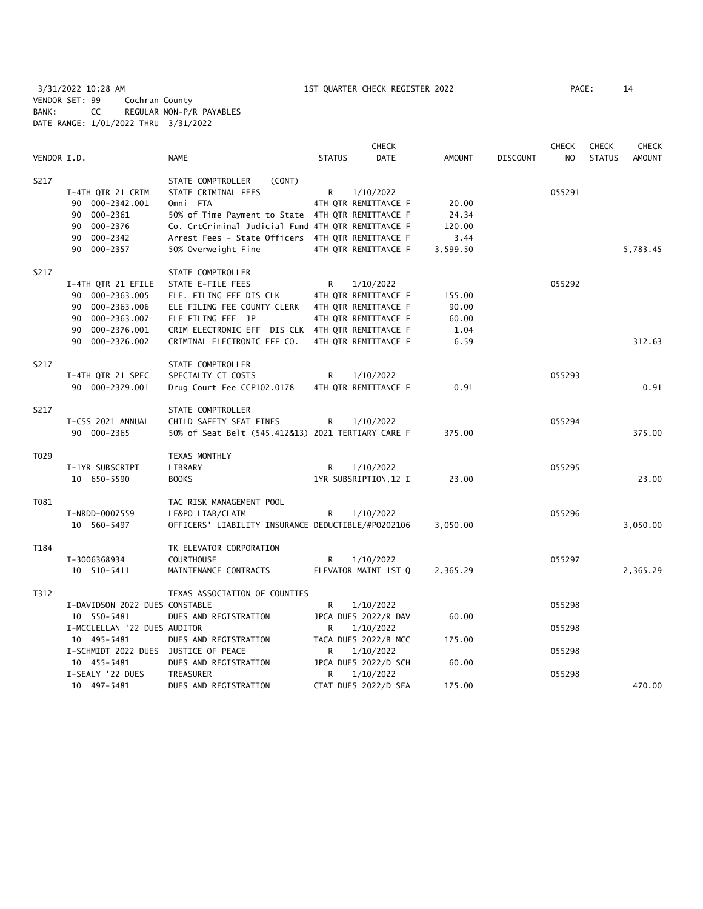3/31/2022 10:28 AM 1ST QUARTER CHECK REGISTER 2022
VENDOR SET: 99 Cochran County
BANK: CC REGULAR NON-P/R PAYABLES
DATE RANGE: 1/01/2022 THRU 3/31/2022

| VENDOR I.D. | NAME | STATUS | CHECK DATE | AMOUNT | DISCOUNT | CHECK NO | CHECK STATUS | CHECK AMOUNT |
|---|---|---|---|---|---|---|---|---|
| S217 | STATE COMPTROLLER (CONT) | | | | | | | |
| I-4TH QTR 21 CRIM | STATE CRIMINAL FEES | R | 1/10/2022 | | | 055291 | | |
| 90 000-2342.001 | Omni FTA | | 4TH QTR REMITTANCE F | 20.00 | | | | |
| 90 000-2361 | 50% of Time Payment to State | | 4TH QTR REMITTANCE F | 24.34 | | | | |
| 90 000-2376 | Co. CrtCriminal Judicial Fund | | 4TH QTR REMITTANCE F | 120.00 | | | | |
| 90 000-2342 | Arrest Fees - State Officers | | 4TH QTR REMITTANCE F | 3.44 | | | | |
| 90 000-2357 | 50% Overweight Fine | | 4TH QTR REMITTANCE F | 3,599.50 | | | | 5,783.45 |
| S217 | STATE COMPTROLLER | | | | | | | |
| I-4TH QTR 21 EFILE | STATE E-FILE FEES | R | 1/10/2022 | | | 055292 | | |
| 90 000-2363.005 | ELE. FILING FEE DIS CLK | | 4TH QTR REMITTANCE F | 155.00 | | | | |
| 90 000-2363.006 | ELE FILING FEE COUNTY CLERK | | 4TH QTR REMITTANCE F | 90.00 | | | | |
| 90 000-2363.007 | ELE FILING FEE JP | | 4TH QTR REMITTANCE F | 60.00 | | | | |
| 90 000-2376.001 | CRIM ELECTRONIC EFF DIS CLK | | 4TH QTR REMITTANCE F | 1.04 | | | | |
| 90 000-2376.002 | CRIMINAL ELECTRONIC EFF CO. | | 4TH QTR REMITTANCE F | 6.59 | | | | 312.63 |
| S217 | STATE COMPTROLLER | | | | | | | |
| I-4TH QTR 21 SPEC | SPECIALTY CT COSTS | R | 1/10/2022 | | | 055293 | | |
| 90 000-2379.001 | Drug Court Fee CCP102.0178 | | 4TH QTR REMITTANCE F | 0.91 | | | | 0.91 |
| S217 | STATE COMPTROLLER | | | | | | | |
| I-CSS 2021 ANNUAL | CHILD SAFETY SEAT FINES | R | 1/10/2022 | | | 055294 | | |
| 90 000-2365 | 50% of Seat Belt (545.412&13) | | 2021 TERTIARY CARE F | 375.00 | | | | 375.00 |
| T029 | TEXAS MONTHLY | | | | | | | |
| I-1YR SUBSCRIPT | LIBRARY | R | 1/10/2022 | | | 055295 | | |
| 10 650-5590 | BOOKS | | 1YR SUBSRIPTION,12 I | 23.00 | | | | 23.00 |
| T081 | TAC RISK MANAGEMENT POOL | | | | | | | |
| I-NRDD-0007559 | LE&PO LIAB/CLAIM | R | 1/10/2022 | | | 055296 | | |
| 10 560-5497 | OFFICERS' LIABILITY INSURANCE | | DEDUCTIBLE/#PO202106 | 3,050.00 | | | | 3,050.00 |
| T184 | TK ELEVATOR CORPORATION | | | | | | | |
| I-3006368934 | COURTHOUSE | R | 1/10/2022 | | | 055297 | | |
| 10 510-5411 | MAINTENANCE CONTRACTS | | ELEVATOR MAINT 1ST Q | 2,365.29 | | | | 2,365.29 |
| T312 | TEXAS ASSOCIATION OF COUNTIES | | | | | | | |
| I-DAVIDSON 2022 DUES | CONSTABLE | R | 1/10/2022 | | | 055298 | | |
| 10 550-5481 | DUES AND REGISTRATION | | JPCA DUES 2022/R DAV | 60.00 | | | | |
| I-MCCLELLAN '22 DUES | AUDITOR | R | 1/10/2022 | | | 055298 | | |
| 10 495-5481 | DUES AND REGISTRATION | | TACA DUES 2022/B MCC | 175.00 | | | | |
| I-SCHMIDT 2022 DUES | JUSTICE OF PEACE | R | 1/10/2022 | | | 055298 | | |
| 10 455-5481 | DUES AND REGISTRATION | | JPCA DUES 2022/D SCH | 60.00 | | | | |
| I-SEALY '22 DUES | TREASURER | R | 1/10/2022 | | | 055298 | | |
| 10 497-5481 | DUES AND REGISTRATION | | CTAT DUES 2022/D SEA | 175.00 | | | | 470.00 |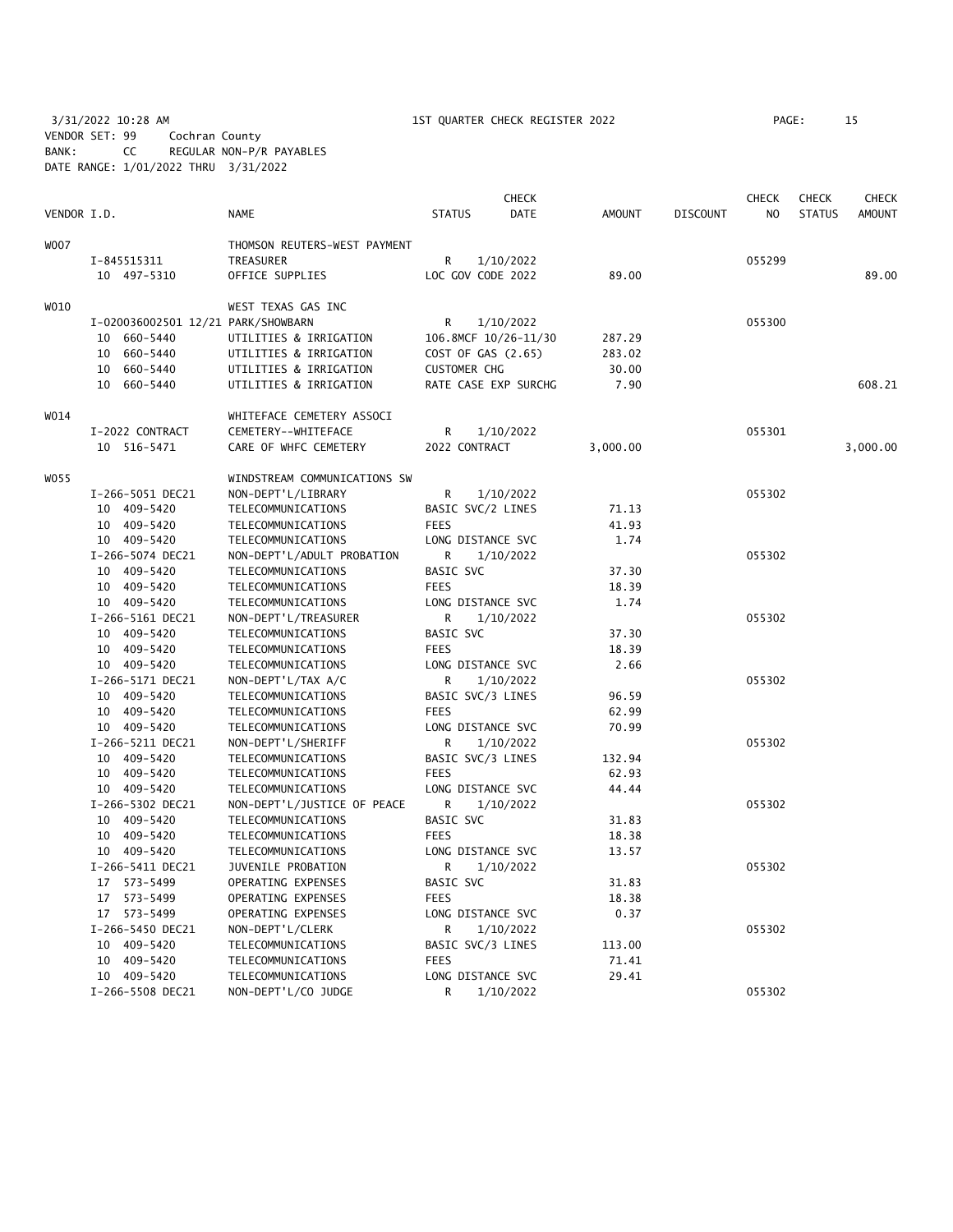3/31/2022 10:28 AM — 1ST QUARTER CHECK REGISTER 2022
VENDOR SET: 99 Cochran County
BANK: CC REGULAR NON-P/R PAYABLES
DATE RANGE: 1/01/2022 THRU 3/31/2022

| VENDOR I.D. | NAME | STATUS | CHECK DATE | AMOUNT | DISCOUNT | CHECK NO | CHECK STATUS | CHECK AMOUNT |
|---|---|---|---|---|---|---|---|---|
| W007 | THOMSON REUTERS-WEST PAYMENT | | | | | | | |
| I-845515311 | TREASURER | R | 1/10/2022 | | | 055299 | | |
| 10 497-5310 | OFFICE SUPPLIES | LOC GOV CODE 2022 | | 89.00 | | | | 89.00 |
| W010 | WEST TEXAS GAS INC | | | | | | | |
| I-020036002501 12/21 | PARK/SHOWBARN | R | 1/10/2022 | | | 055300 | | |
| 10 660-5440 | UTILITIES & IRRIGATION | 106.8MCF 10/26-11/30 | | 287.29 | | | | |
| 10 660-5440 | UTILITIES & IRRIGATION | COST OF GAS (2.65) | | 283.02 | | | | |
| 10 660-5440 | UTILITIES & IRRIGATION | CUSTOMER CHG | | 30.00 | | | | |
| 10 660-5440 | UTILITIES & IRRIGATION | RATE CASE EXP SURCHG | | 7.90 | | | | 608.21 |
| W014 | WHITEFACE CEMETERY ASSOCI | | | | | | | |
| I-2022 CONTRACT | CEMETERY--WHITEFACE | R | 1/10/2022 | | | 055301 | | |
| 10 516-5471 | CARE OF WHFC CEMETERY | 2022 CONTRACT | | 3,000.00 | | | | 3,000.00 |
| W055 | WINDSTREAM COMMUNICATIONS SW | | | | | | | |
| I-266-5051 DEC21 | NON-DEPT'L/LIBRARY | R | 1/10/2022 | | | 055302 | | |
| 10 409-5420 | TELECOMMUNICATIONS | BASIC SVC/2 LINES | | 71.13 | | | | |
| 10 409-5420 | TELECOMMUNICATIONS | FEES | | 41.93 | | | | |
| 10 409-5420 | TELECOMMUNICATIONS | LONG DISTANCE SVC | | 1.74 | | | | |
| I-266-5074 DEC21 | NON-DEPT'L/ADULT PROBATION | R | 1/10/2022 | | | 055302 | | |
| 10 409-5420 | TELECOMMUNICATIONS | BASIC SVC | | 37.30 | | | | |
| 10 409-5420 | TELECOMMUNICATIONS | FEES | | 18.39 | | | | |
| 10 409-5420 | TELECOMMUNICATIONS | LONG DISTANCE SVC | | 1.74 | | | | |
| I-266-5161 DEC21 | NON-DEPT'L/TREASURER | R | 1/10/2022 | | | 055302 | | |
| 10 409-5420 | TELECOMMUNICATIONS | BASIC SVC | | 37.30 | | | | |
| 10 409-5420 | TELECOMMUNICATIONS | FEES | | 18.39 | | | | |
| 10 409-5420 | TELECOMMUNICATIONS | LONG DISTANCE SVC | | 2.66 | | | | |
| I-266-5171 DEC21 | NON-DEPT'L/TAX A/C | R | 1/10/2022 | | | 055302 | | |
| 10 409-5420 | TELECOMMUNICATIONS | BASIC SVC/3 LINES | | 96.59 | | | | |
| 10 409-5420 | TELECOMMUNICATIONS | FEES | | 62.99 | | | | |
| 10 409-5420 | TELECOMMUNICATIONS | LONG DISTANCE SVC | | 70.99 | | | | |
| I-266-5211 DEC21 | NON-DEPT'L/SHERIFF | R | 1/10/2022 | | | 055302 | | |
| 10 409-5420 | TELECOMMUNICATIONS | BASIC SVC/3 LINES | | 132.94 | | | | |
| 10 409-5420 | TELECOMMUNICATIONS | FEES | | 62.93 | | | | |
| 10 409-5420 | TELECOMMUNICATIONS | LONG DISTANCE SVC | | 44.44 | | | | |
| I-266-5302 DEC21 | NON-DEPT'L/JUSTICE OF PEACE | R | 1/10/2022 | | | 055302 | | |
| 10 409-5420 | TELECOMMUNICATIONS | BASIC SVC | | 31.83 | | | | |
| 10 409-5420 | TELECOMMUNICATIONS | FEES | | 18.38 | | | | |
| 10 409-5420 | TELECOMMUNICATIONS | LONG DISTANCE SVC | | 13.57 | | | | |
| I-266-5411 DEC21 | JUVENILE PROBATION | R | 1/10/2022 | | | 055302 | | |
| 17 573-5499 | OPERATING EXPENSES | BASIC SVC | | 31.83 | | | | |
| 17 573-5499 | OPERATING EXPENSES | FEES | | 18.38 | | | | |
| 17 573-5499 | OPERATING EXPENSES | LONG DISTANCE SVC | | 0.37 | | | | |
| I-266-5450 DEC21 | NON-DEPT'L/CLERK | R | 1/10/2022 | | | 055302 | | |
| 10 409-5420 | TELECOMMUNICATIONS | BASIC SVC/3 LINES | | 113.00 | | | | |
| 10 409-5420 | TELECOMMUNICATIONS | FEES | | 71.41 | | | | |
| 10 409-5420 | TELECOMMUNICATIONS | LONG DISTANCE SVC | | 29.41 | | | | |
| I-266-5508 DEC21 | NON-DEPT'L/CO JUDGE | R | 1/10/2022 | | | 055302 | | |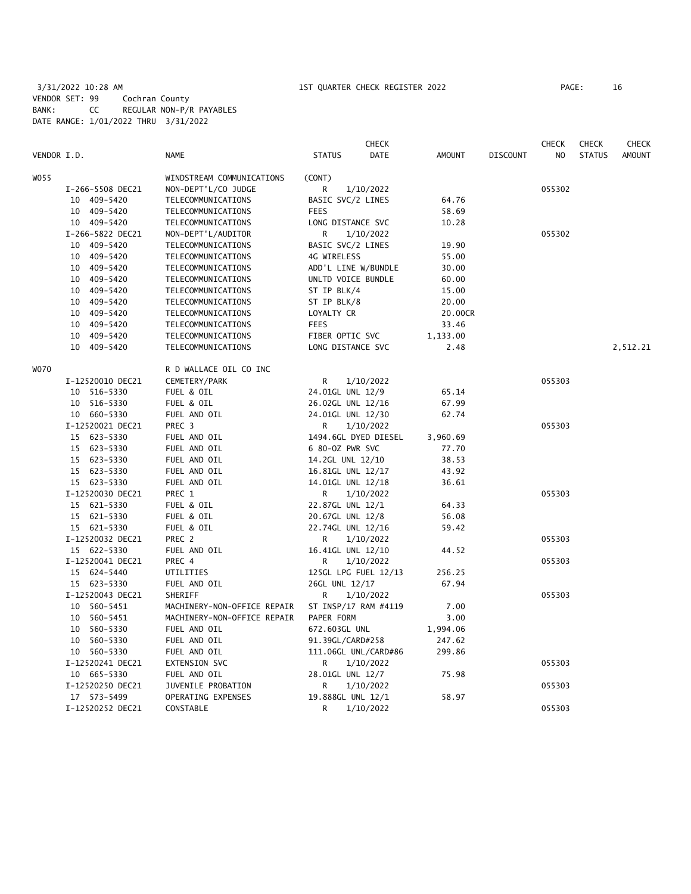3/31/2022 10:28 AM 1ST QUARTER CHECK REGISTER 2022

VENDOR SET: 99 Cochran County
BANK: CC REGULAR NON-P/R PAYABLES
DATE RANGE: 1/01/2022 THRU 3/31/2022

| VENDOR I.D. | NAME | STATUS | CHECK DATE | AMOUNT | DISCOUNT | CHECK NO | CHECK STATUS | CHECK AMOUNT |
|---|---|---|---|---|---|---|---|---|
| W055 | WINDSTREAM COMMUNICATIONS | (CONT) | | | | | | |
| I-266-5508 DEC21 | NON-DEPT'L/CO JUDGE | R | 1/10/2022 | | | 055302 | | |
| 10 409-5420 | TELECOMMUNICATIONS | BASIC SVC/2 LINES | | 64.76 | | | | |
| 10 409-5420 | TELECOMMUNICATIONS | FEES | | 58.69 | | | | |
| 10 409-5420 | TELECOMMUNICATIONS | LONG DISTANCE SVC | | 10.28 | | | | |
| I-266-5822 DEC21 | NON-DEPT'L/AUDITOR | R | 1/10/2022 | | | 055302 | | |
| 10 409-5420 | TELECOMMUNICATIONS | BASIC SVC/2 LINES | | 19.90 | | | | |
| 10 409-5420 | TELECOMMUNICATIONS | 4G WIRELESS | | 55.00 | | | | |
| 10 409-5420 | TELECOMMUNICATIONS | ADD'L LINE W/BUNDLE | | 30.00 | | | | |
| 10 409-5420 | TELECOMMUNICATIONS | UNLTD VOICE BUNDLE | | 60.00 | | | | |
| 10 409-5420 | TELECOMMUNICATIONS | ST IP BLK/4 | | 15.00 | | | | |
| 10 409-5420 | TELECOMMUNICATIONS | ST IP BLK/8 | | 20.00 | | | | |
| 10 409-5420 | TELECOMMUNICATIONS | LOYALTY CR | | 20.00CR | | | | |
| 10 409-5420 | TELECOMMUNICATIONS | FEES | | 33.46 | | | | |
| 10 409-5420 | TELECOMMUNICATIONS | FIBER OPTIC SVC | | 1,133.00 | | | | |
| 10 409-5420 | TELECOMMUNICATIONS | LONG DISTANCE SVC | | 2.48 | | | | 2,512.21 |
| W070 | R D WALLACE OIL CO INC | | | | | | | |
| I-12520010 DEC21 | CEMETERY/PARK | R | 1/10/2022 | | | 055303 | | |
| 10 516-5330 | FUEL & OIL | 24.01GL UNL 12/9 | | 65.14 | | | | |
| 10 516-5330 | FUEL & OIL | 26.02GL UNL 12/16 | | 67.99 | | | | |
| 10 660-5330 | FUEL AND OIL | 24.01GL UNL 12/30 | | 62.74 | | | | |
| I-12520021 DEC21 | PREC 3 | R | 1/10/2022 | | | 055303 | | |
| 15 623-5330 | FUEL AND OIL | 1494.6GL DYED DIESEL | | 3,960.69 | | | | |
| 15 623-5330 | FUEL AND OIL | 6 80-OZ PWR SVC | | 77.70 | | | | |
| 15 623-5330 | FUEL AND OIL | 14.2GL UNL 12/10 | | 38.53 | | | | |
| 15 623-5330 | FUEL AND OIL | 16.81GL UNL 12/17 | | 43.92 | | | | |
| 15 623-5330 | FUEL AND OIL | 14.01GL UNL 12/18 | | 36.61 | | | | |
| I-12520030 DEC21 | PREC 1 | R | 1/10/2022 | | | 055303 | | |
| 15 621-5330 | FUEL & OIL | 22.87GL UNL 12/1 | | 64.33 | | | | |
| 15 621-5330 | FUEL & OIL | 20.67GL UNL 12/8 | | 56.08 | | | | |
| 15 621-5330 | FUEL & OIL | 22.74GL UNL 12/16 | | 59.42 | | | | |
| I-12520032 DEC21 | PREC 2 | R | 1/10/2022 | | | 055303 | | |
| 15 622-5330 | FUEL AND OIL | 16.41GL UNL 12/10 | | 44.52 | | | | |
| I-12520041 DEC21 | PREC 4 | R | 1/10/2022 | | | 055303 | | |
| 15 624-5440 | UTILITIES | 125GL LPG FUEL 12/13 | | 256.25 | | | | |
| 15 623-5330 | FUEL AND OIL | 26GL UNL 12/17 | | 67.94 | | | | |
| I-12520043 DEC21 | SHERIFF | R | 1/10/2022 | | | 055303 | | |
| 10 560-5451 | MACHINERY-NON-OFFICE REPAIR | ST INSP/17 RAM #4119 | | 7.00 | | | | |
| 10 560-5451 | MACHINERY-NON-OFFICE REPAIR | PAPER FORM | | 3.00 | | | | |
| 10 560-5330 | FUEL AND OIL | 672.603GL UNL | | 1,994.06 | | | | |
| 10 560-5330 | FUEL AND OIL | 91.39GL/CARD#258 | | 247.62 | | | | |
| 10 560-5330 | FUEL AND OIL | 111.06GL UNL/CARD#86 | | 299.86 | | | | |
| I-12520241 DEC21 | EXTENSION SVC | R | 1/10/2022 | | | 055303 | | |
| 10 665-5330 | FUEL AND OIL | 28.01GL UNL 12/7 | | 75.98 | | | | |
| I-12520250 DEC21 | JUVENILE PROBATION | R | 1/10/2022 | | | 055303 | | |
| 17 573-5499 | OPERATING EXPENSES | 19.888GL UNL 12/1 | | 58.97 | | | | |
| I-12520252 DEC21 | CONSTABLE | R | 1/10/2022 | | | 055303 | | |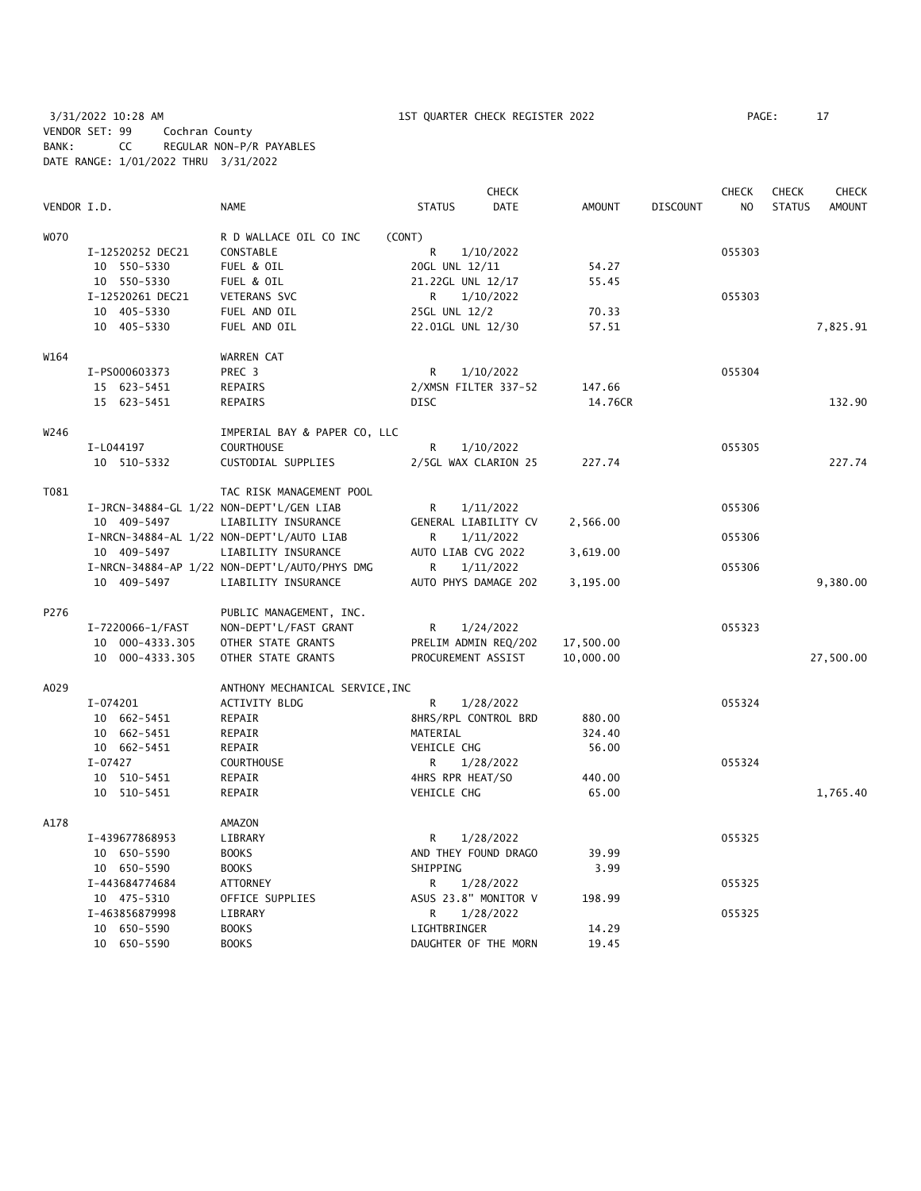3/31/2022 10:28 AM — 1ST QUARTER CHECK REGISTER 2022

VENDOR SET: 99 Cochran County
BANK: CC REGULAR NON-P/R PAYABLES
DATE RANGE: 1/01/2022 THRU 3/31/2022

| VENDOR I.D. | NAME | STATUS | CHECK DATE | AMOUNT | DISCOUNT | CHECK NO | CHECK STATUS | CHECK AMOUNT |
|---|---|---|---|---|---|---|---|---|
| W070 | R D WALLACE OIL CO INC (CONT) | | | | | | | |
| I-12520252 DEC21 | CONSTABLE | R | 1/10/2022 | | | 055303 | | |
| 10 550-5330 | FUEL & OIL | 20GL UNL 12/11 | | 54.27 | | | | |
| 10 550-5330 | FUEL & OIL | 21.22GL UNL 12/17 | | 55.45 | | | | |
| I-12520261 DEC21 | VETERANS SVC | R | 1/10/2022 | | | 055303 | | |
| 10 405-5330 | FUEL AND OIL | 25GL UNL 12/2 | | 70.33 | | | | |
| 10 405-5330 | FUEL AND OIL | 22.01GL UNL 12/30 | | 57.51 | | | | 7,825.91 |
| W164 | WARREN CAT | | | | | | | |
| I-PS000603373 | PREC 3 | R | 1/10/2022 | | | 055304 | | |
| 15 623-5451 | REPAIRS | 2/XMSN FILTER 337-52 | | 147.66 | | | | |
| 15 623-5451 | REPAIRS | DISC | | 14.76CR | | | | 132.90 |
| W246 | IMPERIAL BAY & PAPER CO, LLC | | | | | | | |
| I-L044197 | COURTHOUSE | R | 1/10/2022 | | | 055305 | | |
| 10 510-5332 | CUSTODIAL SUPPLIES | 2/5GL WAX CLARION 25 | | 227.74 | | | | 227.74 |
| T081 | TAC RISK MANAGEMENT POOL | | | | | | | |
| I-JRCN-34884-GL 1/22 | NON-DEPT'L/GEN LIAB | R | 1/11/2022 | | | 055306 | | |
| 10 409-5497 | LIABILITY INSURANCE | GENERAL LIABILITY CV | | 2,566.00 | | | | |
| I-NRCN-34884-AL 1/22 | NON-DEPT'L/AUTO LIAB | R | 1/11/2022 | | | 055306 | | |
| 10 409-5497 | LIABILITY INSURANCE | AUTO LIAB CVG 2022 | | 3,619.00 | | | | |
| I-NRCN-34884-AP 1/22 | NON-DEPT'L/AUTO/PHYS DMG | R | 1/11/2022 | | | 055306 | | |
| 10 409-5497 | LIABILITY INSURANCE | AUTO PHYS DAMAGE 202 | | 3,195.00 | | | | 9,380.00 |
| P276 | PUBLIC MANAGEMENT, INC. | | | | | | | |
| I-7220066-1/FAST | NON-DEPT'L/FAST GRANT | R | 1/24/2022 | | | 055323 | | |
| 10 000-4333.305 | OTHER STATE GRANTS | PRELIM ADMIN REQ/202 | | 17,500.00 | | | | |
| 10 000-4333.305 | OTHER STATE GRANTS | PROCUREMENT ASSIST | | 10,000.00 | | | | 27,500.00 |
| A029 | ANTHONY MECHANICAL SERVICE,INC | | | | | | | |
| I-074201 | ACTIVITY BLDG | R | 1/28/2022 | | | 055324 | | |
| 10 662-5451 | REPAIR | 8HRS/RPL CONTROL BRD | | 880.00 | | | | |
| 10 662-5451 | REPAIR | MATERIAL | | 324.40 | | | | |
| 10 662-5451 | REPAIR | VEHICLE CHG | | 56.00 | | | | |
| I-07427 | COURTHOUSE | R | 1/28/2022 | | | 055324 | | |
| 10 510-5451 | REPAIR | 4HRS RPR HEAT/SO | | 440.00 | | | | |
| 10 510-5451 | REPAIR | VEHICLE CHG | | 65.00 | | | | 1,765.40 |
| A178 | AMAZON | | | | | | | |
| I-439677868953 | LIBRARY | R | 1/28/2022 | | | 055325 | | |
| 10 650-5590 | BOOKS | AND THEY FOUND DRAGO | | 39.99 | | | | |
| 10 650-5590 | BOOKS | SHIPPING | | 3.99 | | | | |
| I-443684774684 | ATTORNEY | R | 1/28/2022 | | | 055325 | | |
| 10 475-5310 | OFFICE SUPPLIES | ASUS 23.8" MONITOR V | | 198.99 | | | | |
| I-463856879998 | LIBRARY | R | 1/28/2022 | | | 055325 | | |
| 10 650-5590 | BOOKS | LIGHTBRINGER | | 14.29 | | | | |
| 10 650-5590 | BOOKS | DAUGHTER OF THE MORN | | 19.45 | | | | |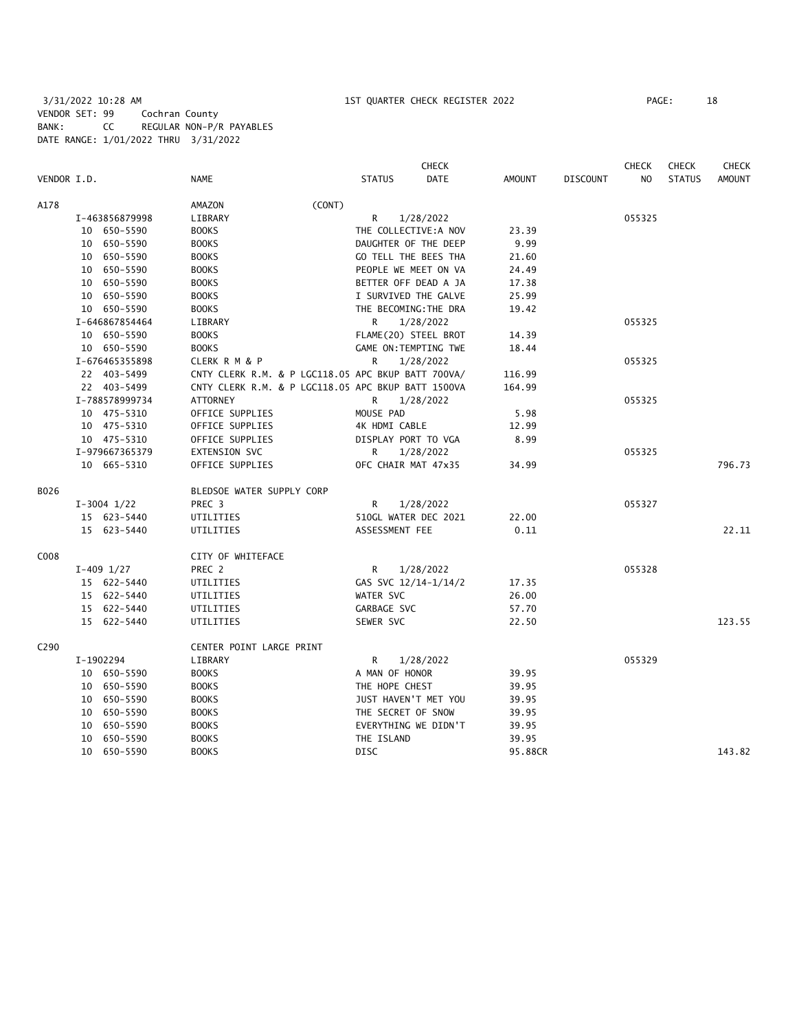3/31/2022 10:28 AM 1ST QUARTER CHECK REGISTER 2022

VENDOR SET: 99 Cochran County
BANK: CC REGULAR NON-P/R PAYABLES
DATE RANGE: 1/01/2022 THRU 3/31/2022

| VENDOR I.D. | NAME | STATUS | CHECK DATE | AMOUNT | DISCOUNT | CHECK NO | CHECK STATUS | CHECK AMOUNT |
|---|---|---|---|---|---|---|---|---|
| A178 | AMAZON (CONT) | | | | | | | |
| I-463856879998 | LIBRARY | R | 1/28/2022 | | | 055325 | | |
| 10 650-5590 | BOOKS | THE COLLECTIVE:A NOV | | 23.39 | | | | |
| 10 650-5590 | BOOKS | DAUGHTER OF THE DEEP | | 9.99 | | | | |
| 10 650-5590 | BOOKS | GO TELL THE BEES THA | | 21.60 | | | | |
| 10 650-5590 | BOOKS | PEOPLE WE MEET ON VA | | 24.49 | | | | |
| 10 650-5590 | BOOKS | BETTER OFF DEAD A JA | | 17.38 | | | | |
| 10 650-5590 | BOOKS | I SURVIVED THE GALVE | | 25.99 | | | | |
| 10 650-5590 | BOOKS | THE BECOMING:THE DRA | | 19.42 | | | | |
| I-646867854464 | LIBRARY | R | 1/28/2022 | | | 055325 | | |
| 10 650-5590 | BOOKS | FLAME(20) STEEL BROT | | 14.39 | | | | |
| 10 650-5590 | BOOKS | GAME ON:TEMPTING TWE | | 18.44 | | | | |
| I-676465355898 | CLERK R M & P | R | 1/28/2022 | | | 055325 | | |
| 22 403-5499 | CNTY CLERK R.M. & P LGC118.05 | APC BKUP BATT 700VA/ | | 116.99 | | | | |
| 22 403-5499 | CNTY CLERK R.M. & P LGC118.05 | APC BKUP BATT 1500VA | | 164.99 | | | | |
| I-788578999734 | ATTORNEY | R | 1/28/2022 | | | 055325 | | |
| 10 475-5310 | OFFICE SUPPLIES | MOUSE PAD | | 5.98 | | | | |
| 10 475-5310 | OFFICE SUPPLIES | 4K HDMI CABLE | | 12.99 | | | | |
| 10 475-5310 | OFFICE SUPPLIES | DISPLAY PORT TO VGA | | 8.99 | | | | |
| I-979667365379 | EXTENSION SVC | R | 1/28/2022 | | | 055325 | | |
| 10 665-5310 | OFFICE SUPPLIES | OFC CHAIR MAT 47x35 | | 34.99 | | | | 796.73 |
| B026 | BLEDSOE WATER SUPPLY CORP | | | | | | | |
| I-3004 1/22 | PREC 3 | R | 1/28/2022 | | | 055327 | | |
| 15 623-5440 | UTILITIES | 510GL WATER DEC 2021 | | 22.00 | | | | |
| 15 623-5440 | UTILITIES | ASSESSMENT FEE | | 0.11 | | | | 22.11 |
| C008 | CITY OF WHITEFACE | | | | | | | |
| I-409 1/27 | PREC 2 | R | 1/28/2022 | | | 055328 | | |
| 15 622-5440 | UTILITIES | GAS SVC 12/14-1/14/2 | | 17.35 | | | | |
| 15 622-5440 | UTILITIES | WATER SVC | | 26.00 | | | | |
| 15 622-5440 | UTILITIES | GARBAGE SVC | | 57.70 | | | | |
| 15 622-5440 | UTILITIES | SEWER SVC | | 22.50 | | | | 123.55 |
| C290 | CENTER POINT LARGE PRINT | | | | | | | |
| I-1902294 | LIBRARY | R | 1/28/2022 | | | 055329 | | |
| 10 650-5590 | BOOKS | A MAN OF HONOR | | 39.95 | | | | |
| 10 650-5590 | BOOKS | THE HOPE CHEST | | 39.95 | | | | |
| 10 650-5590 | BOOKS | JUST HAVEN'T MET YOU | | 39.95 | | | | |
| 10 650-5590 | BOOKS | THE SECRET OF SNOW | | 39.95 | | | | |
| 10 650-5590 | BOOKS | EVERYTHING WE DIDN'T | | 39.95 | | | | |
| 10 650-5590 | BOOKS | THE ISLAND | | 39.95 | | | | |
| 10 650-5590 | BOOKS | DISC | | 95.88CR | | | | 143.82 |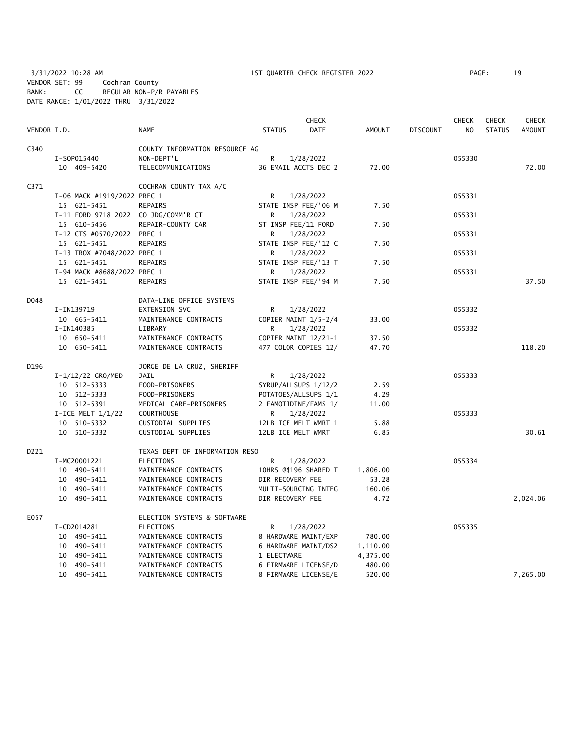3/31/2022 10:28 AM 1ST QUARTER CHECK REGISTER 2022
VENDOR SET: 99 Cochran County
BANK: CC REGULAR NON-P/R PAYABLES
DATE RANGE: 1/01/2022 THRU 3/31/2022

| VENDOR I.D. | NAME | STATUS | CHECK DATE | AMOUNT | DISCOUNT | CHECK NO | CHECK STATUS | CHECK AMOUNT |
|---|---|---|---|---|---|---|---|---|
| C340 | COUNTY INFORMATION RESOURCE AG | | | | | | | |
| I-SOP015440 | NON-DEPT'L | R | 1/28/2022 | | | 055330 | | |
| 10 409-5420 | TELECOMMUNICATIONS | 36 EMAIL ACCTS DEC 2 | | 72.00 | | | | 72.00 |
| C371 | COCHRAN COUNTY TAX A/C | | | | | | | |
| I-06 MACK #1919/2022 PREC 1 | | R | 1/28/2022 | | | 055331 | | |
| 15 621-5451 | REPAIRS | STATE INSP FEE/'06 M | | 7.50 | | | | |
| I-11 FORD 9718 2022 | CO JDG/COMM'R CT | R | 1/28/2022 | | | 055331 | | |
| 15 610-5456 | REPAIR-COUNTY CAR | ST INSP FEE/11 FORD | | 7.50 | | | | |
| I-12 CTS #0570/2022 | PREC 1 | R | 1/28/2022 | | | 055331 | | |
| 15 621-5451 | REPAIRS | STATE INSP FEE/'12 C | | 7.50 | | | | |
| I-13 TROX #7048/2022 PREC 1 | | R | 1/28/2022 | | | 055331 | | |
| 15 621-5451 | REPAIRS | STATE INSP FEE/'13 T | | 7.50 | | | | |
| I-94 MACK #8688/2022 PREC 1 | | R | 1/28/2022 | | | 055331 | | |
| 15 621-5451 | REPAIRS | STATE INSP FEE/'94 M | | 7.50 | | | | 37.50 |
| D048 | DATA-LINE OFFICE SYSTEMS | | | | | | | |
| I-IN139719 | EXTENSION SVC | R | 1/28/2022 | | | 055332 | | |
| 10 665-5411 | MAINTENANCE CONTRACTS | COPIER MAINT 1/5-2/4 | | 33.00 | | | | |
| I-IN140385 | LIBRARY | R | 1/28/2022 | | | 055332 | | |
| 10 650-5411 | MAINTENANCE CONTRACTS | COPIER MAINT 12/21-1 | | 37.50 | | | | |
| 10 650-5411 | MAINTENANCE CONTRACTS | 477 COLOR COPIES 12/ | | 47.70 | | | | 118.20 |
| D196 | JORGE DE LA CRUZ, SHERIFF | | | | | | | |
| I-1/12/22 GRO/MED | JAIL | R | 1/28/2022 | | | 055333 | | |
| 10 512-5333 | FOOD-PRISONERS | SYRUP/ALLSUPS 1/12/2 | | 2.59 | | | | |
| 10 512-5333 | FOOD-PRISONERS | POTATOES/ALLSUPS 1/1 | | 4.29 | | | | |
| 10 512-5391 | MEDICAL CARE-PRISONERS | 2 FAMOTIDINE/FAM$ 1/ | | 11.00 | | | | |
| I-ICE MELT 1/1/22 | COURTHOUSE | R | 1/28/2022 | | | 055333 | | |
| 10 510-5332 | CUSTODIAL SUPPLIES | 12LB ICE MELT WMRT 1 | | 5.88 | | | | |
| 10 510-5332 | CUSTODIAL SUPPLIES | 12LB ICE MELT WMRT | | 6.85 | | | | 30.61 |
| D221 | TEXAS DEPT OF INFORMATION RESO | | | | | | | |
| I-MC20001221 | ELECTIONS | R | 1/28/2022 | | | 055334 | | |
| 10 490-5411 | MAINTENANCE CONTRACTS | 10HRS @$196 SHARED T | | 1,806.00 | | | | |
| 10 490-5411 | MAINTENANCE CONTRACTS | DIR RECOVERY FEE | | 53.28 | | | | |
| 10 490-5411 | MAINTENANCE CONTRACTS | MULTI-SOURCING INTEG | | 160.06 | | | | |
| 10 490-5411 | MAINTENANCE CONTRACTS | DIR RECOVERY FEE | | 4.72 | | | | 2,024.06 |
| E057 | ELECTION SYSTEMS & SOFTWARE | | | | | | | |
| I-CD2014281 | ELECTIONS | R | 1/28/2022 | | | 055335 | | |
| 10 490-5411 | MAINTENANCE CONTRACTS | 8 HARDWARE MAINT/EXP | | 780.00 | | | | |
| 10 490-5411 | MAINTENANCE CONTRACTS | 6 HARDWARE MAINT/DS2 | | 1,110.00 | | | | |
| 10 490-5411 | MAINTENANCE CONTRACTS | 1 ELECTWARE | | 4,375.00 | | | | |
| 10 490-5411 | MAINTENANCE CONTRACTS | 6 FIRMWARE LICENSE/D | | 480.00 | | | | |
| 10 490-5411 | MAINTENANCE CONTRACTS | 8 FIRMWARE LICENSE/E | | 520.00 | | | | 7,265.00 |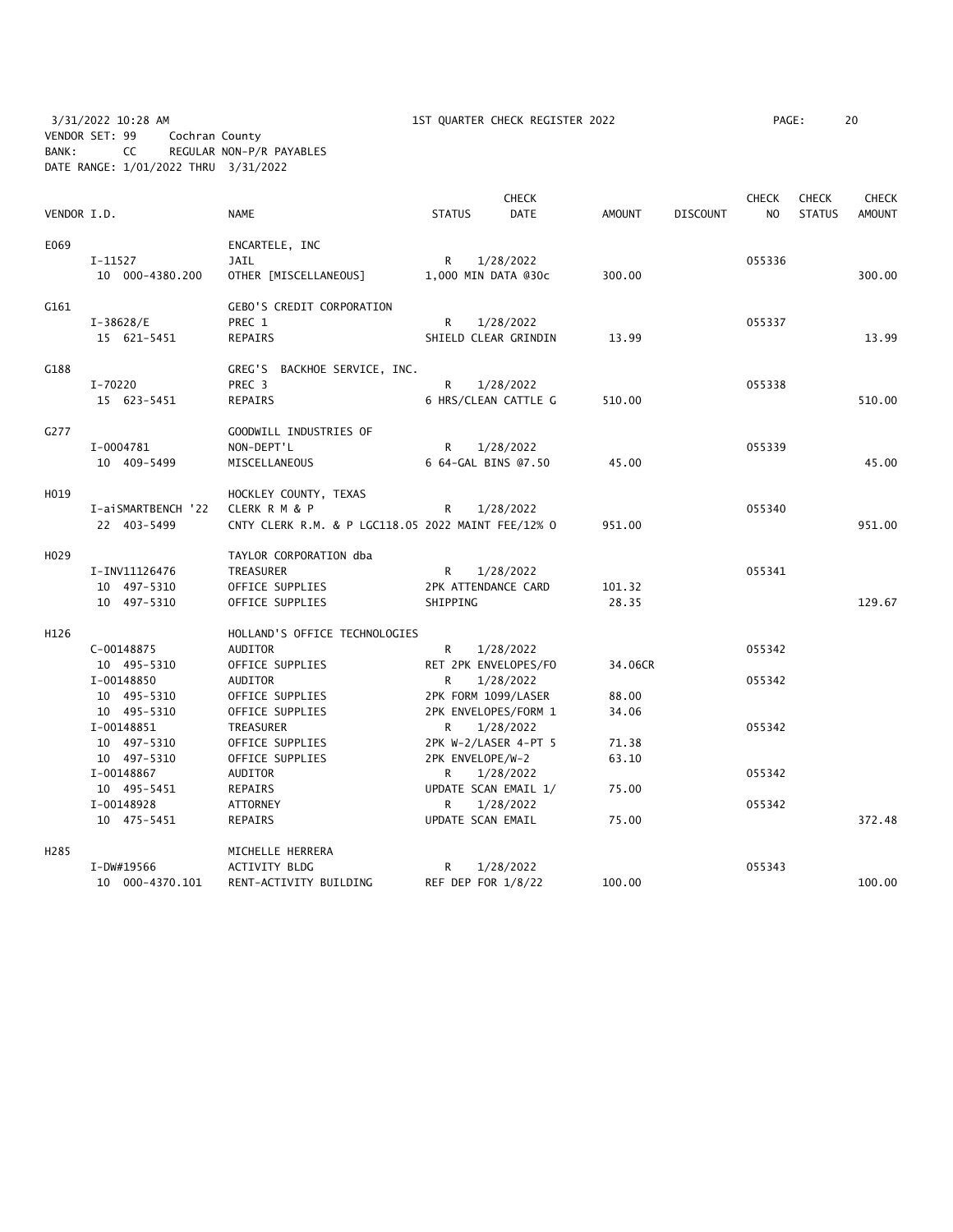3/31/2022 10:28 AM 1ST QUARTER CHECK REGISTER 2022 PAGE: 20
VENDOR SET: 99 Cochran County
BANK: CC REGULAR NON-P/R PAYABLES
DATE RANGE: 1/01/2022 THRU 3/31/2022

| VENDOR I.D. | | NAME | STATUS | CHECK DATE | AMOUNT | DISCOUNT | CHECK NO | CHECK STATUS | CHECK AMOUNT |
|---|---|---|---|---|---|---|---|---|---|
| E069 | | ENCARTELE, INC | | | | | | | |
| | I-11527 | JAIL | R | 1/28/2022 | | | 055336 | | |
| | 10 000-4380.200 | OTHER [MISCELLANEOUS] | 1,000 MIN DATA @30c | | 300.00 | | | | 300.00 |
| G161 | | GEBO'S CREDIT CORPORATION | | | | | | | |
| | I-38628/E | PREC 1 | R | 1/28/2022 | | | 055337 | | |
| | 15 621-5451 | REPAIRS | SHIELD CLEAR GRINDIN | | 13.99 | | | | 13.99 |
| G188 | | GREG'S BACKHOE SERVICE, INC. | | | | | | | |
| | I-70220 | PREC 3 | R | 1/28/2022 | | | 055338 | | |
| | 15 623-5451 | REPAIRS | 6 HRS/CLEAN CATTLE G | | 510.00 | | | | 510.00 |
| G277 | | GOODWILL INDUSTRIES OF | | | | | | | |
| | I-0004781 | NON-DEPT'L | R | 1/28/2022 | | | 055339 | | |
| | 10 409-5499 | MISCELLANEOUS | 6 64-GAL BINS @7.50 | | 45.00 | | | | 45.00 |
| H019 | | HOCKLEY COUNTY, TEXAS | | | | | | | |
| | I-aiSMARTBENCH '22 | CLERK R M & P | R | 1/28/2022 | | | 055340 | | |
| | 22 403-5499 | CNTY CLERK R.M. & P LGC118.05 2022 MAINT FEE/12% O | | | 951.00 | | | | 951.00 |
| H029 | | TAYLOR CORPORATION dba | | | | | | | |
| | I-INV11126476 | TREASURER | R | 1/28/2022 | | | 055341 | | |
| | 10 497-5310 | OFFICE SUPPLIES | 2PK ATTENDANCE CARD | | 101.32 | | | | |
| | 10 497-5310 | OFFICE SUPPLIES | SHIPPING | | 28.35 | | | | 129.67 |
| H126 | | HOLLAND'S OFFICE TECHNOLOGIES | | | | | | | |
| | C-00148875 | AUDITOR | R | 1/28/2022 | | | 055342 | | |
| | 10 495-5310 | OFFICE SUPPLIES | RET 2PK ENVELOPES/FO | | 34.06CR | | | | |
| | I-00148850 | AUDITOR | R | 1/28/2022 | | | 055342 | | |
| | 10 495-5310 | OFFICE SUPPLIES | 2PK FORM 1099/LASER | | 88.00 | | | | |
| | 10 495-5310 | OFFICE SUPPLIES | 2PK ENVELOPES/FORM 1 | | 34.06 | | | | |
| | I-00148851 | TREASURER | R | 1/28/2022 | | | 055342 | | |
| | 10 497-5310 | OFFICE SUPPLIES | 2PK W-2/LASER 4-PT 5 | | 71.38 | | | | |
| | 10 497-5310 | OFFICE SUPPLIES | 2PK ENVELOPE/W-2 | | 63.10 | | | | |
| | I-00148867 | AUDITOR | R | 1/28/2022 | | | 055342 | | |
| | 10 495-5451 | REPAIRS | UPDATE SCAN EMAIL 1/ | | 75.00 | | | | |
| | I-00148928 | ATTORNEY | R | 1/28/2022 | | | 055342 | | |
| | 10 475-5451 | REPAIRS | UPDATE SCAN EMAIL | | 75.00 | | | | 372.48 |
| H285 | | MICHELLE HERRERA | | | | | | | |
| | I-DW#19566 | ACTIVITY BLDG | R | 1/28/2022 | | | 055343 | | |
| | 10 000-4370.101 | RENT-ACTIVITY BUILDING | REF DEP FOR 1/8/22 | | 100.00 | | | | 100.00 |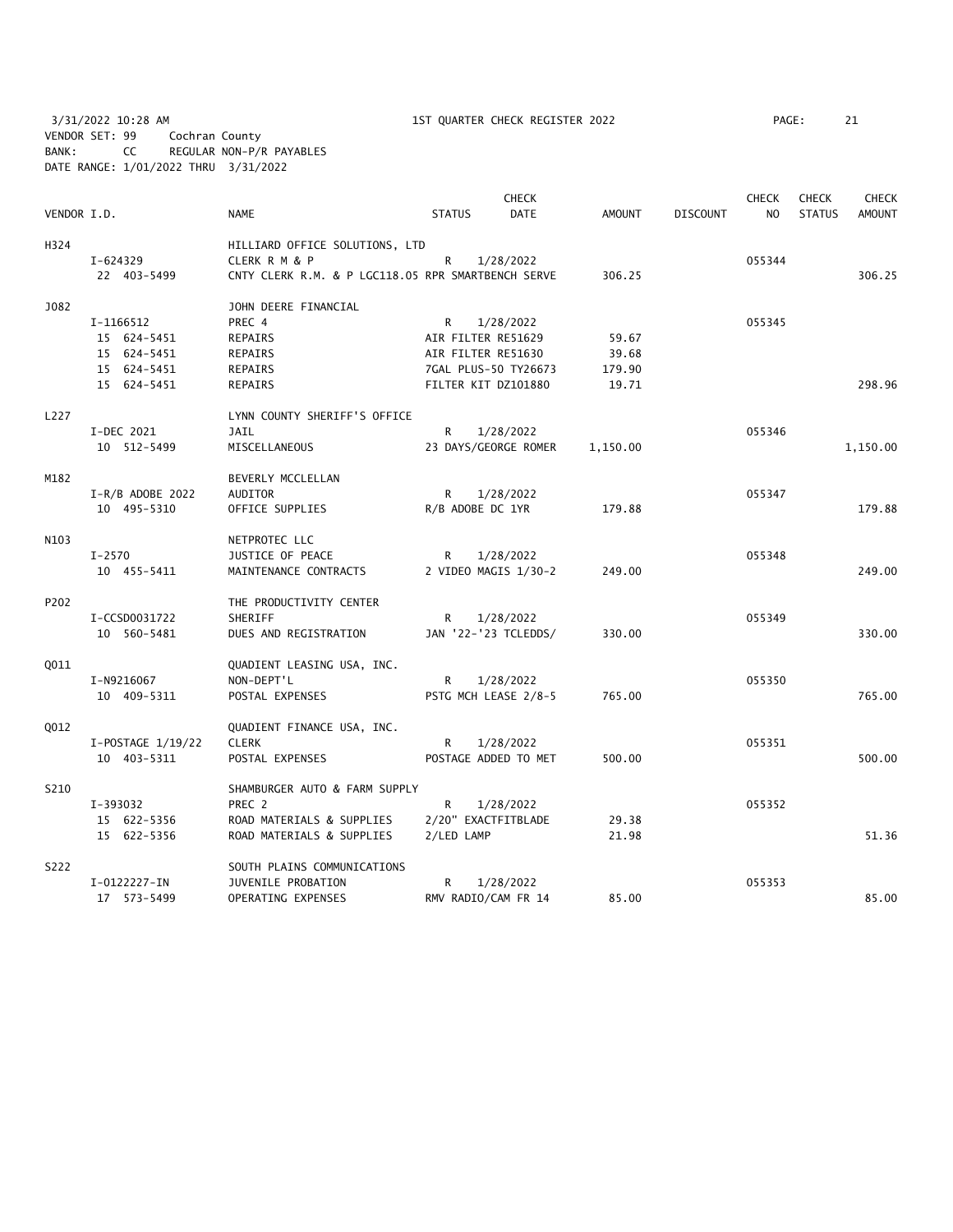3/31/2022 10:28 AM 1ST QUARTER CHECK REGISTER 2022

VENDOR SET: 99 Cochran County
BANK: CC REGULAR NON-P/R PAYABLES
DATE RANGE: 1/01/2022 THRU 3/31/2022

| VENDOR I.D. | | NAME | STATUS | CHECK DATE | AMOUNT | DISCOUNT | CHECK NO | CHECK STATUS | CHECK AMOUNT |
|---|---|---|---|---|---|---|---|---|---|
| H324 | | HILLIARD OFFICE SOLUTIONS, LTD | | | | | | | |
| | I-624329 | CLERK R M & P | R | 1/28/2022 | | | 055344 | | |
| | 22 403-5499 | CNTY CLERK R.M. & P LGC118.05 RPR SMARTBENCH SERVE | | | 306.25 | | | | 306.25 |
| J082 | | JOHN DEERE FINANCIAL | | | | | | | |
| | I-1166512 | PREC 4 | R | 1/28/2022 | | | 055345 | | |
| | 15 624-5451 | REPAIRS | AIR FILTER RE51629 | | 59.67 | | | | |
| | 15 624-5451 | REPAIRS | AIR FILTER RE51630 | | 39.68 | | | | |
| | 15 624-5451 | REPAIRS | 7GAL PLUS-50 TY26673 | | 179.90 | | | | |
| | 15 624-5451 | REPAIRS | FILTER KIT DZ101880 | | 19.71 | | | | 298.96 |
| L227 | | LYNN COUNTY SHERIFF'S OFFICE | | | | | | | |
| | I-DEC 2021 | JAIL | R | 1/28/2022 | | | 055346 | | |
| | 10 512-5499 | MISCELLANEOUS | 23 DAYS/GEORGE ROMER | | 1,150.00 | | | | 1,150.00 |
| M182 | | BEVERLY MCCLELLAN | | | | | | | |
| | I-R/B ADOBE 2022 | AUDITOR | R | 1/28/2022 | | | 055347 | | |
| | 10 495-5310 | OFFICE SUPPLIES | R/B ADOBE DC 1YR | | 179.88 | | | | 179.88 |
| N103 | | NETPROTEC LLC | | | | | | | |
| | I-2570 | JUSTICE OF PEACE | R | 1/28/2022 | | | 055348 | | |
| | 10 455-5411 | MAINTENANCE CONTRACTS | 2 VIDEO MAGIS 1/30-2 | | 249.00 | | | | 249.00 |
| P202 | | THE PRODUCTIVITY CENTER | | | | | | | |
| | I-CCSD0031722 | SHERIFF | R | 1/28/2022 | | | 055349 | | |
| | 10 560-5481 | DUES AND REGISTRATION | JAN '22-'23 TCLEDDS/ | | 330.00 | | | | 330.00 |
| Q011 | | QUADIENT LEASING USA, INC. | | | | | | | |
| | I-N9216067 | NON-DEPT'L | R | 1/28/2022 | | | 055350 | | |
| | 10 409-5311 | POSTAL EXPENSES | PSTG MCH LEASE 2/8-5 | | 765.00 | | | | 765.00 |
| Q012 | | QUADIENT FINANCE USA, INC. | | | | | | | |
| | I-POSTAGE 1/19/22 | CLERK | R | 1/28/2022 | | | 055351 | | |
| | 10 403-5311 | POSTAL EXPENSES | POSTAGE ADDED TO MET | | 500.00 | | | | 500.00 |
| S210 | | SHAMBURGER AUTO & FARM SUPPLY | | | | | | | |
| | I-393032 | PREC 2 | R | 1/28/2022 | | | 055352 | | |
| | 15 622-5356 | ROAD MATERIALS & SUPPLIES | 2/20" EXACTFITBLADE | | 29.38 | | | | |
| | 15 622-5356 | ROAD MATERIALS & SUPPLIES | 2/LED LAMP | | 21.98 | | | | 51.36 |
| S222 | | SOUTH PLAINS COMMUNICATIONS | | | | | | | |
| | I-0122227-IN | JUVENILE PROBATION | R | 1/28/2022 | | | 055353 | | |
| | 17 573-5499 | OPERATING EXPENSES | RMV RADIO/CAM FR 14 | | 85.00 | | | | 85.00 |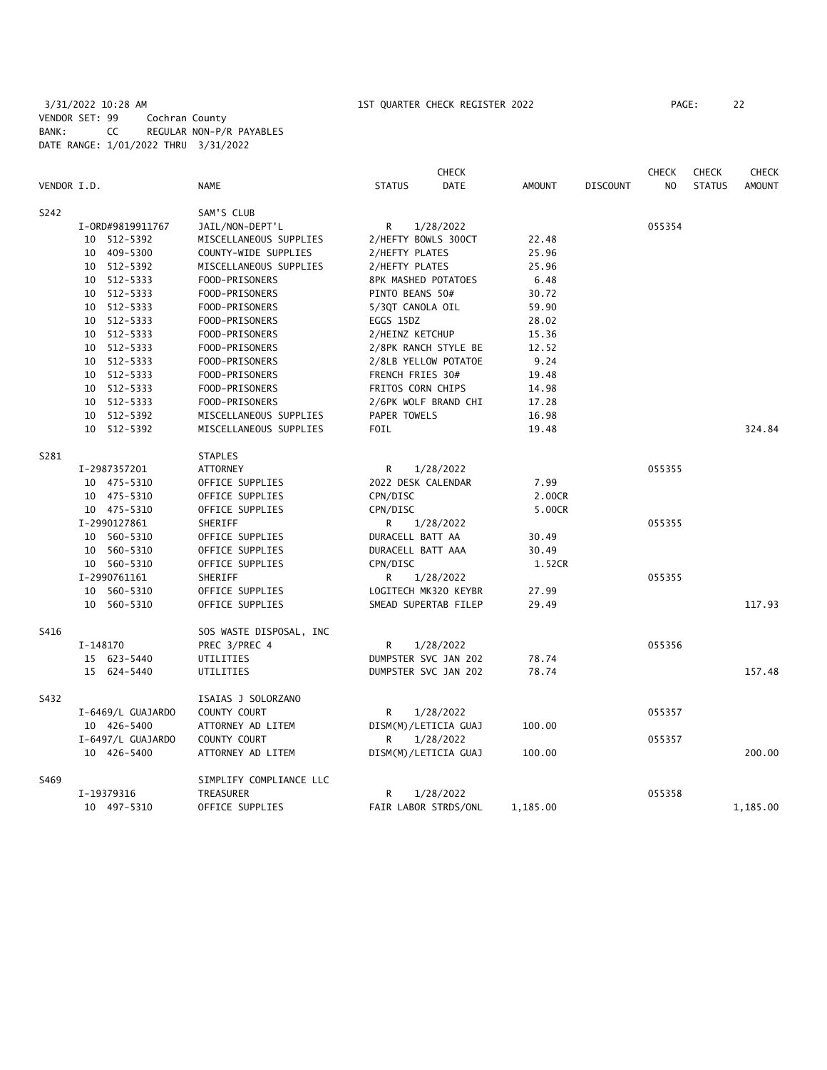3/31/2022 10:28 AM 1ST QUARTER CHECK REGISTER 2022 PAGE: 22
VENDOR SET: 99 Cochran County
BANK: CC REGULAR NON-P/R PAYABLES
DATE RANGE: 1/01/2022 THRU 3/31/2022

| VENDOR I.D. | NAME | STATUS | CHECK DATE | AMOUNT | DISCOUNT | CHECK NO | CHECK STATUS | CHECK AMOUNT |
|---|---|---|---|---|---|---|---|---|
| S242 | SAM'S CLUB | | | | | | | |
| I-ORD#9819911767 | JAIL/NON-DEPT'L | R | 1/28/2022 | | | 055354 | | |
| 10 512-5392 | MISCELLANEOUS SUPPLIES | 2/HEFTY BOWLS 300CT | | 22.48 | | | | |
| 10 409-5300 | COUNTY-WIDE SUPPLIES | 2/HEFTY PLATES | | 25.96 | | | | |
| 10 512-5392 | MISCELLANEOUS SUPPLIES | 2/HEFTY PLATES | | 25.96 | | | | |
| 10 512-5333 | FOOD-PRISONERS | 8PK MASHED POTATOES | | 6.48 | | | | |
| 10 512-5333 | FOOD-PRISONERS | PINTO BEANS 50# | | 30.72 | | | | |
| 10 512-5333 | FOOD-PRISONERS | 5/3QT CANOLA OIL | | 59.90 | | | | |
| 10 512-5333 | FOOD-PRISONERS | EGGS 15DZ | | 28.02 | | | | |
| 10 512-5333 | FOOD-PRISONERS | 2/HEINZ KETCHUP | | 15.36 | | | | |
| 10 512-5333 | FOOD-PRISONERS | 2/8PK RANCH STYLE BE | | 12.52 | | | | |
| 10 512-5333 | FOOD-PRISONERS | 2/8LB YELLOW POTATOE | | 9.24 | | | | |
| 10 512-5333 | FOOD-PRISONERS | FRENCH FRIES 30# | | 19.48 | | | | |
| 10 512-5333 | FOOD-PRISONERS | FRITOS CORN CHIPS | | 14.98 | | | | |
| 10 512-5333 | FOOD-PRISONERS | 2/6PK WOLF BRAND CHI | | 17.28 | | | | |
| 10 512-5392 | MISCELLANEOUS SUPPLIES | PAPER TOWELS | | 16.98 | | | | |
| 10 512-5392 | MISCELLANEOUS SUPPLIES | FOIL | | 19.48 | | | | 324.84 |
| S281 | STAPLES | | | | | | | |
| I-2987357201 | ATTORNEY | R | 1/28/2022 | | | 055355 | | |
| 10 475-5310 | OFFICE SUPPLIES | 2022 DESK CALENDAR | | 7.99 | | | | |
| 10 475-5310 | OFFICE SUPPLIES | CPN/DISC | | 2.00CR | | | | |
| 10 475-5310 | OFFICE SUPPLIES | CPN/DISC | | 5.00CR | | | | |
| I-2990127861 | SHERIFF | R | 1/28/2022 | | | 055355 | | |
| 10 560-5310 | OFFICE SUPPLIES | DURACELL BATT AA | | 30.49 | | | | |
| 10 560-5310 | OFFICE SUPPLIES | DURACELL BATT AAA | | 30.49 | | | | |
| 10 560-5310 | OFFICE SUPPLIES | CPN/DISC | | 1.52CR | | | | |
| I-2990761161 | SHERIFF | R | 1/28/2022 | | | 055355 | | |
| 10 560-5310 | OFFICE SUPPLIES | LOGITECH MK320 KEYBR | | 27.99 | | | | |
| 10 560-5310 | OFFICE SUPPLIES | SMEAD SUPERTAB FILEP | | 29.49 | | | | 117.93 |
| S416 | SOS WASTE DISPOSAL, INC | | | | | | | |
| I-148170 | PREC 3/PREC 4 | R | 1/28/2022 | | | 055356 | | |
| 15 623-5440 | UTILITIES | DUMPSTER SVC JAN 202 | | 78.74 | | | | |
| 15 624-5440 | UTILITIES | DUMPSTER SVC JAN 202 | | 78.74 | | | | 157.48 |
| S432 | ISAIAS J SOLORZANO | | | | | | | |
| I-6469/L GUAJARDO | COUNTY COURT | R | 1/28/2022 | | | 055357 | | |
| 10 426-5400 | ATTORNEY AD LITEM | DISM(M)/LETICIA GUAJ | | 100.00 | | | | |
| I-6497/L GUAJARDO | COUNTY COURT | R | 1/28/2022 | | | 055357 | | |
| 10 426-5400 | ATTORNEY AD LITEM | DISM(M)/LETICIA GUAJ | | 100.00 | | | | 200.00 |
| S469 | SIMPLIFY COMPLIANCE LLC | | | | | | | |
| I-19379316 | TREASURER | R | 1/28/2022 | | | 055358 | | |
| 10 497-5310 | OFFICE SUPPLIES | FAIR LABOR STRDS/ONL | | 1,185.00 | | | | 1,185.00 |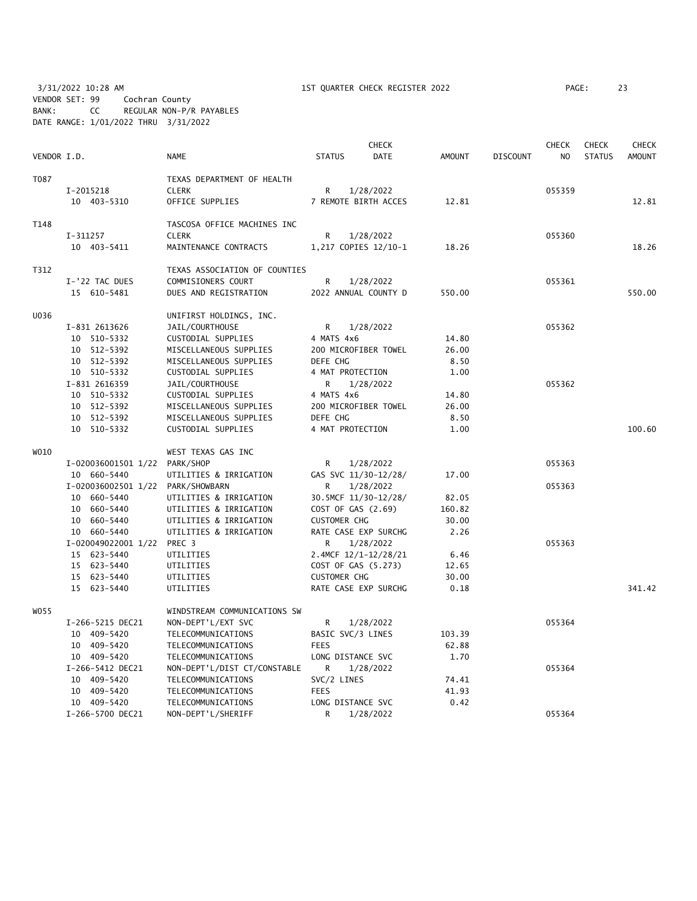3/31/2022 10:28 AM 1ST QUARTER CHECK REGISTER 2022

VENDOR SET: 99 Cochran County
BANK: CC REGULAR NON-P/R PAYABLES
DATE RANGE: 1/01/2022 THRU 3/31/2022

| VENDOR I.D. | NAME | STATUS | CHECK DATE | AMOUNT | DISCOUNT | CHECK NO | CHECK STATUS | CHECK AMOUNT |
|---|---|---|---|---|---|---|---|---|
| T087 | TEXAS DEPARTMENT OF HEALTH | | | | | | | |
| I-2015218 | CLERK | R | 1/28/2022 | | | 055359 | | |
| 10 403-5310 | OFFICE SUPPLIES | 7 REMOTE BIRTH ACCES | | 12.81 | | | | 12.81 |
| T148 | TASCOSA OFFICE MACHINES INC | | | | | | | |
| I-311257 | CLERK | R | 1/28/2022 | | | 055360 | | |
| 10 403-5411 | MAINTENANCE CONTRACTS | 1,217 COPIES 12/10-1 | | 18.26 | | | | 18.26 |
| T312 | TEXAS ASSOCIATION OF COUNTIES | | | | | | | |
| I-'22 TAC DUES | COMMISIONERS COURT | R | 1/28/2022 | | | 055361 | | |
| 15 610-5481 | DUES AND REGISTRATION | 2022 ANNUAL COUNTY D | | 550.00 | | | | 550.00 |
| U036 | UNIFIRST HOLDINGS, INC. | | | | | | | |
| I-831 2613626 | JAIL/COURTHOUSE | R | 1/28/2022 | | | 055362 | | |
| 10 510-5332 | CUSTODIAL SUPPLIES | 4 MATS 4x6 | | 14.80 | | | | |
| 10 512-5392 | MISCELLANEOUS SUPPLIES | 200 MICROFIBER TOWEL | | 26.00 | | | | |
| 10 512-5392 | MISCELLANEOUS SUPPLIES | DEFE CHG | | 8.50 | | | | |
| 10 510-5332 | CUSTODIAL SUPPLIES | 4 MAT PROTECTION | | 1.00 | | | | |
| I-831 2616359 | JAIL/COURTHOUSE | R | 1/28/2022 | | | 055362 | | |
| 10 510-5332 | CUSTODIAL SUPPLIES | 4 MATS 4x6 | | 14.80 | | | | |
| 10 512-5392 | MISCELLANEOUS SUPPLIES | 200 MICROFIBER TOWEL | | 26.00 | | | | |
| 10 512-5392 | MISCELLANEOUS SUPPLIES | DEFE CHG | | 8.50 | | | | |
| 10 510-5332 | CUSTODIAL SUPPLIES | 4 MAT PROTECTION | | 1.00 | | | | 100.60 |
| W010 | WEST TEXAS GAS INC | | | | | | | |
| I-020036001501 1/22 | PARK/SHOP | R | 1/28/2022 | | | 055363 | | |
| 10 660-5440 | UTILITIES & IRRIGATION | GAS SVC 11/30-12/28/ | | 17.00 | | | | |
| I-020036002501 1/22 | PARK/SHOWBARN | R | 1/28/2022 | | | 055363 | | |
| 10 660-5440 | UTILITIES & IRRIGATION | 30.5MCF 11/30-12/28/ | | 82.05 | | | | |
| 10 660-5440 | UTILITIES & IRRIGATION | COST OF GAS (2.69) | | 160.82 | | | | |
| 10 660-5440 | UTILITIES & IRRIGATION | CUSTOMER CHG | | 30.00 | | | | |
| 10 660-5440 | UTILITIES & IRRIGATION | RATE CASE EXP SURCHG | | 2.26 | | | | |
| I-020049022001 1/22 | PREC 3 | R | 1/28/2022 | | | 055363 | | |
| 15 623-5440 | UTILITIES | 2.4MCF 12/1-12/28/21 | | 6.46 | | | | |
| 15 623-5440 | UTILITIES | COST OF GAS (5.273) | | 12.65 | | | | |
| 15 623-5440 | UTILITIES | CUSTOMER CHG | | 30.00 | | | | |
| 15 623-5440 | UTILITIES | RATE CASE EXP SURCHG | | 0.18 | | | | 341.42 |
| W055 | WINDSTREAM COMMUNICATIONS SW | | | | | | | |
| I-266-5215 DEC21 | NON-DEPT'L/EXT SVC | R | 1/28/2022 | | | 055364 | | |
| 10 409-5420 | TELECOMMUNICATIONS | BASIC SVC/3 LINES | | 103.39 | | | | |
| 10 409-5420 | TELECOMMUNICATIONS | FEES | | 62.88 | | | | |
| 10 409-5420 | TELECOMMUNICATIONS | LONG DISTANCE SVC | | 1.70 | | | | |
| I-266-5412 DEC21 | NON-DEPT'L/DIST CT/CONSTABLE | R | 1/28/2022 | | | 055364 | | |
| 10 409-5420 | TELECOMMUNICATIONS | SVC/2 LINES | | 74.41 | | | | |
| 10 409-5420 | TELECOMMUNICATIONS | FEES | | 41.93 | | | | |
| 10 409-5420 | TELECOMMUNICATIONS | LONG DISTANCE SVC | | 0.42 | | | | |
| I-266-5700 DEC21 | NON-DEPT'L/SHERIFF | R | 1/28/2022 | | | 055364 | | |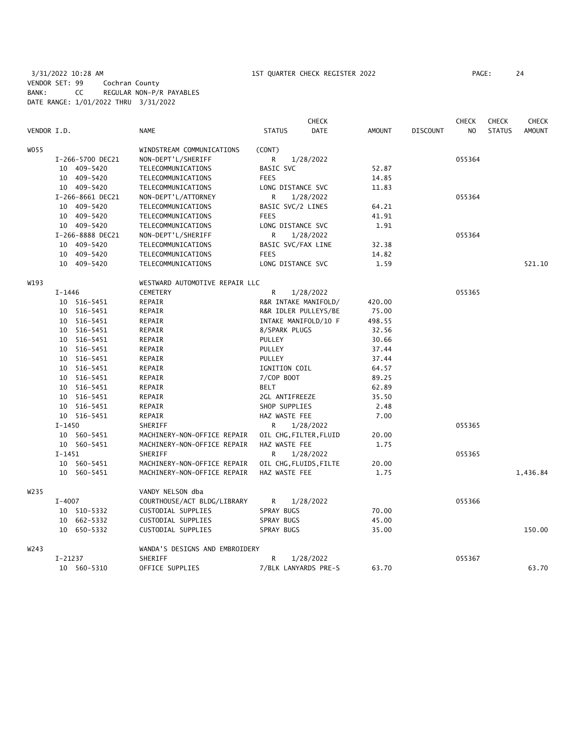3/31/2022 10:28 AM  1ST QUARTER CHECK REGISTER 2022
VENDOR SET: 99  Cochran County
BANK: CC  REGULAR NON-P/R PAYABLES
DATE RANGE: 1/01/2022 THRU 3/31/2022

| VENDOR I.D. | NAME | STATUS | CHECK DATE | AMOUNT | DISCOUNT | CHECK NO | CHECK STATUS | CHECK AMOUNT |
|---|---|---|---|---|---|---|---|---|
| W055 | WINDSTREAM COMMUNICATIONS | (CONT) | | | | | | |
| I-266-5700 DEC21 | NON-DEPT'L/SHERIFF | R | 1/28/2022 | | | 055364 | | |
| 10 409-5420 | TELECOMMUNICATIONS | BASIC SVC | | 52.87 | | | | |
| 10 409-5420 | TELECOMMUNICATIONS | FEES | | 14.85 | | | | |
| 10 409-5420 | TELECOMMUNICATIONS | LONG DISTANCE SVC | | 11.83 | | | | |
| I-266-8661 DEC21 | NON-DEPT'L/ATTORNEY | R | 1/28/2022 | | | 055364 | | |
| 10 409-5420 | TELECOMMUNICATIONS | BASIC SVC/2 LINES | | 64.21 | | | | |
| 10 409-5420 | TELECOMMUNICATIONS | FEES | | 41.91 | | | | |
| 10 409-5420 | TELECOMMUNICATIONS | LONG DISTANCE SVC | | 1.91 | | | | |
| I-266-8888 DEC21 | NON-DEPT'L/SHERIFF | R | 1/28/2022 | | | 055364 | | |
| 10 409-5420 | TELECOMMUNICATIONS | BASIC SVC/FAX LINE | | 32.38 | | | | |
| 10 409-5420 | TELECOMMUNICATIONS | FEES | | 14.82 | | | | |
| 10 409-5420 | TELECOMMUNICATIONS | LONG DISTANCE SVC | | 1.59 | | | | 521.10 |
| W193 | WESTWARD AUTOMOTIVE REPAIR LLC | | | | | | | |
| I-1446 | CEMETERY | R | 1/28/2022 | | | 055365 | | |
| 10 516-5451 | REPAIR | R&R INTAKE MANIFOLD/ | | 420.00 | | | | |
| 10 516-5451 | REPAIR | R&R IDLER PULLEYS/BE | | 75.00 | | | | |
| 10 516-5451 | REPAIR | INTAKE MANIFOLD/10 F | | 498.55 | | | | |
| 10 516-5451 | REPAIR | 8/SPARK PLUGS | | 32.56 | | | | |
| 10 516-5451 | REPAIR | PULLEY | | 30.66 | | | | |
| 10 516-5451 | REPAIR | PULLEY | | 37.44 | | | | |
| 10 516-5451 | REPAIR | PULLEY | | 37.44 | | | | |
| 10 516-5451 | REPAIR | IGNITION COIL | | 64.57 | | | | |
| 10 516-5451 | REPAIR | 7/COP BOOT | | 89.25 | | | | |
| 10 516-5451 | REPAIR | BELT | | 62.89 | | | | |
| 10 516-5451 | REPAIR | 2GL ANTIFREEZE | | 35.50 | | | | |
| 10 516-5451 | REPAIR | SHOP SUPPLIES | | 2.48 | | | | |
| 10 516-5451 | REPAIR | HAZ WASTE FEE | | 7.00 | | | | |
| I-1450 | SHERIFF | R | 1/28/2022 | | | 055365 | | |
| 10 560-5451 | MACHINERY-NON-OFFICE REPAIR | OIL CHG,FILTER,FLUID | | 20.00 | | | | |
| 10 560-5451 | MACHINERY-NON-OFFICE REPAIR | HAZ WASTE FEE | | 1.75 | | | | |
| I-1451 | SHERIFF | R | 1/28/2022 | | | 055365 | | |
| 10 560-5451 | MACHINERY-NON-OFFICE REPAIR | OIL CHG,FLUIDS,FILTE | | 20.00 | | | | |
| 10 560-5451 | MACHINERY-NON-OFFICE REPAIR | HAZ WASTE FEE | | 1.75 | | | | 1,436.84 |
| W235 | VANDY NELSON dba | | | | | | | |
| I-4007 | COURTHOUSE/ACT BLDG/LIBRARY | R | 1/28/2022 | | | 055366 | | |
| 10 510-5332 | CUSTODIAL SUPPLIES | SPRAY BUGS | | 70.00 | | | | |
| 10 662-5332 | CUSTODIAL SUPPLIES | SPRAY BUGS | | 45.00 | | | | |
| 10 650-5332 | CUSTODIAL SUPPLIES | SPRAY BUGS | | 35.00 | | | | 150.00 |
| W243 | WANDA'S DESIGNS AND EMBROIDERY | | | | | | | |
| I-21237 | SHERIFF | R | 1/28/2022 | | | 055367 | | |
| 10 560-5310 | OFFICE SUPPLIES | 7/BLK LANYARDS PRE-S | | 63.70 | | | | 63.70 |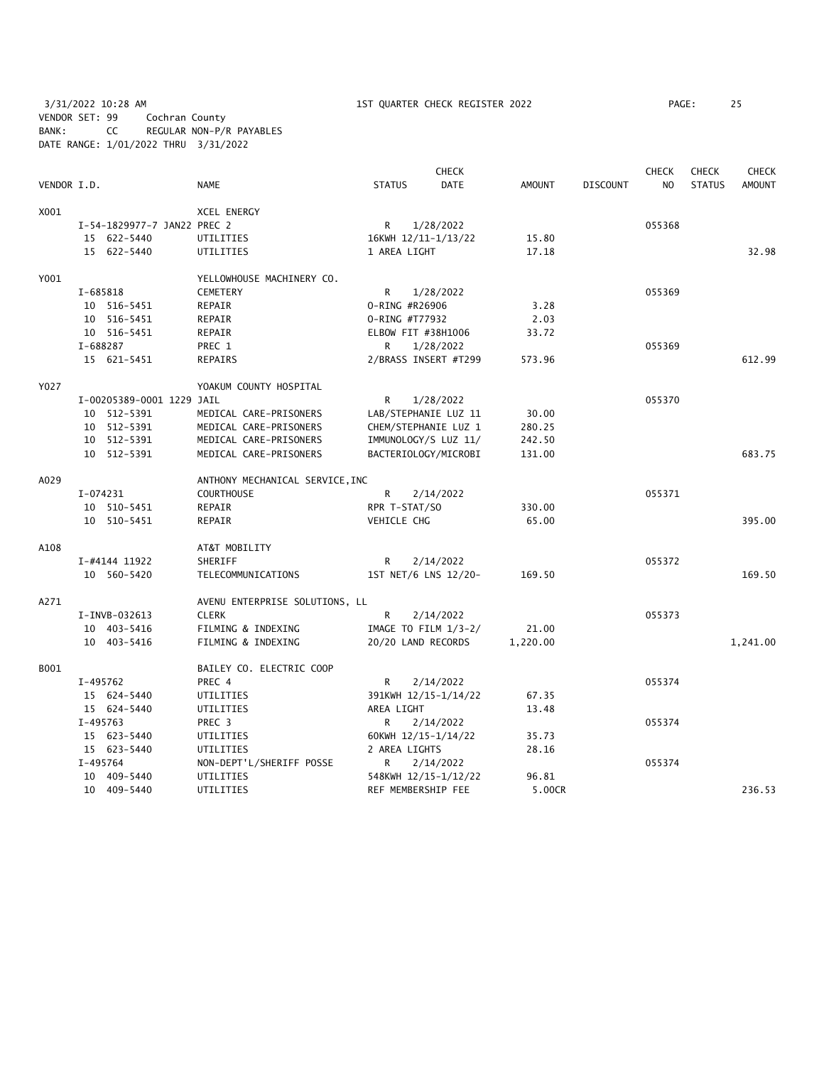3/31/2022 10:28 AM 1ST QUARTER CHECK REGISTER 2022

VENDOR SET: 99 Cochran County
BANK: CC REGULAR NON-P/R PAYABLES
DATE RANGE: 1/01/2022 THRU 3/31/2022

| VENDOR I.D. | NAME | STATUS | CHECK DATE | AMOUNT | DISCOUNT | CHECK NO | CHECK STATUS | CHECK AMOUNT |
|---|---|---|---|---|---|---|---|---|
| X001 | XCEL ENERGY | | | | | | | |
| I-54-1829977-7 JAN22 | PREC 2 | R | 1/28/2022 | | | 055368 | | |
| 15 622-5440 | UTILITIES | 16KWH 12/11-1/13/22 | | 15.80 | | | | |
| 15 622-5440 | UTILITIES | 1 AREA LIGHT | | 17.18 | | | | 32.98 |
| Y001 | YELLOWHOUSE MACHINERY CO. | | | | | | | |
| I-685818 | CEMETERY | R | 1/28/2022 | | | 055369 | | |
| 10 516-5451 | REPAIR | O-RING #R26906 | | 3.28 | | | | |
| 10 516-5451 | REPAIR | O-RING #T77932 | | 2.03 | | | | |
| 10 516-5451 | REPAIR | ELBOW FIT #38H1006 | | 33.72 | | | | |
| I-688287 | PREC 1 | R | 1/28/2022 | | | 055369 | | |
| 15 621-5451 | REPAIRS | 2/BRASS INSERT #T299 | | 573.96 | | | | 612.99 |
| Y027 | YOAKUM COUNTY HOSPITAL | | | | | | | |
| I-00205389-0001 1229 | JAIL | R | 1/28/2022 | | | 055370 | | |
| 10 512-5391 | MEDICAL CARE-PRISONERS | LAB/STEPHANIE LUZ 11 | | 30.00 | | | | |
| 10 512-5391 | MEDICAL CARE-PRISONERS | CHEM/STEPHANIE LUZ 1 | | 280.25 | | | | |
| 10 512-5391 | MEDICAL CARE-PRISONERS | IMMUNOLOGY/S LUZ 11/ | | 242.50 | | | | |
| 10 512-5391 | MEDICAL CARE-PRISONERS | BACTERIOLOGY/MICROBI | | 131.00 | | | | 683.75 |
| A029 | ANTHONY MECHANICAL SERVICE,INC | | | | | | | |
| I-074231 | COURTHOUSE | R | 2/14/2022 | | | 055371 | | |
| 10 510-5451 | REPAIR | RPR T-STAT/SO | | 330.00 | | | | |
| 10 510-5451 | REPAIR | VEHICLE CHG | | 65.00 | | | | 395.00 |
| A108 | AT&T MOBILITY | | | | | | | |
| I-#4144 11922 | SHERIFF | R | 2/14/2022 | | | 055372 | | |
| 10 560-5420 | TELECOMMUNICATIONS | 1ST NET/6 LNS 12/20- | | 169.50 | | | | 169.50 |
| A271 | AVENU ENTERPRISE SOLUTIONS, LL | | | | | | | |
| I-INVB-032613 | CLERK | R | 2/14/2022 | | | 055373 | | |
| 10 403-5416 | FILMING & INDEXING | IMAGE TO FILM 1/3-2/ | | 21.00 | | | | |
| 10 403-5416 | FILMING & INDEXING | 20/20 LAND RECORDS | | 1,220.00 | | | | 1,241.00 |
| B001 | BAILEY CO. ELECTRIC COOP | | | | | | | |
| I-495762 | PREC 4 | R | 2/14/2022 | | | 055374 | | |
| 15 624-5440 | UTILITIES | 391KWH 12/15-1/14/22 | | 67.35 | | | | |
| 15 624-5440 | UTILITIES | AREA LIGHT | | 13.48 | | | | |
| I-495763 | PREC 3 | R | 2/14/2022 | | | 055374 | | |
| 15 623-5440 | UTILITIES | 60KWH 12/15-1/14/22 | | 35.73 | | | | |
| 15 623-5440 | UTILITIES | 2 AREA LIGHTS | | 28.16 | | | | |
| I-495764 | NON-DEPT'L/SHERIFF POSSE | R | 2/14/2022 | | | 055374 | | |
| 10 409-5440 | UTILITIES | 548KWH 12/15-1/12/22 | | 96.81 | | | | |
| 10 409-5440 | UTILITIES | REF MEMBERSHIP FEE | | 5.00CR | | | | 236.53 |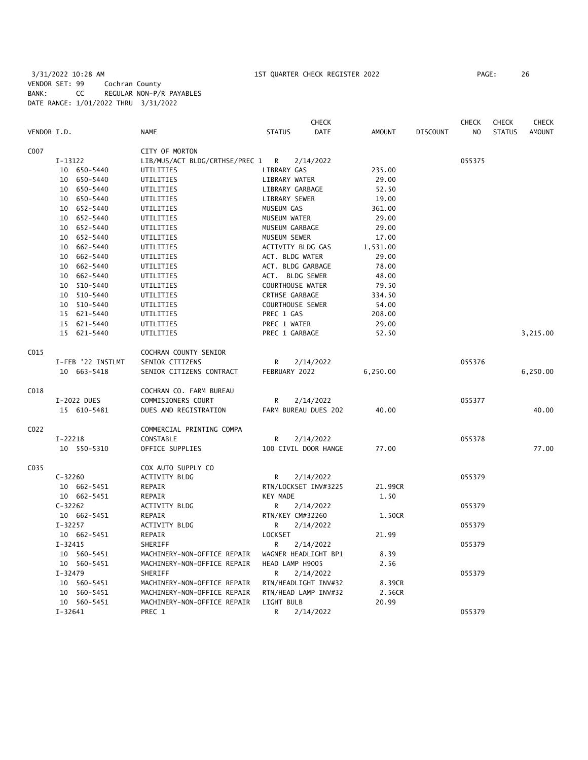3/31/2022 10:28 AM 1ST QUARTER CHECK REGISTER 2022 PAGE: 26
VENDOR SET: 99 Cochran County
BANK: CC REGULAR NON-P/R PAYABLES
DATE RANGE: 1/01/2022 THRU 3/31/2022

| VENDOR I.D. | NAME | STATUS | CHECK DATE | AMOUNT | DISCOUNT | CHECK NO | CHECK STATUS | CHECK AMOUNT |
|---|---|---|---|---|---|---|---|---|
| C007 | CITY OF MORTON | | | | | | | |
| I-13122 | LIB/MUS/ACT BLDG/CRTHSE/PREC 1 | R | 2/14/2022 | | | 055375 | | |
| 10 650-5440 | UTILITIES | LIBRARY GAS | | 235.00 | | | | |
| 10 650-5440 | UTILITIES | LIBRARY WATER | | 29.00 | | | | |
| 10 650-5440 | UTILITIES | LIBRARY GARBAGE | | 52.50 | | | | |
| 10 650-5440 | UTILITIES | LIBRARY SEWER | | 19.00 | | | | |
| 10 652-5440 | UTILITIES | MUSEUM GAS | | 361.00 | | | | |
| 10 652-5440 | UTILITIES | MUSEUM WATER | | 29.00 | | | | |
| 10 652-5440 | UTILITIES | MUSEUM GARBAGE | | 29.00 | | | | |
| 10 652-5440 | UTILITIES | MUSEUM SEWER | | 17.00 | | | | |
| 10 662-5440 | UTILITIES | ACTIVITY BLDG GAS | | 1,531.00 | | | | |
| 10 662-5440 | UTILITIES | ACT. BLDG WATER | | 29.00 | | | | |
| 10 662-5440 | UTILITIES | ACT. BLDG GARBAGE | | 78.00 | | | | |
| 10 662-5440 | UTILITIES | ACT. BLDG SEWER | | 48.00 | | | | |
| 10 510-5440 | UTILITIES | COURTHOUSE WATER | | 79.50 | | | | |
| 10 510-5440 | UTILITIES | CRTHSE GARBAGE | | 334.50 | | | | |
| 10 510-5440 | UTILITIES | COURTHOUSE SEWER | | 54.00 | | | | |
| 15 621-5440 | UTILITIES | PREC 1 GAS | | 208.00 | | | | |
| 15 621-5440 | UTILITIES | PREC 1 WATER | | 29.00 | | | | |
| 15 621-5440 | UTILITIES | PREC 1 GARBAGE | | 52.50 | | | | 3,215.00 |
| C015 | COCHRAN COUNTY SENIOR | | | | | | | |
| I-FEB '22 INSTLMT | SENIOR CITIZENS | R | 2/14/2022 | | | 055376 | | |
| 10 663-5418 | SENIOR CITIZENS CONTRACT | FEBRUARY 2022 | | 6,250.00 | | | | 6,250.00 |
| C018 | COCHRAN CO. FARM BUREAU | | | | | | | |
| I-2022 DUES | COMMISIONERS COURT | R | 2/14/2022 | | | 055377 | | |
| 15 610-5481 | DUES AND REGISTRATION | FARM BUREAU DUES 202 | | 40.00 | | | | 40.00 |
| C022 | COMMERCIAL PRINTING COMPA | | | | | | | |
| I-22218 | CONSTABLE | R | 2/14/2022 | | | 055378 | | |
| 10 550-5310 | OFFICE SUPPLIES | 100 CIVIL DOOR HANGE | | 77.00 | | | | 77.00 |
| C035 | COX AUTO SUPPLY CO | | | | | | | |
| C-32260 | ACTIVITY BLDG | R | 2/14/2022 | | | 055379 | | |
| 10 662-5451 | REPAIR | RTN/LOCKSET INV#3225 | | 21.99CR | | | | |
| 10 662-5451 | REPAIR | KEY MADE | | 1.50 | | | | |
| C-32262 | ACTIVITY BLDG | R | 2/14/2022 | | | 055379 | | |
| 10 662-5451 | REPAIR | RTN/KEY CM#32260 | | 1.50CR | | | | |
| I-32257 | ACTIVITY BLDG | R | 2/14/2022 | | | 055379 | | |
| 10 662-5451 | REPAIR | LOCKSET | | 21.99 | | | | |
| I-32415 | SHERIFF | R | 2/14/2022 | | | 055379 | | |
| 10 560-5451 | MACHINERY-NON-OFFICE REPAIR | WAGNER HEADLIGHT BP1 | | 8.39 | | | | |
| 10 560-5451 | MACHINERY-NON-OFFICE REPAIR | HEAD LAMP H9005 | | 2.56 | | | | |
| I-32479 | SHERIFF | R | 2/14/2022 | | | 055379 | | |
| 10 560-5451 | MACHINERY-NON-OFFICE REPAIR | RTN/HEADLIGHT INV#32 | | 8.39CR | | | | |
| 10 560-5451 | MACHINERY-NON-OFFICE REPAIR | RTN/HEAD LAMP INV#32 | | 2.56CR | | | | |
| 10 560-5451 | MACHINERY-NON-OFFICE REPAIR | LIGHT BULB | | 20.99 | | | | |
| I-32641 | PREC 1 | R | 2/14/2022 | | | 055379 | | |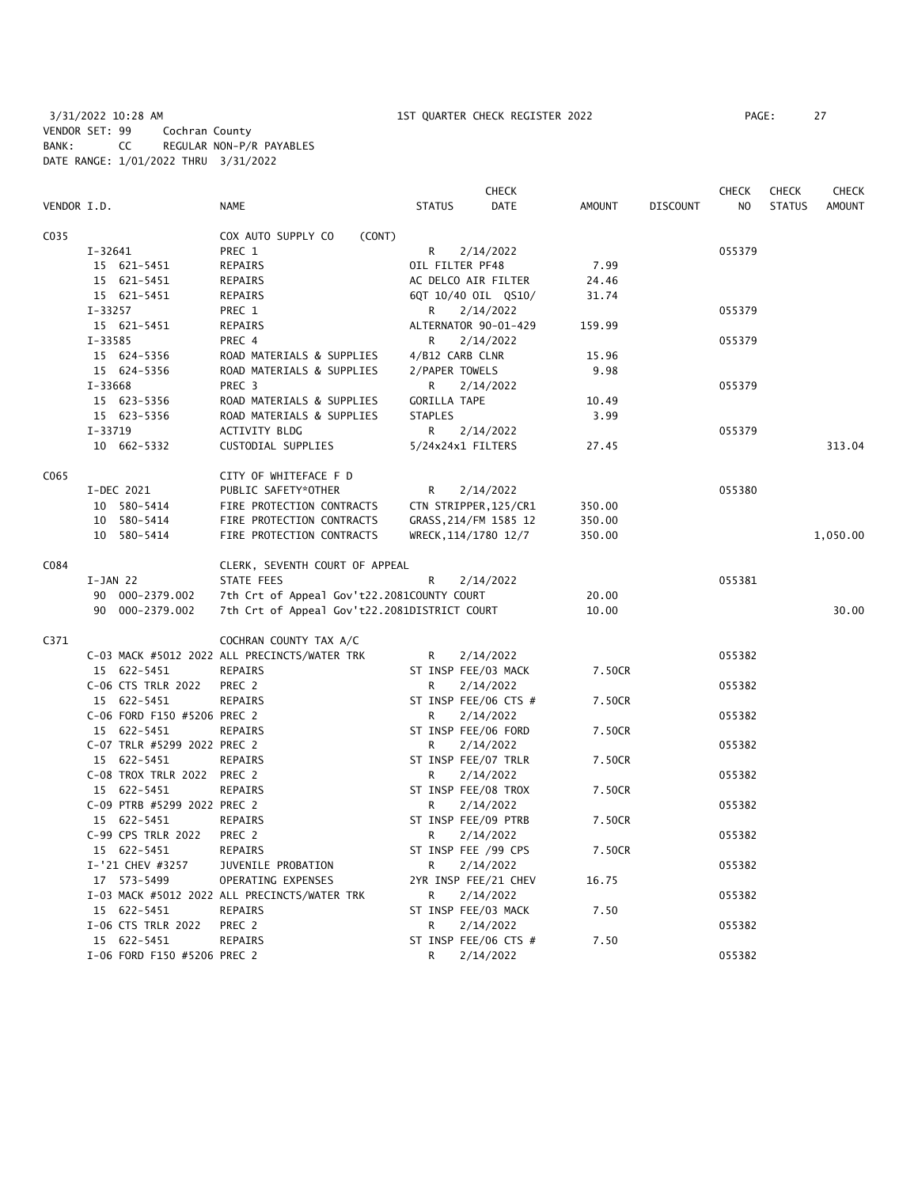3/31/2022 10:28 AM 1ST QUARTER CHECK REGISTER 2022

VENDOR SET: 99 Cochran County
BANK: CC REGULAR NON-P/R PAYABLES
DATE RANGE: 1/01/2022 THRU 3/31/2022

| VENDOR I.D. | NAME | STATUS | CHECK DATE | AMOUNT | DISCOUNT | CHECK NO | CHECK STATUS | CHECK AMOUNT |
|---|---|---|---|---|---|---|---|---|
| C035 | COX AUTO SUPPLY CO (CONT) | | | | | | | |
| I-32641 | PREC 1 | R | 2/14/2022 | | | 055379 | | |
| 15 621-5451 | REPAIRS | OIL FILTER PF48 | | 7.99 | | | | |
| 15 621-5451 | REPAIRS | AC DELCO AIR FILTER | | 24.46 | | | | |
| 15 621-5451 | REPAIRS | 6QT 10/40 OIL QS10/ | | 31.74 | | | | |
| I-33257 | PREC 1 | R | 2/14/2022 | | | 055379 | | |
| 15 621-5451 | REPAIRS | ALTERNATOR 90-01-429 | | 159.99 | | | | |
| I-33585 | PREC 4 | R | 2/14/2022 | | | 055379 | | |
| 15 624-5356 | ROAD MATERIALS & SUPPLIES | 4/B12 CARB CLNR | | 15.96 | | | | |
| 15 624-5356 | ROAD MATERIALS & SUPPLIES | 2/PAPER TOWELS | | 9.98 | | | | |
| I-33668 | PREC 3 | R | 2/14/2022 | | | 055379 | | |
| 15 623-5356 | ROAD MATERIALS & SUPPLIES | GORILLA TAPE | | 10.49 | | | | |
| 15 623-5356 | ROAD MATERIALS & SUPPLIES | STAPLES | | 3.99 | | | | |
| I-33719 | ACTIVITY BLDG | R | 2/14/2022 | | | 055379 | | |
| 10 662-5332 | CUSTODIAL SUPPLIES | 5/24x24x1 FILTERS | | 27.45 | | | | 313.04 |
| C065 | CITY OF WHITEFACE F D | | | | | | | |
| I-DEC 2021 | PUBLIC SAFETY*OTHER | R | 2/14/2022 | | | 055380 | | |
| 10 580-5414 | FIRE PROTECTION CONTRACTS | CTN STRIPPER,125/CR1 | | 350.00 | | | | |
| 10 580-5414 | FIRE PROTECTION CONTRACTS | GRASS,214/FM 1585 12 | | 350.00 | | | | |
| 10 580-5414 | FIRE PROTECTION CONTRACTS | WRECK,114/1780 12/7 | | 350.00 | | | | 1,050.00 |
| C084 | CLERK, SEVENTH COURT OF APPEAL | | | | | | | |
| I-JAN 22 | STATE FEES | R | 2/14/2022 | | | 055381 | | |
| 90 000-2379.002 | 7th Crt of Appeal Gov't22.2081COUNTY COURT | | | 20.00 | | | | |
| 90 000-2379.002 | 7th Crt of Appeal Gov't22.2081DISTRICT COURT | | | 10.00 | | | | 30.00 |
| C371 | COCHRAN COUNTY TAX A/C | | | | | | | |
| C-03 MACK #5012 2022 | ALL PRECINCTS/WATER TRK | R | 2/14/2022 | | | 055382 | | |
| 15 622-5451 | REPAIRS | ST INSP FEE/03 MACK | | 7.50CR | | | | |
| C-06 CTS TRLR 2022 | PREC 2 | R | 2/14/2022 | | | 055382 | | |
| 15 622-5451 | REPAIRS | ST INSP FEE/06 CTS # | | 7.50CR | | | | |
| C-06 FORD F150 #5206 | PREC 2 | R | 2/14/2022 | | | 055382 | | |
| 15 622-5451 | REPAIRS | ST INSP FEE/06 FORD | | 7.50CR | | | | |
| C-07 TRLR #5299 2022 | PREC 2 | R | 2/14/2022 | | | 055382 | | |
| 15 622-5451 | REPAIRS | ST INSP FEE/07 TRLR | | 7.50CR | | | | |
| C-08 TROX TRLR 2022 | PREC 2 | R | 2/14/2022 | | | 055382 | | |
| 15 622-5451 | REPAIRS | ST INSP FEE/08 TROX | | 7.50CR | | | | |
| C-09 PTRB #5299 2022 | PREC 2 | R | 2/14/2022 | | | 055382 | | |
| 15 622-5451 | REPAIRS | ST INSP FEE/09 PTRB | | 7.50CR | | | | |
| C-99 CPS TRLR 2022 | PREC 2 | R | 2/14/2022 | | | 055382 | | |
| 15 622-5451 | REPAIRS | ST INSP FEE /99 CPS | | 7.50CR | | | | |
| I-'21 CHEV #3257 | JUVENILE PROBATION | R | 2/14/2022 | | | 055382 | | |
| 17 573-5499 | OPERATING EXPENSES | 2YR INSP FEE/21 CHEV | | 16.75 | | | | |
| I-03 MACK #5012 2022 | ALL PRECINCTS/WATER TRK | R | 2/14/2022 | | | 055382 | | |
| 15 622-5451 | REPAIRS | ST INSP FEE/03 MACK | | 7.50 | | | | |
| I-06 CTS TRLR 2022 | PREC 2 | R | 2/14/2022 | | | 055382 | | |
| 15 622-5451 | REPAIRS | ST INSP FEE/06 CTS # | | 7.50 | | | | |
| I-06 FORD F150 #5206 | PREC 2 | R | 2/14/2022 | | | 055382 | | |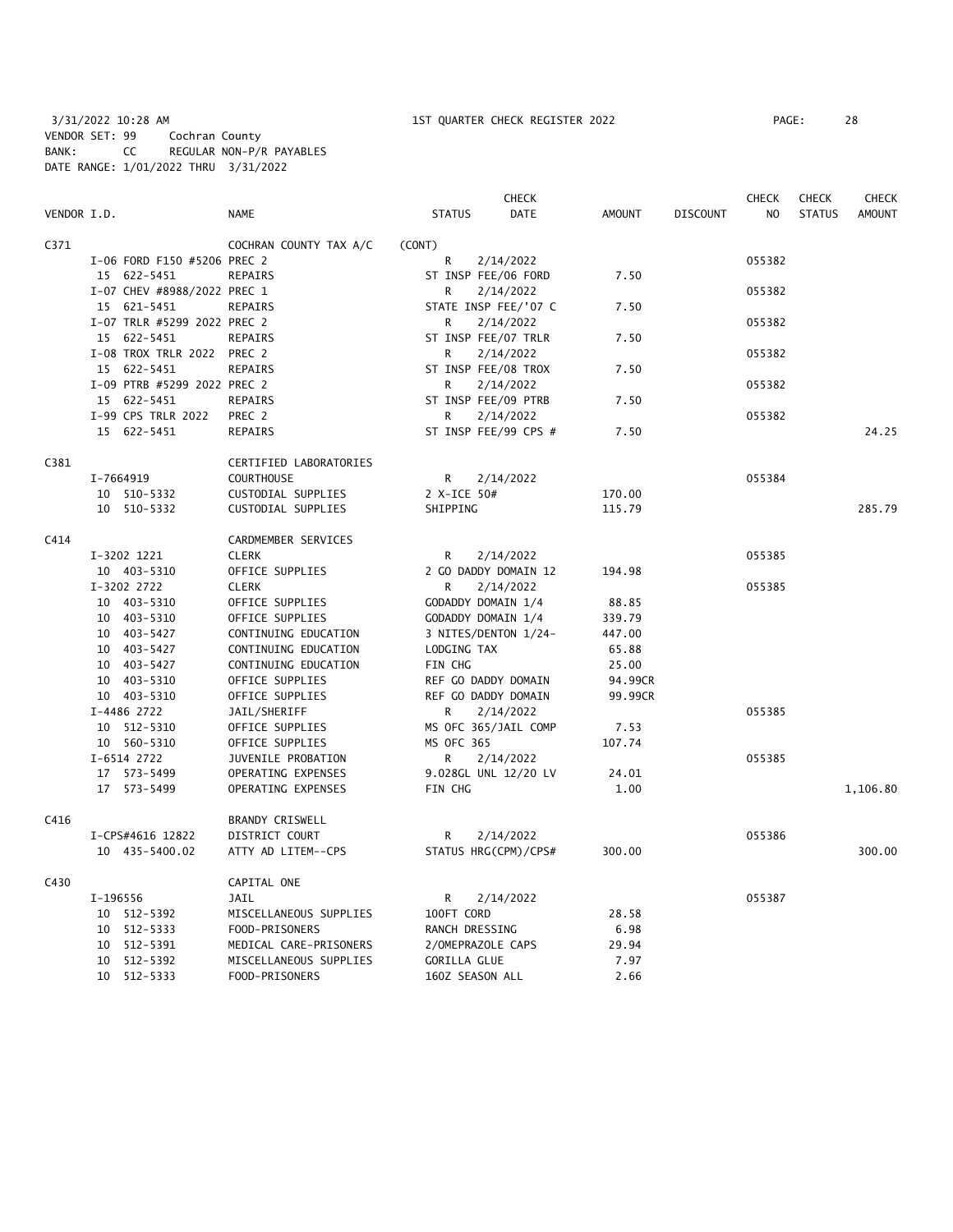3/31/2022 10:28 AM 1ST QUARTER CHECK REGISTER 2022

VENDOR SET: 99 Cochran County
BANK: CC REGULAR NON-P/R PAYABLES
DATE RANGE: 1/01/2022 THRU 3/31/2022

| VENDOR I.D. | NAME | STATUS | CHECK DATE | AMOUNT | DISCOUNT | CHECK NO | CHECK STATUS | CHECK AMOUNT |
|---|---|---|---|---|---|---|---|---|
| C371 | COCHRAN COUNTY TAX A/C | (CONT) | | | | | | |
| I-06 FORD F150 #5206 PREC 2 | | R | 2/14/2022 | | | 055382 | | |
| 15 622-5451 | REPAIRS | ST INSP FEE/06 FORD | | 7.50 | | | | |
| I-07 CHEV #8988/2022 PREC 1 | | R | 2/14/2022 | | | 055382 | | |
| 15 621-5451 | REPAIRS | STATE INSP FEE/'07 C | | 7.50 | | | | |
| I-07 TRLR #5299 2022 PREC 2 | | R | 2/14/2022 | | | 055382 | | |
| 15 622-5451 | REPAIRS | ST INSP FEE/07 TRLR | | 7.50 | | | | |
| I-08 TROX TRLR 2022 PREC 2 | | R | 2/14/2022 | | | 055382 | | |
| 15 622-5451 | REPAIRS | ST INSP FEE/08 TROX | | 7.50 | | | | |
| I-09 PTRB #5299 2022 PREC 2 | | R | 2/14/2022 | | | 055382 | | |
| 15 622-5451 | REPAIRS | ST INSP FEE/09 PTRB | | 7.50 | | | | |
| I-99 CPS TRLR 2022 PREC 2 | | R | 2/14/2022 | | | 055382 | | |
| 15 622-5451 | REPAIRS | ST INSP FEE/99 CPS # | | 7.50 | | | | 24.25 |
| C381 | CERTIFIED LABORATORIES | | | | | | | |
| I-7664919 | COURTHOUSE | R | 2/14/2022 | | | 055384 | | |
| 10 510-5332 | CUSTODIAL SUPPLIES | 2 X-ICE 50# | | 170.00 | | | | |
| 10 510-5332 | CUSTODIAL SUPPLIES | SHIPPING | | 115.79 | | | | 285.79 |
| C414 | CARDMEMBER SERVICES | | | | | | | |
| I-3202 1221 | CLERK | R | 2/14/2022 | | | 055385 | | |
| 10 403-5310 | OFFICE SUPPLIES | 2 GO DADDY DOMAIN 12 | | 194.98 | | | | |
| I-3202 2722 | CLERK | R | 2/14/2022 | | | 055385 | | |
| 10 403-5310 | OFFICE SUPPLIES | GODADDY DOMAIN 1/4 | | 88.85 | | | | |
| 10 403-5310 | OFFICE SUPPLIES | GODADDY DOMAIN 1/4 | | 339.79 | | | | |
| 10 403-5427 | CONTINUING EDUCATION | 3 NITES/DENTON 1/24- | | 447.00 | | | | |
| 10 403-5427 | CONTINUING EDUCATION | LODGING TAX | | 65.88 | | | | |
| 10 403-5427 | CONTINUING EDUCATION | FIN CHG | | 25.00 | | | | |
| 10 403-5310 | OFFICE SUPPLIES | REF GO DADDY DOMAIN | | 94.99CR | | | | |
| 10 403-5310 | OFFICE SUPPLIES | REF GO DADDY DOMAIN | | 99.99CR | | | | |
| I-4486 2722 | JAIL/SHERIFF | R | 2/14/2022 | | | 055385 | | |
| 10 512-5310 | OFFICE SUPPLIES | MS OFC 365/JAIL COMP | | 7.53 | | | | |
| 10 560-5310 | OFFICE SUPPLIES | MS OFC 365 | | 107.74 | | | | |
| I-6514 2722 | JUVENILE PROBATION | R | 2/14/2022 | | | 055385 | | |
| 17 573-5499 | OPERATING EXPENSES | 9.028GL UNL 12/20 LV | | 24.01 | | | | |
| 17 573-5499 | OPERATING EXPENSES | FIN CHG | | 1.00 | | | | 1,106.80 |
| C416 | BRANDY CRISWELL | | | | | | | |
| I-CPS#4616 12822 | DISTRICT COURT | R | 2/14/2022 | | | 055386 | | |
| 10 435-5400.02 | ATTY AD LITEM--CPS | STATUS HRG(CPM)/CPS# | | 300.00 | | | | 300.00 |
| C430 | CAPITAL ONE | | | | | | | |
| I-196556 | JAIL | R | 2/14/2022 | | | 055387 | | |
| 10 512-5392 | MISCELLANEOUS SUPPLIES | 100FT CORD | | 28.58 | | | | |
| 10 512-5333 | FOOD-PRISONERS | RANCH DRESSING | | 6.98 | | | | |
| 10 512-5391 | MEDICAL CARE-PRISONERS | 2/OMEPRAZOLE CAPS | | 29.94 | | | | |
| 10 512-5392 | MISCELLANEOUS SUPPLIES | GORILLA GLUE | | 7.97 | | | | |
| 10 512-5333 | FOOD-PRISONERS | 16OZ SEASON ALL | | 2.66 | | | | |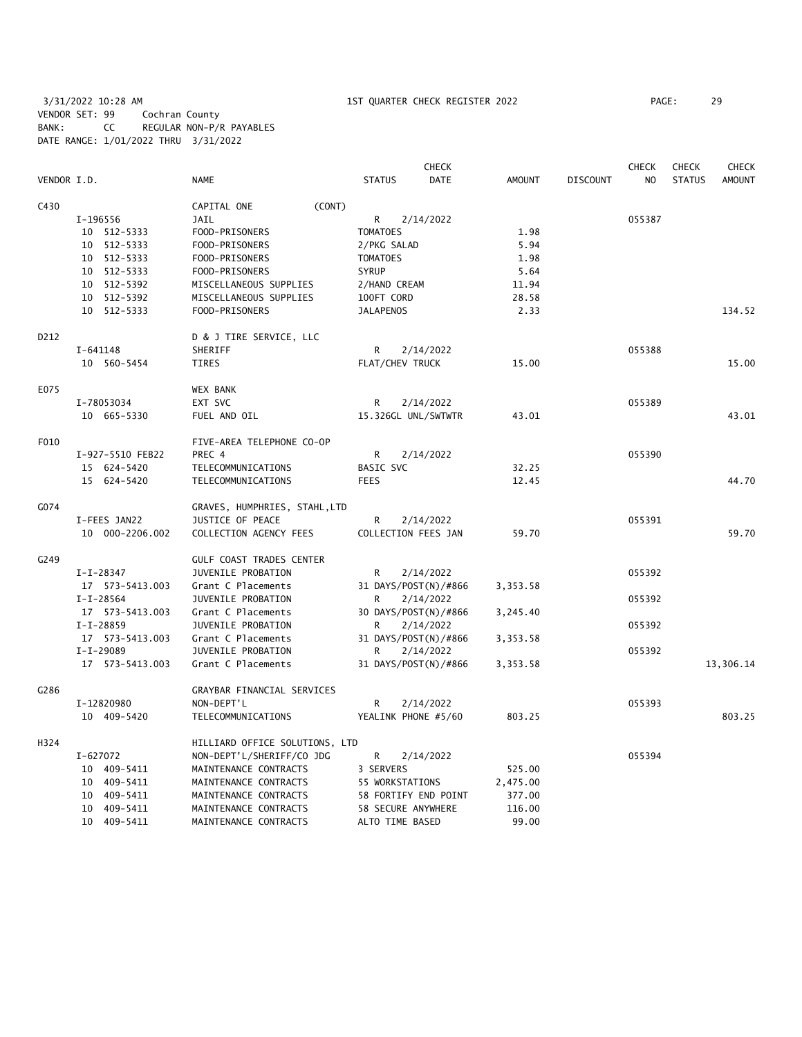3/31/2022 10:28 AM    1ST QUARTER CHECK REGISTER 2022    PAGE: 29
VENDOR SET: 99    Cochran County
BANK: CC    REGULAR NON-P/R PAYABLES
DATE RANGE: 1/01/2022 THRU 3/31/2022

| VENDOR I.D. | NAME | STATUS | CHECK DATE | AMOUNT | DISCOUNT | CHECK NO | CHECK STATUS | CHECK AMOUNT |
|---|---|---|---|---|---|---|---|---|
| C430 | CAPITAL ONE (CONT) | | | | | | | |
| I-196556 | JAIL | R | 2/14/2022 | | | 055387 | | |
| 10 512-5333 | FOOD-PRISONERS | TOMATOES | | 1.98 | | | | |
| 10 512-5333 | FOOD-PRISONERS | 2/PKG SALAD | | 5.94 | | | | |
| 10 512-5333 | FOOD-PRISONERS | TOMATOES | | 1.98 | | | | |
| 10 512-5333 | FOOD-PRISONERS | SYRUP | | 5.64 | | | | |
| 10 512-5392 | MISCELLANEOUS SUPPLIES | 2/HAND CREAM | | 11.94 | | | | |
| 10 512-5392 | MISCELLANEOUS SUPPLIES | 100FT CORD | | 28.58 | | | | |
| 10 512-5333 | FOOD-PRISONERS | JALAPENOS | | 2.33 | | | | 134.52 |
| D212 | D & J TIRE SERVICE, LLC | | | | | | | |
| I-641148 | SHERIFF | R | 2/14/2022 | | | 055388 | | |
| 10 560-5454 | TIRES | FLAT/CHEV TRUCK | | 15.00 | | | | 15.00 |
| E075 | WEX BANK | | | | | | | |
| I-78053034 | EXT SVC | R | 2/14/2022 | | | 055389 | | |
| 10 665-5330 | FUEL AND OIL | 15.326GL UNL/SWTWTR | | 43.01 | | | | 43.01 |
| F010 | FIVE-AREA TELEPHONE CO-OP | | | | | | | |
| I-927-5510 FEB22 | PREC 4 | R | 2/14/2022 | | | 055390 | | |
| 15 624-5420 | TELECOMMUNICATIONS | BASIC SVC | | 32.25 | | | | |
| 15 624-5420 | TELECOMMUNICATIONS | FEES | | 12.45 | | | | 44.70 |
| G074 | GRAVES, HUMPHRIES, STAHL,LTD | | | | | | | |
| I-FEES JAN22 | JUSTICE OF PEACE | R | 2/14/2022 | | | 055391 | | |
| 10 000-2206.002 | COLLECTION AGENCY FEES | COLLECTION FEES JAN | | 59.70 | | | | 59.70 |
| G249 | GULF COAST TRADES CENTER | | | | | | | |
| I-I-28347 | JUVENILE PROBATION | R | 2/14/2022 | | | 055392 | | |
| 17 573-5413.003 | Grant C Placements | 31 DAYS/POST(N)/#866 | | 3,353.58 | | | | |
| I-I-28564 | JUVENILE PROBATION | R | 2/14/2022 | | | 055392 | | |
| 17 573-5413.003 | Grant C Placements | 30 DAYS/POST(N)/#866 | | 3,245.40 | | | | |
| I-I-28859 | JUVENILE PROBATION | R | 2/14/2022 | | | 055392 | | |
| 17 573-5413.003 | Grant C Placements | 31 DAYS/POST(N)/#866 | | 3,353.58 | | | | |
| I-I-29089 | JUVENILE PROBATION | R | 2/14/2022 | | | 055392 | | |
| 17 573-5413.003 | Grant C Placements | 31 DAYS/POST(N)/#866 | | 3,353.58 | | | | 13,306.14 |
| G286 | GRAYBAR FINANCIAL SERVICES | | | | | | | |
| I-12820980 | NON-DEPT'L | R | 2/14/2022 | | | 055393 | | |
| 10 409-5420 | TELECOMMUNICATIONS | YEALINK PHONE #5/60 | | 803.25 | | | | 803.25 |
| H324 | HILLIARD OFFICE SOLUTIONS, LTD | | | | | | | |
| I-627072 | NON-DEPT'L/SHERIFF/CO JDG | R | 2/14/2022 | | | 055394 | | |
| 10 409-5411 | MAINTENANCE CONTRACTS | 3 SERVERS | | 525.00 | | | | |
| 10 409-5411 | MAINTENANCE CONTRACTS | 55 WORKSTATIONS | | 2,475.00 | | | | |
| 10 409-5411 | MAINTENANCE CONTRACTS | 58 FORTIFY END POINT | | 377.00 | | | | |
| 10 409-5411 | MAINTENANCE CONTRACTS | 58 SECURE ANYWHERE | | 116.00 | | | | |
| 10 409-5411 | MAINTENANCE CONTRACTS | ALTO TIME BASED | | 99.00 | | | | |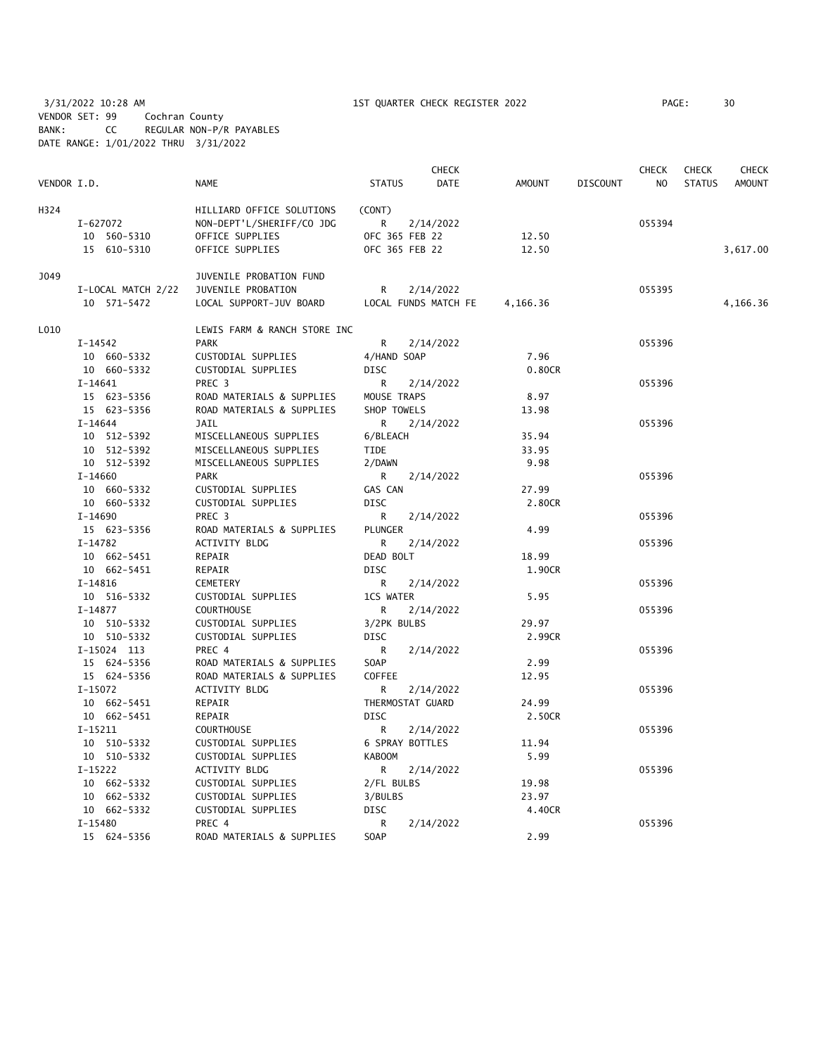3/31/2022 10:28 AM 1ST QUARTER CHECK REGISTER 2022
VENDOR SET: 99 Cochran County
BANK: CC REGULAR NON-P/R PAYABLES
DATE RANGE: 1/01/2022 THRU 3/31/2022

| VENDOR I.D. | NAME | STATUS | CHECK DATE | AMOUNT | DISCOUNT | CHECK NO | CHECK STATUS | CHECK AMOUNT |
|---|---|---|---|---|---|---|---|---|
| H324 | HILLIARD OFFICE SOLUTIONS | (CONT) | | | | | | |
| I-627072 | NON-DEPT'L/SHERIFF/CO JDG | R | 2/14/2022 | | | 055394 | | |
| 10 560-5310 | OFFICE SUPPLIES | OFC 365 FEB 22 | | 12.50 | | | | |
| 15 610-5310 | OFFICE SUPPLIES | OFC 365 FEB 22 | | 12.50 | | | | 3,617.00 |
| J049 | JUVENILE PROBATION FUND | | | | | | | |
| I-LOCAL MATCH 2/22 | JUVENILE PROBATION | R | 2/14/2022 | | | 055395 | | |
| 10 571-5472 | LOCAL SUPPORT-JUV BOARD | LOCAL FUNDS MATCH FE | | 4,166.36 | | | | 4,166.36 |
| L010 | LEWIS FARM & RANCH STORE INC | | | | | | | |
| I-14542 | PARK | R | 2/14/2022 | | | 055396 | | |
| 10 660-5332 | CUSTODIAL SUPPLIES | 4/HAND SOAP | | 7.96 | | | | |
| 10 660-5332 | CUSTODIAL SUPPLIES | DISC | | 0.80CR | | | | |
| I-14641 | PREC 3 | R | 2/14/2022 | | | 055396 | | |
| 15 623-5356 | ROAD MATERIALS & SUPPLIES | MOUSE TRAPS | | 8.97 | | | | |
| 15 623-5356 | ROAD MATERIALS & SUPPLIES | SHOP TOWELS | | 13.98 | | | | |
| I-14644 | JAIL | R | 2/14/2022 | | | 055396 | | |
| 10 512-5392 | MISCELLANEOUS SUPPLIES | 6/BLEACH | | 35.94 | | | | |
| 10 512-5392 | MISCELLANEOUS SUPPLIES | TIDE | | 33.95 | | | | |
| 10 512-5392 | MISCELLANEOUS SUPPLIES | 2/DAWN | | 9.98 | | | | |
| I-14660 | PARK | R | 2/14/2022 | | | 055396 | | |
| 10 660-5332 | CUSTODIAL SUPPLIES | GAS CAN | | 27.99 | | | | |
| 10 660-5332 | CUSTODIAL SUPPLIES | DISC | | 2.80CR | | | | |
| I-14690 | PREC 3 | R | 2/14/2022 | | | 055396 | | |
| 15 623-5356 | ROAD MATERIALS & SUPPLIES | PLUNGER | | 4.99 | | | | |
| I-14782 | ACTIVITY BLDG | R | 2/14/2022 | | | 055396 | | |
| 10 662-5451 | REPAIR | DEAD BOLT | | 18.99 | | | | |
| 10 662-5451 | REPAIR | DISC | | 1.90CR | | | | |
| I-14816 | CEMETERY | R | 2/14/2022 | | | 055396 | | |
| 10 516-5332 | CUSTODIAL SUPPLIES | 1CS WATER | | 5.95 | | | | |
| I-14877 | COURTHOUSE | R | 2/14/2022 | | | 055396 | | |
| 10 510-5332 | CUSTODIAL SUPPLIES | 3/2PK BULBS | | 29.97 | | | | |
| 10 510-5332 | CUSTODIAL SUPPLIES | DISC | | 2.99CR | | | | |
| I-15024 113 | PREC 4 | R | 2/14/2022 | | | 055396 | | |
| 15 624-5356 | ROAD MATERIALS & SUPPLIES | SOAP | | 2.99 | | | | |
| 15 624-5356 | ROAD MATERIALS & SUPPLIES | COFFEE | | 12.95 | | | | |
| I-15072 | ACTIVITY BLDG | R | 2/14/2022 | | | 055396 | | |
| 10 662-5451 | REPAIR | THERMOSTAT GUARD | | 24.99 | | | | |
| 10 662-5451 | REPAIR | DISC | | 2.50CR | | | | |
| I-15211 | COURTHOUSE | R | 2/14/2022 | | | 055396 | | |
| 10 510-5332 | CUSTODIAL SUPPLIES | 6 SPRAY BOTTLES | | 11.94 | | | | |
| 10 510-5332 | CUSTODIAL SUPPLIES | KABOOM | | 5.99 | | | | |
| I-15222 | ACTIVITY BLDG | R | 2/14/2022 | | | 055396 | | |
| 10 662-5332 | CUSTODIAL SUPPLIES | 2/FL BULBS | | 19.98 | | | | |
| 10 662-5332 | CUSTODIAL SUPPLIES | 3/BULBS | | 23.97 | | | | |
| 10 662-5332 | CUSTODIAL SUPPLIES | DISC | | 4.40CR | | | | |
| I-15480 | PREC 4 | R | 2/14/2022 | | | 055396 | | |
| 15 624-5356 | ROAD MATERIALS & SUPPLIES | SOAP | | 2.99 | | | | |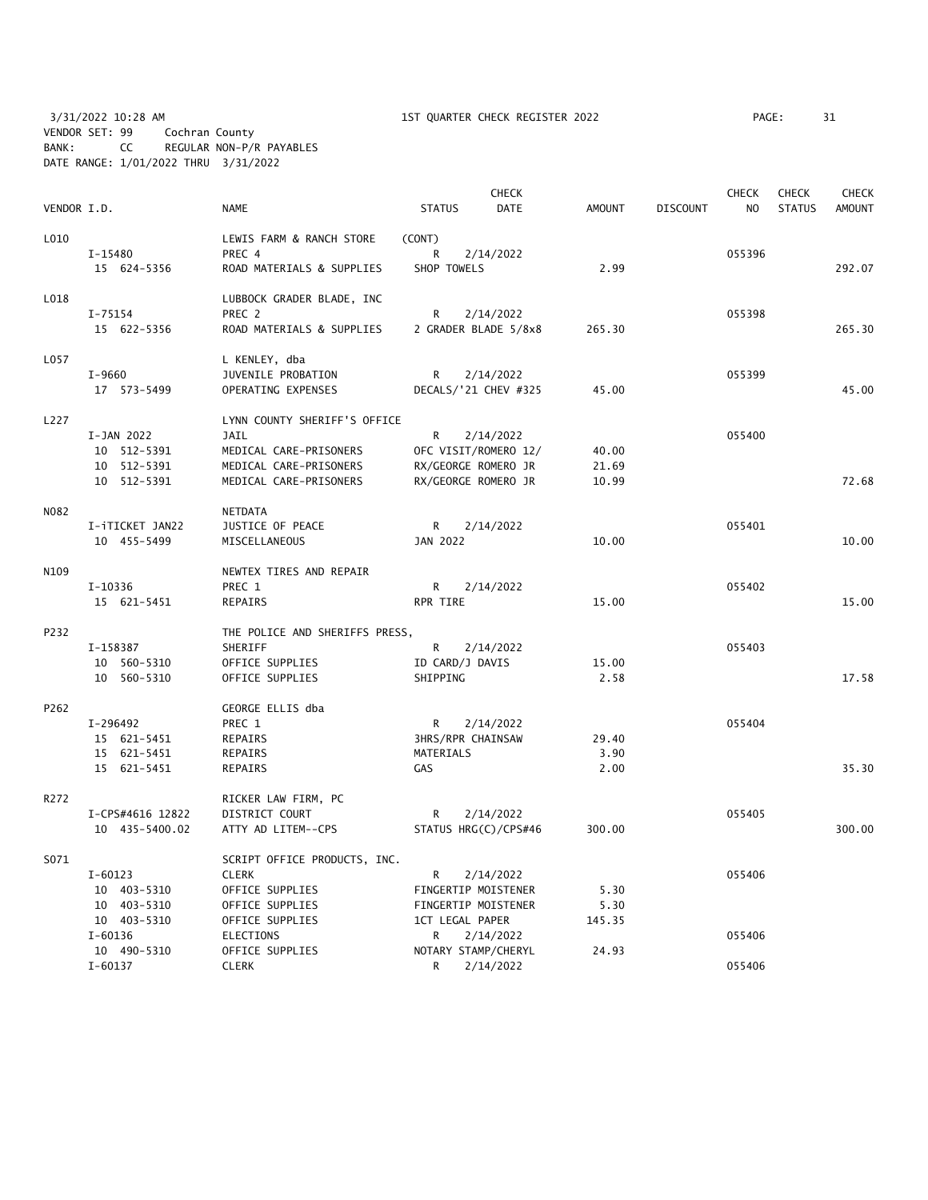3/31/2022 10:28 AM 1ST QUARTER CHECK REGISTER 2022
VENDOR SET: 99 Cochran County
BANK: CC REGULAR NON-P/R PAYABLES
DATE RANGE: 1/01/2022 THRU 3/31/2022

| VENDOR I.D. | NAME | STATUS | CHECK DATE | AMOUNT | DISCOUNT | CHECK NO | CHECK STATUS | CHECK AMOUNT |
|---|---|---|---|---|---|---|---|---|
| L010 | LEWIS FARM & RANCH STORE | (CONT) | | | | | | |
| I-15480 | PREC 4 | R | 2/14/2022 | | | 055396 | | |
| 15 624-5356 | ROAD MATERIALS & SUPPLIES | SHOP TOWELS | | 2.99 | | | | 292.07 |
| L018 | LUBBOCK GRADER BLADE, INC | | | | | | | |
| I-75154 | PREC 2 | R | 2/14/2022 | | | 055398 | | |
| 15 622-5356 | ROAD MATERIALS & SUPPLIES | 2 GRADER BLADE 5/8x8 | | 265.30 | | | | 265.30 |
| L057 | L KENLEY, dba | | | | | | | |
| I-9660 | JUVENILE PROBATION | R | 2/14/2022 | | | 055399 | | |
| 17 573-5499 | OPERATING EXPENSES | DECALS/'21 CHEV #325 | | 45.00 | | | | 45.00 |
| L227 | LYNN COUNTY SHERIFF'S OFFICE | | | | | | | |
| I-JAN 2022 | JAIL | R | 2/14/2022 | | | 055400 | | |
| 10 512-5391 | MEDICAL CARE-PRISONERS | OFC VISIT/ROMERO 12/ | | 40.00 | | | | |
| 10 512-5391 | MEDICAL CARE-PRISONERS | RX/GEORGE ROMERO JR | | 21.69 | | | | |
| 10 512-5391 | MEDICAL CARE-PRISONERS | RX/GEORGE ROMERO JR | | 10.99 | | | | 72.68 |
| N082 | NETDATA | | | | | | | |
| I-iTICKET JAN22 | JUSTICE OF PEACE | R | 2/14/2022 | | | 055401 | | |
| 10 455-5499 | MISCELLANEOUS | JAN 2022 | | 10.00 | | | | 10.00 |
| N109 | NEWTEX TIRES AND REPAIR | | | | | | | |
| I-10336 | PREC 1 | R | 2/14/2022 | | | 055402 | | |
| 15 621-5451 | REPAIRS | RPR TIRE | | 15.00 | | | | 15.00 |
| P232 | THE POLICE AND SHERIFFS PRESS, | | | | | | | |
| I-158387 | SHERIFF | R | 2/14/2022 | | | 055403 | | |
| 10 560-5310 | OFFICE SUPPLIES | ID CARD/J DAVIS | | 15.00 | | | | |
| 10 560-5310 | OFFICE SUPPLIES | SHIPPING | | 2.58 | | | | 17.58 |
| P262 | GEORGE ELLIS dba | | | | | | | |
| I-296492 | PREC 1 | R | 2/14/2022 | | | 055404 | | |
| 15 621-5451 | REPAIRS | 3HRS/RPR CHAINSAW | | 29.40 | | | | |
| 15 621-5451 | REPAIRS | MATERIALS | | 3.90 | | | | |
| 15 621-5451 | REPAIRS | GAS | | 2.00 | | | | 35.30 |
| R272 | RICKER LAW FIRM, PC | | | | | | | |
| I-CPS#4616 12822 | DISTRICT COURT | R | 2/14/2022 | | | 055405 | | |
| 10 435-5400.02 | ATTY AD LITEM--CPS | STATUS HRG(C)/CPS#46 | | 300.00 | | | | 300.00 |
| S071 | SCRIPT OFFICE PRODUCTS, INC. | | | | | | | |
| I-60123 | CLERK | R | 2/14/2022 | | | 055406 | | |
| 10 403-5310 | OFFICE SUPPLIES | FINGERTIP MOISTENER | | 5.30 | | | | |
| 10 403-5310 | OFFICE SUPPLIES | FINGERTIP MOISTENER | | 5.30 | | | | |
| 10 403-5310 | OFFICE SUPPLIES | 1CT LEGAL PAPER | | 145.35 | | | | |
| I-60136 | ELECTIONS | R | 2/14/2022 | | | 055406 | | |
| 10 490-5310 | OFFICE SUPPLIES | NOTARY STAMP/CHERYL | | 24.93 | | | | |
| I-60137 | CLERK | R | 2/14/2022 | | | 055406 | | |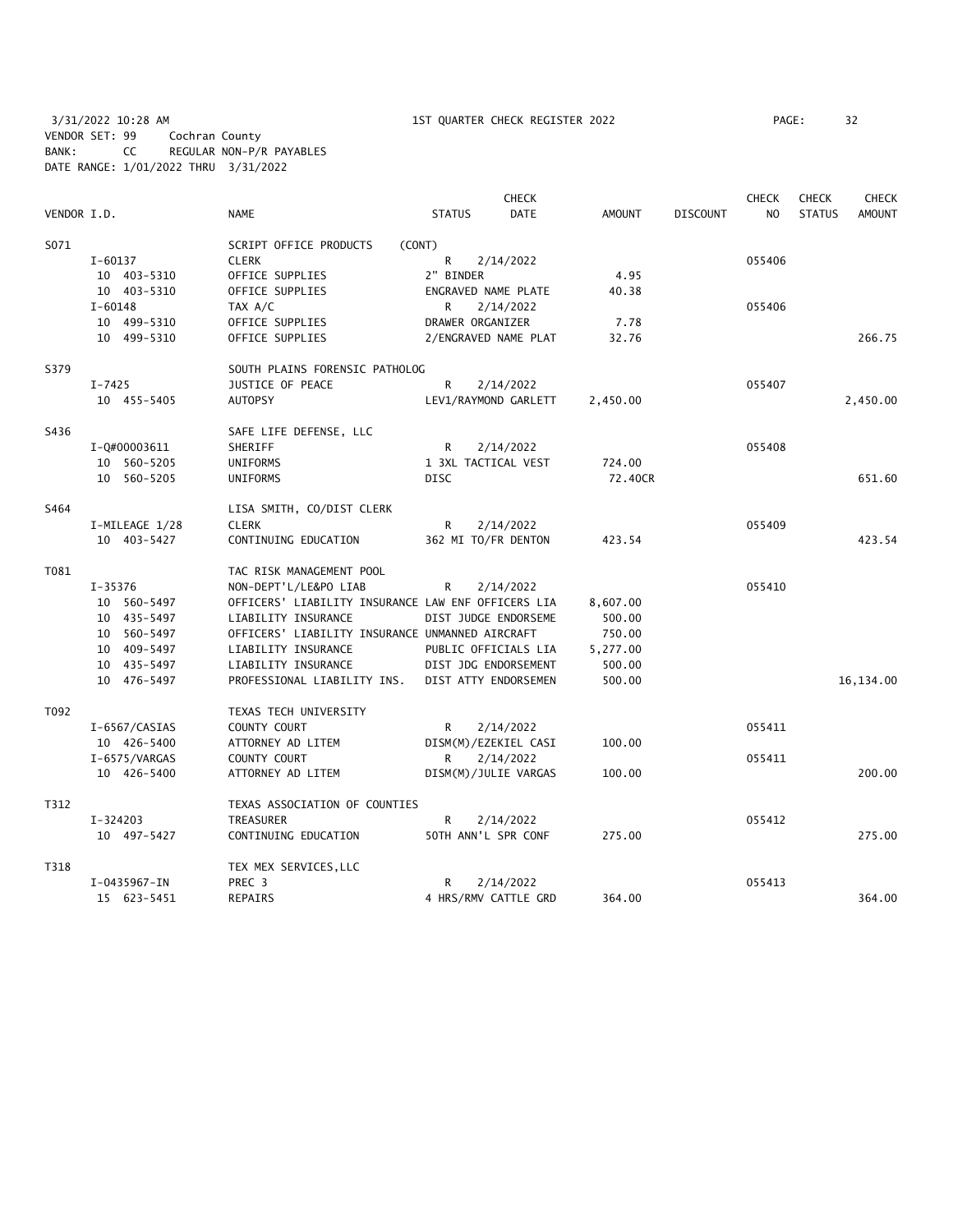3/31/2022 10:28 AM                    1ST QUARTER CHECK REGISTER 2022

VENDOR SET: 99    Cochran County
BANK: CC    REGULAR NON-P/R PAYABLES
DATE RANGE: 1/01/2022 THRU 3/31/2022

| VENDOR I.D. | NAME | STATUS | CHECK DATE | AMOUNT | DISCOUNT | CHECK NO | CHECK STATUS | CHECK AMOUNT |
|---|---|---|---|---|---|---|---|---|
| S071 | SCRIPT OFFICE PRODUCTS (CONT) | | | | | | | |
| I-60137 | CLERK | R | 2/14/2022 | | | 055406 | | |
| 10 403-5310 | OFFICE SUPPLIES | 2" BINDER | | 4.95 | | | | |
| 10 403-5310 | OFFICE SUPPLIES | ENGRAVED NAME PLATE | | 40.38 | | | | |
| I-60148 | TAX A/C | R | 2/14/2022 | | | 055406 | | |
| 10 499-5310 | OFFICE SUPPLIES | DRAWER ORGANIZER | | 7.78 | | | | |
| 10 499-5310 | OFFICE SUPPLIES | 2/ENGRAVED NAME PLAT | | 32.76 | | | | 266.75 |
| S379 | SOUTH PLAINS FORENSIC PATHOLOG | | | | | | | |
| I-7425 | JUSTICE OF PEACE | R | 2/14/2022 | | | 055407 | | |
| 10 455-5405 | AUTOPSY | LEV1/RAYMOND GARLETT | | 2,450.00 | | | | 2,450.00 |
| S436 | SAFE LIFE DEFENSE, LLC | | | | | | | |
| I-Q#00003611 | SHERIFF | R | 2/14/2022 | | | 055408 | | |
| 10 560-5205 | UNIFORMS | 1 3XL TACTICAL VEST | | 724.00 | | | | |
| 10 560-5205 | UNIFORMS | DISC | | 72.40CR | | | | 651.60 |
| S464 | LISA SMITH, CO/DIST CLERK | | | | | | | |
| I-MILEAGE 1/28 | CLERK | R | 2/14/2022 | | | 055409 | | |
| 10 403-5427 | CONTINUING EDUCATION | 362 MI TO/FR DENTON | | 423.54 | | | | 423.54 |
| T081 | TAC RISK MANAGEMENT POOL | | | | | | | |
| I-35376 | NON-DEPT'L/LE&PO LIAB | R | 2/14/2022 | | | 055410 | | |
| 10 560-5497 | OFFICERS' LIABILITY INSURANCE | LAW ENF OFFICERS LIA | | 8,607.00 | | | | |
| 10 435-5497 | LIABILITY INSURANCE | DIST JUDGE ENDORSEME | | 500.00 | | | | |
| 10 560-5497 | OFFICERS' LIABILITY INSURANCE | UNMANNED AIRCRAFT | | 750.00 | | | | |
| 10 409-5497 | LIABILITY INSURANCE | PUBLIC OFFICIALS LIA | | 5,277.00 | | | | |
| 10 435-5497 | LIABILITY INSURANCE | DIST JDG ENDORSEMENT | | 500.00 | | | | |
| 10 476-5497 | PROFESSIONAL LIABILITY INS. | DIST ATTY ENDORSEMEN | | 500.00 | | | | 16,134.00 |
| T092 | TEXAS TECH UNIVERSITY | | | | | | | |
| I-6567/CASIAS | COUNTY COURT | R | 2/14/2022 | | | 055411 | | |
| 10 426-5400 | ATTORNEY AD LITEM | DISM(M)/EZEKIEL CASI | | 100.00 | | | | |
| I-6575/VARGAS | COUNTY COURT | R | 2/14/2022 | | | 055411 | | |
| 10 426-5400 | ATTORNEY AD LITEM | DISM(M)/JULIE VARGAS | | 100.00 | | | | 200.00 |
| T312 | TEXAS ASSOCIATION OF COUNTIES | | | | | | | |
| I-324203 | TREASURER | R | 2/14/2022 | | | 055412 | | |
| 10 497-5427 | CONTINUING EDUCATION | 50TH ANN'L SPR CONF | | 275.00 | | | | 275.00 |
| T318 | TEX MEX SERVICES,LLC | | | | | | | |
| I-0435967-IN | PREC 3 | R | 2/14/2022 | | | 055413 | | |
| 15 623-5451 | REPAIRS | 4 HRS/RMV CATTLE GRD | | 364.00 | | | | 364.00 |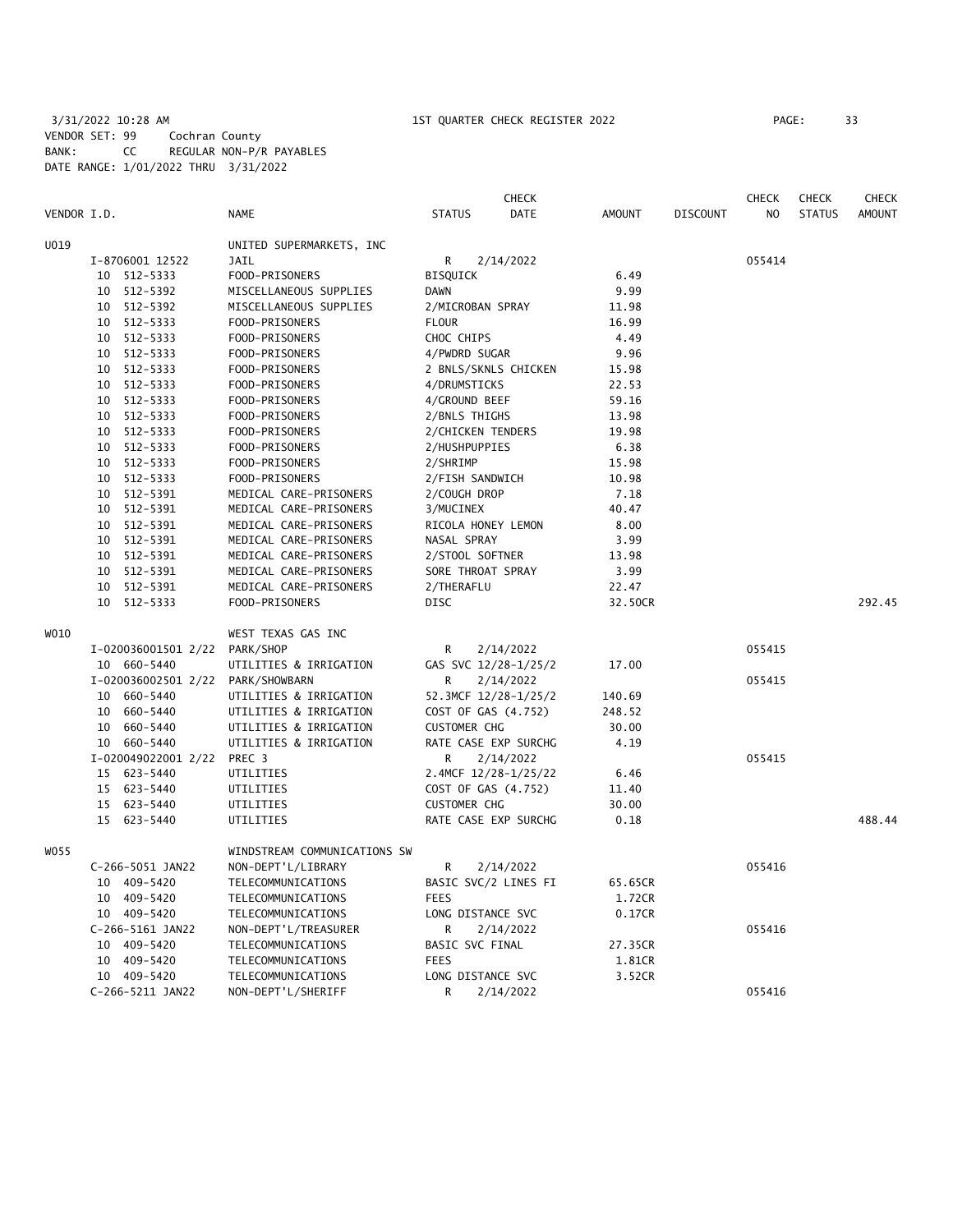3/31/2022 10:28 AM 1ST QUARTER CHECK REGISTER 2022

VENDOR SET: 99 Cochran County
BANK: CC REGULAR NON-P/R PAYABLES
DATE RANGE: 1/01/2022 THRU 3/31/2022

| VENDOR I.D. | NAME | STATUS | CHECK DATE | AMOUNT | DISCOUNT | CHECK NO | CHECK STATUS | CHECK AMOUNT |
|---|---|---|---|---|---|---|---|---|
| U019 | UNITED SUPERMARKETS, INC | | | | | | | |
| I-8706001 12522 | JAIL | R | 2/14/2022 | | | 055414 | | |
| 10 512-5333 | FOOD-PRISONERS | BISQUICK | | 6.49 | | | | |
| 10 512-5392 | MISCELLANEOUS SUPPLIES | DAWN | | 9.99 | | | | |
| 10 512-5392 | MISCELLANEOUS SUPPLIES | 2/MICROBAN SPRAY | | 11.98 | | | | |
| 10 512-5333 | FOOD-PRISONERS | FLOUR | | 16.99 | | | | |
| 10 512-5333 | FOOD-PRISONERS | CHOC CHIPS | | 4.49 | | | | |
| 10 512-5333 | FOOD-PRISONERS | 4/PWDRD SUGAR | | 9.96 | | | | |
| 10 512-5333 | FOOD-PRISONERS | 2 BNLS/SKNLS CHICKEN | | 15.98 | | | | |
| 10 512-5333 | FOOD-PRISONERS | 4/DRUMSTICKS | | 22.53 | | | | |
| 10 512-5333 | FOOD-PRISONERS | 4/GROUND BEEF | | 59.16 | | | | |
| 10 512-5333 | FOOD-PRISONERS | 2/BNLS THIGHS | | 13.98 | | | | |
| 10 512-5333 | FOOD-PRISONERS | 2/CHICKEN TENDERS | | 19.98 | | | | |
| 10 512-5333 | FOOD-PRISONERS | 2/HUSHPUPPIES | | 6.38 | | | | |
| 10 512-5333 | FOOD-PRISONERS | 2/SHRIMP | | 15.98 | | | | |
| 10 512-5333 | FOOD-PRISONERS | 2/FISH SANDWICH | | 10.98 | | | | |
| 10 512-5391 | MEDICAL CARE-PRISONERS | 2/COUGH DROP | | 7.18 | | | | |
| 10 512-5391 | MEDICAL CARE-PRISONERS | 3/MUCINEX | | 40.47 | | | | |
| 10 512-5391 | MEDICAL CARE-PRISONERS | RICOLA HONEY LEMON | | 8.00 | | | | |
| 10 512-5391 | MEDICAL CARE-PRISONERS | NASAL SPRAY | | 3.99 | | | | |
| 10 512-5391 | MEDICAL CARE-PRISONERS | 2/STOOL SOFTNER | | 13.98 | | | | |
| 10 512-5391 | MEDICAL CARE-PRISONERS | SORE THROAT SPRAY | | 3.99 | | | | |
| 10 512-5391 | MEDICAL CARE-PRISONERS | 2/THERAFLU | | 22.47 | | | | |
| 10 512-5333 | FOOD-PRISONERS | DISC | | 32.50CR | | | | 292.45 |
| W010 | WEST TEXAS GAS INC | | | | | | | |
| I-020036001501 2/22 | PARK/SHOP | R | 2/14/2022 | | | 055415 | | |
| 10 660-5440 | UTILITIES & IRRIGATION | GAS SVC 12/28-1/25/2 | | 17.00 | | | | |
| I-020036002501 2/22 | PARK/SHOWBARN | R | 2/14/2022 | | | 055415 | | |
| 10 660-5440 | UTILITIES & IRRIGATION | 52.3MCF 12/28-1/25/2 | | 140.69 | | | | |
| 10 660-5440 | UTILITIES & IRRIGATION | COST OF GAS (4.752) | | 248.52 | | | | |
| 10 660-5440 | UTILITIES & IRRIGATION | CUSTOMER CHG | | 30.00 | | | | |
| 10 660-5440 | UTILITIES & IRRIGATION | RATE CASE EXP SURCHG | | 4.19 | | | | |
| I-020049022001 2/22 | PREC 3 | R | 2/14/2022 | | | 055415 | | |
| 15 623-5440 | UTILITIES | 2.4MCF 12/28-1/25/22 | | 6.46 | | | | |
| 15 623-5440 | UTILITIES | COST OF GAS (4.752) | | 11.40 | | | | |
| 15 623-5440 | UTILITIES | CUSTOMER CHG | | 30.00 | | | | |
| 15 623-5440 | UTILITIES | RATE CASE EXP SURCHG | | 0.18 | | | | 488.44 |
| W055 | WINDSTREAM COMMUNICATIONS SW | | | | | | | |
| C-266-5051 JAN22 | NON-DEPT'L/LIBRARY | R | 2/14/2022 | | | 055416 | | |
| 10 409-5420 | TELECOMMUNICATIONS | BASIC SVC/2 LINES FI | | 65.65CR | | | | |
| 10 409-5420 | TELECOMMUNICATIONS | FEES | | 1.72CR | | | | |
| 10 409-5420 | TELECOMMUNICATIONS | LONG DISTANCE SVC | | 0.17CR | | | | |
| C-266-5161 JAN22 | NON-DEPT'L/TREASURER | R | 2/14/2022 | | | 055416 | | |
| 10 409-5420 | TELECOMMUNICATIONS | BASIC SVC FINAL | | 27.35CR | | | | |
| 10 409-5420 | TELECOMMUNICATIONS | FEES | | 1.81CR | | | | |
| 10 409-5420 | TELECOMMUNICATIONS | LONG DISTANCE SVC | | 3.52CR | | | | |
| C-266-5211 JAN22 | NON-DEPT'L/SHERIFF | R | 2/14/2022 | | | 055416 | | |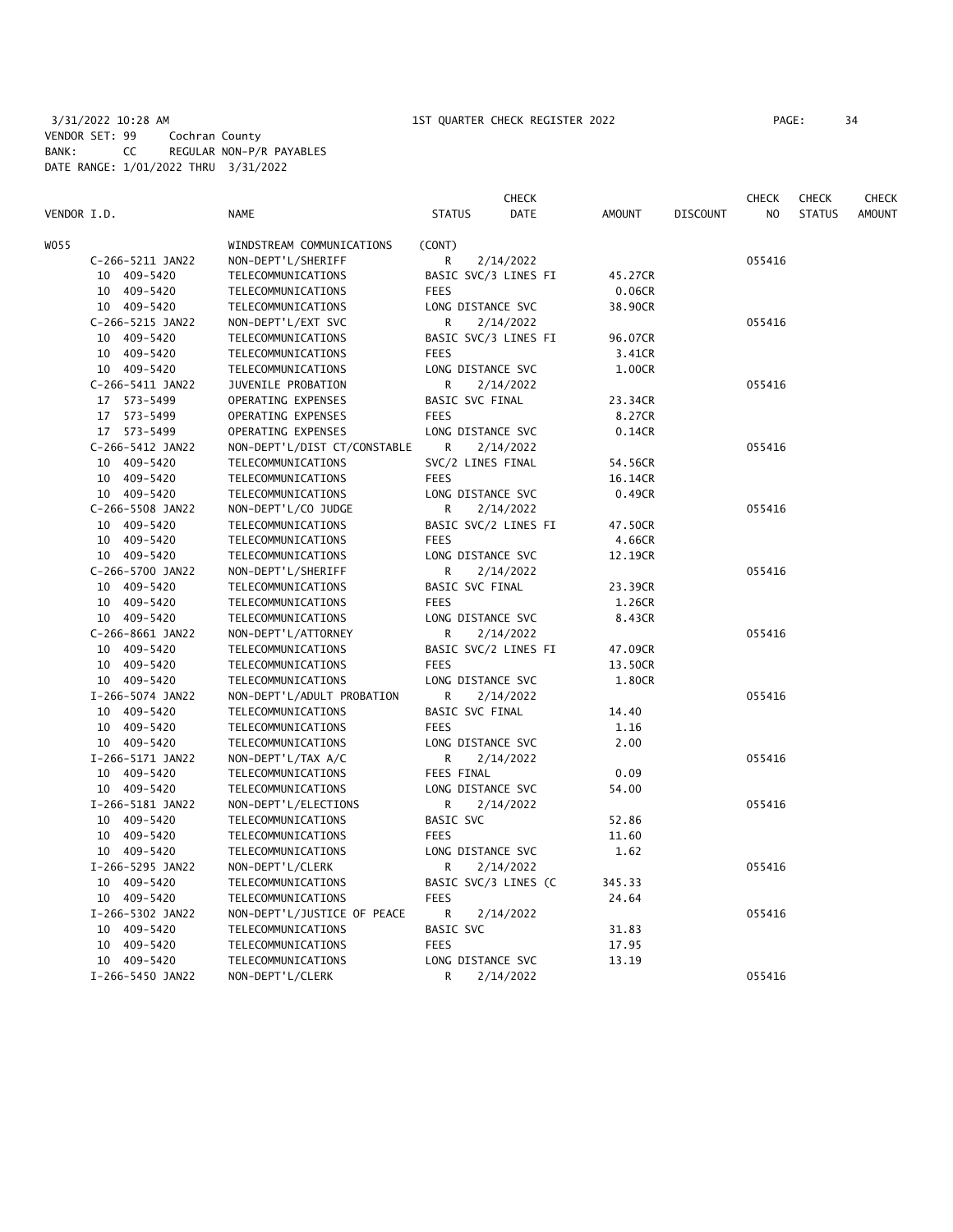3/31/2022 10:28 AM 1ST QUARTER CHECK REGISTER 2022

VENDOR SET: 99 Cochran County
BANK: CC REGULAR NON-P/R PAYABLES
DATE RANGE: 1/01/2022 THRU 3/31/2022

| VENDOR I.D. | NAME | STATUS | CHECK DATE | AMOUNT | DISCOUNT | CHECK NO | CHECK STATUS | CHECK AMOUNT |
|---|---|---|---|---|---|---|---|---|
| W055 | WINDSTREAM COMMUNICATIONS | (CONT) | | | | | | |
| C-266-5211 JAN22 | NON-DEPT'L/SHERIFF | R | 2/14/2022 | | | 055416 | | |
| 10 409-5420 | TELECOMMUNICATIONS | BASIC SVC/3 LINES FI | | 45.27CR | | | | |
| 10 409-5420 | TELECOMMUNICATIONS | FEES | | 0.06CR | | | | |
| 10 409-5420 | TELECOMMUNICATIONS | LONG DISTANCE SVC | | 38.90CR | | | | |
| C-266-5215 JAN22 | NON-DEPT'L/EXT SVC | R | 2/14/2022 | | | 055416 | | |
| 10 409-5420 | TELECOMMUNICATIONS | BASIC SVC/3 LINES FI | | 96.07CR | | | | |
| 10 409-5420 | TELECOMMUNICATIONS | FEES | | 3.41CR | | | | |
| 10 409-5420 | TELECOMMUNICATIONS | LONG DISTANCE SVC | | 1.00CR | | | | |
| C-266-5411 JAN22 | JUVENILE PROBATION | R | 2/14/2022 | | | 055416 | | |
| 17 573-5499 | OPERATING EXPENSES | BASIC SVC FINAL | | 23.34CR | | | | |
| 17 573-5499 | OPERATING EXPENSES | FEES | | 8.27CR | | | | |
| 17 573-5499 | OPERATING EXPENSES | LONG DISTANCE SVC | | 0.14CR | | | | |
| C-266-5412 JAN22 | NON-DEPT'L/DIST CT/CONSTABLE | R | 2/14/2022 | | | 055416 | | |
| 10 409-5420 | TELECOMMUNICATIONS | SVC/2 LINES FINAL | | 54.56CR | | | | |
| 10 409-5420 | TELECOMMUNICATIONS | FEES | | 16.14CR | | | | |
| 10 409-5420 | TELECOMMUNICATIONS | LONG DISTANCE SVC | | 0.49CR | | | | |
| C-266-5508 JAN22 | NON-DEPT'L/CO JUDGE | R | 2/14/2022 | | | 055416 | | |
| 10 409-5420 | TELECOMMUNICATIONS | BASIC SVC/2 LINES FI | | 47.50CR | | | | |
| 10 409-5420 | TELECOMMUNICATIONS | FEES | | 4.66CR | | | | |
| 10 409-5420 | TELECOMMUNICATIONS | LONG DISTANCE SVC | | 12.19CR | | | | |
| C-266-5700 JAN22 | NON-DEPT'L/SHERIFF | R | 2/14/2022 | | | 055416 | | |
| 10 409-5420 | TELECOMMUNICATIONS | BASIC SVC FINAL | | 23.39CR | | | | |
| 10 409-5420 | TELECOMMUNICATIONS | FEES | | 1.26CR | | | | |
| 10 409-5420 | TELECOMMUNICATIONS | LONG DISTANCE SVC | | 8.43CR | | | | |
| C-266-8661 JAN22 | NON-DEPT'L/ATTORNEY | R | 2/14/2022 | | | 055416 | | |
| 10 409-5420 | TELECOMMUNICATIONS | BASIC SVC/2 LINES FI | | 47.09CR | | | | |
| 10 409-5420 | TELECOMMUNICATIONS | FEES | | 13.50CR | | | | |
| 10 409-5420 | TELECOMMUNICATIONS | LONG DISTANCE SVC | | 1.80CR | | | | |
| I-266-5074 JAN22 | NON-DEPT'L/ADULT PROBATION | R | 2/14/2022 | | | 055416 | | |
| 10 409-5420 | TELECOMMUNICATIONS | BASIC SVC FINAL | | 14.40 | | | | |
| 10 409-5420 | TELECOMMUNICATIONS | FEES | | 1.16 | | | | |
| 10 409-5420 | TELECOMMUNICATIONS | LONG DISTANCE SVC | | 2.00 | | | | |
| I-266-5171 JAN22 | NON-DEPT'L/TAX A/C | R | 2/14/2022 | | | 055416 | | |
| 10 409-5420 | TELECOMMUNICATIONS | FEES FINAL | | 0.09 | | | | |
| 10 409-5420 | TELECOMMUNICATIONS | LONG DISTANCE SVC | | 54.00 | | | | |
| I-266-5181 JAN22 | NON-DEPT'L/ELECTIONS | R | 2/14/2022 | | | 055416 | | |
| 10 409-5420 | TELECOMMUNICATIONS | BASIC SVC | | 52.86 | | | | |
| 10 409-5420 | TELECOMMUNICATIONS | FEES | | 11.60 | | | | |
| 10 409-5420 | TELECOMMUNICATIONS | LONG DISTANCE SVC | | 1.62 | | | | |
| I-266-5295 JAN22 | NON-DEPT'L/CLERK | R | 2/14/2022 | | | 055416 | | |
| 10 409-5420 | TELECOMMUNICATIONS | BASIC SVC/3 LINES (C | | 345.33 | | | | |
| 10 409-5420 | TELECOMMUNICATIONS | FEES | | 24.64 | | | | |
| I-266-5302 JAN22 | NON-DEPT'L/JUSTICE OF PEACE | R | 2/14/2022 | | | 055416 | | |
| 10 409-5420 | TELECOMMUNICATIONS | BASIC SVC | | 31.83 | | | | |
| 10 409-5420 | TELECOMMUNICATIONS | FEES | | 17.95 | | | | |
| 10 409-5420 | TELECOMMUNICATIONS | LONG DISTANCE SVC | | 13.19 | | | | |
| I-266-5450 JAN22 | NON-DEPT'L/CLERK | R | 2/14/2022 | | | 055416 | | |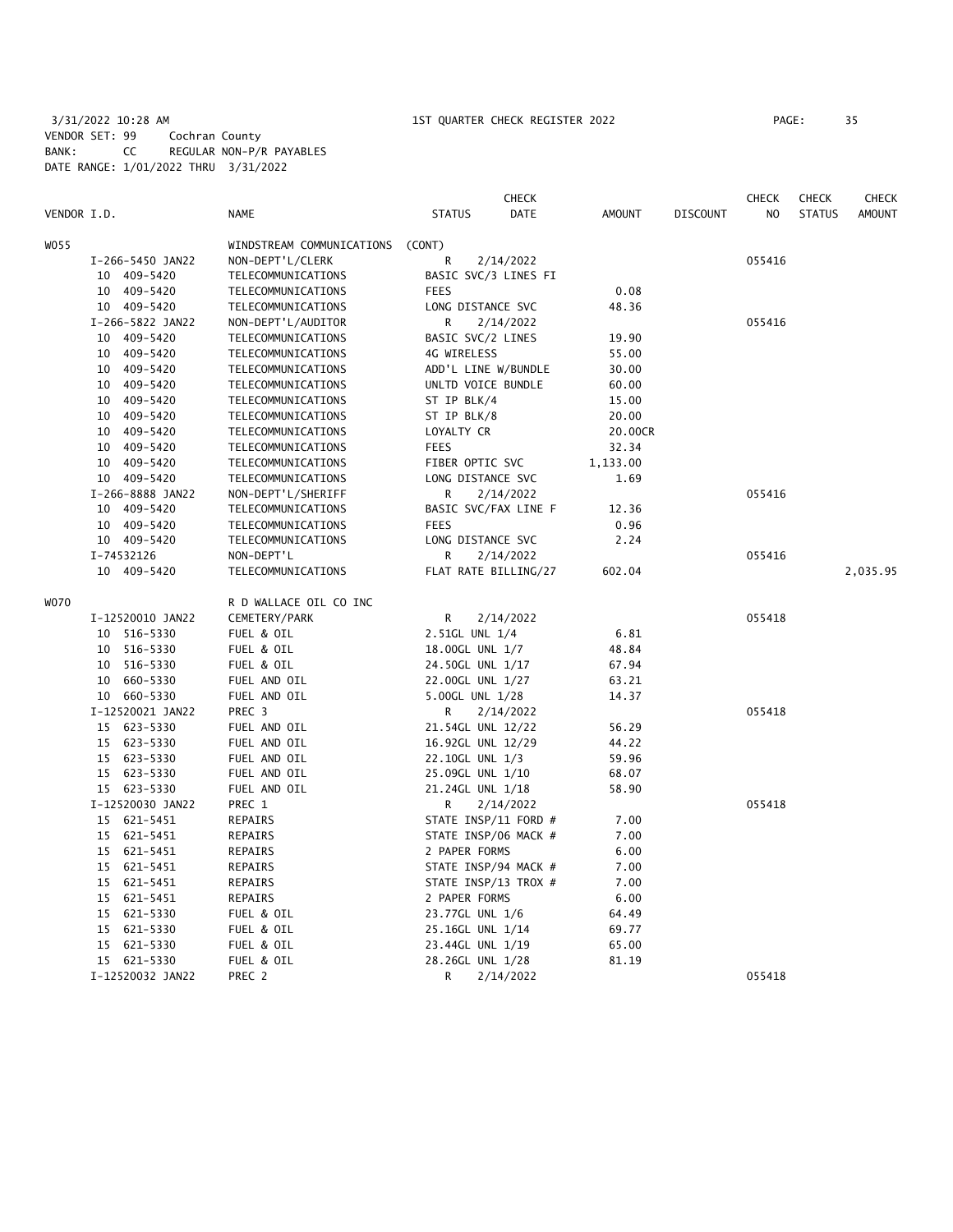3/31/2022 10:28 AM 1ST QUARTER CHECK REGISTER 2022

VENDOR SET: 99 Cochran County
BANK: CC REGULAR NON-P/R PAYABLES
DATE RANGE: 1/01/2022 THRU 3/31/2022

| VENDOR I.D. | NAME | STATUS | CHECK DATE | AMOUNT | DISCOUNT | CHECK NO | CHECK STATUS | CHECK AMOUNT |
|---|---|---|---|---|---|---|---|---|
| W055 | WINDSTREAM COMMUNICATIONS | (CONT) | | | | | | |
| I-266-5450 JAN22 | NON-DEPT'L/CLERK | R | 2/14/2022 | | | 055416 | | |
| 10 409-5420 | TELECOMMUNICATIONS | BASIC SVC/3 LINES FI | | | | | | |
| 10 409-5420 | TELECOMMUNICATIONS | FEES | | 0.08 | | | | |
| 10 409-5420 | TELECOMMUNICATIONS | LONG DISTANCE SVC | | 48.36 | | | | |
| I-266-5822 JAN22 | NON-DEPT'L/AUDITOR | R | 2/14/2022 | | | 055416 | | |
| 10 409-5420 | TELECOMMUNICATIONS | BASIC SVC/2 LINES | | 19.90 | | | | |
| 10 409-5420 | TELECOMMUNICATIONS | 4G WIRELESS | | 55.00 | | | | |
| 10 409-5420 | TELECOMMUNICATIONS | ADD'L LINE W/BUNDLE | | 30.00 | | | | |
| 10 409-5420 | TELECOMMUNICATIONS | UNLTD VOICE BUNDLE | | 60.00 | | | | |
| 10 409-5420 | TELECOMMUNICATIONS | ST IP BLK/4 | | 15.00 | | | | |
| 10 409-5420 | TELECOMMUNICATIONS | ST IP BLK/8 | | 20.00 | | | | |
| 10 409-5420 | TELECOMMUNICATIONS | LOYALTY CR | | 20.00CR | | | | |
| 10 409-5420 | TELECOMMUNICATIONS | FEES | | 32.34 | | | | |
| 10 409-5420 | TELECOMMUNICATIONS | FIBER OPTIC SVC | | 1,133.00 | | | | |
| 10 409-5420 | TELECOMMUNICATIONS | LONG DISTANCE SVC | | 1.69 | | | | |
| I-266-8888 JAN22 | NON-DEPT'L/SHERIFF | R | 2/14/2022 | | | 055416 | | |
| 10 409-5420 | TELECOMMUNICATIONS | BASIC SVC/FAX LINE F | | 12.36 | | | | |
| 10 409-5420 | TELECOMMUNICATIONS | FEES | | 0.96 | | | | |
| 10 409-5420 | TELECOMMUNICATIONS | LONG DISTANCE SVC | | 2.24 | | | | |
| I-74532126 | NON-DEPT'L | R | 2/14/2022 | | | 055416 | | |
| 10 409-5420 | TELECOMMUNICATIONS | FLAT RATE BILLING/27 | | 602.04 | | | | 2,035.95 |
| W070 | R D WALLACE OIL CO INC | | | | | | | |
| I-12520010 JAN22 | CEMETERY/PARK | R | 2/14/2022 | | | 055418 | | |
| 10 516-5330 | FUEL & OIL | 2.51GL UNL 1/4 | | 6.81 | | | | |
| 10 516-5330 | FUEL & OIL | 18.00GL UNL 1/7 | | 48.84 | | | | |
| 10 516-5330 | FUEL & OIL | 24.50GL UNL 1/17 | | 67.94 | | | | |
| 10 660-5330 | FUEL AND OIL | 22.00GL UNL 1/27 | | 63.21 | | | | |
| 10 660-5330 | FUEL AND OIL | 5.00GL UNL 1/28 | | 14.37 | | | | |
| I-12520021 JAN22 | PREC 3 | R | 2/14/2022 | | | 055418 | | |
| 15 623-5330 | FUEL AND OIL | 21.54GL UNL 12/22 | | 56.29 | | | | |
| 15 623-5330 | FUEL AND OIL | 16.92GL UNL 12/29 | | 44.22 | | | | |
| 15 623-5330 | FUEL AND OIL | 22.10GL UNL 1/3 | | 59.96 | | | | |
| 15 623-5330 | FUEL AND OIL | 25.09GL UNL 1/10 | | 68.07 | | | | |
| 15 623-5330 | FUEL AND OIL | 21.24GL UNL 1/18 | | 58.90 | | | | |
| I-12520030 JAN22 | PREC 1 | R | 2/14/2022 | | | 055418 | | |
| 15 621-5451 | REPAIRS | STATE INSP/11 FORD # | | 7.00 | | | | |
| 15 621-5451 | REPAIRS | STATE INSP/06 MACK # | | 7.00 | | | | |
| 15 621-5451 | REPAIRS | 2 PAPER FORMS | | 6.00 | | | | |
| 15 621-5451 | REPAIRS | STATE INSP/94 MACK # | | 7.00 | | | | |
| 15 621-5451 | REPAIRS | STATE INSP/13 TROX # | | 7.00 | | | | |
| 15 621-5451 | REPAIRS | 2 PAPER FORMS | | 6.00 | | | | |
| 15 621-5330 | FUEL & OIL | 23.77GL UNL 1/6 | | 64.49 | | | | |
| 15 621-5330 | FUEL & OIL | 25.16GL UNL 1/14 | | 69.77 | | | | |
| 15 621-5330 | FUEL & OIL | 23.44GL UNL 1/19 | | 65.00 | | | | |
| 15 621-5330 | FUEL & OIL | 28.26GL UNL 1/28 | | 81.19 | | | | |
| I-12520032 JAN22 | PREC 2 | R | 2/14/2022 | | | 055418 | | |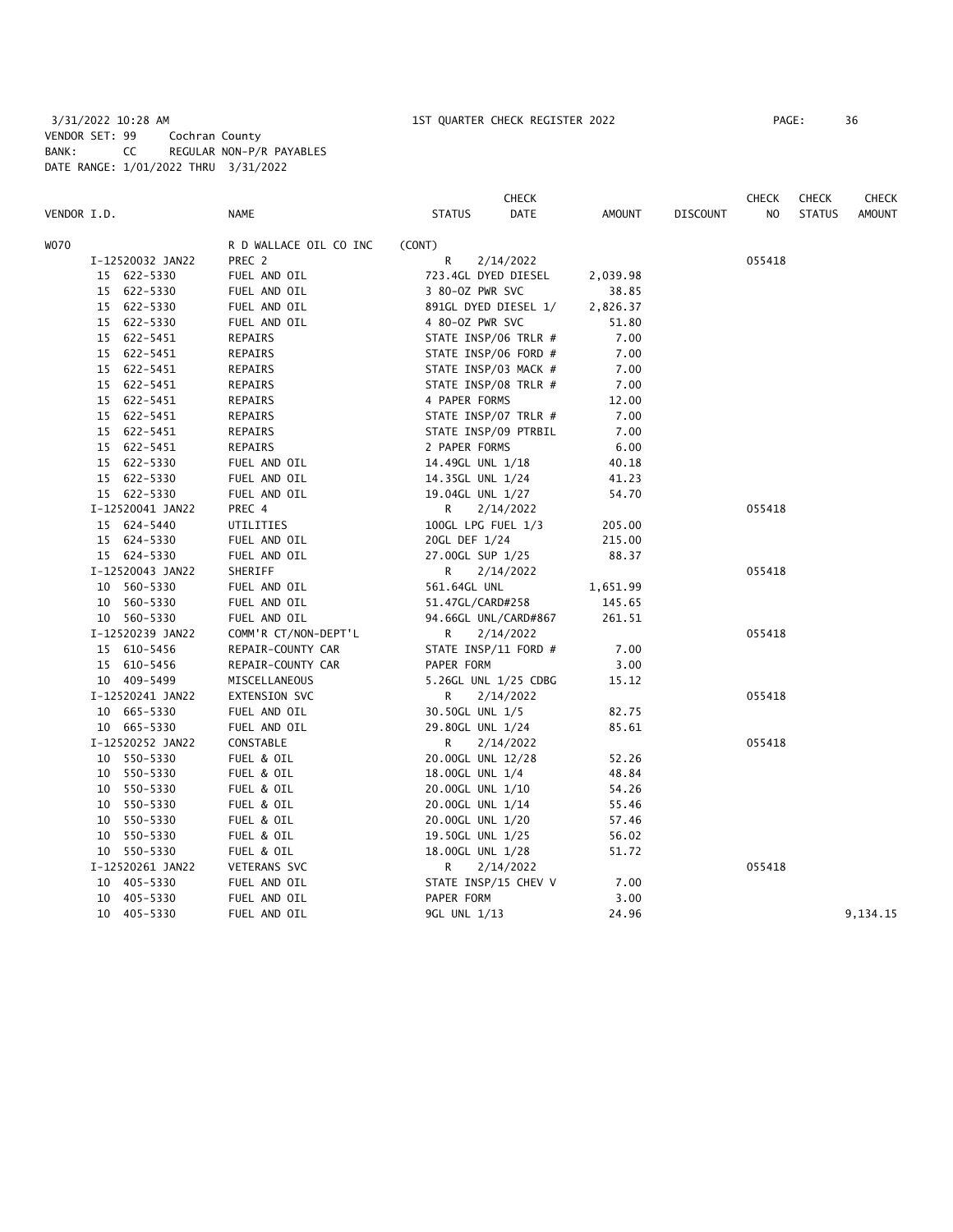3/31/2022 10:28 AM 1ST QUARTER CHECK REGISTER 2022
VENDOR SET: 99 Cochran County
BANK: CC REGULAR NON-P/R PAYABLES
DATE RANGE: 1/01/2022 THRU 3/31/2022

| VENDOR I.D. | NAME | STATUS | CHECK DATE | AMOUNT | DISCOUNT | CHECK NO | CHECK STATUS | CHECK AMOUNT |
|---|---|---|---|---|---|---|---|---|
| W070 | R D WALLACE OIL CO INC | (CONT) | | | | | | |
| I-12520032 JAN22 | PREC 2 | R | 2/14/2022 | | | 055418 | | |
| 15 622-5330 | FUEL AND OIL | 723.4GL DYED DIESEL | | 2,039.98 | | | | |
| 15 622-5330 | FUEL AND OIL | 3 80-OZ PWR SVC | | 38.85 | | | | |
| 15 622-5330 | FUEL AND OIL | 891GL DYED DIESEL 1/ | | 2,826.37 | | | | |
| 15 622-5330 | FUEL AND OIL | 4 80-OZ PWR SVC | | 51.80 | | | | |
| 15 622-5451 | REPAIRS | STATE INSP/06 TRLR # | | 7.00 | | | | |
| 15 622-5451 | REPAIRS | STATE INSP/06 FORD # | | 7.00 | | | | |
| 15 622-5451 | REPAIRS | STATE INSP/03 MACK # | | 7.00 | | | | |
| 15 622-5451 | REPAIRS | STATE INSP/08 TRLR # | | 7.00 | | | | |
| 15 622-5451 | REPAIRS | 4 PAPER FORMS | | 12.00 | | | | |
| 15 622-5451 | REPAIRS | STATE INSP/07 TRLR # | | 7.00 | | | | |
| 15 622-5451 | REPAIRS | STATE INSP/09 PTRBIL | | 7.00 | | | | |
| 15 622-5451 | REPAIRS | 2 PAPER FORMS | | 6.00 | | | | |
| 15 622-5330 | FUEL AND OIL | 14.49GL UNL 1/18 | | 40.18 | | | | |
| 15 622-5330 | FUEL AND OIL | 14.35GL UNL 1/24 | | 41.23 | | | | |
| 15 622-5330 | FUEL AND OIL | 19.04GL UNL 1/27 | | 54.70 | | | | |
| I-12520041 JAN22 | PREC 4 | R | 2/14/2022 | | | 055418 | | |
| 15 624-5440 | UTILITIES | 100GL LPG FUEL 1/3 | | 205.00 | | | | |
| 15 624-5330 | FUEL AND OIL | 20GL DEF 1/24 | | 215.00 | | | | |
| 15 624-5330 | FUEL AND OIL | 27.00GL SUP 1/25 | | 88.37 | | | | |
| I-12520043 JAN22 | SHERIFF | R | 2/14/2022 | | | 055418 | | |
| 10 560-5330 | FUEL AND OIL | 561.64GL UNL | | 1,651.99 | | | | |
| 10 560-5330 | FUEL AND OIL | 51.47GL/CARD#258 | | 145.65 | | | | |
| 10 560-5330 | FUEL AND OIL | 94.66GL UNL/CARD#867 | | 261.51 | | | | |
| I-12520239 JAN22 | COMM'R CT/NON-DEPT'L | R | 2/14/2022 | | | 055418 | | |
| 15 610-5456 | REPAIR-COUNTY CAR | STATE INSP/11 FORD # | | 7.00 | | | | |
| 15 610-5456 | REPAIR-COUNTY CAR | PAPER FORM | | 3.00 | | | | |
| 10 409-5499 | MISCELLANEOUS | 5.26GL UNL 1/25 CDBG | | 15.12 | | | | |
| I-12520241 JAN22 | EXTENSION SVC | R | 2/14/2022 | | | 055418 | | |
| 10 665-5330 | FUEL AND OIL | 30.50GL UNL 1/5 | | 82.75 | | | | |
| 10 665-5330 | FUEL AND OIL | 29.80GL UNL 1/24 | | 85.61 | | | | |
| I-12520252 JAN22 | CONSTABLE | R | 2/14/2022 | | | 055418 | | |
| 10 550-5330 | FUEL & OIL | 20.00GL UNL 12/28 | | 52.26 | | | | |
| 10 550-5330 | FUEL & OIL | 18.00GL UNL 1/4 | | 48.84 | | | | |
| 10 550-5330 | FUEL & OIL | 20.00GL UNL 1/10 | | 54.26 | | | | |
| 10 550-5330 | FUEL & OIL | 20.00GL UNL 1/14 | | 55.46 | | | | |
| 10 550-5330 | FUEL & OIL | 20.00GL UNL 1/20 | | 57.46 | | | | |
| 10 550-5330 | FUEL & OIL | 19.50GL UNL 1/25 | | 56.02 | | | | |
| 10 550-5330 | FUEL & OIL | 18.00GL UNL 1/28 | | 51.72 | | | | |
| I-12520261 JAN22 | VETERANS SVC | R | 2/14/2022 | | | 055418 | | |
| 10 405-5330 | FUEL AND OIL | STATE INSP/15 CHEV V | | 7.00 | | | | |
| 10 405-5330 | FUEL AND OIL | PAPER FORM | | 3.00 | | | | |
| 10 405-5330 | FUEL AND OIL | 9GL UNL 1/13 | | 24.96 | | | | 9,134.15 |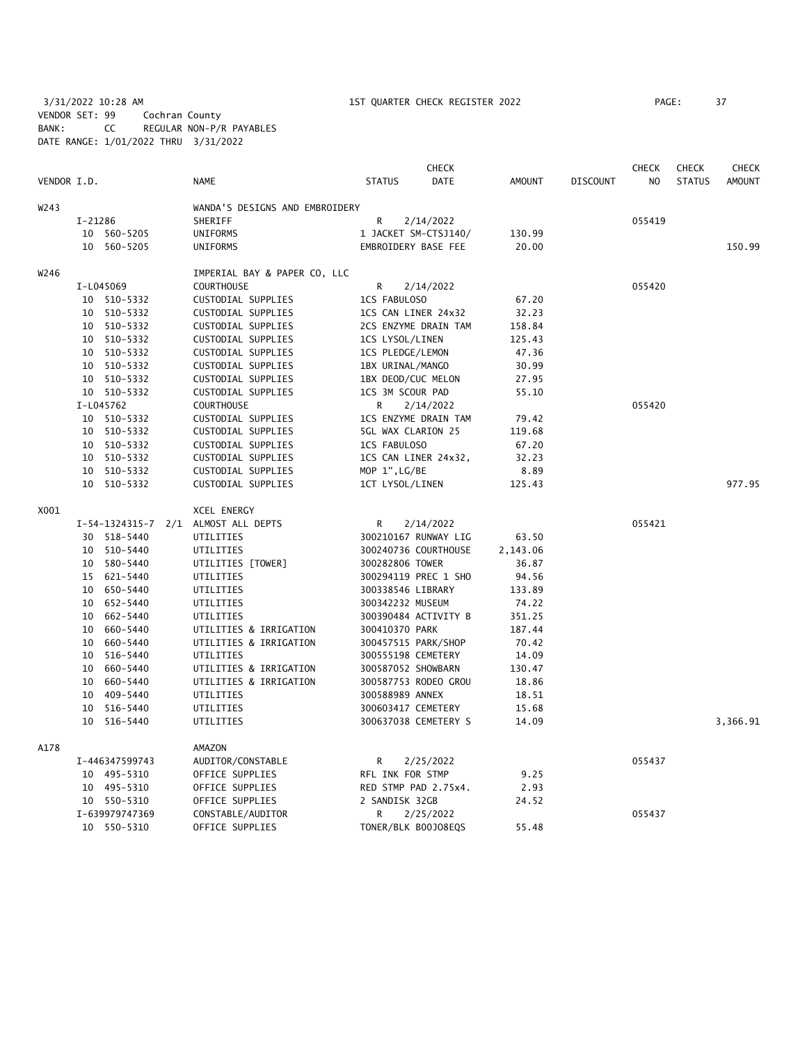3/31/2022 10:28 AM 1ST QUARTER CHECK REGISTER 2022

VENDOR SET: 99 Cochran County
BANK: CC REGULAR NON-P/R PAYABLES
DATE RANGE: 1/01/2022 THRU 3/31/2022

| VENDOR I.D. | NAME | STATUS | CHECK DATE | AMOUNT | DISCOUNT | CHECK NO | CHECK STATUS | CHECK AMOUNT |
|---|---|---|---|---|---|---|---|---|
| W243 | WANDA'S DESIGNS AND EMBROIDERY | | | | | | | |
| I-21286 | SHERIFF | R | 2/14/2022 | | | 055419 | | |
| 10 560-5205 | UNIFORMS | 1 JACKET SM-CTSJ140/ | | 130.99 | | | | |
| 10 560-5205 | UNIFORMS | EMBROIDERY BASE FEE | | 20.00 | | | | 150.99 |
| W246 | IMPERIAL BAY & PAPER CO, LLC | | | | | | | |
| I-L045069 | COURTHOUSE | R | 2/14/2022 | | | 055420 | | |
| 10 510-5332 | CUSTODIAL SUPPLIES | 1CS FABULOSO | | 67.20 | | | | |
| 10 510-5332 | CUSTODIAL SUPPLIES | 1CS CAN LINER 24x32 | | 32.23 | | | | |
| 10 510-5332 | CUSTODIAL SUPPLIES | 2CS ENZYME DRAIN TAM | | 158.84 | | | | |
| 10 510-5332 | CUSTODIAL SUPPLIES | 1CS LYSOL/LINEN | | 125.43 | | | | |
| 10 510-5332 | CUSTODIAL SUPPLIES | 1CS PLEDGE/LEMON | | 47.36 | | | | |
| 10 510-5332 | CUSTODIAL SUPPLIES | 1BX URINAL/MANGO | | 30.99 | | | | |
| 10 510-5332 | CUSTODIAL SUPPLIES | 1BX DEOD/CUC MELON | | 27.95 | | | | |
| 10 510-5332 | CUSTODIAL SUPPLIES | 1CS 3M SCOUR PAD | | 55.10 | | | | |
| I-L045762 | COURTHOUSE | R | 2/14/2022 | | | 055420 | | |
| 10 510-5332 | CUSTODIAL SUPPLIES | 1CS ENZYME DRAIN TAM | | 79.42 | | | | |
| 10 510-5332 | CUSTODIAL SUPPLIES | 5GL WAX CLARION 25 | | 119.68 | | | | |
| 10 510-5332 | CUSTODIAL SUPPLIES | 1CS FABULOSO | | 67.20 | | | | |
| 10 510-5332 | CUSTODIAL SUPPLIES | 1CS CAN LINER 24x32, | | 32.23 | | | | |
| 10 510-5332 | CUSTODIAL SUPPLIES | MOP 1",LG/BE | | 8.89 | | | | |
| 10 510-5332 | CUSTODIAL SUPPLIES | 1CT LYSOL/LINEN | | 125.43 | | | | 977.95 |
| X001 | XCEL ENERGY | | | | | | | |
| I-54-1324315-7 2/1 | ALMOST ALL DEPTS | R | 2/14/2022 | | | 055421 | | |
| 30 518-5440 | UTILITIES | 300210167 RUNWAY LIG | | 63.50 | | | | |
| 10 510-5440 | UTILITIES | 300240736 COURTHOUSE | | 2,143.06 | | | | |
| 10 580-5440 | UTILITIES [TOWER] | 300282806 TOWER | | 36.87 | | | | |
| 15 621-5440 | UTILITIES | 300294119 PREC 1 SHO | | 94.56 | | | | |
| 10 650-5440 | UTILITIES | 300338546 LIBRARY | | 133.89 | | | | |
| 10 652-5440 | UTILITIES | 300342232 MUSEUM | | 74.22 | | | | |
| 10 662-5440 | UTILITIES | 300390484 ACTIVITY B | | 351.25 | | | | |
| 10 660-5440 | UTILITIES & IRRIGATION | 300410370 PARK | | 187.44 | | | | |
| 10 660-5440 | UTILITIES & IRRIGATION | 300457515 PARK/SHOP | | 70.42 | | | | |
| 10 516-5440 | UTILITIES | 300555198 CEMETERY | | 14.09 | | | | |
| 10 660-5440 | UTILITIES & IRRIGATION | 300587052 SHOWBARN | | 130.47 | | | | |
| 10 660-5440 | UTILITIES & IRRIGATION | 300587753 RODEO GROU | | 18.86 | | | | |
| 10 409-5440 | UTILITIES | 300588989 ANNEX | | 18.51 | | | | |
| 10 516-5440 | UTILITIES | 300603417 CEMETERY | | 15.68 | | | | |
| 10 516-5440 | UTILITIES | 300637038 CEMETERY S | | 14.09 | | | | 3,366.91 |
| A178 | AMAZON | | | | | | | |
| I-446347599743 | AUDITOR/CONSTABLE | R | 2/25/2022 | | | 055437 | | |
| 10 495-5310 | OFFICE SUPPLIES | RFL INK FOR STMP | | 9.25 | | | | |
| 10 495-5310 | OFFICE SUPPLIES | RED STMP PAD 2.75x4. | | 2.93 | | | | |
| 10 550-5310 | OFFICE SUPPLIES | 2 SANDISK 32GB | | 24.52 | | | | |
| I-639979747369 | CONSTABLE/AUDITOR | R | 2/25/2022 | | | 055437 | | |
| 10 550-5310 | OFFICE SUPPLIES | TONER/BLK B00J08EQS | | 55.48 | | | | |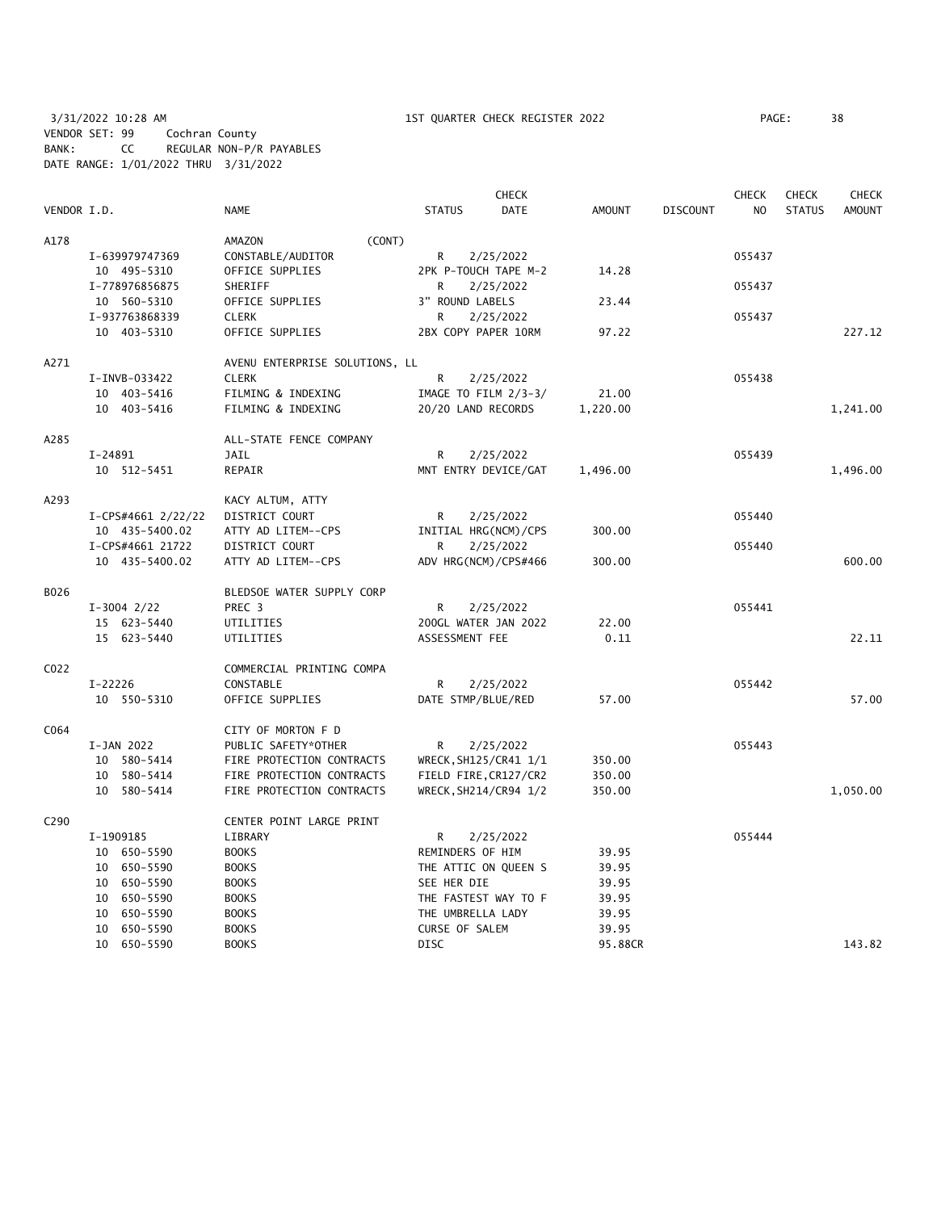3/31/2022 10:28 AM  1ST QUARTER CHECK REGISTER 2022

VENDOR SET: 99  Cochran County
BANK: CC  REGULAR NON-P/R PAYABLES
DATE RANGE: 1/01/2022 THRU 3/31/2022

| VENDOR I.D. | NAME | STATUS | CHECK DATE | AMOUNT | DISCOUNT | CHECK NO | CHECK STATUS | CHECK AMOUNT |
|---|---|---|---|---|---|---|---|---|
| A178 | AMAZON (CONT) | | | | | | | |
| I-639979747369 | CONSTABLE/AUDITOR | R | 2/25/2022 | | | 055437 | | |
| 10 495-5310 | OFFICE SUPPLIES | 2PK P-TOUCH TAPE M-2 | | 14.28 | | | | |
| I-778976856875 | SHERIFF | R | 2/25/2022 | | | 055437 | | |
| 10 560-5310 | OFFICE SUPPLIES | 3" ROUND LABELS | | 23.44 | | | | |
| I-937763868339 | CLERK | R | 2/25/2022 | | | 055437 | | |
| 10 403-5310 | OFFICE SUPPLIES | 2BX COPY PAPER 10RM | | 97.22 | | | | 227.12 |
| A271 | AVENU ENTERPRISE SOLUTIONS, LL | | | | | | | |
| I-INVB-033422 | CLERK | R | 2/25/2022 | | | 055438 | | |
| 10 403-5416 | FILMING & INDEXING | IMAGE TO FILM 2/3-3/ | | 21.00 | | | | |
| 10 403-5416 | FILMING & INDEXING | 20/20 LAND RECORDS | | 1,220.00 | | | | 1,241.00 |
| A285 | ALL-STATE FENCE COMPANY | | | | | | | |
| I-24891 | JAIL | R | 2/25/2022 | | | 055439 | | |
| 10 512-5451 | REPAIR | MNT ENTRY DEVICE/GAT | | 1,496.00 | | | | 1,496.00 |
| A293 | KACY ALTUM, ATTY | | | | | | | |
| I-CPS#4661 2/22/22 | DISTRICT COURT | R | 2/25/2022 | | | 055440 | | |
| 10 435-5400.02 | ATTY AD LITEM--CPS | INITIAL HRG(NCM)/CPS | | 300.00 | | | | |
| I-CPS#4661 21722 | DISTRICT COURT | R | 2/25/2022 | | | 055440 | | |
| 10 435-5400.02 | ATTY AD LITEM--CPS | ADV HRG(NCM)/CPS#466 | | 300.00 | | | | 600.00 |
| B026 | BLEDSOE WATER SUPPLY CORP | | | | | | | |
| I-3004 2/22 | PREC 3 | R | 2/25/2022 | | | 055441 | | |
| 15 623-5440 | UTILITIES | 200GL WATER JAN 2022 | | 22.00 | | | | |
| 15 623-5440 | UTILITIES | ASSESSMENT FEE | | 0.11 | | | | 22.11 |
| C022 | COMMERCIAL PRINTING COMPA | | | | | | | |
| I-22226 | CONSTABLE | R | 2/25/2022 | | | 055442 | | |
| 10 550-5310 | OFFICE SUPPLIES | DATE STMP/BLUE/RED | | 57.00 | | | | 57.00 |
| C064 | CITY OF MORTON F D | | | | | | | |
| I-JAN 2022 | PUBLIC SAFETY*OTHER | R | 2/25/2022 | | | 055443 | | |
| 10 580-5414 | FIRE PROTECTION CONTRACTS | WRECK,SH125/CR41 1/1 | | 350.00 | | | | |
| 10 580-5414 | FIRE PROTECTION CONTRACTS | FIELD FIRE,CR127/CR2 | | 350.00 | | | | |
| 10 580-5414 | FIRE PROTECTION CONTRACTS | WRECK,SH214/CR94 1/2 | | 350.00 | | | | 1,050.00 |
| C290 | CENTER POINT LARGE PRINT | | | | | | | |
| I-1909185 | LIBRARY | R | 2/25/2022 | | | 055444 | | |
| 10 650-5590 | BOOKS | REMINDERS OF HIM | | 39.95 | | | | |
| 10 650-5590 | BOOKS | THE ATTIC ON QUEEN S | | 39.95 | | | | |
| 10 650-5590 | BOOKS | SEE HER DIE | | 39.95 | | | | |
| 10 650-5590 | BOOKS | THE FASTEST WAY TO F | | 39.95 | | | | |
| 10 650-5590 | BOOKS | THE UMBRELLA LADY | | 39.95 | | | | |
| 10 650-5590 | BOOKS | CURSE OF SALEM | | 39.95 | | | | |
| 10 650-5590 | BOOKS | DISC | | 95.88CR | | | | 143.82 |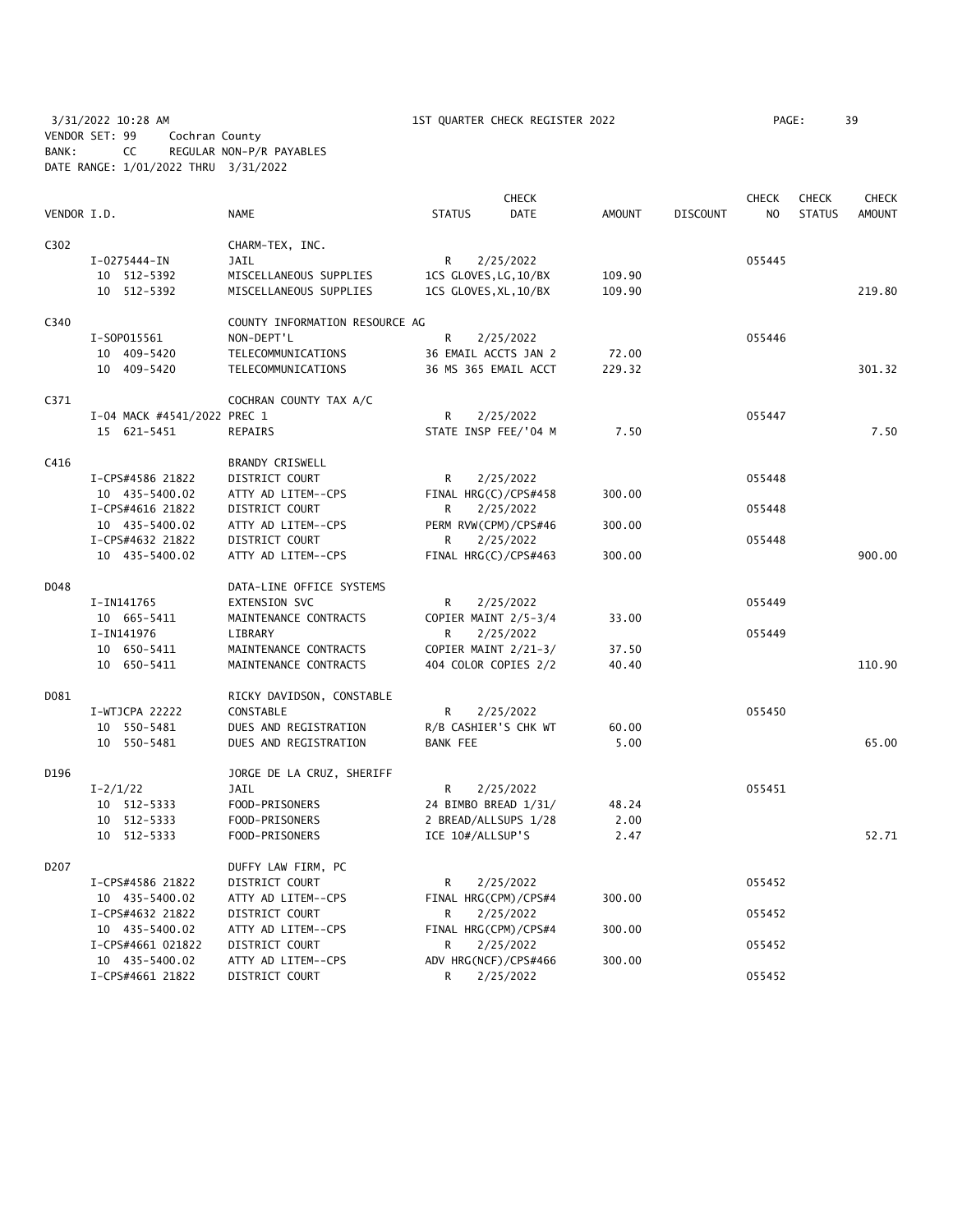3/31/2022 10:28 AM 1ST QUARTER CHECK REGISTER 2022

VENDOR SET: 99 Cochran County
BANK: CC REGULAR NON-P/R PAYABLES
DATE RANGE: 1/01/2022 THRU 3/31/2022

| VENDOR I.D. | NAME | STATUS | CHECK DATE | AMOUNT | DISCOUNT | CHECK NO | CHECK STATUS | CHECK AMOUNT |
|---|---|---|---|---|---|---|---|---|
| C302 | CHARM-TEX, INC. | | | | | | | |
| I-0275444-IN | JAIL | R | 2/25/2022 | | | 055445 | | |
| 10 512-5392 | MISCELLANEOUS SUPPLIES | 1CS GLOVES,LG,10/BX | | 109.90 | | | | |
| 10 512-5392 | MISCELLANEOUS SUPPLIES | 1CS GLOVES,XL,10/BX | | 109.90 | | | | 219.80 |
| C340 | COUNTY INFORMATION RESOURCE AG | | | | | | | |
| I-SOP015561 | NON-DEPT'L | R | 2/25/2022 | | | 055446 | | |
| 10 409-5420 | TELECOMMUNICATIONS | 36 EMAIL ACCTS JAN 2 | | 72.00 | | | | |
| 10 409-5420 | TELECOMMUNICATIONS | 36 MS 365 EMAIL ACCT | | 229.32 | | | | 301.32 |
| C371 | COCHRAN COUNTY TAX A/C | | | | | | | |
| I-04 MACK #4541/2022 PREC 1 | | R | 2/25/2022 | | | 055447 | | |
| 15 621-5451 | REPAIRS | STATE INSP FEE/'04 M | | 7.50 | | | | 7.50 |
| C416 | BRANDY CRISWELL | | | | | | | |
| I-CPS#4586 21822 | DISTRICT COURT | R | 2/25/2022 | | | 055448 | | |
| 10 435-5400.02 | ATTY AD LITEM--CPS | FINAL HRG(C)/CPS#458 | | 300.00 | | | | |
| I-CPS#4616 21822 | DISTRICT COURT | R | 2/25/2022 | | | 055448 | | |
| 10 435-5400.02 | ATTY AD LITEM--CPS | PERM RVW(CPM)/CPS#46 | | 300.00 | | | | |
| I-CPS#4632 21822 | DISTRICT COURT | R | 2/25/2022 | | | 055448 | | |
| 10 435-5400.02 | ATTY AD LITEM--CPS | FINAL HRG(C)/CPS#463 | | 300.00 | | | | 900.00 |
| D048 | DATA-LINE OFFICE SYSTEMS | | | | | | | |
| I-IN141765 | EXTENSION SVC | R | 2/25/2022 | | | 055449 | | |
| 10 665-5411 | MAINTENANCE CONTRACTS | COPIER MAINT 2/5-3/4 | | 33.00 | | | | |
| I-IN141976 | LIBRARY | R | 2/25/2022 | | | 055449 | | |
| 10 650-5411 | MAINTENANCE CONTRACTS | COPIER MAINT 2/21-3/ | | 37.50 | | | | |
| 10 650-5411 | MAINTENANCE CONTRACTS | 404 COLOR COPIES 2/2 | | 40.40 | | | | 110.90 |
| D081 | RICKY DAVIDSON, CONSTABLE | | | | | | | |
| I-WTJCPA 22222 | CONSTABLE | R | 2/25/2022 | | | 055450 | | |
| 10 550-5481 | DUES AND REGISTRATION | R/B CASHIER'S CHK WT | | 60.00 | | | | |
| 10 550-5481 | DUES AND REGISTRATION | BANK FEE | | 5.00 | | | | 65.00 |
| D196 | JORGE DE LA CRUZ, SHERIFF | | | | | | | |
| I-2/1/22 | JAIL | R | 2/25/2022 | | | 055451 | | |
| 10 512-5333 | FOOD-PRISONERS | 24 BIMBO BREAD 1/31/ | | 48.24 | | | | |
| 10 512-5333 | FOOD-PRISONERS | 2 BREAD/ALLSUPS 1/28 | | 2.00 | | | | |
| 10 512-5333 | FOOD-PRISONERS | ICE 10#/ALLSUP'S | | 2.47 | | | | 52.71 |
| D207 | DUFFY LAW FIRM, PC | | | | | | | |
| I-CPS#4586 21822 | DISTRICT COURT | R | 2/25/2022 | | | 055452 | | |
| 10 435-5400.02 | ATTY AD LITEM--CPS | FINAL HRG(CPM)/CPS#4 | | 300.00 | | | | |
| I-CPS#4632 21822 | DISTRICT COURT | R | 2/25/2022 | | | 055452 | | |
| 10 435-5400.02 | ATTY AD LITEM--CPS | FINAL HRG(CPM)/CPS#4 | | 300.00 | | | | |
| I-CPS#4661 021822 | DISTRICT COURT | R | 2/25/2022 | | | 055452 | | |
| 10 435-5400.02 | ATTY AD LITEM--CPS | ADV HRG(NCF)/CPS#466 | | 300.00 | | | | |
| I-CPS#4661 21822 | DISTRICT COURT | R | 2/25/2022 | | | 055452 | | |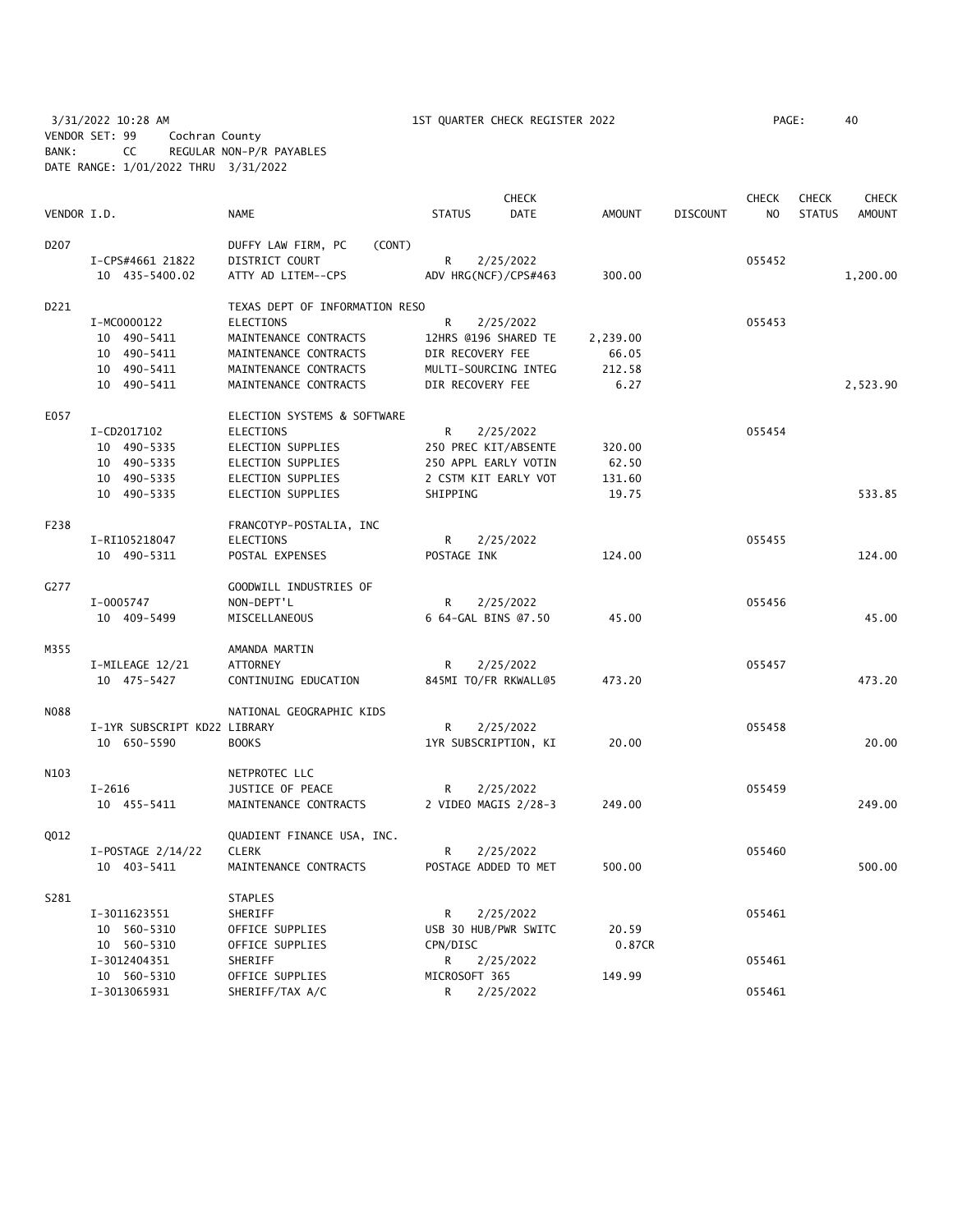3/31/2022 10:28 AM 1ST QUARTER CHECK REGISTER 2022

VENDOR SET: 99 Cochran County
BANK: CC REGULAR NON-P/R PAYABLES
DATE RANGE: 1/01/2022 THRU 3/31/2022

| VENDOR I.D. | NAME | STATUS | CHECK DATE | AMOUNT | DISCOUNT | CHECK NO | CHECK STATUS | CHECK AMOUNT |
|---|---|---|---|---|---|---|---|---|
| D207 | DUFFY LAW FIRM, PC (CONT) | | | | | | | |
| I-CPS#4661 21822 | DISTRICT COURT | R | 2/25/2022 | | | 055452 | | |
| 10 435-5400.02 | ATTY AD LITEM--CPS | ADV HRG(NCF)/CPS#463 | | 300.00 | | | | 1,200.00 |
| D221 | TEXAS DEPT OF INFORMATION RESO | | | | | | | |
| I-MC0000122 | ELECTIONS | R | 2/25/2022 | | | 055453 | | |
| 10 490-5411 | MAINTENANCE CONTRACTS | 12HRS @196 SHARED TE | | 2,239.00 | | | | |
| 10 490-5411 | MAINTENANCE CONTRACTS | DIR RECOVERY FEE | | 66.05 | | | | |
| 10 490-5411 | MAINTENANCE CONTRACTS | MULTI-SOURCING INTEG | | 212.58 | | | | |
| 10 490-5411 | MAINTENANCE CONTRACTS | DIR RECOVERY FEE | | 6.27 | | | | 2,523.90 |
| E057 | ELECTION SYSTEMS & SOFTWARE | | | | | | | |
| I-CD2017102 | ELECTIONS | R | 2/25/2022 | | | 055454 | | |
| 10 490-5335 | ELECTION SUPPLIES | 250 PREC KIT/ABSENTE | | 320.00 | | | | |
| 10 490-5335 | ELECTION SUPPLIES | 250 APPL EARLY VOTIN | | 62.50 | | | | |
| 10 490-5335 | ELECTION SUPPLIES | 2 CSTM KIT EARLY VOT | | 131.60 | | | | |
| 10 490-5335 | ELECTION SUPPLIES | SHIPPING | | 19.75 | | | | 533.85 |
| F238 | FRANCOTYP-POSTALIA, INC | | | | | | | |
| I-RI105218047 | ELECTIONS | R | 2/25/2022 | | | 055455 | | |
| 10 490-5311 | POSTAL EXPENSES | POSTAGE INK | | 124.00 | | | | 124.00 |
| G277 | GOODWILL INDUSTRIES OF | | | | | | | |
| I-0005747 | NON-DEPT'L | R | 2/25/2022 | | | 055456 | | |
| 10 409-5499 | MISCELLANEOUS | 6 64-GAL BINS @7.50 | | 45.00 | | | | 45.00 |
| M355 | AMANDA MARTIN | | | | | | | |
| I-MILEAGE 12/21 | ATTORNEY | R | 2/25/2022 | | | 055457 | | |
| 10 475-5427 | CONTINUING EDUCATION | 845MI TO/FR RKWALL@5 | | 473.20 | | | | 473.20 |
| N088 | NATIONAL GEOGRAPHIC KIDS | | | | | | | |
| I-1YR SUBSCRIPT KD22 | LIBRARY | R | 2/25/2022 | | | 055458 | | |
| 10 650-5590 | BOOKS | 1YR SUBSCRIPTION, KI | | 20.00 | | | | 20.00 |
| N103 | NETPROTEC LLC | | | | | | | |
| I-2616 | JUSTICE OF PEACE | R | 2/25/2022 | | | 055459 | | |
| 10 455-5411 | MAINTENANCE CONTRACTS | 2 VIDEO MAGIS 2/28-3 | | 249.00 | | | | 249.00 |
| Q012 | QUADIENT FINANCE USA, INC. | | | | | | | |
| I-POSTAGE 2/14/22 | CLERK | R | 2/25/2022 | | | 055460 | | |
| 10 403-5411 | MAINTENANCE CONTRACTS | POSTAGE ADDED TO MET | | 500.00 | | | | 500.00 |
| S281 | STAPLES | | | | | | | |
| I-3011623551 | SHERIFF | R | 2/25/2022 | | | 055461 | | |
| 10 560-5310 | OFFICE SUPPLIES | USB 30 HUB/PWR SWITC | | 20.59 | | | | |
| 10 560-5310 | OFFICE SUPPLIES | CPN/DISC | | 0.87CR | | | | |
| I-3012404351 | SHERIFF | R | 2/25/2022 | | | 055461 | | |
| 10 560-5310 | OFFICE SUPPLIES | MICROSOFT 365 | | 149.99 | | | | |
| I-3013065931 | SHERIFF/TAX A/C | R | 2/25/2022 | | | 055461 | | |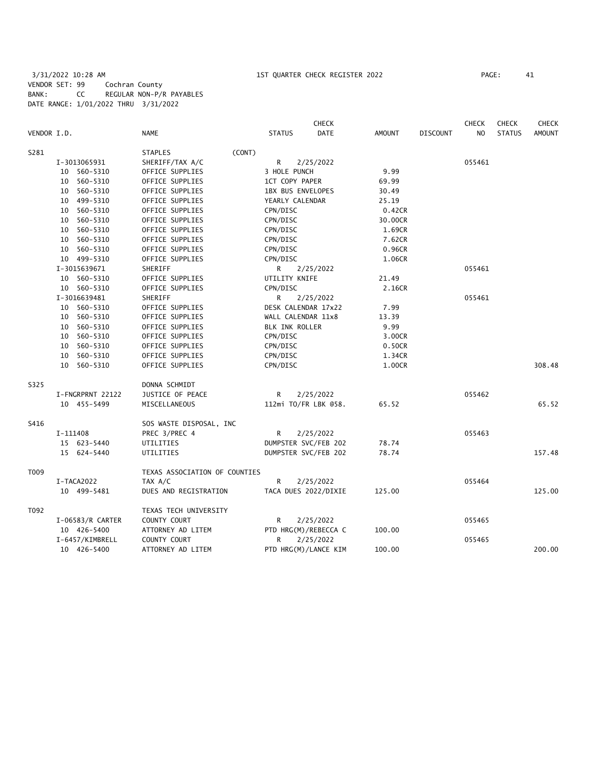3/31/2022 10:28 AM 1ST QUARTER CHECK REGISTER 2022

VENDOR SET: 99 Cochran County
BANK: CC REGULAR NON-P/R PAYABLES
DATE RANGE: 1/01/2022 THRU 3/31/2022

| VENDOR I.D. | NAME | STATUS | CHECK DATE | AMOUNT | DISCOUNT | CHECK NO | CHECK STATUS | CHECK AMOUNT |
|---|---|---|---|---|---|---|---|---|
| S281 | STAPLES (CONT) | | | | | | | |
| I-3013065931 | SHERIFF/TAX A/C | R | 2/25/2022 | | | 055461 | | |
| 10 560-5310 | OFFICE SUPPLIES | 3 HOLE PUNCH | | 9.99 | | | | |
| 10 560-5310 | OFFICE SUPPLIES | 1CT COPY PAPER | | 69.99 | | | | |
| 10 560-5310 | OFFICE SUPPLIES | 1BX BUS ENVELOPES | | 30.49 | | | | |
| 10 499-5310 | OFFICE SUPPLIES | YEARLY CALENDAR | | 25.19 | | | | |
| 10 560-5310 | OFFICE SUPPLIES | CPN/DISC | | 0.42CR | | | | |
| 10 560-5310 | OFFICE SUPPLIES | CPN/DISC | | 30.00CR | | | | |
| 10 560-5310 | OFFICE SUPPLIES | CPN/DISC | | 1.69CR | | | | |
| 10 560-5310 | OFFICE SUPPLIES | CPN/DISC | | 7.62CR | | | | |
| 10 560-5310 | OFFICE SUPPLIES | CPN/DISC | | 0.96CR | | | | |
| 10 499-5310 | OFFICE SUPPLIES | CPN/DISC | | 1.06CR | | | | |
| I-3015639671 | SHERIFF | R | 2/25/2022 | | | 055461 | | |
| 10 560-5310 | OFFICE SUPPLIES | UTILITY KNIFE | | 21.49 | | | | |
| 10 560-5310 | OFFICE SUPPLIES | CPN/DISC | | 2.16CR | | | | |
| I-3016639481 | SHERIFF | R | 2/25/2022 | | | 055461 | | |
| 10 560-5310 | OFFICE SUPPLIES | DESK CALENDAR 17x22 | | 7.99 | | | | |
| 10 560-5310 | OFFICE SUPPLIES | WALL CALENDAR 11x8 | | 13.39 | | | | |
| 10 560-5310 | OFFICE SUPPLIES | BLK INK ROLLER | | 9.99 | | | | |
| 10 560-5310 | OFFICE SUPPLIES | CPN/DISC | | 3.00CR | | | | |
| 10 560-5310 | OFFICE SUPPLIES | CPN/DISC | | 0.50CR | | | | |
| 10 560-5310 | OFFICE SUPPLIES | CPN/DISC | | 1.34CR | | | | |
| 10 560-5310 | OFFICE SUPPLIES | CPN/DISC | | 1.00CR | | | | 308.48 |
| S325 | DONNA SCHMIDT | | | | | | | |
| I-FNGRPRNT 22122 | JUSTICE OF PEACE | R | 2/25/2022 | | | 055462 | | |
| 10 455-5499 | MISCELLANEOUS | 112mi TO/FR LBK @58. | | 65.52 | | | | 65.52 |
| S416 | SOS WASTE DISPOSAL, INC | | | | | | | |
| I-111408 | PREC 3/PREC 4 | R | 2/25/2022 | | | 055463 | | |
| 15 623-5440 | UTILITIES | DUMPSTER SVC/FEB 202 | | 78.74 | | | | |
| 15 624-5440 | UTILITIES | DUMPSTER SVC/FEB 202 | | 78.74 | | | | 157.48 |
| T009 | TEXAS ASSOCIATION OF COUNTIES | | | | | | | |
| I-TACA2022 | TAX A/C | R | 2/25/2022 | | | 055464 | | |
| 10 499-5481 | DUES AND REGISTRATION | TACA DUES 2022/DIXIE | | 125.00 | | | | 125.00 |
| T092 | TEXAS TECH UNIVERSITY | | | | | | | |
| I-06583/R CARTER | COUNTY COURT | R | 2/25/2022 | | | 055465 | | |
| 10 426-5400 | ATTORNEY AD LITEM | PTD HRG(M)/REBECCA C | | 100.00 | | | | |
| I-6457/KIMBRELL | COUNTY COURT | R | 2/25/2022 | | | 055465 | | |
| 10 426-5400 | ATTORNEY AD LITEM | PTD HRG(M)/LANCE KIM | | 100.00 | | | | 200.00 |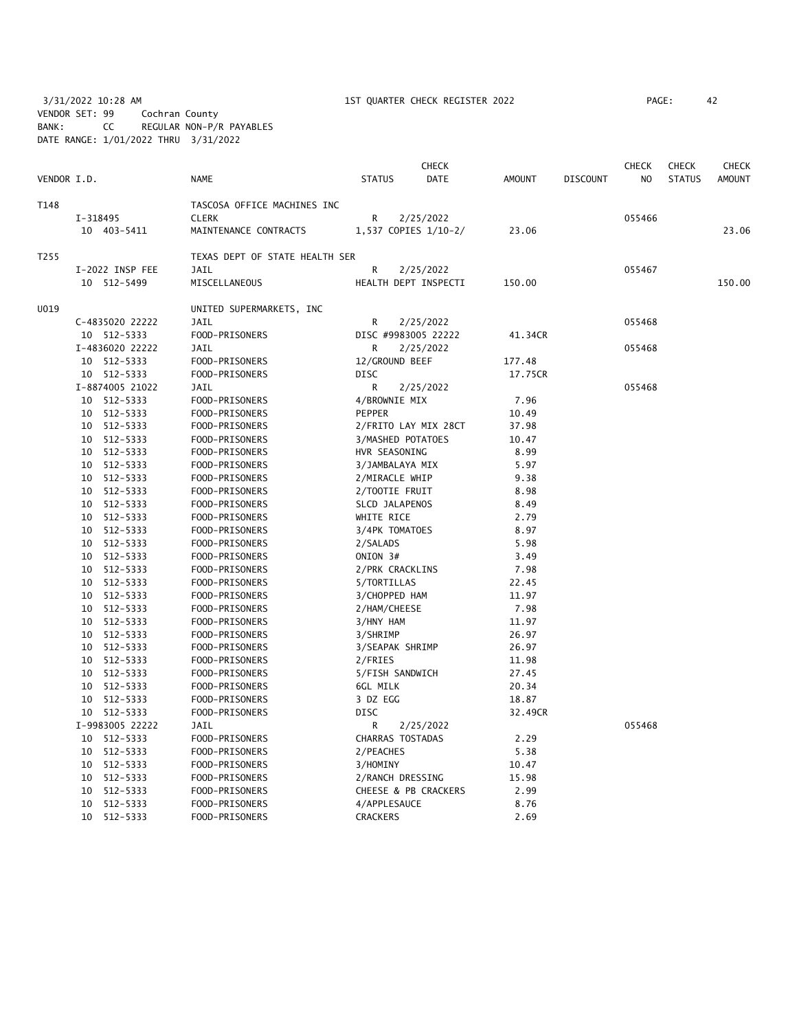3/31/2022 10:28 AM　　　　　　　　　　1ST QUARTER CHECK REGISTER 2022

VENDOR SET: 99　　Cochran County
BANK:　　CC　　REGULAR NON-P/R PAYABLES
DATE RANGE: 1/01/2022 THRU 3/31/2022

| VENDOR I.D. | NAME | STATUS | CHECK DATE | AMOUNT | DISCOUNT | CHECK NO | CHECK STATUS | CHECK AMOUNT |
|---|---|---|---|---|---|---|---|---|
| T148 | TASCOSA OFFICE MACHINES INC | | | | | | | |
| I-318495 | CLERK | R | 2/25/2022 | | | 055466 | | |
| 10 403-5411 | MAINTENANCE CONTRACTS | 1,537 COPIES 1/10-2/ | | 23.06 | | | | 23.06 |
| T255 | TEXAS DEPT OF STATE HEALTH SER | | | | | | | |
| I-2022 INSP FEE | JAIL | R | 2/25/2022 | | | 055467 | | |
| 10 512-5499 | MISCELLANEOUS | HEALTH DEPT INSPECTI | | 150.00 | | | | 150.00 |
| U019 | UNITED SUPERMARKETS, INC | | | | | | | |
| C-4835020 22222 | JAIL | R | 2/25/2022 | | | 055468 | | |
| 10 512-5333 | FOOD-PRISONERS | DISC #9983005 22222 | | 41.34CR | | | | |
| I-4836020 22222 | JAIL | R | 2/25/2022 | | | 055468 | | |
| 10 512-5333 | FOOD-PRISONERS | 12/GROUND BEEF | | 177.48 | | | | |
| 10 512-5333 | FOOD-PRISONERS | DISC | | 17.75CR | | | | |
| I-8874005 21022 | JAIL | R | 2/25/2022 | | | 055468 | | |
| 10 512-5333 | FOOD-PRISONERS | 4/BROWNIE MIX | | 7.96 | | | | |
| 10 512-5333 | FOOD-PRISONERS | PEPPER | | 10.49 | | | | |
| 10 512-5333 | FOOD-PRISONERS | 2/FRITO LAY MIX 28CT | | 37.98 | | | | |
| 10 512-5333 | FOOD-PRISONERS | 3/MASHED POTATOES | | 10.47 | | | | |
| 10 512-5333 | FOOD-PRISONERS | HVR SEASONING | | 8.99 | | | | |
| 10 512-5333 | FOOD-PRISONERS | 3/JAMBALAYA MIX | | 5.97 | | | | |
| 10 512-5333 | FOOD-PRISONERS | 2/MIRACLE WHIP | | 9.38 | | | | |
| 10 512-5333 | FOOD-PRISONERS | 2/TOOTIE FRUIT | | 8.98 | | | | |
| 10 512-5333 | FOOD-PRISONERS | SLCD JALAPENOS | | 8.49 | | | | |
| 10 512-5333 | FOOD-PRISONERS | WHITE RICE | | 2.79 | | | | |
| 10 512-5333 | FOOD-PRISONERS | 3/4PK TOMATOES | | 8.97 | | | | |
| 10 512-5333 | FOOD-PRISONERS | 2/SALADS | | 5.98 | | | | |
| 10 512-5333 | FOOD-PRISONERS | ONION 3# | | 3.49 | | | | |
| 10 512-5333 | FOOD-PRISONERS | 2/PRK CRACKLINS | | 7.98 | | | | |
| 10 512-5333 | FOOD-PRISONERS | 5/TORTILLAS | | 22.45 | | | | |
| 10 512-5333 | FOOD-PRISONERS | 3/CHOPPED HAM | | 11.97 | | | | |
| 10 512-5333 | FOOD-PRISONERS | 2/HAM/CHEESE | | 7.98 | | | | |
| 10 512-5333 | FOOD-PRISONERS | 3/HNY HAM | | 11.97 | | | | |
| 10 512-5333 | FOOD-PRISONERS | 3/SHRIMP | | 26.97 | | | | |
| 10 512-5333 | FOOD-PRISONERS | 3/SEAPAK SHRIMP | | 26.97 | | | | |
| 10 512-5333 | FOOD-PRISONERS | 2/FRIES | | 11.98 | | | | |
| 10 512-5333 | FOOD-PRISONERS | 5/FISH SANDWICH | | 27.45 | | | | |
| 10 512-5333 | FOOD-PRISONERS | 6GL MILK | | 20.34 | | | | |
| 10 512-5333 | FOOD-PRISONERS | 3 DZ EGG | | 18.87 | | | | |
| 10 512-5333 | FOOD-PRISONERS | DISC | | 32.49CR | | | | |
| I-9983005 22222 | JAIL | R | 2/25/2022 | | | 055468 | | |
| 10 512-5333 | FOOD-PRISONERS | CHARRAS TOSTADAS | | 2.29 | | | | |
| 10 512-5333 | FOOD-PRISONERS | 2/PEACHES | | 5.38 | | | | |
| 10 512-5333 | FOOD-PRISONERS | 3/HOMINY | | 10.47 | | | | |
| 10 512-5333 | FOOD-PRISONERS | 2/RANCH DRESSING | | 15.98 | | | | |
| 10 512-5333 | FOOD-PRISONERS | CHEESE & PB CRACKERS | | 2.99 | | | | |
| 10 512-5333 | FOOD-PRISONERS | 4/APPLESAUCE | | 8.76 | | | | |
| 10 512-5333 | FOOD-PRISONERS | CRACKERS | | 2.69 | | | | |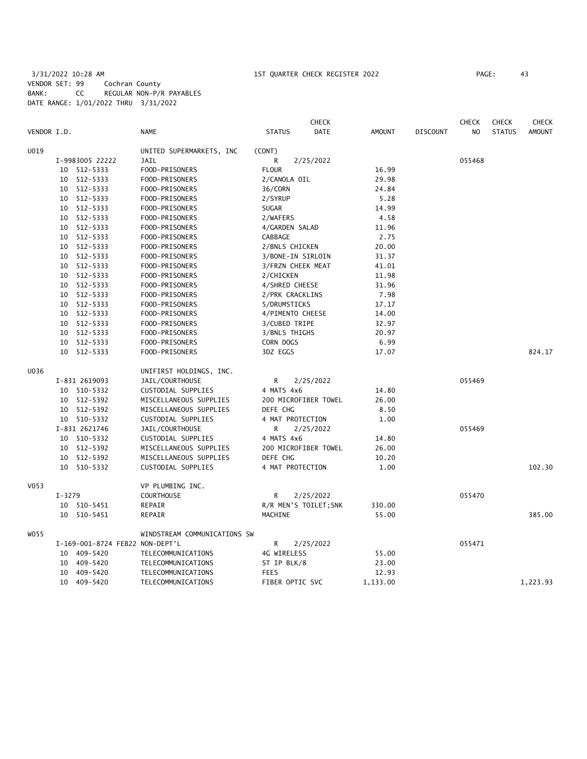3/31/2022 10:28 AM 1ST QUARTER CHECK REGISTER 2022

VENDOR SET: 99 Cochran County
BANK: CC REGULAR NON-P/R PAYABLES
DATE RANGE: 1/01/2022 THRU 3/31/2022

| VENDOR I.D. | | NAME | STATUS | CHECK DATE | AMOUNT | DISCOUNT | CHECK NO | CHECK STATUS | CHECK AMOUNT |
|---|---|---|---|---|---|---|---|---|---|
| U019 | | UNITED SUPERMARKETS, INC | (CONT) | | | | | | |
| | I-9983005 22222 | JAIL | R | 2/25/2022 | | | 055468 | | |
| | 10 512-5333 | FOOD-PRISONERS | FLOUR | | 16.99 | | | | |
| | 10 512-5333 | FOOD-PRISONERS | 2/CANOLA OIL | | 29.98 | | | | |
| | 10 512-5333 | FOOD-PRISONERS | 36/CORN | | 24.84 | | | | |
| | 10 512-5333 | FOOD-PRISONERS | 2/SYRUP | | 5.28 | | | | |
| | 10 512-5333 | FOOD-PRISONERS | SUGAR | | 14.99 | | | | |
| | 10 512-5333 | FOOD-PRISONERS | 2/WAFERS | | 4.58 | | | | |
| | 10 512-5333 | FOOD-PRISONERS | 4/GARDEN SALAD | | 11.96 | | | | |
| | 10 512-5333 | FOOD-PRISONERS | CABBAGE | | 2.75 | | | | |
| | 10 512-5333 | FOOD-PRISONERS | 2/BNLS CHICKEN | | 20.00 | | | | |
| | 10 512-5333 | FOOD-PRISONERS | 3/BONE-IN SIRLOIN | | 31.37 | | | | |
| | 10 512-5333 | FOOD-PRISONERS | 3/FRZN CHEEK MEAT | | 41.01 | | | | |
| | 10 512-5333 | FOOD-PRISONERS | 2/CHICKEN | | 11.98 | | | | |
| | 10 512-5333 | FOOD-PRISONERS | 4/SHRED CHEESE | | 31.96 | | | | |
| | 10 512-5333 | FOOD-PRISONERS | 2/PRK CRACKLINS | | 7.98 | | | | |
| | 10 512-5333 | FOOD-PRISONERS | 5/DRUMSTICKS | | 17.17 | | | | |
| | 10 512-5333 | FOOD-PRISONERS | 4/PIMENTO CHEESE | | 14.00 | | | | |
| | 10 512-5333 | FOOD-PRISONERS | 3/CUBED TRIPE | | 32.97 | | | | |
| | 10 512-5333 | FOOD-PRISONERS | 3/BNLS THIGHS | | 20.97 | | | | |
| | 10 512-5333 | FOOD-PRISONERS | CORN DOGS | | 6.99 | | | | |
| | 10 512-5333 | FOOD-PRISONERS | 3DZ EGGS | | 17.07 | | | | 824.17 |
| U036 | | UNIFIRST HOLDINGS, INC. | | | | | | | |
| | I-831 2619093 | JAIL/COURTHOUSE | R | 2/25/2022 | | | 055469 | | |
| | 10 510-5332 | CUSTODIAL SUPPLIES | 4 MATS 4x6 | | 14.80 | | | | |
| | 10 512-5392 | MISCELLANEOUS SUPPLIES | 200 MICROFIBER TOWEL | | 26.00 | | | | |
| | 10 512-5392 | MISCELLANEOUS SUPPLIES | DEFE CHG | | 8.50 | | | | |
| | 10 510-5332 | CUSTODIAL SUPPLIES | 4 MAT PROTECTION | | 1.00 | | | | |
| | I-831 2621746 | JAIL/COURTHOUSE | R | 2/25/2022 | | | 055469 | | |
| | 10 510-5332 | CUSTODIAL SUPPLIES | 4 MATS 4x6 | | 14.80 | | | | |
| | 10 512-5392 | MISCELLANEOUS SUPPLIES | 200 MICROFIBER TOWEL | | 26.00 | | | | |
| | 10 512-5392 | MISCELLANEOUS SUPPLIES | DEFE CHG | | 10.20 | | | | |
| | 10 510-5332 | CUSTODIAL SUPPLIES | 4 MAT PROTECTION | | 1.00 | | | | 102.30 |
| V053 | | VP PLUMBING INC. | | | | | | | |
| | I-3279 | COURTHOUSE | R | 2/25/2022 | | | 055470 | | |
| | 10 510-5451 | REPAIR | R/R MEN'S TOILET;SNK | | 330.00 | | | | |
| | 10 510-5451 | REPAIR | MACHINE | | 55.00 | | | | 385.00 |
| W055 | | WINDSTREAM COMMUNICATIONS SW | | | | | | | |
| | I-169-001-8724 FEB22 | NON-DEPT'L | R | 2/25/2022 | | | 055471 | | |
| | 10 409-5420 | TELECOMMUNICATIONS | 4G WIRELESS | | 55.00 | | | | |
| | 10 409-5420 | TELECOMMUNICATIONS | ST IP BLK/8 | | 23.00 | | | | |
| | 10 409-5420 | TELECOMMUNICATIONS | FEES | | 12.93 | | | | |
| | 10 409-5420 | TELECOMMUNICATIONS | FIBER OPTIC SVC | | 1,133.00 | | | | 1,223.93 |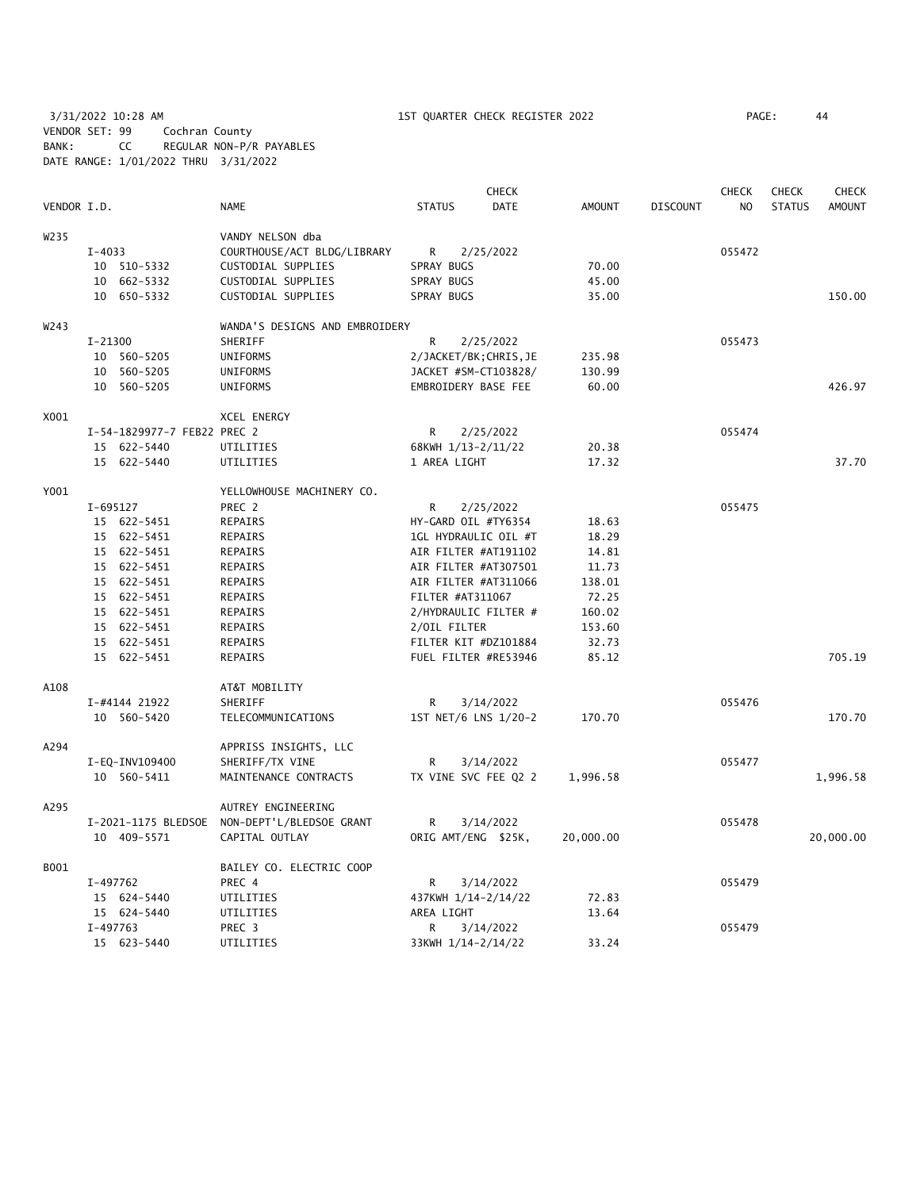3/31/2022 10:28 AM — 1ST QUARTER CHECK REGISTER 2022

VENDOR SET: 99 Cochran County
BANK: CC REGULAR NON-P/R PAYABLES
DATE RANGE: 1/01/2022 THRU 3/31/2022

| VENDOR I.D. | NAME | STATUS | CHECK DATE | AMOUNT | DISCOUNT | CHECK NO | CHECK STATUS | CHECK AMOUNT |
|---|---|---|---|---|---|---|---|---|
| W235 | VANDY NELSON dba | | | | | | | |
| I-4033 | COURTHOUSE/ACT BLDG/LIBRARY | R | 2/25/2022 | | | 055472 | | |
| 10 510-5332 | CUSTODIAL SUPPLIES | SPRAY BUGS | | 70.00 | | | | |
| 10 662-5332 | CUSTODIAL SUPPLIES | SPRAY BUGS | | 45.00 | | | | |
| 10 650-5332 | CUSTODIAL SUPPLIES | SPRAY BUGS | | 35.00 | | | | 150.00 |
| W243 | WANDA'S DESIGNS AND EMBROIDERY | | | | | | | |
| I-21300 | SHERIFF | R | 2/25/2022 | | | 055473 | | |
| 10 560-5205 | UNIFORMS | 2/JACKET/BK;CHRIS,JE | | 235.98 | | | | |
| 10 560-5205 | UNIFORMS | JACKET #SM-CT103828/ | | 130.99 | | | | |
| 10 560-5205 | UNIFORMS | EMBROIDERY BASE FEE | | 60.00 | | | | 426.97 |
| X001 | XCEL ENERGY | | | | | | | |
| I-54-1829977-7 FEB22 PREC 2 | | R | 2/25/2022 | | | 055474 | | |
| 15 622-5440 | UTILITIES | 68KWH 1/13-2/11/22 | | 20.38 | | | | |
| 15 622-5440 | UTILITIES | 1 AREA LIGHT | | 17.32 | | | | 37.70 |
| Y001 | YELLOWHOUSE MACHINERY CO. | | | | | | | |
| I-695127 | PREC 2 | R | 2/25/2022 | | | 055475 | | |
| 15 622-5451 | REPAIRS | HY-GARD OIL #TY6354 | | 18.63 | | | | |
| 15 622-5451 | REPAIRS | 1GL HYDRAULIC OIL #T | | 18.29 | | | | |
| 15 622-5451 | REPAIRS | AIR FILTER #AT191102 | | 14.81 | | | | |
| 15 622-5451 | REPAIRS | AIR FILTER #AT307501 | | 11.73 | | | | |
| 15 622-5451 | REPAIRS | AIR FILTER #AT311066 | | 138.01 | | | | |
| 15 622-5451 | REPAIRS | FILTER #AT311067 | | 72.25 | | | | |
| 15 622-5451 | REPAIRS | 2/HYDRAULIC FILTER # | | 160.02 | | | | |
| 15 622-5451 | REPAIRS | 2/OIL FILTER | | 153.60 | | | | |
| 15 622-5451 | REPAIRS | FILTER KIT #DZ101884 | | 32.73 | | | | |
| 15 622-5451 | REPAIRS | FUEL FILTER #RE53946 | | 85.12 | | | | 705.19 |
| A108 | AT&T MOBILITY | | | | | | | |
| I-#4144 21922 | SHERIFF | R | 3/14/2022 | | | 055476 | | |
| 10 560-5420 | TELECOMMUNICATIONS | 1ST NET/6 LNS 1/20-2 | | 170.70 | | | | 170.70 |
| A294 | APPRISS INSIGHTS, LLC | | | | | | | |
| I-EQ-INV109400 | SHERIFF/TX VINE | R | 3/14/2022 | | | 055477 | | |
| 10 560-5411 | MAINTENANCE CONTRACTS | TX VINE SVC FEE Q2 2 | | 1,996.58 | | | | 1,996.58 |
| A295 | AUTREY ENGINEERING | | | | | | | |
| I-2021-1175 BLEDSOE | NON-DEPT'L/BLEDSOE GRANT | R | 3/14/2022 | | | 055478 | | |
| 10 409-5571 | CAPITAL OUTLAY | ORIG AMT/ENG $25K, | | 20,000.00 | | | | 20,000.00 |
| B001 | BAILEY CO. ELECTRIC COOP | | | | | | | |
| I-497762 | PREC 4 | R | 3/14/2022 | | | 055479 | | |
| 15 624-5440 | UTILITIES | 437KWH 1/14-2/14/22 | | 72.83 | | | | |
| 15 624-5440 | UTILITIES | AREA LIGHT | | 13.64 | | | | |
| I-497763 | PREC 3 | R | 3/14/2022 | | | 055479 | | |
| 15 623-5440 | UTILITIES | 33KWH 1/14-2/14/22 | | 33.24 | | | | |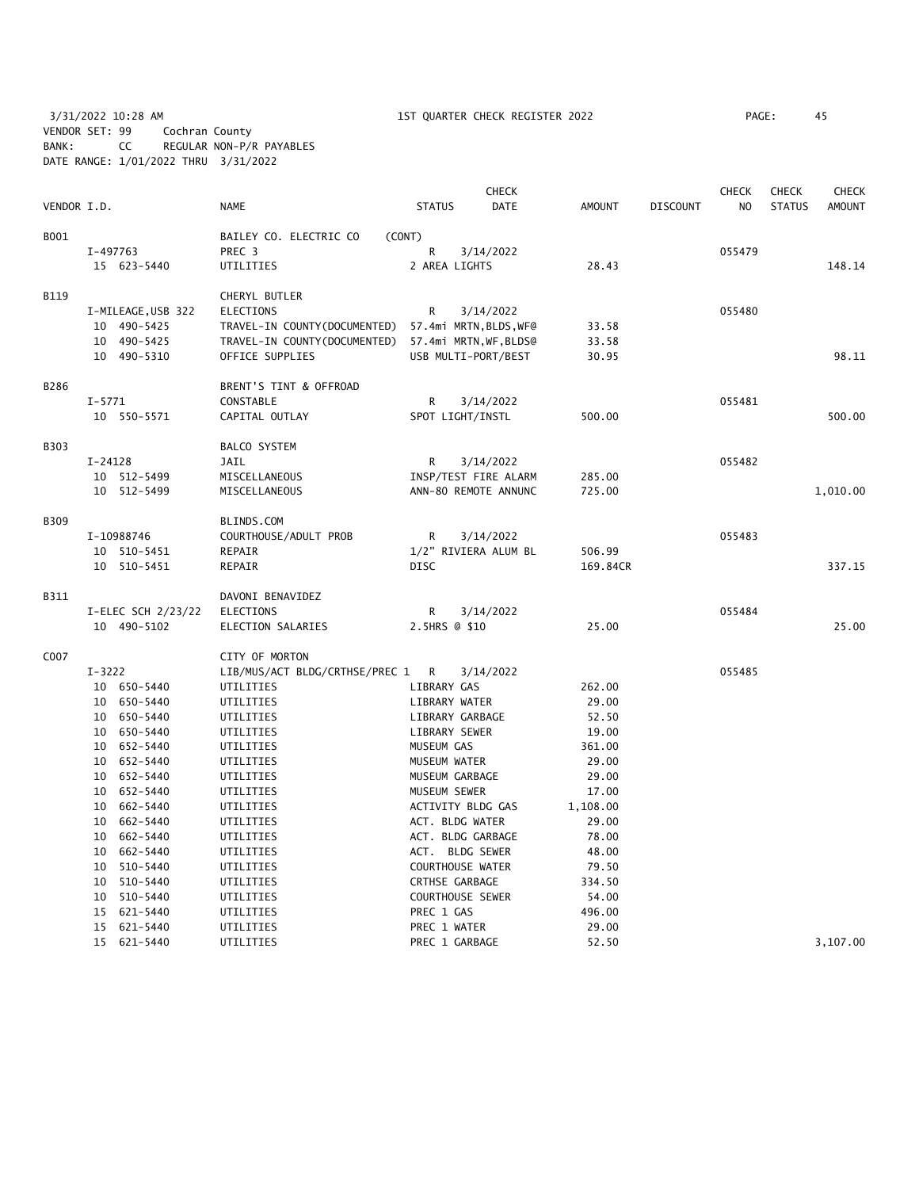3/31/2022 10:28 AM 1ST QUARTER CHECK REGISTER 2022

VENDOR SET: 99 Cochran County
BANK: CC REGULAR NON-P/R PAYABLES
DATE RANGE: 1/01/2022 THRU 3/31/2022

| VENDOR I.D. | NAME | STATUS | CHECK DATE | AMOUNT | DISCOUNT | CHECK NO | CHECK STATUS | CHECK AMOUNT |
|---|---|---|---|---|---|---|---|---|
| B001 | BAILEY CO. ELECTRIC CO (CONT) | | | | | | | |
| I-497763 | PREC 3 | R | 3/14/2022 | | | 055479 | | |
| 15 623-5440 | UTILITIES | 2 AREA LIGHTS | | 28.43 | | | | 148.14 |
| B119 | CHERYL BUTLER | | | | | | | |
| I-MILEAGE,USB 322 | ELECTIONS | R | 3/14/2022 | | | 055480 | | |
| 10 490-5425 | TRAVEL-IN COUNTY(DOCUMENTED) | 57.4mi MRTN,BLDS,WF@ | | 33.58 | | | | |
| 10 490-5425 | TRAVEL-IN COUNTY(DOCUMENTED) | 57.4mi MRTN,WF,BLDS@ | | 33.58 | | | | |
| 10 490-5310 | OFFICE SUPPLIES | USB MULTI-PORT/BEST | | 30.95 | | | | 98.11 |
| B286 | BRENT'S TINT & OFFROAD | | | | | | | |
| I-5771 | CONSTABLE | R | 3/14/2022 | | | 055481 | | |
| 10 550-5571 | CAPITAL OUTLAY | SPOT LIGHT/INSTL | | 500.00 | | | | 500.00 |
| B303 | BALCO SYSTEM | | | | | | | |
| I-24128 | JAIL | R | 3/14/2022 | | | 055482 | | |
| 10 512-5499 | MISCELLANEOUS | INSP/TEST FIRE ALARM | | 285.00 | | | | |
| 10 512-5499 | MISCELLANEOUS | ANN-80 REMOTE ANNUNC | | 725.00 | | | | 1,010.00 |
| B309 | BLINDS.COM | | | | | | | |
| I-10988746 | COURTHOUSE/ADULT PROB | R | 3/14/2022 | | | 055483 | | |
| 10 510-5451 | REPAIR | 1/2" RIVIERA ALUM BL | | 506.99 | | | | |
| 10 510-5451 | REPAIR | DISC | | 169.84CR | | | | 337.15 |
| B311 | DAVONI BENAVIDEZ | | | | | | | |
| I-ELEC SCH 2/23/22 | ELECTIONS | R | 3/14/2022 | | | 055484 | | |
| 10 490-5102 | ELECTION SALARIES | 2.5HRS @ $10 | | 25.00 | | | | 25.00 |
| C007 | CITY OF MORTON | | | | | | | |
| I-3222 | LIB/MUS/ACT BLDG/CRTHSE/PREC 1 | R | 3/14/2022 | | | 055485 | | |
| 10 650-5440 | UTILITIES | LIBRARY GAS | | 262.00 | | | | |
| 10 650-5440 | UTILITIES | LIBRARY WATER | | 29.00 | | | | |
| 10 650-5440 | UTILITIES | LIBRARY GARBAGE | | 52.50 | | | | |
| 10 650-5440 | UTILITIES | LIBRARY SEWER | | 19.00 | | | | |
| 10 652-5440 | UTILITIES | MUSEUM GAS | | 361.00 | | | | |
| 10 652-5440 | UTILITIES | MUSEUM WATER | | 29.00 | | | | |
| 10 652-5440 | UTILITIES | MUSEUM GARBAGE | | 29.00 | | | | |
| 10 652-5440 | UTILITIES | MUSEUM SEWER | | 17.00 | | | | |
| 10 662-5440 | UTILITIES | ACTIVITY BLDG GAS | | 1,108.00 | | | | |
| 10 662-5440 | UTILITIES | ACT. BLDG WATER | | 29.00 | | | | |
| 10 662-5440 | UTILITIES | ACT. BLDG GARBAGE | | 78.00 | | | | |
| 10 662-5440 | UTILITIES | ACT. BLDG SEWER | | 48.00 | | | | |
| 10 510-5440 | UTILITIES | COURTHOUSE WATER | | 79.50 | | | | |
| 10 510-5440 | UTILITIES | CRTHSE GARBAGE | | 334.50 | | | | |
| 10 510-5440 | UTILITIES | COURTHOUSE SEWER | | 54.00 | | | | |
| 15 621-5440 | UTILITIES | PREC 1 GAS | | 496.00 | | | | |
| 15 621-5440 | UTILITIES | PREC 1 WATER | | 29.00 | | | | |
| 15 621-5440 | UTILITIES | PREC 1 GARBAGE | | 52.50 | | | | 3,107.00 |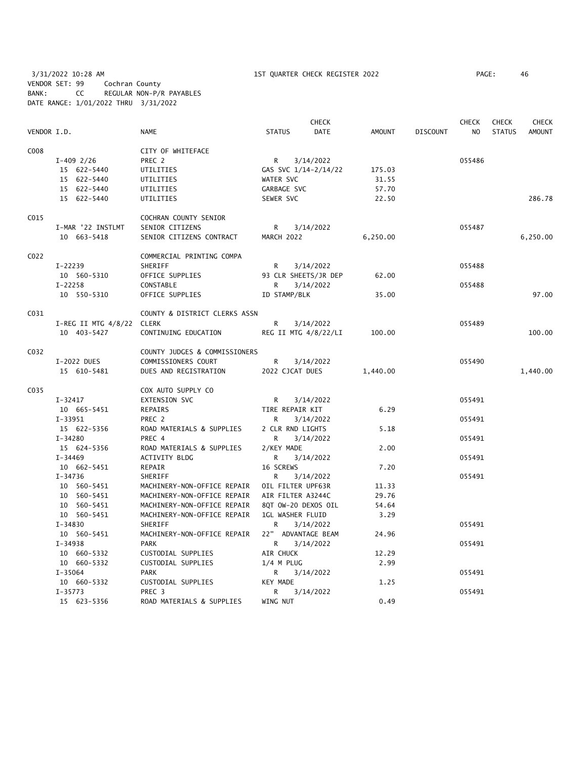3/31/2022 10:28 AM 1ST QUARTER CHECK REGISTER 2022

VENDOR SET: 99 Cochran County
BANK: CC REGULAR NON-P/R PAYABLES
DATE RANGE: 1/01/2022 THRU 3/31/2022

| VENDOR I.D. | NAME | STATUS | CHECK DATE | AMOUNT | DISCOUNT | CHECK NO | CHECK STATUS | CHECK AMOUNT |
|---|---|---|---|---|---|---|---|---|
| C008 | CITY OF WHITEFACE | | | | | | | |
| I-409 2/26 | PREC 2 | R | 3/14/2022 | | | 055486 | | |
| 15 622-5440 | UTILITIES | GAS SVC 1/14-2/14/22 | | 175.03 | | | | |
| 15 622-5440 | UTILITIES | WATER SVC | | 31.55 | | | | |
| 15 622-5440 | UTILITIES | GARBAGE SVC | | 57.70 | | | | |
| 15 622-5440 | UTILITIES | SEWER SVC | | 22.50 | | | | 286.78 |
| C015 | COCHRAN COUNTY SENIOR | | | | | | | |
| I-MAR '22 INSTLMT | SENIOR CITIZENS | R | 3/14/2022 | | | 055487 | | |
| 10 663-5418 | SENIOR CITIZENS CONTRACT | MARCH 2022 | | 6,250.00 | | | | 6,250.00 |
| C022 | COMMERCIAL PRINTING COMPA | | | | | | | |
| I-22239 | SHERIFF | R | 3/14/2022 | | | 055488 | | |
| 10 560-5310 | OFFICE SUPPLIES | 93 CLR SHEETS/JR DEP | | 62.00 | | | | |
| I-22258 | CONSTABLE | R | 3/14/2022 | | | 055488 | | |
| 10 550-5310 | OFFICE SUPPLIES | ID STAMP/BLK | | 35.00 | | | | 97.00 |
| C031 | COUNTY & DISTRICT CLERKS ASSN | | | | | | | |
| I-REG II MTG 4/8/22 | CLERK | R | 3/14/2022 | | | 055489 | | |
| 10 403-5427 | CONTINUING EDUCATION | REG II MTG 4/8/22/LI | | 100.00 | | | | 100.00 |
| C032 | COUNTY JUDGES & COMMISSIONERS | | | | | | | |
| I-2022 DUES | COMMISSIONERS COURT | R | 3/14/2022 | | | 055490 | | |
| 15 610-5481 | DUES AND REGISTRATION | 2022 CJCAT DUES | | 1,440.00 | | | | 1,440.00 |
| C035 | COX AUTO SUPPLY CO | | | | | | | |
| I-32417 | EXTENSION SVC | R | 3/14/2022 | | | 055491 | | |
| 10 665-5451 | REPAIRS | TIRE REPAIR KIT | | 6.29 | | | | |
| I-33951 | PREC 2 | R | 3/14/2022 | | | 055491 | | |
| 15 622-5356 | ROAD MATERIALS & SUPPLIES | 2 CLR RND LIGHTS | | 5.18 | | | | |
| I-34280 | PREC 4 | R | 3/14/2022 | | | 055491 | | |
| 15 624-5356 | ROAD MATERIALS & SUPPLIES | 2/KEY MADE | | 2.00 | | | | |
| I-34469 | ACTIVITY BLDG | R | 3/14/2022 | | | 055491 | | |
| 10 662-5451 | REPAIR | 16 SCREWS | | 7.20 | | | | |
| I-34736 | SHERIFF | R | 3/14/2022 | | | 055491 | | |
| 10 560-5451 | MACHINERY-NON-OFFICE REPAIR | OIL FILTER UPF63R | | 11.33 | | | | |
| 10 560-5451 | MACHINERY-NON-OFFICE REPAIR | AIR FILTER A3244C | | 29.76 | | | | |
| 10 560-5451 | MACHINERY-NON-OFFICE REPAIR | 8QT OW-20 DEXOS OIL | | 54.64 | | | | |
| 10 560-5451 | MACHINERY-NON-OFFICE REPAIR | 1GL WASHER FLUID | | 3.29 | | | | |
| I-34830 | SHERIFF | R | 3/14/2022 | | | 055491 | | |
| 10 560-5451 | MACHINERY-NON-OFFICE REPAIR | 22" ADVANTAGE BEAM | | 24.96 | | | | |
| I-34938 | PARK | R | 3/14/2022 | | | 055491 | | |
| 10 660-5332 | CUSTODIAL SUPPLIES | AIR CHUCK | | 12.29 | | | | |
| 10 660-5332 | CUSTODIAL SUPPLIES | 1/4 M PLUG | | 2.99 | | | | |
| I-35064 | PARK | R | 3/14/2022 | | | 055491 | | |
| 10 660-5332 | CUSTODIAL SUPPLIES | KEY MADE | | 1.25 | | | | |
| I-35773 | PREC 3 | R | 3/14/2022 | | | 055491 | | |
| 15 623-5356 | ROAD MATERIALS & SUPPLIES | WING NUT | | 0.49 | | | | |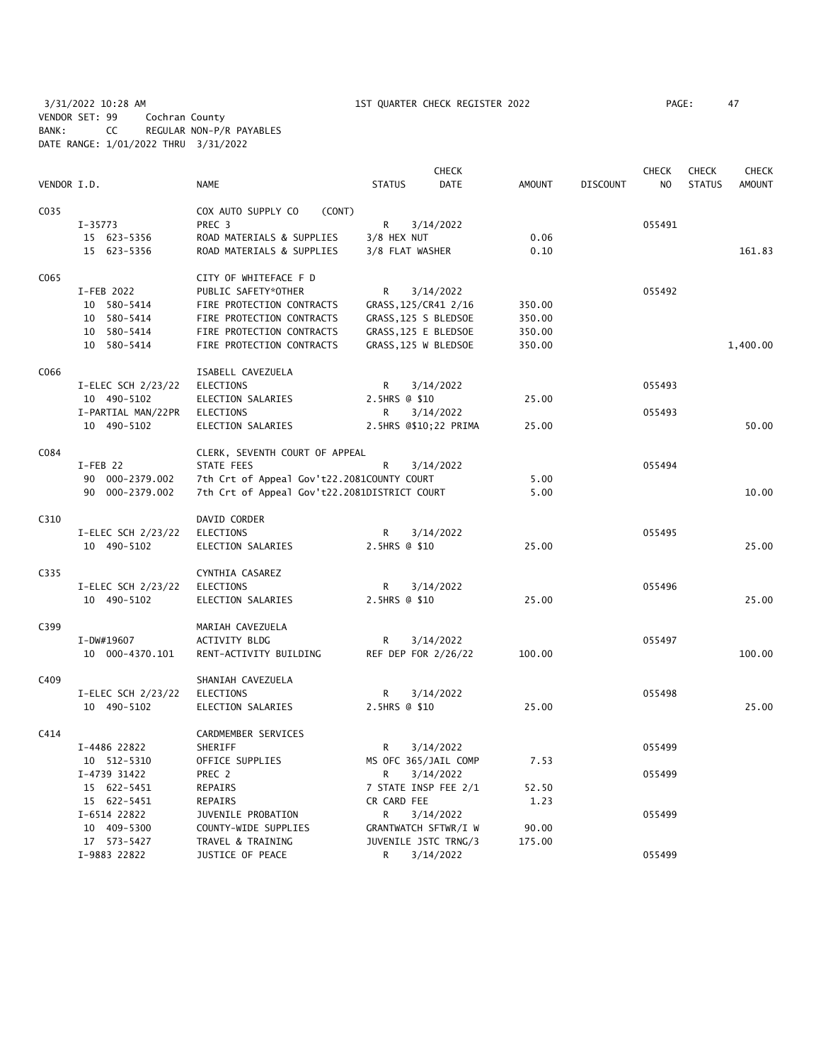3/31/2022 10:28 AM 1ST QUARTER CHECK REGISTER 2022

VENDOR SET: 99 Cochran County
BANK: CC REGULAR NON-P/R PAYABLES
DATE RANGE: 1/01/2022 THRU 3/31/2022

| VENDOR I.D. | | NAME | STATUS | CHECK DATE | AMOUNT | DISCOUNT | CHECK NO | CHECK STATUS | CHECK AMOUNT |
|---|---|---|---|---|---|---|---|---|---|
| C035 | | COX AUTO SUPPLY CO (CONT) | | | | | | | |
| | I-35773 | PREC 3 | R | 3/14/2022 | | | 055491 | | |
| | 15 623-5356 | ROAD MATERIALS & SUPPLIES | 3/8 HEX NUT | | 0.06 | | | | |
| | 15 623-5356 | ROAD MATERIALS & SUPPLIES | 3/8 FLAT WASHER | | 0.10 | | | | 161.83 |
| C065 | | CITY OF WHITEFACE F D | | | | | | | |
| | I-FEB 2022 | PUBLIC SAFETY*OTHER | R | 3/14/2022 | | | 055492 | | |
| | 10 580-5414 | FIRE PROTECTION CONTRACTS | GRASS,125/CR41 2/16 | | 350.00 | | | | |
| | 10 580-5414 | FIRE PROTECTION CONTRACTS | GRASS,125 S BLEDSOE | | 350.00 | | | | |
| | 10 580-5414 | FIRE PROTECTION CONTRACTS | GRASS,125 E BLEDSOE | | 350.00 | | | | |
| | 10 580-5414 | FIRE PROTECTION CONTRACTS | GRASS,125 W BLEDSOE | | 350.00 | | | | 1,400.00 |
| C066 | | ISABELL CAVEZUELA | | | | | | | |
| | I-ELEC SCH 2/23/22 | ELECTIONS | R | 3/14/2022 | | | 055493 | | |
| | 10 490-5102 | ELECTION SALARIES | 2.5HRS @ $10 | | 25.00 | | | | |
| | I-PARTIAL MAN/22PR | ELECTIONS | R | 3/14/2022 | | | 055493 | | |
| | 10 490-5102 | ELECTION SALARIES | 2.5HRS @$10;22 PRIMA | | 25.00 | | | | 50.00 |
| C084 | | CLERK, SEVENTH COURT OF APPEAL | | | | | | | |
| | I-FEB 22 | STATE FEES | R | 3/14/2022 | | | 055494 | | |
| | 90 000-2379.002 | 7th Crt of Appeal Gov't22.2081 | COUNTY COURT | | 5.00 | | | | |
| | 90 000-2379.002 | 7th Crt of Appeal Gov't22.2081 | DISTRICT COURT | | 5.00 | | | | 10.00 |
| C310 | | DAVID CORDER | | | | | | | |
| | I-ELEC SCH 2/23/22 | ELECTIONS | R | 3/14/2022 | | | 055495 | | |
| | 10 490-5102 | ELECTION SALARIES | 2.5HRS @ $10 | | 25.00 | | | | 25.00 |
| C335 | | CYNTHIA CASAREZ | | | | | | | |
| | I-ELEC SCH 2/23/22 | ELECTIONS | R | 3/14/2022 | | | 055496 | | |
| | 10 490-5102 | ELECTION SALARIES | 2.5HRS @ $10 | | 25.00 | | | | 25.00 |
| C399 | | MARIAH CAVEZUELA | | | | | | | |
| | I-DW#19607 | ACTIVITY BLDG | R | 3/14/2022 | | | 055497 | | |
| | 10 000-4370.101 | RENT-ACTIVITY BUILDING | REF DEP FOR 2/26/22 | | 100.00 | | | | 100.00 |
| C409 | | SHANIAH CAVEZUELA | | | | | | | |
| | I-ELEC SCH 2/23/22 | ELECTIONS | R | 3/14/2022 | | | 055498 | | |
| | 10 490-5102 | ELECTION SALARIES | 2.5HRS @ $10 | | 25.00 | | | | 25.00 |
| C414 | | CARDMEMBER SERVICES | | | | | | | |
| | I-4486 22822 | SHERIFF | R | 3/14/2022 | | | 055499 | | |
| | 10 512-5310 | OFFICE SUPPLIES | MS OFC 365/JAIL COMP | | 7.53 | | | | |
| | I-4739 31422 | PREC 2 | R | 3/14/2022 | | | 055499 | | |
| | 15 622-5451 | REPAIRS | 7 STATE INSP FEE 2/1 | | 52.50 | | | | |
| | 15 622-5451 | REPAIRS | CR CARD FEE | | 1.23 | | | | |
| | I-6514 22822 | JUVENILE PROBATION | R | 3/14/2022 | | | 055499 | | |
| | 10 409-5300 | COUNTY-WIDE SUPPLIES | GRANTWATCH SFTWR/I W | | 90.00 | | | | |
| | 17 573-5427 | TRAVEL & TRAINING | JUVENILE JSTC TRNG/3 | | 175.00 | | | | |
| | I-9883 22822 | JUSTICE OF PEACE | R | 3/14/2022 | | | 055499 | | |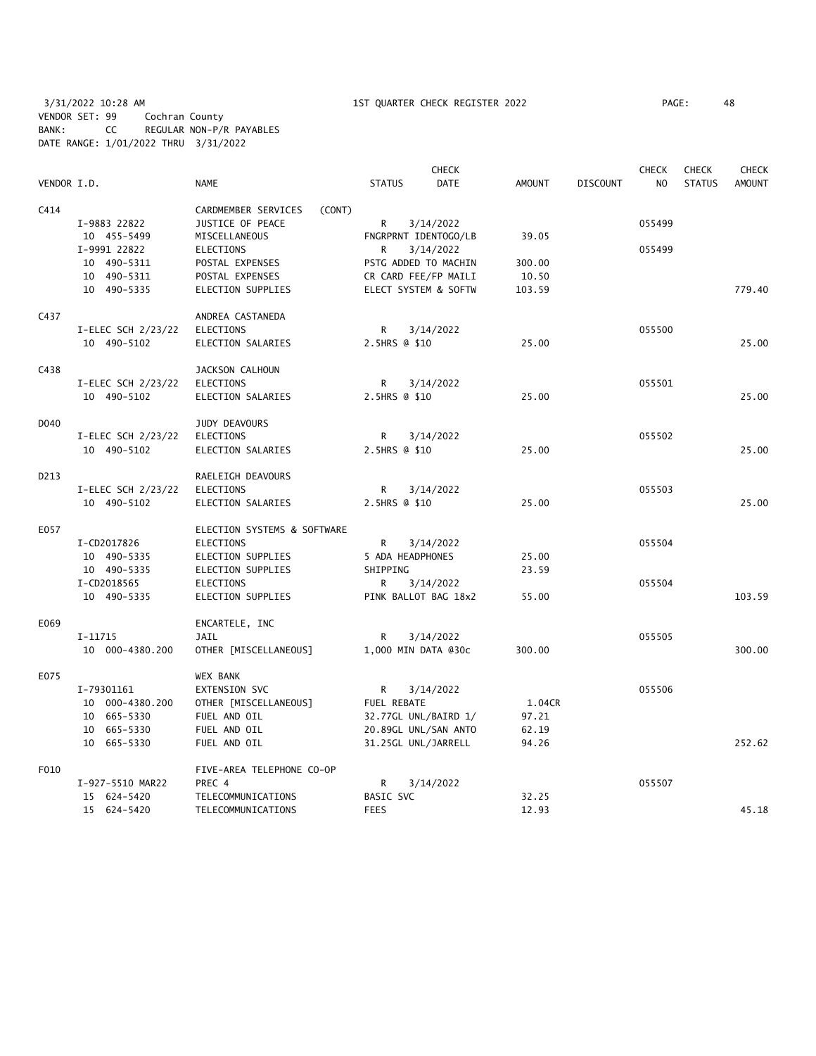3/31/2022 10:28 AM    1ST QUARTER CHECK REGISTER 2022    PAGE: 48
VENDOR SET: 99    Cochran County
BANK: CC    REGULAR NON-P/R PAYABLES
DATE RANGE: 1/01/2022 THRU 3/31/2022

| VENDOR I.D. | NAME | STATUS | CHECK DATE | AMOUNT | DISCOUNT | CHECK NO | CHECK STATUS | CHECK AMOUNT |
|---|---|---|---|---|---|---|---|---|
| C414 | CARDMEMBER SERVICES (CONT) | | | | | | | |
| I-9883 22822 | JUSTICE OF PEACE | R | 3/14/2022 | | | 055499 | | |
| 10 455-5499 | MISCELLANEOUS | FNGRPRNT IDENTOGO/LB | | 39.05 | | | | |
| I-9991 22822 | ELECTIONS | R | 3/14/2022 | | | 055499 | | |
| 10 490-5311 | POSTAL EXPENSES | PSTG ADDED TO MACHIN | | 300.00 | | | | |
| 10 490-5311 | POSTAL EXPENSES | CR CARD FEE/FP MAILI | | 10.50 | | | | |
| 10 490-5335 | ELECTION SUPPLIES | ELECT SYSTEM & SOFTW | | 103.59 | | | | 779.40 |
| C437 | ANDREA CASTANEDA | | | | | | | |
| I-ELEC SCH 2/23/22 | ELECTIONS | R | 3/14/2022 | | | 055500 | | |
| 10 490-5102 | ELECTION SALARIES | 2.5HRS @ $10 | | 25.00 | | | | 25.00 |
| C438 | JACKSON CALHOUN | | | | | | | |
| I-ELEC SCH 2/23/22 | ELECTIONS | R | 3/14/2022 | | | 055501 | | |
| 10 490-5102 | ELECTION SALARIES | 2.5HRS @ $10 | | 25.00 | | | | 25.00 |
| D040 | JUDY DEAVOURS | | | | | | | |
| I-ELEC SCH 2/23/22 | ELECTIONS | R | 3/14/2022 | | | 055502 | | |
| 10 490-5102 | ELECTION SALARIES | 2.5HRS @ $10 | | 25.00 | | | | 25.00 |
| D213 | RAELEIGH DEAVOURS | | | | | | | |
| I-ELEC SCH 2/23/22 | ELECTIONS | R | 3/14/2022 | | | 055503 | | |
| 10 490-5102 | ELECTION SALARIES | 2.5HRS @ $10 | | 25.00 | | | | 25.00 |
| E057 | ELECTION SYSTEMS & SOFTWARE | | | | | | | |
| I-CD2017826 | ELECTIONS | R | 3/14/2022 | | | 055504 | | |
| 10 490-5335 | ELECTION SUPPLIES | 5 ADA HEADPHONES | | 25.00 | | | | |
| 10 490-5335 | ELECTION SUPPLIES | SHIPPING | | 23.59 | | | | |
| I-CD2018565 | ELECTIONS | R | 3/14/2022 | | | 055504 | | |
| 10 490-5335 | ELECTION SUPPLIES | PINK BALLOT BAG 18x2 | | 55.00 | | | | 103.59 |
| E069 | ENCARTELE, INC | | | | | | | |
| I-11715 | JAIL | R | 3/14/2022 | | | 055505 | | |
| 10 000-4380.200 | OTHER [MISCELLANEOUS] | 1,000 MIN DATA @30c | | 300.00 | | | | 300.00 |
| E075 | WEX BANK | | | | | | | |
| I-79301161 | EXTENSION SVC | R | 3/14/2022 | | | 055506 | | |
| 10 000-4380.200 | OTHER [MISCELLANEOUS] | FUEL REBATE | | 1.04CR | | | | |
| 10 665-5330 | FUEL AND OIL | 32.77GL UNL/BAIRD 1/ | | 97.21 | | | | |
| 10 665-5330 | FUEL AND OIL | 20.89GL UNL/SAN ANTO | | 62.19 | | | | |
| 10 665-5330 | FUEL AND OIL | 31.25GL UNL/JARRELL | | 94.26 | | | | 252.62 |
| F010 | FIVE-AREA TELEPHONE CO-OP | | | | | | | |
| I-927-5510 MAR22 | PREC 4 | R | 3/14/2022 | | | 055507 | | |
| 15 624-5420 | TELECOMMUNICATIONS | BASIC SVC | | 32.25 | | | | |
| 15 624-5420 | TELECOMMUNICATIONS | FEES | | 12.93 | | | | 45.18 |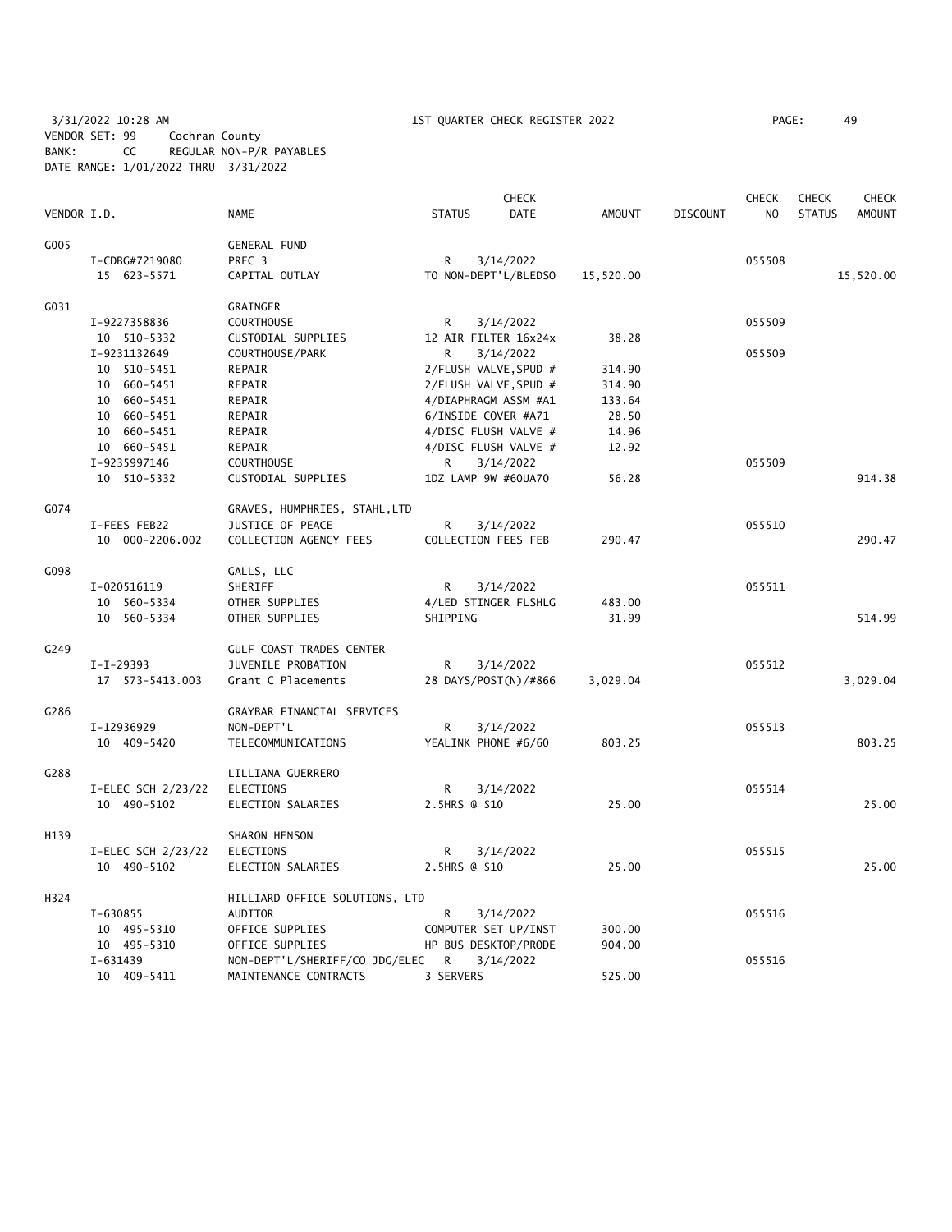3/31/2022 10:28 AM 1ST QUARTER CHECK REGISTER 2022

VENDOR SET: 99 Cochran County
BANK: CC REGULAR NON-P/R PAYABLES
DATE RANGE: 1/01/2022 THRU 3/31/2022

| VENDOR I.D. | NAME | STATUS | CHECK DATE | AMOUNT | DISCOUNT | CHECK NO | CHECK STATUS | CHECK AMOUNT |
|---|---|---|---|---|---|---|---|---|
| G005 | GENERAL FUND | | | | | | | |
| I-CDBG#7219080 | PREC 3 | R | 3/14/2022 | | | 055508 | | |
| 15 623-5571 | CAPITAL OUTLAY | TO NON-DEPT'L/BLEDSO | | 15,520.00 | | | | 15,520.00 |
| G031 | GRAINGER | | | | | | | |
| I-9227358836 | COURTHOUSE | R | 3/14/2022 | | | 055509 | | |
| 10 510-5332 | CUSTODIAL SUPPLIES | 12 AIR FILTER 16x24x | | 38.28 | | | | |
| I-9231132649 | COURTHOUSE/PARK | R | 3/14/2022 | | | 055509 | | |
| 10 510-5451 | REPAIR | 2/FLUSH VALVE,SPUD # | | 314.90 | | | | |
| 10 660-5451 | REPAIR | 2/FLUSH VALVE,SPUD # | | 314.90 | | | | |
| 10 660-5451 | REPAIR | 4/DIAPHRAGM ASSM #A1 | | 133.64 | | | | |
| 10 660-5451 | REPAIR | 6/INSIDE COVER #A71 | | 28.50 | | | | |
| 10 660-5451 | REPAIR | 4/DISC FLUSH VALVE # | | 14.96 | | | | |
| 10 660-5451 | REPAIR | 4/DISC FLUSH VALVE # | | 12.92 | | | | |
| I-9235997146 | COURTHOUSE | R | 3/14/2022 | | | 055509 | | |
| 10 510-5332 | CUSTODIAL SUPPLIES | 1DZ LAMP 9W #60UA70 | | 56.28 | | | | 914.38 |
| G074 | GRAVES, HUMPHRIES, STAHL,LTD | | | | | | | |
| I-FEES FEB22 | JUSTICE OF PEACE | R | 3/14/2022 | | | 055510 | | |
| 10 000-2206.002 | COLLECTION AGENCY FEES | COLLECTION FEES FEB | | 290.47 | | | | 290.47 |
| G098 | GALLS, LLC | | | | | | | |
| I-020516119 | SHERIFF | R | 3/14/2022 | | | 055511 | | |
| 10 560-5334 | OTHER SUPPLIES | 4/LED STINGER FLSHLG | | 483.00 | | | | |
| 10 560-5334 | OTHER SUPPLIES | SHIPPING | | 31.99 | | | | 514.99 |
| G249 | GULF COAST TRADES CENTER | | | | | | | |
| I-I-29393 | JUVENILE PROBATION | R | 3/14/2022 | | | 055512 | | |
| 17 573-5413.003 | Grant C Placements | 28 DAYS/POST(N)/#866 | | 3,029.04 | | | | 3,029.04 |
| G286 | GRAYBAR FINANCIAL SERVICES | | | | | | | |
| I-12936929 | NON-DEPT'L | R | 3/14/2022 | | | 055513 | | |
| 10 409-5420 | TELECOMMUNICATIONS | YEALINK PHONE #6/60 | | 803.25 | | | | 803.25 |
| G288 | LILLIANA GUERRERO | | | | | | | |
| I-ELEC SCH 2/23/22 | ELECTIONS | R | 3/14/2022 | | | 055514 | | |
| 10 490-5102 | ELECTION SALARIES | 2.5HRS @ $10 | | 25.00 | | | | 25.00 |
| H139 | SHARON HENSON | | | | | | | |
| I-ELEC SCH 2/23/22 | ELECTIONS | R | 3/14/2022 | | | 055515 | | |
| 10 490-5102 | ELECTION SALARIES | 2.5HRS @ $10 | | 25.00 | | | | 25.00 |
| H324 | HILLIARD OFFICE SOLUTIONS, LTD | | | | | | | |
| I-630855 | AUDITOR | R | 3/14/2022 | | | 055516 | | |
| 10 495-5310 | OFFICE SUPPLIES | COMPUTER SET UP/INST | | 300.00 | | | | |
| 10 495-5310 | OFFICE SUPPLIES | HP BUS DESKTOP/PRODE | | 904.00 | | | | |
| I-631439 | NON-DEPT'L/SHERIFF/CO JDG/ELEC | R | 3/14/2022 | | | 055516 | | |
| 10 409-5411 | MAINTENANCE CONTRACTS | 3 SERVERS | | 525.00 | | | | |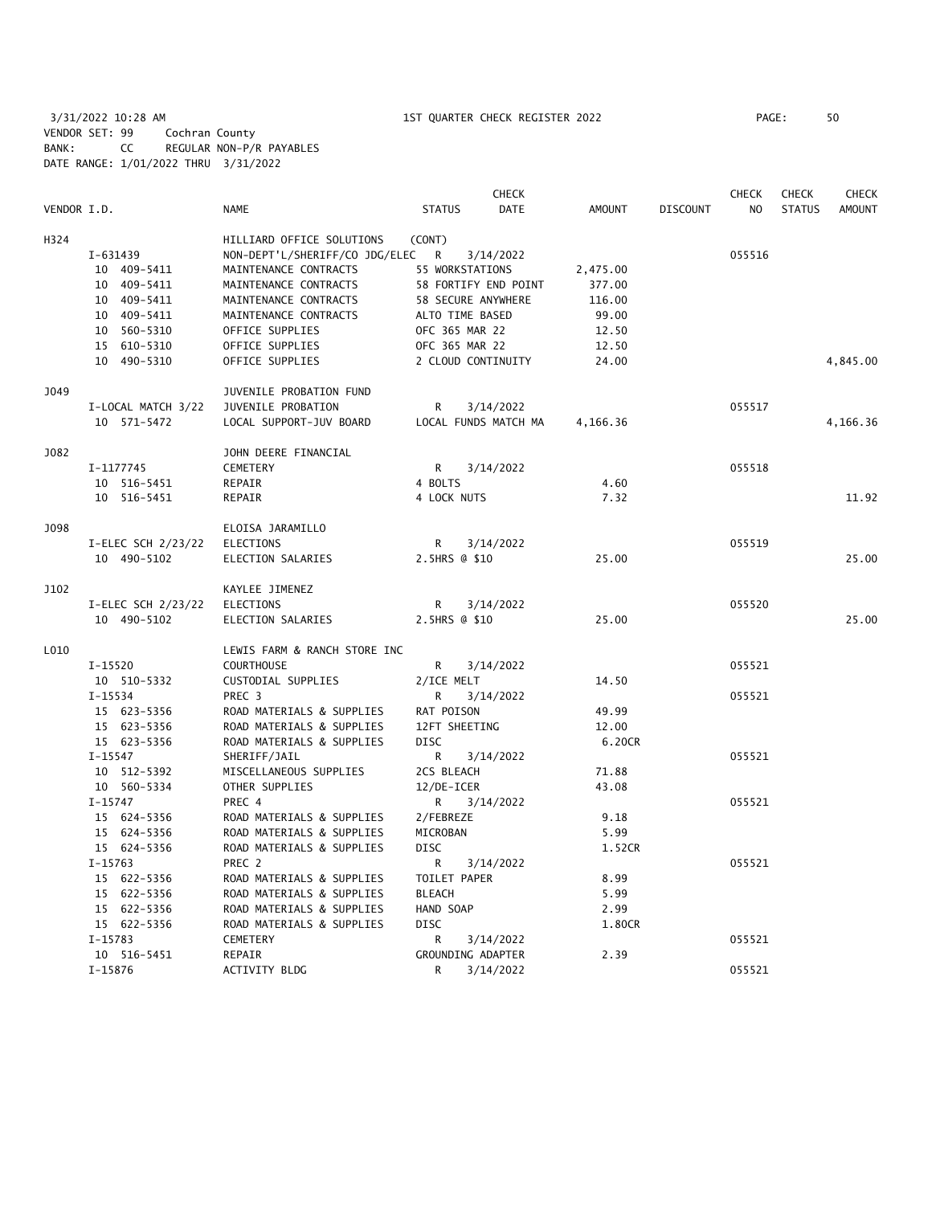3/31/2022 10:28 AM 1ST QUARTER CHECK REGISTER 2022

VENDOR SET: 99 Cochran County
BANK: CC REGULAR NON-P/R PAYABLES
DATE RANGE: 1/01/2022 THRU 3/31/2022

| VENDOR I.D. | NAME | STATUS | CHECK DATE | AMOUNT | DISCOUNT | CHECK NO | CHECK STATUS | CHECK AMOUNT |
|---|---|---|---|---|---|---|---|---|
| H324 | HILLIARD OFFICE SOLUTIONS | (CONT) | | | | | | |
| I-631439 | NON-DEPT'L/SHERIFF/CO JDG/ELEC | R | 3/14/2022 | | | 055516 | | |
| 10 409-5411 | MAINTENANCE CONTRACTS | 55 WORKSTATIONS | | 2,475.00 | | | | |
| 10 409-5411 | MAINTENANCE CONTRACTS | 58 FORTIFY END POINT | | 377.00 | | | | |
| 10 409-5411 | MAINTENANCE CONTRACTS | 58 SECURE ANYWHERE | | 116.00 | | | | |
| 10 409-5411 | MAINTENANCE CONTRACTS | ALTO TIME BASED | | 99.00 | | | | |
| 10 560-5310 | OFFICE SUPPLIES | OFC 365 MAR 22 | | 12.50 | | | | |
| 15 610-5310 | OFFICE SUPPLIES | OFC 365 MAR 22 | | 12.50 | | | | |
| 10 490-5310 | OFFICE SUPPLIES | 2 CLOUD CONTINUITY | | 24.00 | | | | 4,845.00 |
| J049 | JUVENILE PROBATION FUND | | | | | | | |
| I-LOCAL MATCH 3/22 | JUVENILE PROBATION | R | 3/14/2022 | | | 055517 | | |
| 10 571-5472 | LOCAL SUPPORT-JUV BOARD | LOCAL FUNDS MATCH MA | | 4,166.36 | | | | 4,166.36 |
| J082 | JOHN DEERE FINANCIAL | | | | | | | |
| I-1177745 | CEMETERY | R | 3/14/2022 | | | 055518 | | |
| 10 516-5451 | REPAIR | 4 BOLTS | | 4.60 | | | | |
| 10 516-5451 | REPAIR | 4 LOCK NUTS | | 7.32 | | | | 11.92 |
| J098 | ELOISA JARAMILLO | | | | | | | |
| I-ELEC SCH 2/23/22 | ELECTIONS | R | 3/14/2022 | | | 055519 | | |
| 10 490-5102 | ELECTION SALARIES | 2.5HRS @ $10 | | 25.00 | | | | 25.00 |
| J102 | KAYLEE JIMENEZ | | | | | | | |
| I-ELEC SCH 2/23/22 | ELECTIONS | R | 3/14/2022 | | | 055520 | | |
| 10 490-5102 | ELECTION SALARIES | 2.5HRS @ $10 | | 25.00 | | | | 25.00 |
| L010 | LEWIS FARM & RANCH STORE INC | | | | | | | |
| I-15520 | COURTHOUSE | R | 3/14/2022 | | | 055521 | | |
| 10 510-5332 | CUSTODIAL SUPPLIES | 2/ICE MELT | | 14.50 | | | | |
| I-15534 | PREC 3 | R | 3/14/2022 | | | 055521 | | |
| 15 623-5356 | ROAD MATERIALS & SUPPLIES | RAT POISON | | 49.99 | | | | |
| 15 623-5356 | ROAD MATERIALS & SUPPLIES | 12FT SHEETING | | 12.00 | | | | |
| 15 623-5356 | ROAD MATERIALS & SUPPLIES | DISC | | 6.20CR | | | | |
| I-15547 | SHERIFF/JAIL | R | 3/14/2022 | | | 055521 | | |
| 10 512-5392 | MISCELLANEOUS SUPPLIES | 2CS BLEACH | | 71.88 | | | | |
| 10 560-5334 | OTHER SUPPLIES | 12/DE-ICER | | 43.08 | | | | |
| I-15747 | PREC 4 | R | 3/14/2022 | | | 055521 | | |
| 15 624-5356 | ROAD MATERIALS & SUPPLIES | 2/FEBREZE | | 9.18 | | | | |
| 15 624-5356 | ROAD MATERIALS & SUPPLIES | MICROBAN | | 5.99 | | | | |
| 15 624-5356 | ROAD MATERIALS & SUPPLIES | DISC | | 1.52CR | | | | |
| I-15763 | PREC 2 | R | 3/14/2022 | | | 055521 | | |
| 15 622-5356 | ROAD MATERIALS & SUPPLIES | TOILET PAPER | | 8.99 | | | | |
| 15 622-5356 | ROAD MATERIALS & SUPPLIES | BLEACH | | 5.99 | | | | |
| 15 622-5356 | ROAD MATERIALS & SUPPLIES | HAND SOAP | | 2.99 | | | | |
| 15 622-5356 | ROAD MATERIALS & SUPPLIES | DISC | | 1.80CR | | | | |
| I-15783 | CEMETERY | R | 3/14/2022 | | | 055521 | | |
| 10 516-5451 | REPAIR | GROUNDING ADAPTER | | 2.39 | | | | |
| I-15876 | ACTIVITY BLDG | R | 3/14/2022 | | | 055521 | | |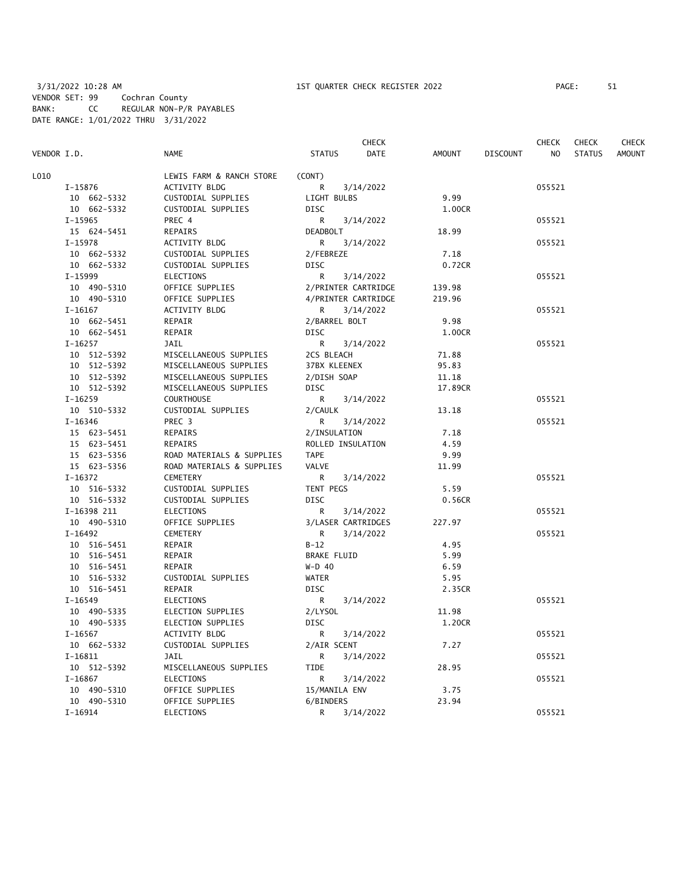3/31/2022 10:28 AM 1ST QUARTER CHECK REGISTER 2022

VENDOR SET: 99 Cochran County
BANK: CC REGULAR NON-P/R PAYABLES
DATE RANGE: 1/01/2022 THRU 3/31/2022

| VENDOR I.D. | NAME | STATUS | CHECK DATE | AMOUNT | DISCOUNT | CHECK NO | CHECK STATUS | CHECK AMOUNT |
|---|---|---|---|---|---|---|---|---|
| L010 | LEWIS FARM & RANCH STORE | (CONT) | | | | | | |
| I-15876 | ACTIVITY BLDG | R | 3/14/2022 | | | 055521 | | |
| 10 662-5332 | CUSTODIAL SUPPLIES | LIGHT BULBS | | 9.99 | | | | |
| 10 662-5332 | CUSTODIAL SUPPLIES | DISC | | 1.00CR | | | | |
| I-15965 | PREC 4 | R | 3/14/2022 | | | 055521 | | |
| 15 624-5451 | REPAIRS | DEADBOLT | | 18.99 | | | | |
| I-15978 | ACTIVITY BLDG | R | 3/14/2022 | | | 055521 | | |
| 10 662-5332 | CUSTODIAL SUPPLIES | 2/FEBREZE | | 7.18 | | | | |
| 10 662-5332 | CUSTODIAL SUPPLIES | DISC | | 0.72CR | | | | |
| I-15999 | ELECTIONS | R | 3/14/2022 | | | 055521 | | |
| 10 490-5310 | OFFICE SUPPLIES | 2/PRINTER CARTRIDGE | | 139.98 | | | | |
| 10 490-5310 | OFFICE SUPPLIES | 4/PRINTER CARTRIDGE | | 219.96 | | | | |
| I-16167 | ACTIVITY BLDG | R | 3/14/2022 | | | 055521 | | |
| 10 662-5451 | REPAIR | 2/BARREL BOLT | | 9.98 | | | | |
| 10 662-5451 | REPAIR | DISC | | 1.00CR | | | | |
| I-16257 | JAIL | R | 3/14/2022 | | | 055521 | | |
| 10 512-5392 | MISCELLANEOUS SUPPLIES | 2CS BLEACH | | 71.88 | | | | |
| 10 512-5392 | MISCELLANEOUS SUPPLIES | 37BX KLEENEX | | 95.83 | | | | |
| 10 512-5392 | MISCELLANEOUS SUPPLIES | 2/DISH SOAP | | 11.18 | | | | |
| 10 512-5392 | MISCELLANEOUS SUPPLIES | DISC | | 17.89CR | | | | |
| I-16259 | COURTHOUSE | R | 3/14/2022 | | | 055521 | | |
| 10 510-5332 | CUSTODIAL SUPPLIES | 2/CAULK | | 13.18 | | | | |
| I-16346 | PREC 3 | R | 3/14/2022 | | | 055521 | | |
| 15 623-5451 | REPAIRS | 2/INSULATION | | 7.18 | | | | |
| 15 623-5451 | REPAIRS | ROLLED INSULATION | | 4.59 | | | | |
| 15 623-5356 | ROAD MATERIALS & SUPPLIES | TAPE | | 9.99 | | | | |
| 15 623-5356 | ROAD MATERIALS & SUPPLIES | VALVE | | 11.99 | | | | |
| I-16372 | CEMETERY | R | 3/14/2022 | | | 055521 | | |
| 10 516-5332 | CUSTODIAL SUPPLIES | TENT PEGS | | 5.59 | | | | |
| 10 516-5332 | CUSTODIAL SUPPLIES | DISC | | 0.56CR | | | | |
| I-16398 211 | ELECTIONS | R | 3/14/2022 | | | 055521 | | |
| 10 490-5310 | OFFICE SUPPLIES | 3/LASER CARTRIDGES | | 227.97 | | | | |
| I-16492 | CEMETERY | R | 3/14/2022 | | | 055521 | | |
| 10 516-5451 | REPAIR | B-12 | | 4.95 | | | | |
| 10 516-5451 | REPAIR | BRAKE FLUID | | 5.99 | | | | |
| 10 516-5451 | REPAIR | W-D 40 | | 6.59 | | | | |
| 10 516-5332 | CUSTODIAL SUPPLIES | WATER | | 5.95 | | | | |
| 10 516-5451 | REPAIR | DISC | | 2.35CR | | | | |
| I-16549 | ELECTIONS | R | 3/14/2022 | | | 055521 | | |
| 10 490-5335 | ELECTION SUPPLIES | 2/LYSOL | | 11.98 | | | | |
| 10 490-5335 | ELECTION SUPPLIES | DISC | | 1.20CR | | | | |
| I-16567 | ACTIVITY BLDG | R | 3/14/2022 | | | 055521 | | |
| 10 662-5332 | CUSTODIAL SUPPLIES | 2/AIR SCENT | | 7.27 | | | | |
| I-16811 | JAIL | R | 3/14/2022 | | | 055521 | | |
| 10 512-5392 | MISCELLANEOUS SUPPLIES | TIDE | | 28.95 | | | | |
| I-16867 | ELECTIONS | R | 3/14/2022 | | | 055521 | | |
| 10 490-5310 | OFFICE SUPPLIES | 15/MANILA ENV | | 3.75 | | | | |
| 10 490-5310 | OFFICE SUPPLIES | 6/BINDERS | | 23.94 | | | | |
| I-16914 | ELECTIONS | R | 3/14/2022 | | | 055521 | | |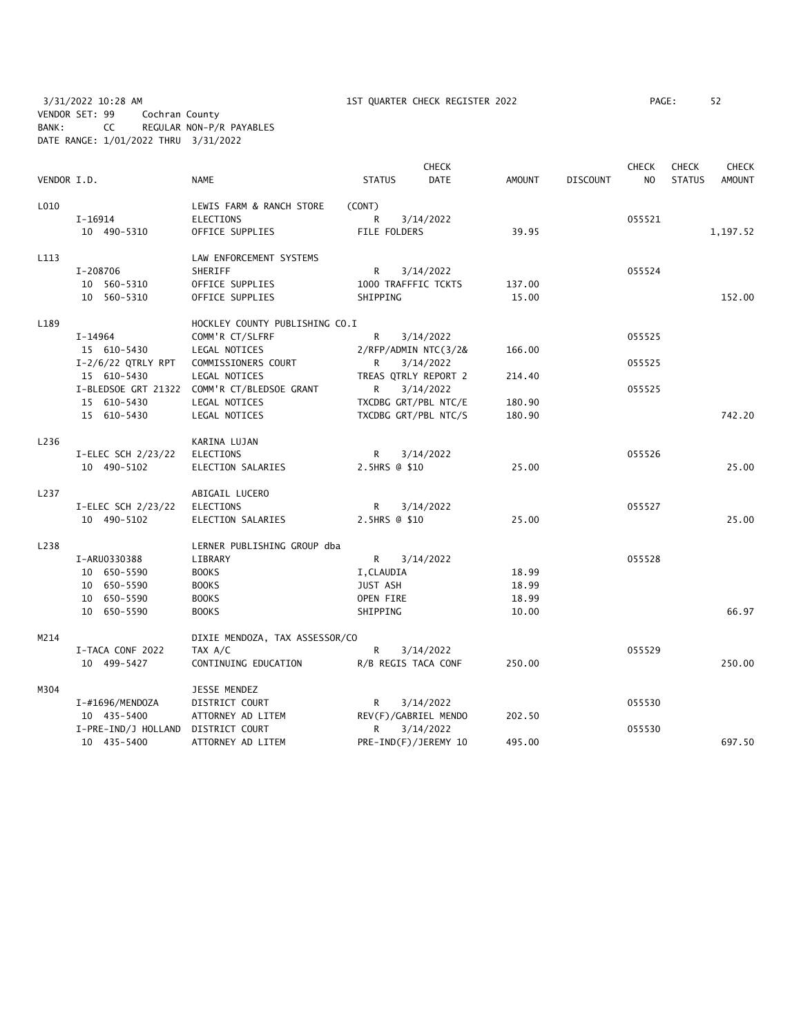3/31/2022 10:28 AM 1ST QUARTER CHECK REGISTER 2022
VENDOR SET: 99 Cochran County
BANK: CC REGULAR NON-P/R PAYABLES
DATE RANGE: 1/01/2022 THRU 3/31/2022

| VENDOR I.D. | | NAME | STATUS | CHECK DATE | AMOUNT | DISCOUNT | CHECK NO | CHECK STATUS | CHECK AMOUNT |
|---|---|---|---|---|---|---|---|---|---|
| L010 | | LEWIS FARM & RANCH STORE | (CONT) | | | | | | |
| | I-16914 | ELECTIONS | R | 3/14/2022 | | | 055521 | | |
| | 10 490-5310 | OFFICE SUPPLIES | FILE FOLDERS | | 39.95 | | | | 1,197.52 |
| L113 | | LAW ENFORCEMENT SYSTEMS | | | | | | | |
| | I-208706 | SHERIFF | R | 3/14/2022 | | | 055524 | | |
| | 10 560-5310 | OFFICE SUPPLIES | 1000 TRAFFFIC TCKTS | | 137.00 | | | | |
| | 10 560-5310 | OFFICE SUPPLIES | SHIPPING | | 15.00 | | | | 152.00 |
| L189 | | HOCKLEY COUNTY PUBLISHING CO.I | | | | | | | |
| | I-14964 | COMM'R CT/SLFRF | R | 3/14/2022 | | | 055525 | | |
| | 15 610-5430 | LEGAL NOTICES | 2/RFP/ADMIN NTC(3/2& | | 166.00 | | | | |
| | I-2/6/22 QTRLY RPT | COMMISSIONERS COURT | R | 3/14/2022 | | | 055525 | | |
| | 15 610-5430 | LEGAL NOTICES | TREAS QTRLY REPORT 2 | | 214.40 | | | | |
| | I-BLEDSOE GRT 21322 | COMM'R CT/BLEDSOE GRANT | R | 3/14/2022 | | | 055525 | | |
| | 15 610-5430 | LEGAL NOTICES | TXCDBG GRT/PBL NTC/E | | 180.90 | | | | |
| | 15 610-5430 | LEGAL NOTICES | TXCDBG GRT/PBL NTC/S | | 180.90 | | | | 742.20 |
| L236 | | KARINA LUJAN | | | | | | | |
| | I-ELEC SCH 2/23/22 | ELECTIONS | R | 3/14/2022 | | | 055526 | | |
| | 10 490-5102 | ELECTION SALARIES | 2.5HRS @ $10 | | 25.00 | | | | 25.00 |
| L237 | | ABIGAIL LUCERO | | | | | | | |
| | I-ELEC SCH 2/23/22 | ELECTIONS | R | 3/14/2022 | | | 055527 | | |
| | 10 490-5102 | ELECTION SALARIES | 2.5HRS @ $10 | | 25.00 | | | | 25.00 |
| L238 | | LERNER PUBLISHING GROUP dba | | | | | | | |
| | I-ARU0330388 | LIBRARY | R | 3/14/2022 | | | 055528 | | |
| | 10 650-5590 | BOOKS | I,CLAUDIA | | 18.99 | | | | |
| | 10 650-5590 | BOOKS | JUST ASH | | 18.99 | | | | |
| | 10 650-5590 | BOOKS | OPEN FIRE | | 18.99 | | | | |
| | 10 650-5590 | BOOKS | SHIPPING | | 10.00 | | | | 66.97 |
| M214 | | DIXIE MENDOZA, TAX ASSESSOR/CO | | | | | | | |
| | I-TACA CONF 2022 | TAX A/C | R | 3/14/2022 | | | 055529 | | |
| | 10 499-5427 | CONTINUING EDUCATION | R/B REGIS TACA CONF | | 250.00 | | | | 250.00 |
| M304 | | JESSE MENDEZ | | | | | | | |
| | I-#1696/MENDOZA | DISTRICT COURT | R | 3/14/2022 | | | 055530 | | |
| | 10 435-5400 | ATTORNEY AD LITEM | REV(F)/GABRIEL MENDO | | 202.50 | | | | |
| | I-PRE-IND/J HOLLAND | DISTRICT COURT | R | 3/14/2022 | | | 055530 | | |
| | 10 435-5400 | ATTORNEY AD LITEM | PRE-IND(F)/JEREMY 10 | | 495.00 | | | | 697.50 |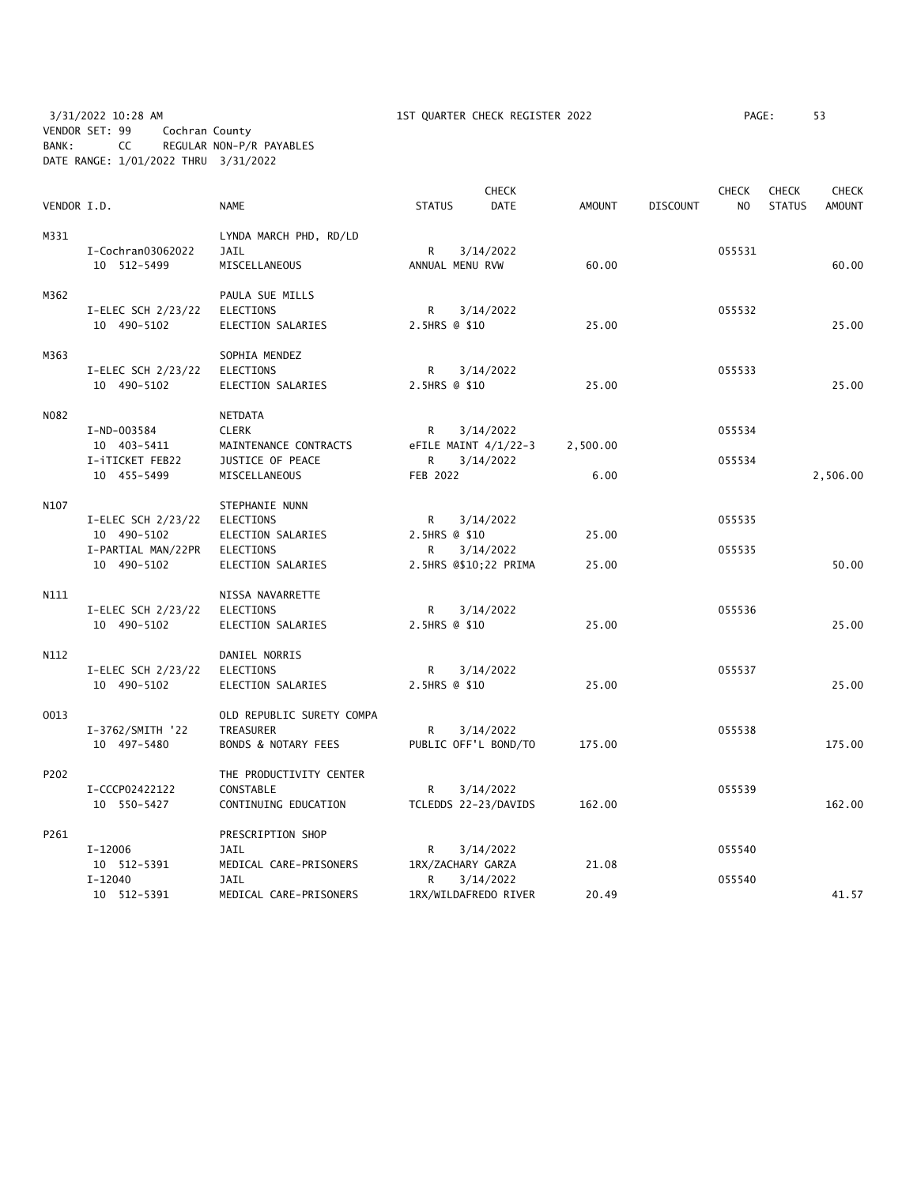3/31/2022 10:28 AM — 1ST QUARTER CHECK REGISTER 2022 — PAGE: 53

VENDOR SET: 99 Cochran County
BANK: CC REGULAR NON-P/R PAYABLES
DATE RANGE: 1/01/2022 THRU 3/31/2022

| VENDOR I.D. | NAME | STATUS | CHECK DATE | AMOUNT | DISCOUNT | CHECK NO | CHECK STATUS | CHECK AMOUNT |
|---|---|---|---|---|---|---|---|---|
| M331 | LYNDA MARCH PHD, RD/LD | | | | | | | |
| I-Cochran03062022 | JAIL | R | 3/14/2022 | | | 055531 | | |
| 10 512-5499 | MISCELLANEOUS | ANNUAL MENU RVW | | 60.00 | | | | 60.00 |
| M362 | PAULA SUE MILLS | | | | | | | |
| I-ELEC SCH 2/23/22 | ELECTIONS | R | 3/14/2022 | | | 055532 | | |
| 10 490-5102 | ELECTION SALARIES | 2.5HRS @ $10 | | 25.00 | | | | 25.00 |
| M363 | SOPHIA MENDEZ | | | | | | | |
| I-ELEC SCH 2/23/22 | ELECTIONS | R | 3/14/2022 | | | 055533 | | |
| 10 490-5102 | ELECTION SALARIES | 2.5HRS @ $10 | | 25.00 | | | | 25.00 |
| N082 | NETDATA | | | | | | | |
| I-ND-003584 | CLERK | R | 3/14/2022 | | | 055534 | | |
| 10 403-5411 | MAINTENANCE CONTRACTS | eFILE MAINT 4/1/22-3 | | 2,500.00 | | | | |
| I-iTICKET FEB22 | JUSTICE OF PEACE | R | 3/14/2022 | | | 055534 | | |
| 10 455-5499 | MISCELLANEOUS | FEB 2022 | | 6.00 | | | | 2,506.00 |
| N107 | STEPHANIE NUNN | | | | | | | |
| I-ELEC SCH 2/23/22 | ELECTIONS | R | 3/14/2022 | | | 055535 | | |
| 10 490-5102 | ELECTION SALARIES | 2.5HRS @ $10 | | 25.00 | | | | |
| I-PARTIAL MAN/22PR | ELECTIONS | R | 3/14/2022 | | | 055535 | | |
| 10 490-5102 | ELECTION SALARIES | 2.5HRS @$10;22 PRIMA | | 25.00 | | | | 50.00 |
| N111 | NISSA NAVARRETTE | | | | | | | |
| I-ELEC SCH 2/23/22 | ELECTIONS | R | 3/14/2022 | | | 055536 | | |
| 10 490-5102 | ELECTION SALARIES | 2.5HRS @ $10 | | 25.00 | | | | 25.00 |
| N112 | DANIEL NORRIS | | | | | | | |
| I-ELEC SCH 2/23/22 | ELECTIONS | R | 3/14/2022 | | | 055537 | | |
| 10 490-5102 | ELECTION SALARIES | 2.5HRS @ $10 | | 25.00 | | | | 25.00 |
| O013 | OLD REPUBLIC SURETY COMPA | | | | | | | |
| I-3762/SMITH '22 | TREASURER | R | 3/14/2022 | | | 055538 | | |
| 10 497-5480 | BONDS & NOTARY FEES | PUBLIC OFF'L BOND/TO | | 175.00 | | | | 175.00 |
| P202 | THE PRODUCTIVITY CENTER | | | | | | | |
| I-CCCP02422122 | CONSTABLE | R | 3/14/2022 | | | 055539 | | |
| 10 550-5427 | CONTINUING EDUCATION | TCLEDDS 22-23/DAVIDS | | 162.00 | | | | 162.00 |
| P261 | PRESCRIPTION SHOP | | | | | | | |
| I-12006 | JAIL | R | 3/14/2022 | | | 055540 | | |
| 10 512-5391 | MEDICAL CARE-PRISONERS | 1RX/ZACHARY GARZA | | 21.08 | | | | |
| I-12040 | JAIL | R | 3/14/2022 | | | 055540 | | |
| 10 512-5391 | MEDICAL CARE-PRISONERS | 1RX/WILDAFREDO RIVER | | 20.49 | | | | 41.57 |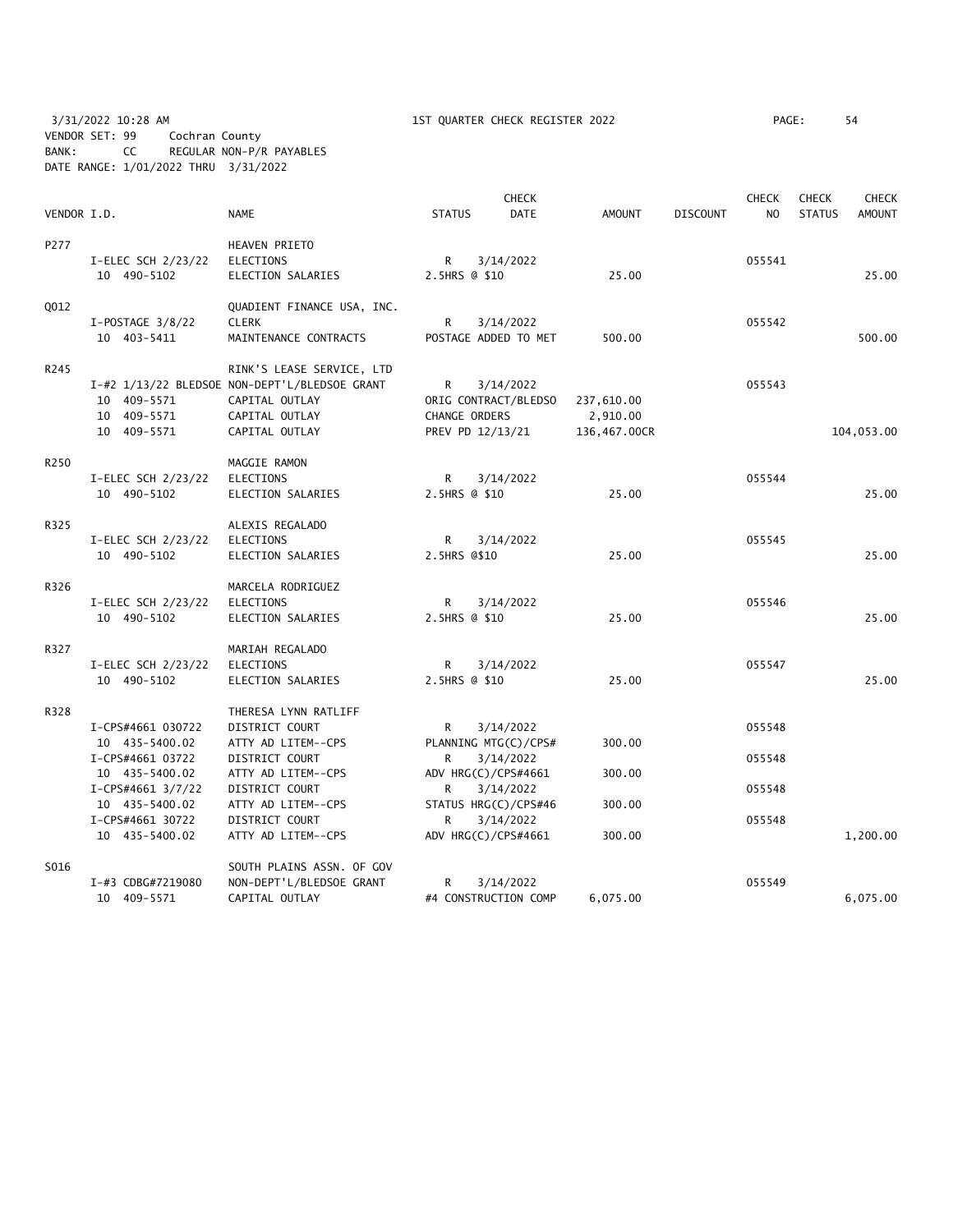3/31/2022 10:28 AM — 1ST QUARTER CHECK REGISTER 2022

VENDOR SET: 99 Cochran County
BANK: CC REGULAR NON-P/R PAYABLES
DATE RANGE: 1/01/2022 THRU 3/31/2022

| VENDOR I.D. | NAME | STATUS | CHECK DATE | AMOUNT | DISCOUNT | CHECK NO | CHECK STATUS | CHECK AMOUNT |
|---|---|---|---|---|---|---|---|---|
| P277 | HEAVEN PRIETO | | | | | | | |
| I-ELEC SCH 2/23/22 | ELECTIONS | R | 3/14/2022 | | | 055541 | | |
| 10 490-5102 | ELECTION SALARIES | 2.5HRS @ $10 | | 25.00 | | | | 25.00 |
| Q012 | QUADIENT FINANCE USA, INC. | | | | | | | |
| I-POSTAGE 3/8/22 | CLERK | R | 3/14/2022 | | | 055542 | | |
| 10 403-5411 | MAINTENANCE CONTRACTS | POSTAGE ADDED TO MET | | 500.00 | | | | 500.00 |
| R245 | RINK'S LEASE SERVICE, LTD | | | | | | | |
| I-#2 1/13/22 BLEDSOE | NON-DEPT'L/BLEDSOE GRANT | R | 3/14/2022 | | | 055543 | | |
| 10 409-5571 | CAPITAL OUTLAY | ORIG CONTRACT/BLEDSO | | 237,610.00 | | | | |
| 10 409-5571 | CAPITAL OUTLAY | CHANGE ORDERS | | 2,910.00 | | | | |
| 10 409-5571 | CAPITAL OUTLAY | PREV PD 12/13/21 | | 136,467.00CR | | | | 104,053.00 |
| R250 | MAGGIE RAMON | | | | | | | |
| I-ELEC SCH 2/23/22 | ELECTIONS | R | 3/14/2022 | | | 055544 | | |
| 10 490-5102 | ELECTION SALARIES | 2.5HRS @ $10 | | 25.00 | | | | 25.00 |
| R325 | ALEXIS REGALADO | | | | | | | |
| I-ELEC SCH 2/23/22 | ELECTIONS | R | 3/14/2022 | | | 055545 | | |
| 10 490-5102 | ELECTION SALARIES | 2.5HRS @$10 | | 25.00 | | | | 25.00 |
| R326 | MARCELA RODRIGUEZ | | | | | | | |
| I-ELEC SCH 2/23/22 | ELECTIONS | R | 3/14/2022 | | | 055546 | | |
| 10 490-5102 | ELECTION SALARIES | 2.5HRS @ $10 | | 25.00 | | | | 25.00 |
| R327 | MARIAH REGALADO | | | | | | | |
| I-ELEC SCH 2/23/22 | ELECTIONS | R | 3/14/2022 | | | 055547 | | |
| 10 490-5102 | ELECTION SALARIES | 2.5HRS @ $10 | | 25.00 | | | | 25.00 |
| R328 | THERESA LYNN RATLIFF | | | | | | | |
| I-CPS#4661 030722 | DISTRICT COURT | R | 3/14/2022 | | | 055548 | | |
| 10 435-5400.02 | ATTY AD LITEM--CPS | PLANNING MTG(C)/CPS# | | 300.00 | | | | |
| I-CPS#4661 03722 | DISTRICT COURT | R | 3/14/2022 | | | 055548 | | |
| 10 435-5400.02 | ATTY AD LITEM--CPS | ADV HRG(C)/CPS#4661 | | 300.00 | | | | |
| I-CPS#4661 3/7/22 | DISTRICT COURT | R | 3/14/2022 | | | 055548 | | |
| 10 435-5400.02 | ATTY AD LITEM--CPS | STATUS HRG(C)/CPS#46 | | 300.00 | | | | |
| I-CPS#4661 30722 | DISTRICT COURT | R | 3/14/2022 | | | 055548 | | |
| 10 435-5400.02 | ATTY AD LITEM--CPS | ADV HRG(C)/CPS#4661 | | 300.00 | | | | 1,200.00 |
| S016 | SOUTH PLAINS ASSN. OF GOV | | | | | | | |
| I-#3 CDBG#7219080 | NON-DEPT'L/BLEDSOE GRANT | R | 3/14/2022 | | | 055549 | | |
| 10 409-5571 | CAPITAL OUTLAY | #4 CONSTRUCTION COMP | | 6,075.00 | | | | 6,075.00 |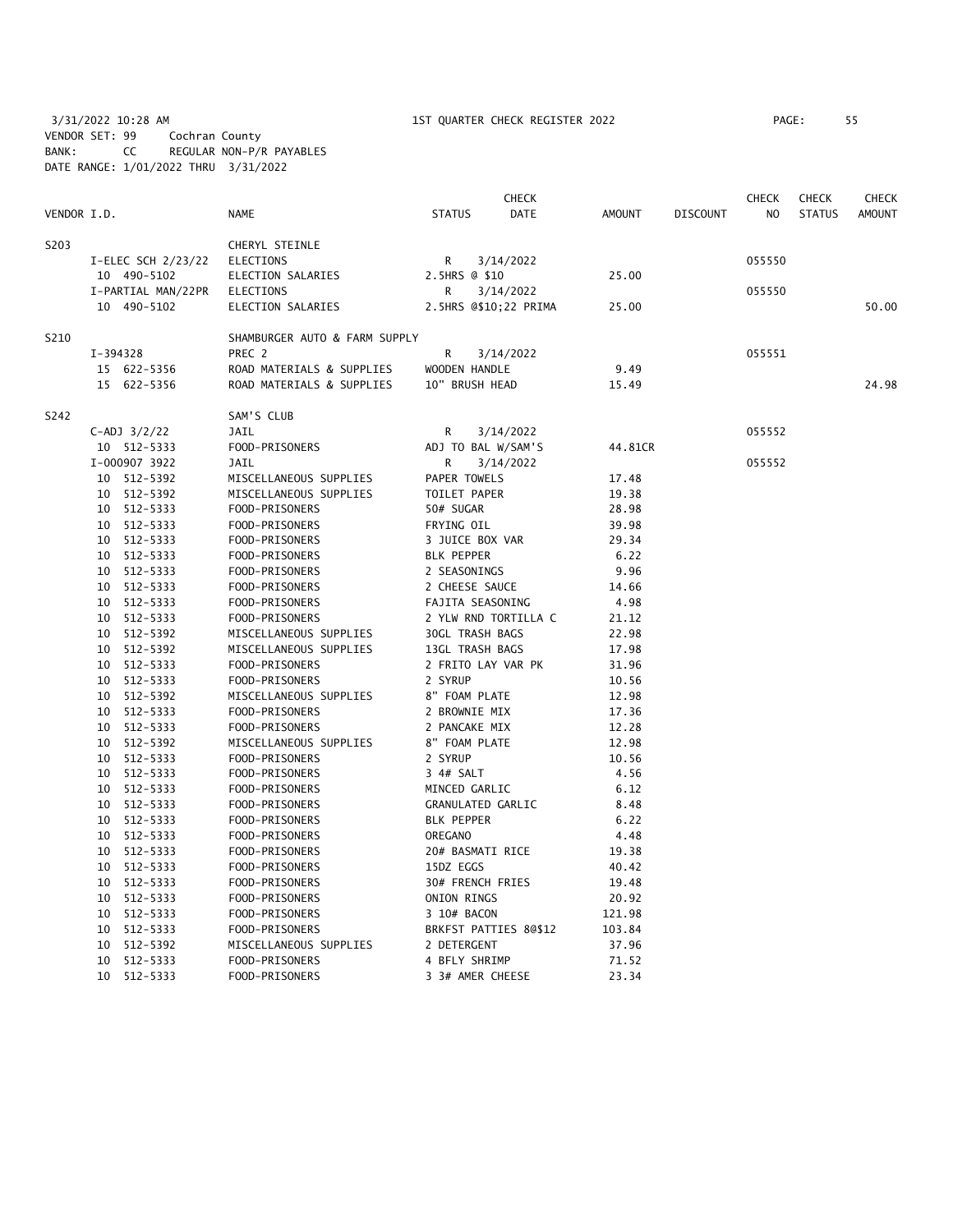3/31/2022 10:28 AM                    1ST QUARTER CHECK REGISTER 2022

VENDOR SET: 99    Cochran County
BANK: CC    REGULAR NON-P/R PAYABLES
DATE RANGE: 1/01/2022 THRU 3/31/2022

| VENDOR I.D. | NAME | STATUS | CHECK DATE | AMOUNT | DISCOUNT | CHECK NO | CHECK STATUS | CHECK AMOUNT |
|---|---|---|---|---|---|---|---|---|
| S203 | CHERYL STEINLE | | | | | | | |
| I-ELEC SCH 2/23/22 | ELECTIONS | R | 3/14/2022 | | | 055550 | | |
| 10 490-5102 | ELECTION SALARIES | 2.5HRS @ $10 | | 25.00 | | | | |
| I-PARTIAL MAN/22PR | ELECTIONS | R | 3/14/2022 | | | 055550 | | |
| 10 490-5102 | ELECTION SALARIES | 2.5HRS @$10;22 PRIMA | | 25.00 | | | | 50.00 |
| S210 | SHAMBURGER AUTO & FARM SUPPLY | | | | | | | |
| I-394328 | PREC 2 | R | 3/14/2022 | | | 055551 | | |
| 15 622-5356 | ROAD MATERIALS & SUPPLIES | WOODEN HANDLE | | 9.49 | | | | |
| 15 622-5356 | ROAD MATERIALS & SUPPLIES | 10" BRUSH HEAD | | 15.49 | | | | 24.98 |
| S242 | SAM'S CLUB | | | | | | | |
| C-ADJ 3/2/22 | JAIL | R | 3/14/2022 | | | 055552 | | |
| 10 512-5333 | FOOD-PRISONERS | ADJ TO BAL W/SAM'S | | 44.81CR | | | | |
| I-000907 3922 | JAIL | R | 3/14/2022 | | | 055552 | | |
| 10 512-5392 | MISCELLANEOUS SUPPLIES | PAPER TOWELS | | 17.48 | | | | |
| 10 512-5392 | MISCELLANEOUS SUPPLIES | TOILET PAPER | | 19.38 | | | | |
| 10 512-5333 | FOOD-PRISONERS | 50# SUGAR | | 28.98 | | | | |
| 10 512-5333 | FOOD-PRISONERS | FRYING OIL | | 39.98 | | | | |
| 10 512-5333 | FOOD-PRISONERS | 3 JUICE BOX VAR | | 29.34 | | | | |
| 10 512-5333 | FOOD-PRISONERS | BLK PEPPER | | 6.22 | | | | |
| 10 512-5333 | FOOD-PRISONERS | 2 SEASONINGS | | 9.96 | | | | |
| 10 512-5333 | FOOD-PRISONERS | 2 CHEESE SAUCE | | 14.66 | | | | |
| 10 512-5333 | FOOD-PRISONERS | FAJITA SEASONING | | 4.98 | | | | |
| 10 512-5333 | FOOD-PRISONERS | 2 YLW RND TORTILLA C | | 21.12 | | | | |
| 10 512-5392 | MISCELLANEOUS SUPPLIES | 30GL TRASH BAGS | | 22.98 | | | | |
| 10 512-5392 | MISCELLANEOUS SUPPLIES | 13GL TRASH BAGS | | 17.98 | | | | |
| 10 512-5333 | FOOD-PRISONERS | 2 FRITO LAY VAR PK | | 31.96 | | | | |
| 10 512-5333 | FOOD-PRISONERS | 2 SYRUP | | 10.56 | | | | |
| 10 512-5392 | MISCELLANEOUS SUPPLIES | 8" FOAM PLATE | | 12.98 | | | | |
| 10 512-5333 | FOOD-PRISONERS | 2 BROWNIE MIX | | 17.36 | | | | |
| 10 512-5333 | FOOD-PRISONERS | 2 PANCAKE MIX | | 12.28 | | | | |
| 10 512-5392 | MISCELLANEOUS SUPPLIES | 8" FOAM PLATE | | 12.98 | | | | |
| 10 512-5333 | FOOD-PRISONERS | 2 SYRUP | | 10.56 | | | | |
| 10 512-5333 | FOOD-PRISONERS | 3 4# SALT | | 4.56 | | | | |
| 10 512-5333 | FOOD-PRISONERS | MINCED GARLIC | | 6.12 | | | | |
| 10 512-5333 | FOOD-PRISONERS | GRANULATED GARLIC | | 8.48 | | | | |
| 10 512-5333 | FOOD-PRISONERS | BLK PEPPER | | 6.22 | | | | |
| 10 512-5333 | FOOD-PRISONERS | OREGANO | | 4.48 | | | | |
| 10 512-5333 | FOOD-PRISONERS | 20# BASMATI RICE | | 19.38 | | | | |
| 10 512-5333 | FOOD-PRISONERS | 15DZ EGGS | | 40.42 | | | | |
| 10 512-5333 | FOOD-PRISONERS | 30# FRENCH FRIES | | 19.48 | | | | |
| 10 512-5333 | FOOD-PRISONERS | ONION RINGS | | 20.92 | | | | |
| 10 512-5333 | FOOD-PRISONERS | 3 10# BACON | | 121.98 | | | | |
| 10 512-5333 | FOOD-PRISONERS | BRKFST PATTIES 8@$12 | | 103.84 | | | | |
| 10 512-5392 | MISCELLANEOUS SUPPLIES | 2 DETERGENT | | 37.96 | | | | |
| 10 512-5333 | FOOD-PRISONERS | 4 BFLY SHRIMP | | 71.52 | | | | |
| 10 512-5333 | FOOD-PRISONERS | 3 3# AMER CHEESE | | 23.34 | | | | |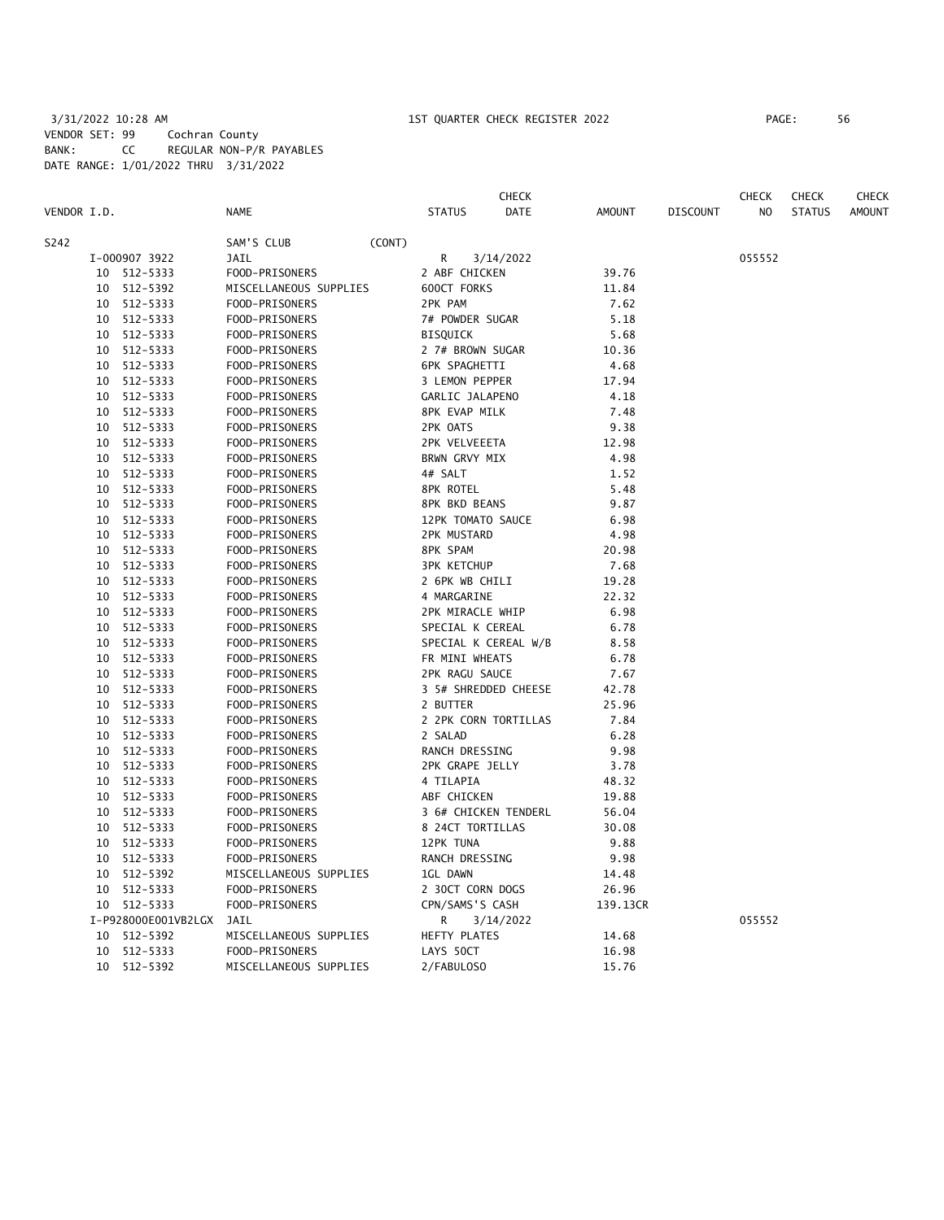3/31/2022 10:28 AM 1ST QUARTER CHECK REGISTER 2022

VENDOR SET: 99 Cochran County
BANK: CC REGULAR NON-P/R PAYABLES
DATE RANGE: 1/01/2022 THRU 3/31/2022

| VENDOR I.D. | NAME | STATUS | CHECK DATE | AMOUNT | DISCOUNT | CHECK NO | CHECK STATUS | CHECK AMOUNT |
|---|---|---|---|---|---|---|---|---|
| S242 | SAM'S CLUB (CONT) | | | | | | | |
| I-000907 3922 | JAIL | R | 3/14/2022 | | | 055552 | | |
| 10 512-5333 | FOOD-PRISONERS | 2 ABF CHICKEN | | 39.76 | | | | |
| 10 512-5392 | MISCELLANEOUS SUPPLIES | 600CT FORKS | | 11.84 | | | | |
| 10 512-5333 | FOOD-PRISONERS | 2PK PAM | | 7.62 | | | | |
| 10 512-5333 | FOOD-PRISONERS | 7# POWDER SUGAR | | 5.18 | | | | |
| 10 512-5333 | FOOD-PRISONERS | BISQUICK | | 5.68 | | | | |
| 10 512-5333 | FOOD-PRISONERS | 2 7# BROWN SUGAR | | 10.36 | | | | |
| 10 512-5333 | FOOD-PRISONERS | 6PK SPAGHETTI | | 4.68 | | | | |
| 10 512-5333 | FOOD-PRISONERS | 3 LEMON PEPPER | | 17.94 | | | | |
| 10 512-5333 | FOOD-PRISONERS | GARLIC JALAPENO | | 4.18 | | | | |
| 10 512-5333 | FOOD-PRISONERS | 8PK EVAP MILK | | 7.48 | | | | |
| 10 512-5333 | FOOD-PRISONERS | 2PK OATS | | 9.38 | | | | |
| 10 512-5333 | FOOD-PRISONERS | 2PK VELVEEETA | | 12.98 | | | | |
| 10 512-5333 | FOOD-PRISONERS | BRWN GRVY MIX | | 4.98 | | | | |
| 10 512-5333 | FOOD-PRISONERS | 4# SALT | | 1.52 | | | | |
| 10 512-5333 | FOOD-PRISONERS | 8PK ROTEL | | 5.48 | | | | |
| 10 512-5333 | FOOD-PRISONERS | 8PK BKD BEANS | | 9.87 | | | | |
| 10 512-5333 | FOOD-PRISONERS | 12PK TOMATO SAUCE | | 6.98 | | | | |
| 10 512-5333 | FOOD-PRISONERS | 2PK MUSTARD | | 4.98 | | | | |
| 10 512-5333 | FOOD-PRISONERS | 8PK SPAM | | 20.98 | | | | |
| 10 512-5333 | FOOD-PRISONERS | 3PK KETCHUP | | 7.68 | | | | |
| 10 512-5333 | FOOD-PRISONERS | 2 6PK WB CHILI | | 19.28 | | | | |
| 10 512-5333 | FOOD-PRISONERS | 4 MARGARINE | | 22.32 | | | | |
| 10 512-5333 | FOOD-PRISONERS | 2PK MIRACLE WHIP | | 6.98 | | | | |
| 10 512-5333 | FOOD-PRISONERS | SPECIAL K CEREAL | | 6.78 | | | | |
| 10 512-5333 | FOOD-PRISONERS | SPECIAL K CEREAL W/B | | 8.58 | | | | |
| 10 512-5333 | FOOD-PRISONERS | FR MINI WHEATS | | 6.78 | | | | |
| 10 512-5333 | FOOD-PRISONERS | 2PK RAGU SAUCE | | 7.67 | | | | |
| 10 512-5333 | FOOD-PRISONERS | 3 5# SHREDDED CHEESE | | 42.78 | | | | |
| 10 512-5333 | FOOD-PRISONERS | 2 BUTTER | | 25.96 | | | | |
| 10 512-5333 | FOOD-PRISONERS | 2 2PK CORN TORTILLAS | | 7.84 | | | | |
| 10 512-5333 | FOOD-PRISONERS | 2 SALAD | | 6.28 | | | | |
| 10 512-5333 | FOOD-PRISONERS | RANCH DRESSING | | 9.98 | | | | |
| 10 512-5333 | FOOD-PRISONERS | 2PK GRAPE JELLY | | 3.78 | | | | |
| 10 512-5333 | FOOD-PRISONERS | 4 TILAPIA | | 48.32 | | | | |
| 10 512-5333 | FOOD-PRISONERS | ABF CHICKEN | | 19.88 | | | | |
| 10 512-5333 | FOOD-PRISONERS | 3 6# CHICKEN TENDERL | | 56.04 | | | | |
| 10 512-5333 | FOOD-PRISONERS | 8 24CT TORTILLAS | | 30.08 | | | | |
| 10 512-5333 | FOOD-PRISONERS | 12PK TUNA | | 9.88 | | | | |
| 10 512-5333 | FOOD-PRISONERS | RANCH DRESSING | | 9.98 | | | | |
| 10 512-5392 | MISCELLANEOUS SUPPLIES | 1GL DAWN | | 14.48 | | | | |
| 10 512-5333 | FOOD-PRISONERS | 2 30CT CORN DOGS | | 26.96 | | | | |
| 10 512-5333 | FOOD-PRISONERS | CPN/SAMS'S CASH | | 139.13CR | | | | |
| I-P928000E001VB2LGX | JAIL | R | 3/14/2022 | | | 055552 | | |
| 10 512-5392 | MISCELLANEOUS SUPPLIES | HEFTY PLATES | | 14.68 | | | | |
| 10 512-5333 | FOOD-PRISONERS | LAYS 50CT | | 16.98 | | | | |
| 10 512-5392 | MISCELLANEOUS SUPPLIES | 2/FABULOSO | | 15.76 | | | | |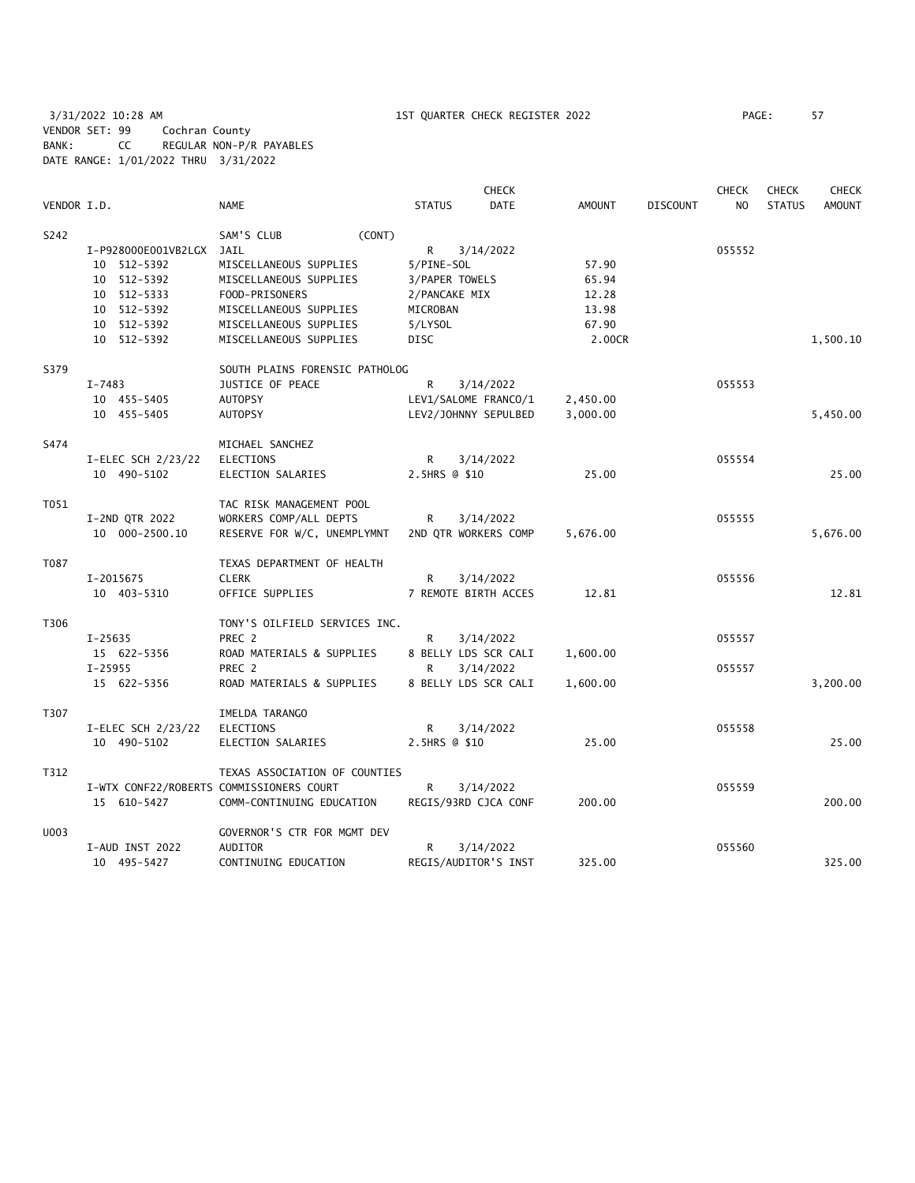3/31/2022 10:28 AM — 1ST QUARTER CHECK REGISTER 2022

VENDOR SET: 99 Cochran County
BANK: CC REGULAR NON-P/R PAYABLES
DATE RANGE: 1/01/2022 THRU 3/31/2022

| VENDOR I.D. | | NAME | STATUS | CHECK DATE | AMOUNT | DISCOUNT | CHECK NO | CHECK STATUS | CHECK AMOUNT |
|---|---|---|---|---|---|---|---|---|---|
| S242 | | SAM'S CLUB (CONT) | | | | | | | |
| | I-P928000E001VB2LGX | JAIL | R | 3/14/2022 | | | 055552 | | |
| | 10 512-5392 | MISCELLANEOUS SUPPLIES | 5/PINE-SOL | | 57.90 | | | | |
| | 10 512-5392 | MISCELLANEOUS SUPPLIES | 3/PAPER TOWELS | | 65.94 | | | | |
| | 10 512-5333 | FOOD-PRISONERS | 2/PANCAKE MIX | | 12.28 | | | | |
| | 10 512-5392 | MISCELLANEOUS SUPPLIES | MICROBAN | | 13.98 | | | | |
| | 10 512-5392 | MISCELLANEOUS SUPPLIES | 5/LYSOL | | 67.90 | | | | |
| | 10 512-5392 | MISCELLANEOUS SUPPLIES | DISC | | 2.00CR | | | | 1,500.10 |
| S379 | | SOUTH PLAINS FORENSIC PATHOLOG | | | | | | | |
| | I-7483 | JUSTICE OF PEACE | R | 3/14/2022 | | | 055553 | | |
| | 10 455-5405 | AUTOPSY | LEV1/SALOME FRANCO/1 | | 2,450.00 | | | | |
| | 10 455-5405 | AUTOPSY | LEV2/JOHNNY SEPULBED | | 3,000.00 | | | | 5,450.00 |
| S474 | | MICHAEL SANCHEZ | | | | | | | |
| | I-ELEC SCH 2/23/22 | ELECTIONS | R | 3/14/2022 | | | 055554 | | |
| | 10 490-5102 | ELECTION SALARIES | 2.5HRS @ $10 | | 25.00 | | | | 25.00 |
| T051 | | TAC RISK MANAGEMENT POOL | | | | | | | |
| | I-2ND QTR 2022 | WORKERS COMP/ALL DEPTS | R | 3/14/2022 | | | 055555 | | |
| | 10 000-2500.10 | RESERVE FOR W/C, UNEMPLYMNT | 2ND QTR WORKERS COMP | | 5,676.00 | | | | 5,676.00 |
| T087 | | TEXAS DEPARTMENT OF HEALTH | | | | | | | |
| | I-2015675 | CLERK | R | 3/14/2022 | | | 055556 | | |
| | 10 403-5310 | OFFICE SUPPLIES | 7 REMOTE BIRTH ACCES | | 12.81 | | | | 12.81 |
| T306 | | TONY'S OILFIELD SERVICES INC. | | | | | | | |
| | I-25635 | PREC 2 | R | 3/14/2022 | | | 055557 | | |
| | 15 622-5356 | ROAD MATERIALS & SUPPLIES | 8 BELLY LDS SCR CALI | | 1,600.00 | | | | |
| | I-25955 | PREC 2 | R | 3/14/2022 | | | 055557 | | |
| | 15 622-5356 | ROAD MATERIALS & SUPPLIES | 8 BELLY LDS SCR CALI | | 1,600.00 | | | | 3,200.00 |
| T307 | | IMELDA TARANGO | | | | | | | |
| | I-ELEC SCH 2/23/22 | ELECTIONS | R | 3/14/2022 | | | 055558 | | |
| | 10 490-5102 | ELECTION SALARIES | 2.5HRS @ $10 | | 25.00 | | | | 25.00 |
| T312 | | TEXAS ASSOCIATION OF COUNTIES | | | | | | | |
| | I-WTX CONF22/ROBERTS | COMMISSIONERS COURT | R | 3/14/2022 | | | 055559 | | |
| | 15 610-5427 | COMM-CONTINUING EDUCATION | REGIS/93RD CJCA CONF | | 200.00 | | | | 200.00 |
| U003 | | GOVERNOR'S CTR FOR MGMT DEV | | | | | | | |
| | I-AUD INST 2022 | AUDITOR | R | 3/14/2022 | | | 055560 | | |
| | 10 495-5427 | CONTINUING EDUCATION | REGIS/AUDITOR'S INST | | 325.00 | | | | 325.00 |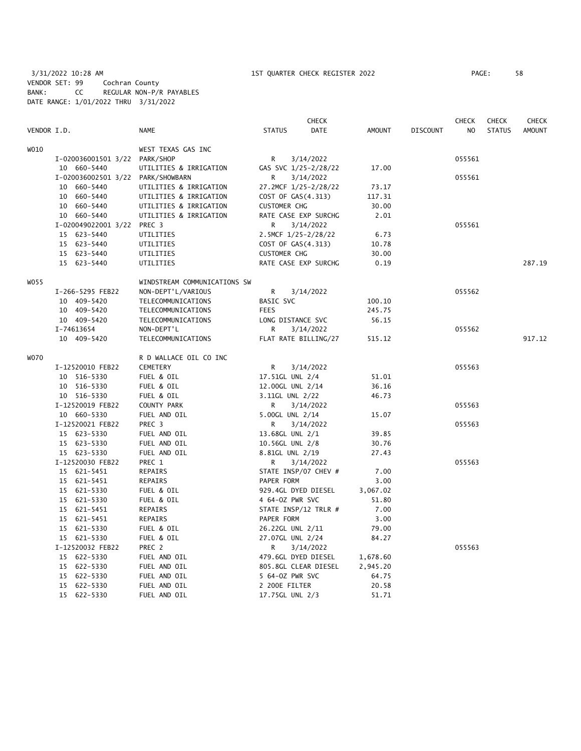3/31/2022 10:28 AM 1ST QUARTER CHECK REGISTER 2022 PAGE: 58
VENDOR SET: 99 Cochran County
BANK: CC REGULAR NON-P/R PAYABLES
DATE RANGE: 1/01/2022 THRU 3/31/2022

| VENDOR I.D. | NAME | STATUS | CHECK DATE | AMOUNT | DISCOUNT | CHECK NO | CHECK STATUS | CHECK AMOUNT |
|---|---|---|---|---|---|---|---|---|
| W010 | WEST TEXAS GAS INC | | | | | | | |
| I-020036001501 3/22 | PARK/SHOP | R | 3/14/2022 | | | 055561 | | |
| 10 660-5440 | UTILITIES & IRRIGATION | GAS SVC 1/25-2/28/22 | | 17.00 | | | | |
| I-020036002501 3/22 | PARK/SHOWBARN | R | 3/14/2022 | | | 055561 | | |
| 10 660-5440 | UTILITIES & IRRIGATION | 27.2MCF 1/25-2/28/22 | | 73.17 | | | | |
| 10 660-5440 | UTILITIES & IRRIGATION | COST OF GAS(4.313) | | 117.31 | | | | |
| 10 660-5440 | UTILITIES & IRRIGATION | CUSTOMER CHG | | 30.00 | | | | |
| 10 660-5440 | UTILITIES & IRRIGATION | RATE CASE EXP SURCHG | | 2.01 | | | | |
| I-020049022001 3/22 | PREC 3 | R | 3/14/2022 | | | 055561 | | |
| 15 623-5440 | UTILITIES | 2.5MCF 1/25-2/28/22 | | 6.73 | | | | |
| 15 623-5440 | UTILITIES | COST OF GAS(4.313) | | 10.78 | | | | |
| 15 623-5440 | UTILITIES | CUSTOMER CHG | | 30.00 | | | | |
| 15 623-5440 | UTILITIES | RATE CASE EXP SURCHG | | 0.19 | | | | 287.19 |
| W055 | WINDSTREAM COMMUNICATIONS SW | | | | | | | |
| I-266-5295 FEB22 | NON-DEPT'L/VARIOUS | R | 3/14/2022 | | | 055562 | | |
| 10 409-5420 | TELECOMMUNICATIONS | BASIC SVC | | 100.10 | | | | |
| 10 409-5420 | TELECOMMUNICATIONS | FEES | | 245.75 | | | | |
| 10 409-5420 | TELECOMMUNICATIONS | LONG DISTANCE SVC | | 56.15 | | | | |
| I-74613654 | NON-DEPT'L | R | 3/14/2022 | | | 055562 | | |
| 10 409-5420 | TELECOMMUNICATIONS | FLAT RATE BILLING/27 | | 515.12 | | | | 917.12 |
| W070 | R D WALLACE OIL CO INC | | | | | | | |
| I-12520010 FEB22 | CEMETERY | R | 3/14/2022 | | | 055563 | | |
| 10 516-5330 | FUEL & OIL | 17.51GL UNL 2/4 | | 51.01 | | | | |
| 10 516-5330 | FUEL & OIL | 12.00GL UNL 2/14 | | 36.16 | | | | |
| 10 516-5330 | FUEL & OIL | 3.11GL UNL 2/22 | | 46.73 | | | | |
| I-12520019 FEB22 | COUNTY PARK | R | 3/14/2022 | | | 055563 | | |
| 10 660-5330 | FUEL AND OIL | 5.00GL UNL 2/14 | | 15.07 | | | | |
| I-12520021 FEB22 | PREC 3 | R | 3/14/2022 | | | 055563 | | |
| 15 623-5330 | FUEL AND OIL | 13.68GL UNL 2/1 | | 39.85 | | | | |
| 15 623-5330 | FUEL AND OIL | 10.56GL UNL 2/8 | | 30.76 | | | | |
| 15 623-5330 | FUEL AND OIL | 8.81GL UNL 2/19 | | 27.43 | | | | |
| I-12520030 FEB22 | PREC 1 | R | 3/14/2022 | | | 055563 | | |
| 15 621-5451 | REPAIRS | STATE INSP/07 CHEV # | | 7.00 | | | | |
| 15 621-5451 | REPAIRS | PAPER FORM | | 3.00 | | | | |
| 15 621-5330 | FUEL & OIL | 929.4GL DYED DIESEL | | 3,067.02 | | | | |
| 15 621-5330 | FUEL & OIL | 4 64-OZ PWR SVC | | 51.80 | | | | |
| 15 621-5451 | REPAIRS | STATE INSP/12 TRLR # | | 7.00 | | | | |
| 15 621-5451 | REPAIRS | PAPER FORM | | 3.00 | | | | |
| 15 621-5330 | FUEL & OIL | 26.22GL UNL 2/11 | | 79.00 | | | | |
| 15 621-5330 | FUEL & OIL | 27.07GL UNL 2/24 | | 84.27 | | | | |
| I-12520032 FEB22 | PREC 2 | R | 3/14/2022 | | | 055563 | | |
| 15 622-5330 | FUEL AND OIL | 479.6GL DYED DIESEL | | 1,678.60 | | | | |
| 15 622-5330 | FUEL AND OIL | 805.8GL CLEAR DIESEL | | 2,945.20 | | | | |
| 15 622-5330 | FUEL AND OIL | 5 64-OZ PWR SVC | | 64.75 | | | | |
| 15 622-5330 | FUEL AND OIL | 2 200E FILTER | | 20.58 | | | | |
| 15 622-5330 | FUEL AND OIL | 17.75GL UNL 2/3 | | 51.71 | | | | |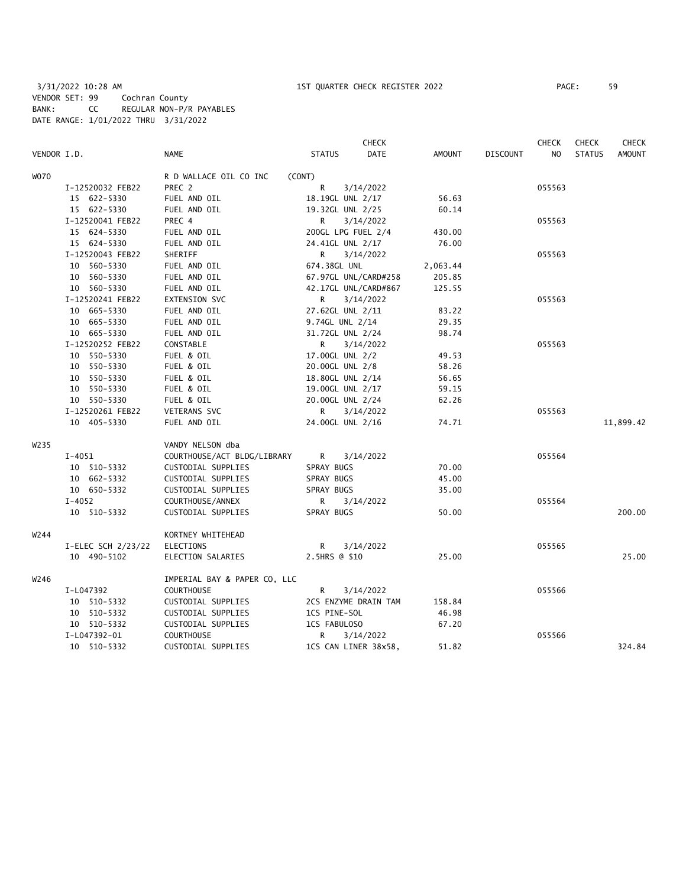3/31/2022 10:28 AM 1ST QUARTER CHECK REGISTER 2022

VENDOR SET: 99 Cochran County
BANK: CC REGULAR NON-P/R PAYABLES
DATE RANGE: 1/01/2022 THRU 3/31/2022

| VENDOR I.D. | NAME | STATUS | CHECK DATE | AMOUNT | DISCOUNT | CHECK NO | CHECK STATUS | CHECK AMOUNT |
|---|---|---|---|---|---|---|---|---|
| W070 | R D WALLACE OIL CO INC | (CONT) | | | | | | |
| I-12520032 FEB22 | PREC 2 | R | 3/14/2022 | | | 055563 | | |
| 15 622-5330 | FUEL AND OIL | 18.19GL UNL 2/17 | | 56.63 | | | | |
| 15 622-5330 | FUEL AND OIL | 19.32GL UNL 2/25 | | 60.14 | | | | |
| I-12520041 FEB22 | PREC 4 | R | 3/14/2022 | | | 055563 | | |
| 15 624-5330 | FUEL AND OIL | 200GL LPG FUEL 2/4 | | 430.00 | | | | |
| 15 624-5330 | FUEL AND OIL | 24.41GL UNL 2/17 | | 76.00 | | | | |
| I-12520043 FEB22 | SHERIFF | R | 3/14/2022 | | | 055563 | | |
| 10 560-5330 | FUEL AND OIL | 674.38GL UNL | | 2,063.44 | | | | |
| 10 560-5330 | FUEL AND OIL | 67.97GL UNL/CARD#258 | | 205.85 | | | | |
| 10 560-5330 | FUEL AND OIL | 42.17GL UNL/CARD#867 | | 125.55 | | | | |
| I-12520241 FEB22 | EXTENSION SVC | R | 3/14/2022 | | | 055563 | | |
| 10 665-5330 | FUEL AND OIL | 27.62GL UNL 2/11 | | 83.22 | | | | |
| 10 665-5330 | FUEL AND OIL | 9.74GL UNL 2/14 | | 29.35 | | | | |
| 10 665-5330 | FUEL AND OIL | 31.72GL UNL 2/24 | | 98.74 | | | | |
| I-12520252 FEB22 | CONSTABLE | R | 3/14/2022 | | | 055563 | | |
| 10 550-5330 | FUEL & OIL | 17.00GL UNL 2/2 | | 49.53 | | | | |
| 10 550-5330 | FUEL & OIL | 20.00GL UNL 2/8 | | 58.26 | | | | |
| 10 550-5330 | FUEL & OIL | 18.80GL UNL 2/14 | | 56.65 | | | | |
| 10 550-5330 | FUEL & OIL | 19.00GL UNL 2/17 | | 59.15 | | | | |
| 10 550-5330 | FUEL & OIL | 20.00GL UNL 2/24 | | 62.26 | | | | |
| I-12520261 FEB22 | VETERANS SVC | R | 3/14/2022 | | | 055563 | | |
| 10 405-5330 | FUEL AND OIL | 24.00GL UNL 2/16 | | 74.71 | | | | 11,899.42 |
| W235 | VANDY NELSON dba | | | | | | | |
| I-4051 | COURTHOUSE/ACT BLDG/LIBRARY | R | 3/14/2022 | | | 055564 | | |
| 10 510-5332 | CUSTODIAL SUPPLIES | SPRAY BUGS | | 70.00 | | | | |
| 10 662-5332 | CUSTODIAL SUPPLIES | SPRAY BUGS | | 45.00 | | | | |
| 10 650-5332 | CUSTODIAL SUPPLIES | SPRAY BUGS | | 35.00 | | | | |
| I-4052 | COURTHOUSE/ANNEX | R | 3/14/2022 | | | 055564 | | |
| 10 510-5332 | CUSTODIAL SUPPLIES | SPRAY BUGS | | 50.00 | | | | 200.00 |
| W244 | KORTNEY WHITEHEAD | | | | | | | |
| I-ELEC SCH 2/23/22 | ELECTIONS | R | 3/14/2022 | | | 055565 | | |
| 10 490-5102 | ELECTION SALARIES | 2.5HRS @ $10 | | 25.00 | | | | 25.00 |
| W246 | IMPERIAL BAY & PAPER CO, LLC | | | | | | | |
| I-L047392 | COURTHOUSE | R | 3/14/2022 | | | 055566 | | |
| 10 510-5332 | CUSTODIAL SUPPLIES | 2CS ENZYME DRAIN TAM | | 158.84 | | | | |
| 10 510-5332 | CUSTODIAL SUPPLIES | 1CS PINE-SOL | | 46.98 | | | | |
| 10 510-5332 | CUSTODIAL SUPPLIES | 1CS FABULOSO | | 67.20 | | | | |
| I-L047392-01 | COURTHOUSE | R | 3/14/2022 | | | 055566 | | |
| 10 510-5332 | CUSTODIAL SUPPLIES | 1CS CAN LINER 38x58, | | 51.82 | | | | 324.84 |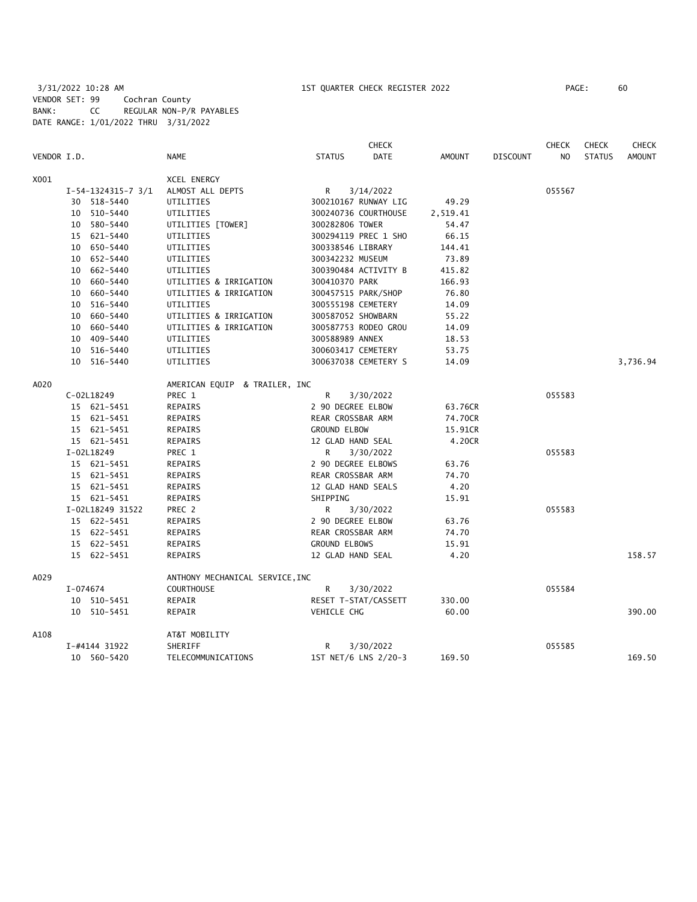3/31/2022 10:28 AM 1ST QUARTER CHECK REGISTER 2022

VENDOR SET: 99 Cochran County
BANK: CC REGULAR NON-P/R PAYABLES
DATE RANGE: 1/01/2022 THRU 3/31/2022

| VENDOR I.D. | | NAME | STATUS | CHECK DATE | AMOUNT | DISCOUNT | CHECK NO | CHECK STATUS | CHECK AMOUNT |
|---|---|---|---|---|---|---|---|---|---|
| X001 | | XCEL ENERGY | | | | | | | |
| | I-54-1324315-7 3/1 | ALMOST ALL DEPTS | R | 3/14/2022 | | | 055567 | | |
| | 30 518-5440 | UTILITIES | 300210167 RUNWAY LIG | | 49.29 | | | | |
| | 10 510-5440 | UTILITIES | 300240736 COURTHOUSE | | 2,519.41 | | | | |
| | 10 580-5440 | UTILITIES [TOWER] | 300282806 TOWER | | 54.47 | | | | |
| | 15 621-5440 | UTILITIES | 300294119 PREC 1 SHO | | 66.15 | | | | |
| | 10 650-5440 | UTILITIES | 300338546 LIBRARY | | 144.41 | | | | |
| | 10 652-5440 | UTILITIES | 300342232 MUSEUM | | 73.89 | | | | |
| | 10 662-5440 | UTILITIES | 300390484 ACTIVITY B | | 415.82 | | | | |
| | 10 660-5440 | UTILITIES & IRRIGATION | 300410370 PARK | | 166.93 | | | | |
| | 10 660-5440 | UTILITIES & IRRIGATION | 300457515 PARK/SHOP | | 76.80 | | | | |
| | 10 516-5440 | UTILITIES | 300555198 CEMETERY | | 14.09 | | | | |
| | 10 660-5440 | UTILITIES & IRRIGATION | 300587052 SHOWBARN | | 55.22 | | | | |
| | 10 660-5440 | UTILITIES & IRRIGATION | 300587753 RODEO GROU | | 14.09 | | | | |
| | 10 409-5440 | UTILITIES | 300588989 ANNEX | | 18.53 | | | | |
| | 10 516-5440 | UTILITIES | 300603417 CEMETERY | | 53.75 | | | | |
| | 10 516-5440 | UTILITIES | 300637038 CEMETERY S | | 14.09 | | | | 3,736.94 |
| A020 | | AMERICAN EQUIP & TRAILER, INC | | | | | | | |
| | C-02L18249 | PREC 1 | R | 3/30/2022 | | | 055583 | | |
| | 15 621-5451 | REPAIRS | 2 90 DEGREE ELBOW | | 63.76CR | | | | |
| | 15 621-5451 | REPAIRS | REAR CROSSBAR ARM | | 74.70CR | | | | |
| | 15 621-5451 | REPAIRS | GROUND ELBOW | | 15.91CR | | | | |
| | 15 621-5451 | REPAIRS | 12 GLAD HAND SEAL | | 4.20CR | | | | |
| | I-02L18249 | PREC 1 | R | 3/30/2022 | | | 055583 | | |
| | 15 621-5451 | REPAIRS | 2 90 DEGREE ELBOWS | | 63.76 | | | | |
| | 15 621-5451 | REPAIRS | REAR CROSSBAR ARM | | 74.70 | | | | |
| | 15 621-5451 | REPAIRS | 12 GLAD HAND SEALS | | 4.20 | | | | |
| | 15 621-5451 | REPAIRS | SHIPPING | | 15.91 | | | | |
| | I-02L18249 31522 | PREC 2 | R | 3/30/2022 | | | 055583 | | |
| | 15 622-5451 | REPAIRS | 2 90 DEGREE ELBOW | | 63.76 | | | | |
| | 15 622-5451 | REPAIRS | REAR CROSSBAR ARM | | 74.70 | | | | |
| | 15 622-5451 | REPAIRS | GROUND ELBOWS | | 15.91 | | | | |
| | 15 622-5451 | REPAIRS | 12 GLAD HAND SEAL | | 4.20 | | | | 158.57 |
| A029 | | ANTHONY MECHANICAL SERVICE,INC | | | | | | | |
| | I-074674 | COURTHOUSE | R | 3/30/2022 | | | 055584 | | |
| | 10 510-5451 | REPAIR | RESET T-STAT/CASSETT | | 330.00 | | | | |
| | 10 510-5451 | REPAIR | VEHICLE CHG | | 60.00 | | | | 390.00 |
| A108 | | AT&T MOBILITY | | | | | | | |
| | I-#4144 31922 | SHERIFF | R | 3/30/2022 | | | 055585 | | |
| | 10 560-5420 | TELECOMMUNICATIONS | 1ST NET/6 LNS 2/20-3 | | 169.50 | | | | 169.50 |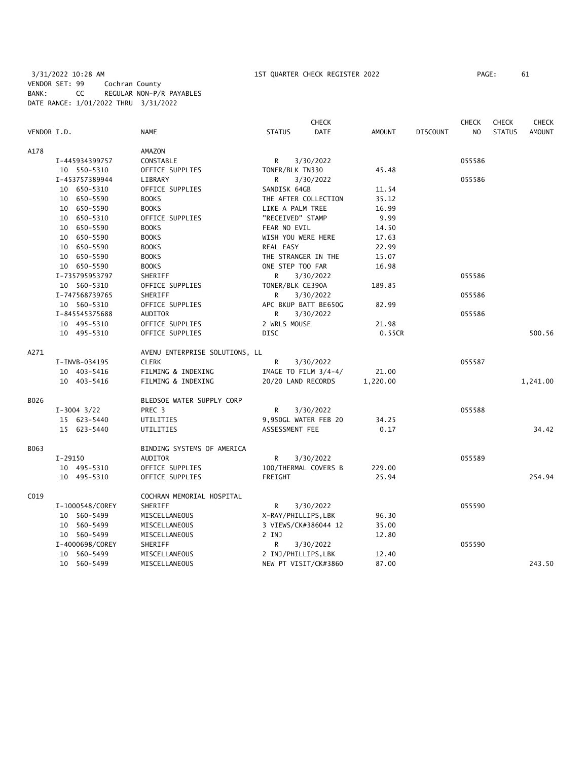3/31/2022 10:28 AM — 1ST QUARTER CHECK REGISTER 2022

VENDOR SET: 99 Cochran County
BANK: CC REGULAR NON-P/R PAYABLES
DATE RANGE: 1/01/2022 THRU 3/31/2022

| VENDOR I.D. | NAME | STATUS | CHECK DATE | AMOUNT | DISCOUNT | CHECK NO | CHECK STATUS | CHECK AMOUNT |
|---|---|---|---|---|---|---|---|---|
| A178 | AMAZON | | | | | | | |
| I-445934399757 | CONSTABLE | R | 3/30/2022 | | | 055586 | | |
| 10 550-5310 | OFFICE SUPPLIES | TONER/BLK TN330 | | 45.48 | | | | |
| I-453757389944 | LIBRARY | R | 3/30/2022 | | | 055586 | | |
| 10 650-5310 | OFFICE SUPPLIES | SANDISK 64GB | | 11.54 | | | | |
| 10 650-5590 | BOOKS | THE AFTER COLLECTION | | 35.12 | | | | |
| 10 650-5590 | BOOKS | LIKE A PALM TREE | | 16.99 | | | | |
| 10 650-5310 | OFFICE SUPPLIES | "RECEIVED" STAMP | | 9.99 | | | | |
| 10 650-5590 | BOOKS | FEAR NO EVIL | | 14.50 | | | | |
| 10 650-5590 | BOOKS | WISH YOU WERE HERE | | 17.63 | | | | |
| 10 650-5590 | BOOKS | REAL EASY | | 22.99 | | | | |
| 10 650-5590 | BOOKS | THE STRANGER IN THE | | 15.07 | | | | |
| 10 650-5590 | BOOKS | ONE STEP TOO FAR | | 16.98 | | | | |
| I-735795953797 | SHERIFF | R | 3/30/2022 | | | 055586 | | |
| 10 560-5310 | OFFICE SUPPLIES | TONER/BLK CE390A | | 189.85 | | | | |
| I-747568739765 | SHERIFF | R | 3/30/2022 | | | 055586 | | |
| 10 560-5310 | OFFICE SUPPLIES | APC BKUP BATT BE650G | | 82.99 | | | | |
| I-845545375688 | AUDITOR | R | 3/30/2022 | | | 055586 | | |
| 10 495-5310 | OFFICE SUPPLIES | 2 WRLS MOUSE | | 21.98 | | | | |
| 10 495-5310 | OFFICE SUPPLIES | DISC | | 0.55CR | | | | 500.56 |
| A271 | AVENU ENTERPRISE SOLUTIONS, LL | | | | | | | |
| I-INVB-034195 | CLERK | R | 3/30/2022 | | | 055587 | | |
| 10 403-5416 | FILMING & INDEXING | IMAGE TO FILM 3/4-4/ | | 21.00 | | | | |
| 10 403-5416 | FILMING & INDEXING | 20/20 LAND RECORDS | | 1,220.00 | | | | 1,241.00 |
| B026 | BLEDSOE WATER SUPPLY CORP | | | | | | | |
| I-3004 3/22 | PREC 3 | R | 3/30/2022 | | | 055588 | | |
| 15 623-5440 | UTILITIES | 9,950GL WATER FEB 20 | | 34.25 | | | | |
| 15 623-5440 | UTILITIES | ASSESSMENT FEE | | 0.17 | | | | 34.42 |
| B063 | BINDING SYSTEMS OF AMERICA | | | | | | | |
| I-29150 | AUDITOR | R | 3/30/2022 | | | 055589 | | |
| 10 495-5310 | OFFICE SUPPLIES | 100/THERMAL COVERS B | | 229.00 | | | | |
| 10 495-5310 | OFFICE SUPPLIES | FREIGHT | | 25.94 | | | | 254.94 |
| C019 | COCHRAN MEMORIAL HOSPITAL | | | | | | | |
| I-1000548/COREY | SHERIFF | R | 3/30/2022 | | | 055590 | | |
| 10 560-5499 | MISCELLANEOUS | X-RAY/PHILLIPS,LBK | | 96.30 | | | | |
| 10 560-5499 | MISCELLANEOUS | 3 VIEWS/CK#386044 12 | | 35.00 | | | | |
| 10 560-5499 | MISCELLANEOUS | 2 INJ | | 12.80 | | | | |
| I-4000698/COREY | SHERIFF | R | 3/30/2022 | | | 055590 | | |
| 10 560-5499 | MISCELLANEOUS | 2 INJ/PHILLIPS,LBK | | 12.40 | | | | |
| 10 560-5499 | MISCELLANEOUS | NEW PT VISIT/CK#3860 | | 87.00 | | | | 243.50 |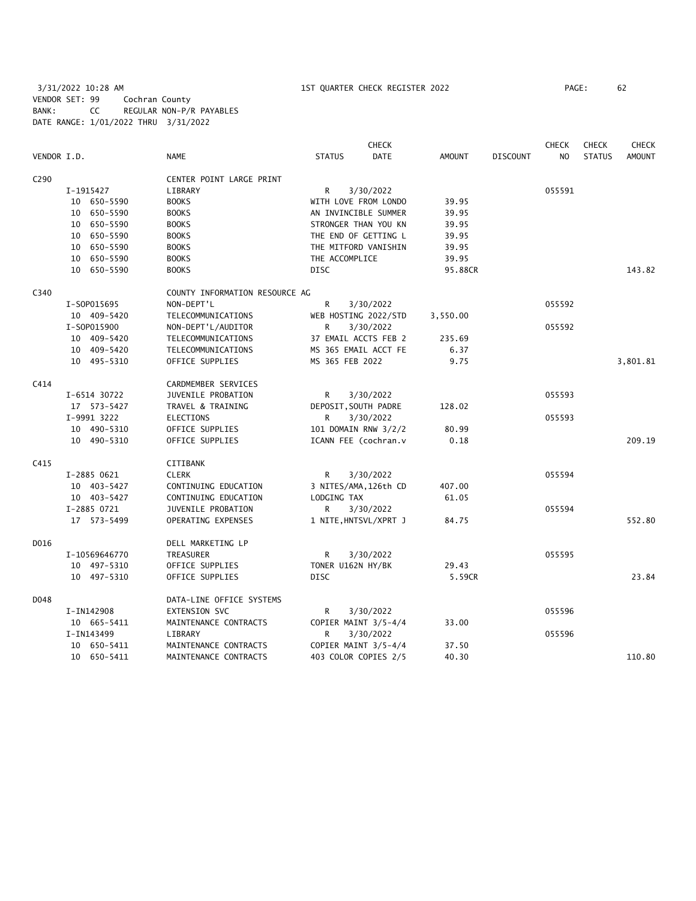3/31/2022 10:28 AM 1ST QUARTER CHECK REGISTER 2022

VENDOR SET: 99 Cochran County
BANK: CC REGULAR NON-P/R PAYABLES
DATE RANGE: 1/01/2022 THRU 3/31/2022

| VENDOR I.D. | NAME | STATUS | CHECK DATE | AMOUNT | DISCOUNT | CHECK NO | CHECK STATUS | CHECK AMOUNT |
|---|---|---|---|---|---|---|---|---|
| C290 | CENTER POINT LARGE PRINT | | | | | | | |
| I-1915427 | LIBRARY | R | 3/30/2022 | | | 055591 | | |
| 10 650-5590 | BOOKS | WITH LOVE FROM LONDO | | 39.95 | | | | |
| 10 650-5590 | BOOKS | AN INVINCIBLE SUMMER | | 39.95 | | | | |
| 10 650-5590 | BOOKS | STRONGER THAN YOU KN | | 39.95 | | | | |
| 10 650-5590 | BOOKS | THE END OF GETTING L | | 39.95 | | | | |
| 10 650-5590 | BOOKS | THE MITFORD VANISHIN | | 39.95 | | | | |
| 10 650-5590 | BOOKS | THE ACCOMPLICE | | 39.95 | | | | |
| 10 650-5590 | BOOKS | DISC | | 95.88CR | | | | 143.82 |
| C340 | COUNTY INFORMATION RESOURCE AG | | | | | | | |
| I-SOP015695 | NON-DEPT'L | R | 3/30/2022 | | | 055592 | | |
| 10 409-5420 | TELECOMMUNICATIONS | WEB HOSTING 2022/STD | | 3,550.00 | | | | |
| I-SOP015900 | NON-DEPT'L/AUDITOR | R | 3/30/2022 | | | 055592 | | |
| 10 409-5420 | TELECOMMUNICATIONS | 37 EMAIL ACCTS FEB 2 | | 235.69 | | | | |
| 10 409-5420 | TELECOMMUNICATIONS | MS 365 EMAIL ACCT FE | | 6.37 | | | | |
| 10 495-5310 | OFFICE SUPPLIES | MS 365 FEB 2022 | | 9.75 | | | | 3,801.81 |
| C414 | CARDMEMBER SERVICES | | | | | | | |
| I-6514 30722 | JUVENILE PROBATION | R | 3/30/2022 | | | 055593 | | |
| 17 573-5427 | TRAVEL & TRAINING | DEPOSIT,SOUTH PADRE | | 128.02 | | | | |
| I-9991 3222 | ELECTIONS | R | 3/30/2022 | | | 055593 | | |
| 10 490-5310 | OFFICE SUPPLIES | 101 DOMAIN RNW 3/2/2 | | 80.99 | | | | |
| 10 490-5310 | OFFICE SUPPLIES | ICANN FEE (cochran.v | | 0.18 | | | | 209.19 |
| C415 | CITIBANK | | | | | | | |
| I-2885 0621 | CLERK | R | 3/30/2022 | | | 055594 | | |
| 10 403-5427 | CONTINUING EDUCATION | 3 NITES/AMA,126th CD | | 407.00 | | | | |
| 10 403-5427 | CONTINUING EDUCATION | LODGING TAX | | 61.05 | | | | |
| I-2885 0721 | JUVENILE PROBATION | R | 3/30/2022 | | | 055594 | | |
| 17 573-5499 | OPERATING EXPENSES | 1 NITE,HNTSVL/XPRT J | | 84.75 | | | | 552.80 |
| D016 | DELL MARKETING LP | | | | | | | |
| I-10569646770 | TREASURER | R | 3/30/2022 | | | 055595 | | |
| 10 497-5310 | OFFICE SUPPLIES | TONER U162N HY/BK | | 29.43 | | | | |
| 10 497-5310 | OFFICE SUPPLIES | DISC | | 5.59CR | | | | 23.84 |
| D048 | DATA-LINE OFFICE SYSTEMS | | | | | | | |
| I-IN142908 | EXTENSION SVC | R | 3/30/2022 | | | 055596 | | |
| 10 665-5411 | MAINTENANCE CONTRACTS | COPIER MAINT 3/5-4/4 | | 33.00 | | | | |
| I-IN143499 | LIBRARY | R | 3/30/2022 | | | 055596 | | |
| 10 650-5411 | MAINTENANCE CONTRACTS | COPIER MAINT 3/5-4/4 | | 37.50 | | | | |
| 10 650-5411 | MAINTENANCE CONTRACTS | 403 COLOR COPIES 2/5 | | 40.30 | | | | 110.80 |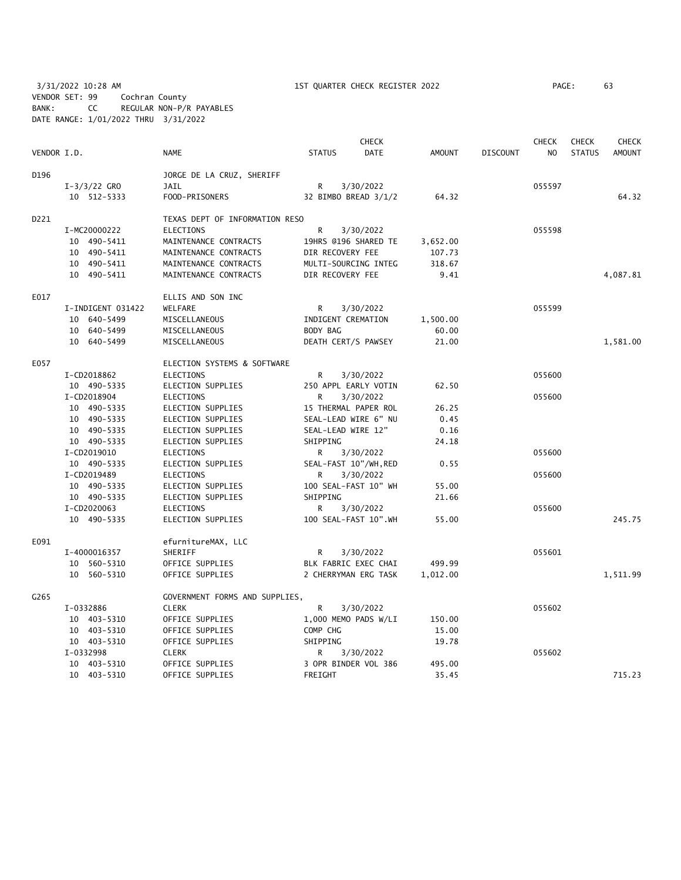3/31/2022 10:28 AM 1ST QUARTER CHECK REGISTER 2022 PAGE: 63
VENDOR SET: 99 Cochran County
BANK: CC REGULAR NON-P/R PAYABLES
DATE RANGE: 1/01/2022 THRU 3/31/2022

| VENDOR I.D. | | NAME | STATUS | CHECK DATE | AMOUNT | DISCOUNT | CHECK NO | CHECK STATUS | CHECK AMOUNT |
|---|---|---|---|---|---|---|---|---|---|
| D196 | | JORGE DE LA CRUZ, SHERIFF | | | | | | | |
| | I-3/3/22 GRO | JAIL | R | 3/30/2022 | | | 055597 | | |
| | 10 512-5333 | FOOD-PRISONERS | 32 BIMBO BREAD 3/1/2 | | 64.32 | | | | 64.32 |
| D221 | | TEXAS DEPT OF INFORMATION RESO | | | | | | | |
| | I-MC20000222 | ELECTIONS | R | 3/30/2022 | | | 055598 | | |
| | 10 490-5411 | MAINTENANCE CONTRACTS | 19HRS @196 SHARED TE | | 3,652.00 | | | | |
| | 10 490-5411 | MAINTENANCE CONTRACTS | DIR RECOVERY FEE | | 107.73 | | | | |
| | 10 490-5411 | MAINTENANCE CONTRACTS | MULTI-SOURCING INTEG | | 318.67 | | | | |
| | 10 490-5411 | MAINTENANCE CONTRACTS | DIR RECOVERY FEE | | 9.41 | | | | 4,087.81 |
| E017 | | ELLIS AND SON INC | | | | | | | |
| | I-INDIGENT 031422 | WELFARE | R | 3/30/2022 | | | 055599 | | |
| | 10 640-5499 | MISCELLANEOUS | INDIGENT CREMATION | | 1,500.00 | | | | |
| | 10 640-5499 | MISCELLANEOUS | BODY BAG | | 60.00 | | | | |
| | 10 640-5499 | MISCELLANEOUS | DEATH CERT/S PAWSEY | | 21.00 | | | | 1,581.00 |
| E057 | | ELECTION SYSTEMS & SOFTWARE | | | | | | | |
| | I-CD2018862 | ELECTIONS | R | 3/30/2022 | | | 055600 | | |
| | 10 490-5335 | ELECTION SUPPLIES | 250 APPL EARLY VOTIN | | 62.50 | | | | |
| | I-CD2018904 | ELECTIONS | R | 3/30/2022 | | | 055600 | | |
| | 10 490-5335 | ELECTION SUPPLIES | 15 THERMAL PAPER ROL | | 26.25 | | | | |
| | 10 490-5335 | ELECTION SUPPLIES | SEAL-LEAD WIRE 6" NU | | 0.45 | | | | |
| | 10 490-5335 | ELECTION SUPPLIES | SEAL-LEAD WIRE 12" | | 0.16 | | | | |
| | 10 490-5335 | ELECTION SUPPLIES | SHIPPING | | 24.18 | | | | |
| | I-CD2019010 | ELECTIONS | R | 3/30/2022 | | | 055600 | | |
| | 10 490-5335 | ELECTION SUPPLIES | SEAL-FAST 10"/WH,RED | | 0.55 | | | | |
| | I-CD2019489 | ELECTIONS | R | 3/30/2022 | | | 055600 | | |
| | 10 490-5335 | ELECTION SUPPLIES | 100 SEAL-FAST 10" WH | | 55.00 | | | | |
| | 10 490-5335 | ELECTION SUPPLIES | SHIPPING | | 21.66 | | | | |
| | I-CD2020063 | ELECTIONS | R | 3/30/2022 | | | 055600 | | |
| | 10 490-5335 | ELECTION SUPPLIES | 100 SEAL-FAST 10".WH | | 55.00 | | | | 245.75 |
| E091 | | efurnitureMAX, LLC | | | | | | | |
| | I-4000016357 | SHERIFF | R | 3/30/2022 | | | 055601 | | |
| | 10 560-5310 | OFFICE SUPPLIES | BLK FABRIC EXEC CHAI | | 499.99 | | | | |
| | 10 560-5310 | OFFICE SUPPLIES | 2 CHERRYMAN ERG TASK | | 1,012.00 | | | | 1,511.99 |
| G265 | | GOVERNMENT FORMS AND SUPPLIES, | | | | | | | |
| | I-0332886 | CLERK | R | 3/30/2022 | | | 055602 | | |
| | 10 403-5310 | OFFICE SUPPLIES | 1,000 MEMO PADS W/LI | | 150.00 | | | | |
| | 10 403-5310 | OFFICE SUPPLIES | COMP CHG | | 15.00 | | | | |
| | 10 403-5310 | OFFICE SUPPLIES | SHIPPING | | 19.78 | | | | |
| | I-0332998 | CLERK | R | 3/30/2022 | | | 055602 | | |
| | 10 403-5310 | OFFICE SUPPLIES | 3 OPR BINDER VOL 386 | | 495.00 | | | | |
| | 10 403-5310 | OFFICE SUPPLIES | FREIGHT | | 35.45 | | | | 715.23 |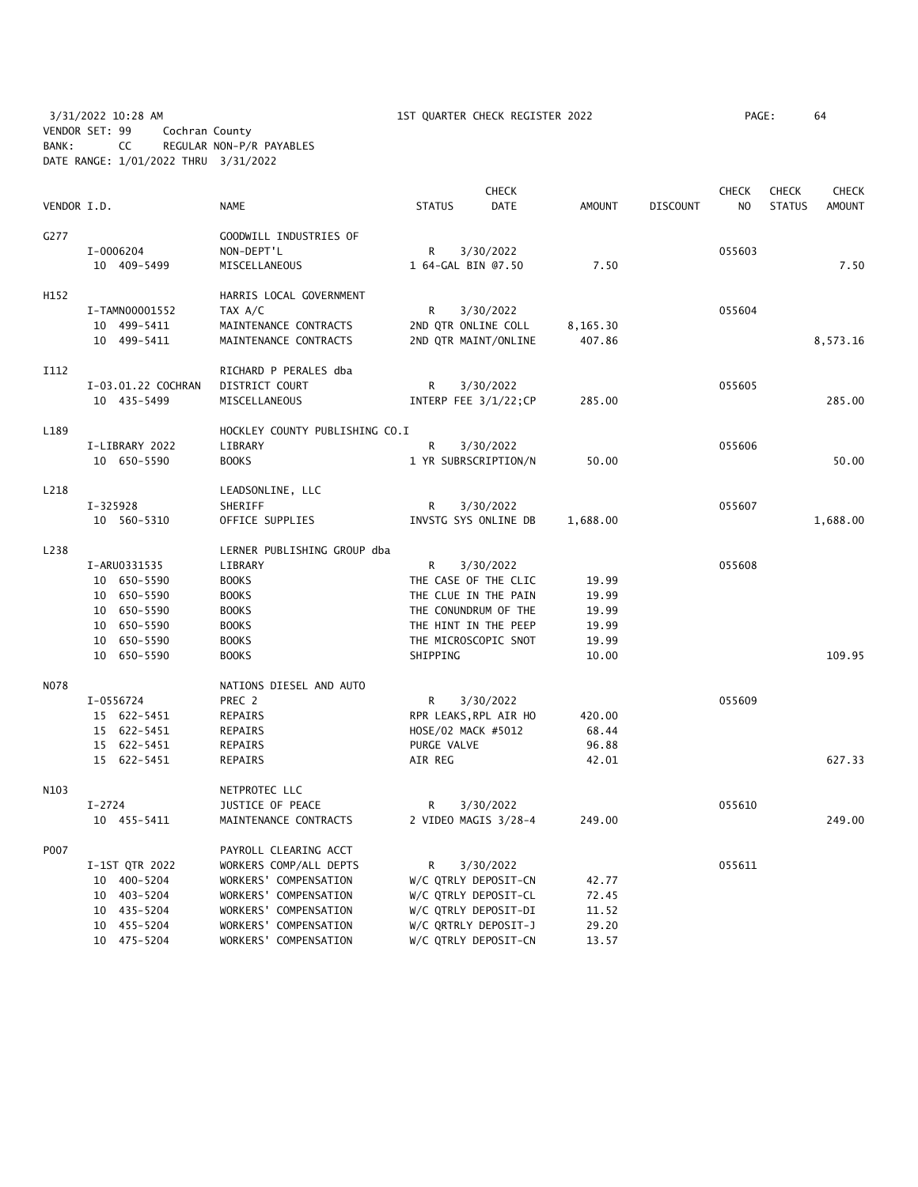3/31/2022 10:28 AM 1ST QUARTER CHECK REGISTER 2022 PAGE: 64

VENDOR SET: 99 Cochran County
BANK: CC REGULAR NON-P/R PAYABLES
DATE RANGE: 1/01/2022 THRU 3/31/2022

| VENDOR I.D. | NAME | STATUS | CHECK DATE | AMOUNT | DISCOUNT | CHECK NO | CHECK STATUS | CHECK AMOUNT |
|---|---|---|---|---|---|---|---|---|
| G277 | GOODWILL INDUSTRIES OF | | | | | | | |
| I-0006204 | NON-DEPT'L | R | 3/30/2022 | | | 055603 | | |
| 10 409-5499 | MISCELLANEOUS | 1 64-GAL BIN @7.50 | | 7.50 | | | | 7.50 |
| H152 | HARRIS LOCAL GOVERNMENT | | | | | | | |
| I-TAMN00001552 | TAX A/C | R | 3/30/2022 | | | 055604 | | |
| 10 499-5411 | MAINTENANCE CONTRACTS | 2ND QTR ONLINE COLL | | 8,165.30 | | | | |
| 10 499-5411 | MAINTENANCE CONTRACTS | 2ND QTR MAINT/ONLINE | | 407.86 | | | | 8,573.16 |
| I112 | RICHARD P PERALES dba | | | | | | | |
| I-03.01.22 COCHRAN | DISTRICT COURT | R | 3/30/2022 | | | 055605 | | |
| 10 435-5499 | MISCELLANEOUS | INTERP FEE 3/1/22;CP | | 285.00 | | | | 285.00 |
| L189 | HOCKLEY COUNTY PUBLISHING CO.I | | | | | | | |
| I-LIBRARY 2022 | LIBRARY | R | 3/30/2022 | | | 055606 | | |
| 10 650-5590 | BOOKS | 1 YR SUBRSCRIPTION/N | | 50.00 | | | | 50.00 |
| L218 | LEADSONLINE, LLC | | | | | | | |
| I-325928 | SHERIFF | R | 3/30/2022 | | | 055607 | | |
| 10 560-5310 | OFFICE SUPPLIES | INVSTG SYS ONLINE DB | | 1,688.00 | | | | 1,688.00 |
| L238 | LERNER PUBLISHING GROUP dba | | | | | | | |
| I-ARU0331535 | LIBRARY | R | 3/30/2022 | | | 055608 | | |
| 10 650-5590 | BOOKS | THE CASE OF THE CLIC | | 19.99 | | | | |
| 10 650-5590 | BOOKS | THE CLUE IN THE PAIN | | 19.99 | | | | |
| 10 650-5590 | BOOKS | THE CONUNDRUM OF THE | | 19.99 | | | | |
| 10 650-5590 | BOOKS | THE HINT IN THE PEEP | | 19.99 | | | | |
| 10 650-5590 | BOOKS | THE MICROSCOPIC SNOT | | 19.99 | | | | |
| 10 650-5590 | BOOKS | SHIPPING | | 10.00 | | | | 109.95 |
| N078 | NATIONS DIESEL AND AUTO | | | | | | | |
| I-0556724 | PREC 2 | R | 3/30/2022 | | | 055609 | | |
| 15 622-5451 | REPAIRS | RPR LEAKS,RPL AIR HO | | 420.00 | | | | |
| 15 622-5451 | REPAIRS | HOSE/02 MACK #5012 | | 68.44 | | | | |
| 15 622-5451 | REPAIRS | PURGE VALVE | | 96.88 | | | | |
| 15 622-5451 | REPAIRS | AIR REG | | 42.01 | | | | 627.33 |
| N103 | NETPROTEC LLC | | | | | | | |
| I-2724 | JUSTICE OF PEACE | R | 3/30/2022 | | | 055610 | | |
| 10 455-5411 | MAINTENANCE CONTRACTS | 2 VIDEO MAGIS 3/28-4 | | 249.00 | | | | 249.00 |
| P007 | PAYROLL CLEARING ACCT | | | | | | | |
| I-1ST QTR 2022 | WORKERS COMP/ALL DEPTS | R | 3/30/2022 | | | 055611 | | |
| 10 400-5204 | WORKERS' COMPENSATION | W/C QTRLY DEPOSIT-CN | | 42.77 | | | | |
| 10 403-5204 | WORKERS' COMPENSATION | W/C QTRLY DEPOSIT-CL | | 72.45 | | | | |
| 10 435-5204 | WORKERS' COMPENSATION | W/C QTRLY DEPOSIT-DI | | 11.52 | | | | |
| 10 455-5204 | WORKERS' COMPENSATION | W/C QRTRLY DEPOSIT-J | | 29.20 | | | | |
| 10 475-5204 | WORKERS' COMPENSATION | W/C QTRLY DEPOSIT-CN | | 13.57 | | | | |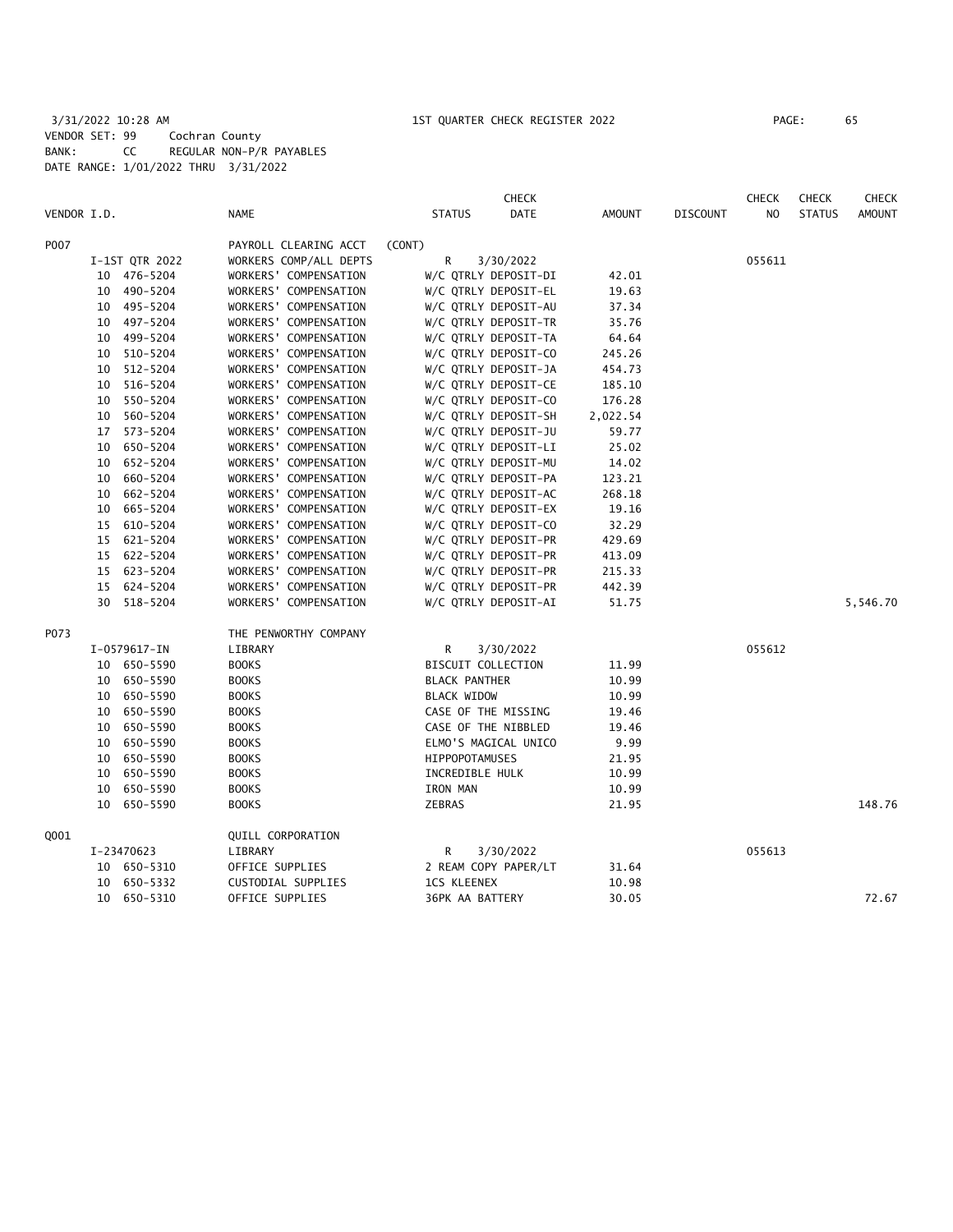3/31/2022 10:28 AM 1ST QUARTER CHECK REGISTER 2022

VENDOR SET: 99 Cochran County
BANK: CC REGULAR NON-P/R PAYABLES
DATE RANGE: 1/01/2022 THRU 3/31/2022

| VENDOR I.D. | NAME | STATUS | CHECK DATE | AMOUNT | DISCOUNT | CHECK NO | CHECK STATUS | CHECK AMOUNT |
|---|---|---|---|---|---|---|---|---|
| P007 | PAYROLL CLEARING ACCT | (CONT) | | | | | | |
| I-1ST QTR 2022 | WORKERS COMP/ALL DEPTS | R | 3/30/2022 | | | 055611 | | |
| 10 476-5204 | WORKERS' COMPENSATION | W/C QTRLY DEPOSIT-DI | | 42.01 | | | | |
| 10 490-5204 | WORKERS' COMPENSATION | W/C QTRLY DEPOSIT-EL | | 19.63 | | | | |
| 10 495-5204 | WORKERS' COMPENSATION | W/C QTRLY DEPOSIT-AU | | 37.34 | | | | |
| 10 497-5204 | WORKERS' COMPENSATION | W/C QTRLY DEPOSIT-TR | | 35.76 | | | | |
| 10 499-5204 | WORKERS' COMPENSATION | W/C QTRLY DEPOSIT-TA | | 64.64 | | | | |
| 10 510-5204 | WORKERS' COMPENSATION | W/C QTRLY DEPOSIT-CO | | 245.26 | | | | |
| 10 512-5204 | WORKERS' COMPENSATION | W/C QTRLY DEPOSIT-JA | | 454.73 | | | | |
| 10 516-5204 | WORKERS' COMPENSATION | W/C QTRLY DEPOSIT-CE | | 185.10 | | | | |
| 10 550-5204 | WORKERS' COMPENSATION | W/C QTRLY DEPOSIT-CO | | 176.28 | | | | |
| 10 560-5204 | WORKERS' COMPENSATION | W/C QTRLY DEPOSIT-SH | | 2,022.54 | | | | |
| 17 573-5204 | WORKERS' COMPENSATION | W/C QTRLY DEPOSIT-JU | | 59.77 | | | | |
| 10 650-5204 | WORKERS' COMPENSATION | W/C QTRLY DEPOSIT-LI | | 25.02 | | | | |
| 10 652-5204 | WORKERS' COMPENSATION | W/C QTRLY DEPOSIT-MU | | 14.02 | | | | |
| 10 660-5204 | WORKERS' COMPENSATION | W/C QTRLY DEPOSIT-PA | | 123.21 | | | | |
| 10 662-5204 | WORKERS' COMPENSATION | W/C QTRLY DEPOSIT-AC | | 268.18 | | | | |
| 10 665-5204 | WORKERS' COMPENSATION | W/C QTRLY DEPOSIT-EX | | 19.16 | | | | |
| 15 610-5204 | WORKERS' COMPENSATION | W/C QTRLY DEPOSIT-CO | | 32.29 | | | | |
| 15 621-5204 | WORKERS' COMPENSATION | W/C QTRLY DEPOSIT-PR | | 429.69 | | | | |
| 15 622-5204 | WORKERS' COMPENSATION | W/C QTRLY DEPOSIT-PR | | 413.09 | | | | |
| 15 623-5204 | WORKERS' COMPENSATION | W/C QTRLY DEPOSIT-PR | | 215.33 | | | | |
| 15 624-5204 | WORKERS' COMPENSATION | W/C QTRLY DEPOSIT-PR | | 442.39 | | | | |
| 30 518-5204 | WORKERS' COMPENSATION | W/C QTRLY DEPOSIT-AI | | 51.75 | | | | 5,546.70 |
| P073 | THE PENWORTHY COMPANY | | | | | | | |
| I-0579617-IN | LIBRARY | R | 3/30/2022 | | | 055612 | | |
| 10 650-5590 | BOOKS | BISCUIT COLLECTION | | 11.99 | | | | |
| 10 650-5590 | BOOKS | BLACK PANTHER | | 10.99 | | | | |
| 10 650-5590 | BOOKS | BLACK WIDOW | | 10.99 | | | | |
| 10 650-5590 | BOOKS | CASE OF THE MISSING | | 19.46 | | | | |
| 10 650-5590 | BOOKS | CASE OF THE NIBBLED | | 19.46 | | | | |
| 10 650-5590 | BOOKS | ELMO'S MAGICAL UNICO | | 9.99 | | | | |
| 10 650-5590 | BOOKS | HIPPOPOTAMUSES | | 21.95 | | | | |
| 10 650-5590 | BOOKS | INCREDIBLE HULK | | 10.99 | | | | |
| 10 650-5590 | BOOKS | IRON MAN | | 10.99 | | | | |
| 10 650-5590 | BOOKS | ZEBRAS | | 21.95 | | | | 148.76 |
| Q001 | QUILL CORPORATION | | | | | | | |
| I-23470623 | LIBRARY | R | 3/30/2022 | | | 055613 | | |
| 10 650-5310 | OFFICE SUPPLIES | 2 REAM COPY PAPER/LT | | 31.64 | | | | |
| 10 650-5332 | CUSTODIAL SUPPLIES | 1CS KLEENEX | | 10.98 | | | | |
| 10 650-5310 | OFFICE SUPPLIES | 36PK AA BATTERY | | 30.05 | | | | 72.67 |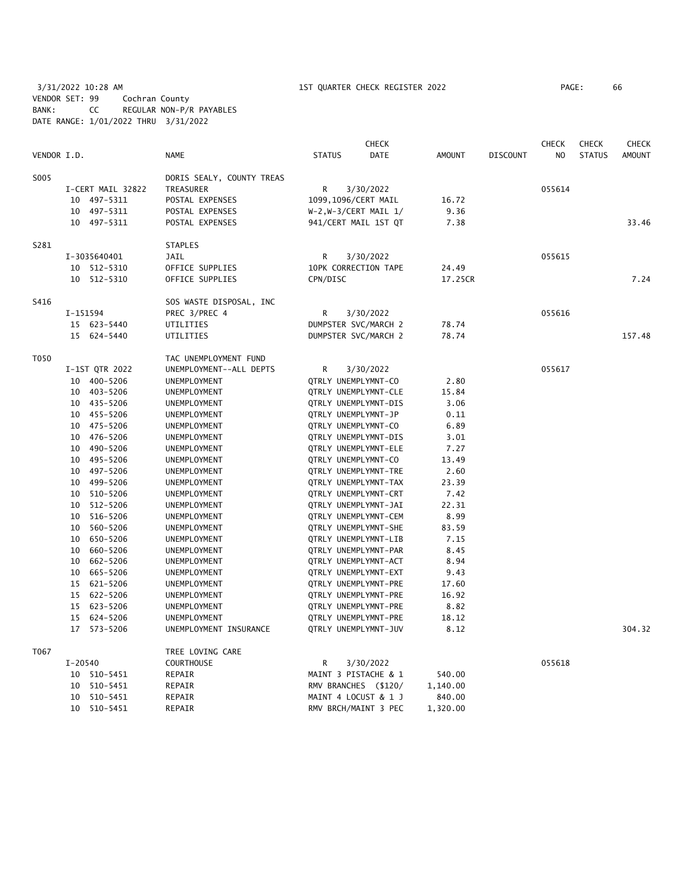3/31/2022 10:28 AM 1ST QUARTER CHECK REGISTER 2022 PAGE: 66

VENDOR SET: 99 Cochran County
BANK: CC REGULAR NON-P/R PAYABLES
DATE RANGE: 1/01/2022 THRU 3/31/2022

| VENDOR I.D. | NAME | STATUS | CHECK DATE | AMOUNT | DISCOUNT | CHECK NO | CHECK STATUS | CHECK AMOUNT |
|---|---|---|---|---|---|---|---|---|
| S005 | DORIS SEALY, COUNTY TREAS | | | | | | | |
| I-CERT MAIL 32822 | TREASURER | R | 3/30/2022 | | | 055614 | | |
| 10 497-5311 | POSTAL EXPENSES | 1099,1096/CERT MAIL | | 16.72 | | | | |
| 10 497-5311 | POSTAL EXPENSES | W-2,W-3/CERT MAIL 1/ | | 9.36 | | | | |
| 10 497-5311 | POSTAL EXPENSES | 941/CERT MAIL 1ST QT | | 7.38 | | | | 33.46 |
| S281 | STAPLES | | | | | | | |
| I-3035640401 | JAIL | R | 3/30/2022 | | | 055615 | | |
| 10 512-5310 | OFFICE SUPPLIES | 10PK CORRECTION TAPE | | 24.49 | | | | |
| 10 512-5310 | OFFICE SUPPLIES | CPN/DISC | | 17.25CR | | | | 7.24 |
| S416 | SOS WASTE DISPOSAL, INC | | | | | | | |
| I-151594 | PREC 3/PREC 4 | R | 3/30/2022 | | | 055616 | | |
| 15 623-5440 | UTILITIES | DUMPSTER SVC/MARCH 2 | | 78.74 | | | | |
| 15 624-5440 | UTILITIES | DUMPSTER SVC/MARCH 2 | | 78.74 | | | | 157.48 |
| T050 | TAC UNEMPLOYMENT FUND | | | | | | | |
| I-1ST QTR 2022 | UNEMPLOYMENT--ALL DEPTS | R | 3/30/2022 | | | 055617 | | |
| 10 400-5206 | UNEMPLOYMENT | QTRLY UNEMPLYMNT-CO | | 2.80 | | | | |
| 10 403-5206 | UNEMPLOYMENT | QTRLY UNEMPLYMNT-CLE | | 15.84 | | | | |
| 10 435-5206 | UNEMPLOYMENT | QTRLY UNEMPLYMNT-DIS | | 3.06 | | | | |
| 10 455-5206 | UNEMPLOYMENT | QTRLY UNEMPLYMNT-JP | | 0.11 | | | | |
| 10 475-5206 | UNEMPLOYMENT | QTRLY UNEMPLYMNT-CO | | 6.89 | | | | |
| 10 476-5206 | UNEMPLOYMENT | QTRLY UNEMPLYMNT-DIS | | 3.01 | | | | |
| 10 490-5206 | UNEMPLOYMENT | QTRLY UNEMPLYMNT-ELE | | 7.27 | | | | |
| 10 495-5206 | UNEMPLOYMENT | QTRLY UNEMPLYMNT-CO | | 13.49 | | | | |
| 10 497-5206 | UNEMPLOYMENT | QTRLY UNEMPLYMNT-TRE | | 2.60 | | | | |
| 10 499-5206 | UNEMPLOYMENT | QTRLY UNEMPLYMNT-TAX | | 23.39 | | | | |
| 10 510-5206 | UNEMPLOYMENT | QTRLY UNEMPLYMNT-CRT | | 7.42 | | | | |
| 10 512-5206 | UNEMPLOYMENT | QTRLY UNEMPLYMNT-JAI | | 22.31 | | | | |
| 10 516-5206 | UNEMPLOYMENT | QTRLY UNEMPLYMNT-CEM | | 8.99 | | | | |
| 10 560-5206 | UNEMPLOYMENT | QTRLY UNEMPLYMNT-SHE | | 83.59 | | | | |
| 10 650-5206 | UNEMPLOYMENT | QTRLY UNEMPLYMNT-LIB | | 7.15 | | | | |
| 10 660-5206 | UNEMPLOYMENT | QTRLY UNEMPLYMNT-PAR | | 8.45 | | | | |
| 10 662-5206 | UNEMPLOYMENT | QTRLY UNEMPLYMNT-ACT | | 8.94 | | | | |
| 10 665-5206 | UNEMPLOYMENT | QTRLY UNEMPLYMNT-EXT | | 9.43 | | | | |
| 15 621-5206 | UNEMPLOYMENT | QTRLY UNEMPLYMNT-PRE | | 17.60 | | | | |
| 15 622-5206 | UNEMPLOYMENT | QTRLY UNEMPLYMNT-PRE | | 16.92 | | | | |
| 15 623-5206 | UNEMPLOYMENT | QTRLY UNEMPLYMNT-PRE | | 8.82 | | | | |
| 15 624-5206 | UNEMPLOYMENT | QTRLY UNEMPLYMNT-PRE | | 18.12 | | | | |
| 17 573-5206 | UNEMPLOYMENT INSURANCE | QTRLY UNEMPLYMNT-JUV | | 8.12 | | | | 304.32 |
| T067 | TREE LOVING CARE | | | | | | | |
| I-20540 | COURTHOUSE | R | 3/30/2022 | | | 055618 | | |
| 10 510-5451 | REPAIR | MAINT 3 PISTACHE & 1 | | 540.00 | | | | |
| 10 510-5451 | REPAIR | RMV BRANCHES ($120/ | | 1,140.00 | | | | |
| 10 510-5451 | REPAIR | MAINT 4 LOCUST & 1 J | | 840.00 | | | | |
| 10 510-5451 | REPAIR | RMV BRCH/MAINT 3 PEC | | 1,320.00 | | | | |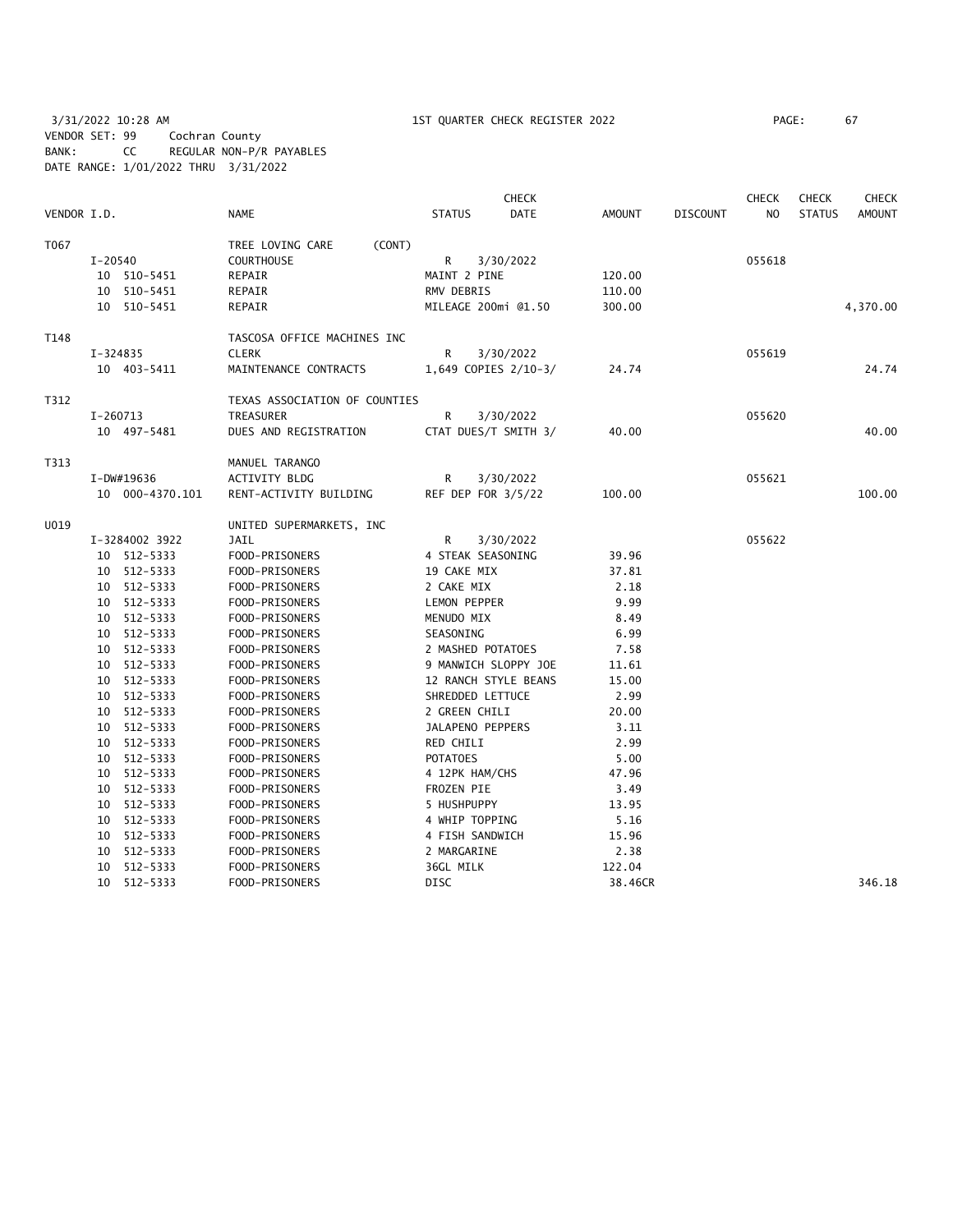3/31/2022 10:28 AM 1ST QUARTER CHECK REGISTER 2022 PAGE: 67
VENDOR SET: 99 Cochran County
BANK: CC REGULAR NON-P/R PAYABLES
DATE RANGE: 1/01/2022 THRU 3/31/2022

| VENDOR I.D. | NAME | STATUS | CHECK DATE | AMOUNT | DISCOUNT | CHECK NO | CHECK STATUS | CHECK AMOUNT |
|---|---|---|---|---|---|---|---|---|
| T067 | TREE LOVING CARE (CONT) | | | | | | | |
| I-20540 | COURTHOUSE | R | 3/30/2022 | | | 055618 | | |
| 10 510-5451 | REPAIR | MAINT 2 PINE | | 120.00 | | | | |
| 10 510-5451 | REPAIR | RMV DEBRIS | | 110.00 | | | | |
| 10 510-5451 | REPAIR | MILEAGE 200mi @1.50 | | 300.00 | | | | 4,370.00 |
| T148 | TASCOSA OFFICE MACHINES INC | | | | | | | |
| I-324835 | CLERK | R | 3/30/2022 | | | 055619 | | |
| 10 403-5411 | MAINTENANCE CONTRACTS | 1,649 COPIES 2/10-3/ | | 24.74 | | | | 24.74 |
| T312 | TEXAS ASSOCIATION OF COUNTIES | | | | | | | |
| I-260713 | TREASURER | R | 3/30/2022 | | | 055620 | | |
| 10 497-5481 | DUES AND REGISTRATION | CTAT DUES/T SMITH 3/ | | 40.00 | | | | 40.00 |
| T313 | MANUEL TARANGO | | | | | | | |
| I-DW#19636 | ACTIVITY BLDG | R | 3/30/2022 | | | 055621 | | |
| 10 000-4370.101 | RENT-ACTIVITY BUILDING | REF DEP FOR 3/5/22 | | 100.00 | | | | 100.00 |
| U019 | UNITED SUPERMARKETS, INC | | | | | | | |
| I-3284002 3922 | JAIL | R | 3/30/2022 | | | 055622 | | |
| 10 512-5333 | FOOD-PRISONERS | 4 STEAK SEASONING | | 39.96 | | | | |
| 10 512-5333 | FOOD-PRISONERS | 19 CAKE MIX | | 37.81 | | | | |
| 10 512-5333 | FOOD-PRISONERS | 2 CAKE MIX | | 2.18 | | | | |
| 10 512-5333 | FOOD-PRISONERS | LEMON PEPPER | | 9.99 | | | | |
| 10 512-5333 | FOOD-PRISONERS | MENUDO MIX | | 8.49 | | | | |
| 10 512-5333 | FOOD-PRISONERS | SEASONING | | 6.99 | | | | |
| 10 512-5333 | FOOD-PRISONERS | 2 MASHED POTATOES | | 7.58 | | | | |
| 10 512-5333 | FOOD-PRISONERS | 9 MANWICH SLOPPY JOE | | 11.61 | | | | |
| 10 512-5333 | FOOD-PRISONERS | 12 RANCH STYLE BEANS | | 15.00 | | | | |
| 10 512-5333 | FOOD-PRISONERS | SHREDDED LETTUCE | | 2.99 | | | | |
| 10 512-5333 | FOOD-PRISONERS | 2 GREEN CHILI | | 20.00 | | | | |
| 10 512-5333 | FOOD-PRISONERS | JALAPENO PEPPERS | | 3.11 | | | | |
| 10 512-5333 | FOOD-PRISONERS | RED CHILI | | 2.99 | | | | |
| 10 512-5333 | FOOD-PRISONERS | POTATOES | | 5.00 | | | | |
| 10 512-5333 | FOOD-PRISONERS | 4 12PK HAM/CHS | | 47.96 | | | | |
| 10 512-5333 | FOOD-PRISONERS | FROZEN PIE | | 3.49 | | | | |
| 10 512-5333 | FOOD-PRISONERS | 5 HUSHPUPPY | | 13.95 | | | | |
| 10 512-5333 | FOOD-PRISONERS | 4 WHIP TOPPING | | 5.16 | | | | |
| 10 512-5333 | FOOD-PRISONERS | 4 FISH SANDWICH | | 15.96 | | | | |
| 10 512-5333 | FOOD-PRISONERS | 2 MARGARINE | | 2.38 | | | | |
| 10 512-5333 | FOOD-PRISONERS | 36GL MILK | | 122.04 | | | | |
| 10 512-5333 | FOOD-PRISONERS | DISC | | 38.46CR | | | | 346.18 |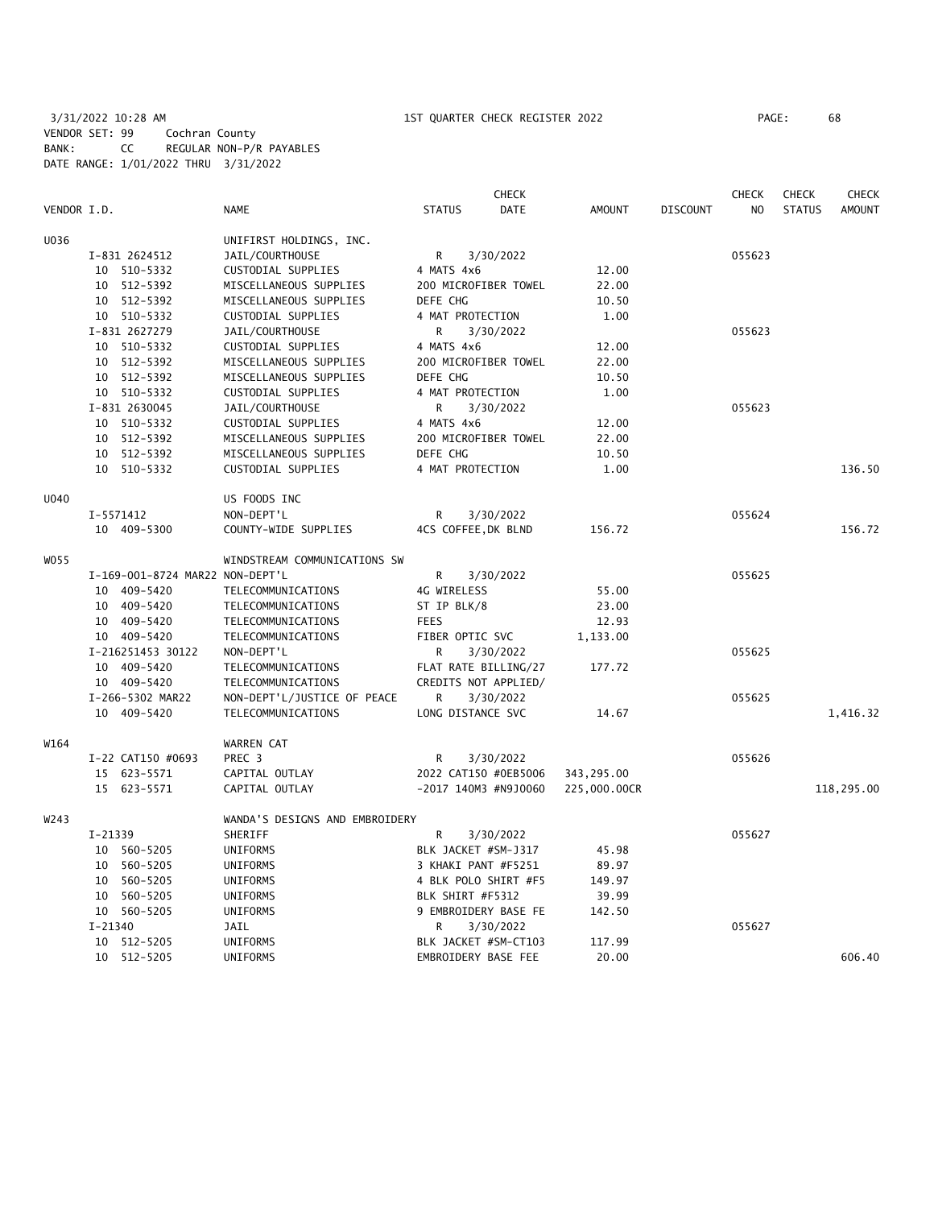3/31/2022 10:28 AM 1ST QUARTER CHECK REGISTER 2022

VENDOR SET: 99 Cochran County
BANK: CC REGULAR NON-P/R PAYABLES
DATE RANGE: 1/01/2022 THRU 3/31/2022

| VENDOR I.D. | NAME | STATUS | CHECK DATE | AMOUNT | DISCOUNT | CHECK NO | CHECK STATUS | CHECK AMOUNT |
|---|---|---|---|---|---|---|---|---|
| U036 | UNIFIRST HOLDINGS, INC. | | | | | | | |
| I-831 2624512 | JAIL/COURTHOUSE | R | 3/30/2022 | | | 055623 | | |
| 10 510-5332 | CUSTODIAL SUPPLIES | 4 MATS 4x6 | | 12.00 | | | | |
| 10 512-5392 | MISCELLANEOUS SUPPLIES | 200 MICROFIBER TOWEL | | 22.00 | | | | |
| 10 512-5392 | MISCELLANEOUS SUPPLIES | DEFE CHG | | 10.50 | | | | |
| 10 510-5332 | CUSTODIAL SUPPLIES | 4 MAT PROTECTION | | 1.00 | | | | |
| I-831 2627279 | JAIL/COURTHOUSE | R | 3/30/2022 | | | 055623 | | |
| 10 510-5332 | CUSTODIAL SUPPLIES | 4 MATS 4x6 | | 12.00 | | | | |
| 10 512-5392 | MISCELLANEOUS SUPPLIES | 200 MICROFIBER TOWEL | | 22.00 | | | | |
| 10 512-5392 | MISCELLANEOUS SUPPLIES | DEFE CHG | | 10.50 | | | | |
| 10 510-5332 | CUSTODIAL SUPPLIES | 4 MAT PROTECTION | | 1.00 | | | | |
| I-831 2630045 | JAIL/COURTHOUSE | R | 3/30/2022 | | | 055623 | | |
| 10 510-5332 | CUSTODIAL SUPPLIES | 4 MATS 4x6 | | 12.00 | | | | |
| 10 512-5392 | MISCELLANEOUS SUPPLIES | 200 MICROFIBER TOWEL | | 22.00 | | | | |
| 10 512-5392 | MISCELLANEOUS SUPPLIES | DEFE CHG | | 10.50 | | | | |
| 10 510-5332 | CUSTODIAL SUPPLIES | 4 MAT PROTECTION | | 1.00 | | | | 136.50 |
| U040 | US FOODS INC | | | | | | | |
| I-5571412 | NON-DEPT'L | R | 3/30/2022 | | | 055624 | | |
| 10 409-5300 | COUNTY-WIDE SUPPLIES | 4CS COFFEE,DK BLND | | 156.72 | | | | 156.72 |
| W055 | WINDSTREAM COMMUNICATIONS SW | | | | | | | |
| I-169-001-8724 MAR22 | NON-DEPT'L | R | 3/30/2022 | | | 055625 | | |
| 10 409-5420 | TELECOMMUNICATIONS | 4G WIRELESS | | 55.00 | | | | |
| 10 409-5420 | TELECOMMUNICATIONS | ST IP BLK/8 | | 23.00 | | | | |
| 10 409-5420 | TELECOMMUNICATIONS | FEES | | 12.93 | | | | |
| 10 409-5420 | TELECOMMUNICATIONS | FIBER OPTIC SVC | | 1,133.00 | | | | |
| I-216251453 30122 | NON-DEPT'L | R | 3/30/2022 | | | 055625 | | |
| 10 409-5420 | TELECOMMUNICATIONS | FLAT RATE BILLING/27 | | 177.72 | | | | |
| 10 409-5420 | TELECOMMUNICATIONS | CREDITS NOT APPLIED/ | | | | | | |
| I-266-5302 MAR22 | NON-DEPT'L/JUSTICE OF PEACE | R | 3/30/2022 | | | 055625 | | |
| 10 409-5420 | TELECOMMUNICATIONS | LONG DISTANCE SVC | | 14.67 | | | | 1,416.32 |
| W164 | WARREN CAT | | | | | | | |
| I-22 CAT150 #0693 | PREC 3 | R | 3/30/2022 | | | 055626 | | |
| 15 623-5571 | CAPITAL OUTLAY | 2022 CAT150 #0EB5006 | | 343,295.00 | | | | |
| 15 623-5571 | CAPITAL OUTLAY | -2017 140M3 #N9J0060 | | 225,000.00CR | | | | 118,295.00 |
| W243 | WANDA'S DESIGNS AND EMBROIDERY | | | | | | | |
| I-21339 | SHERIFF | R | 3/30/2022 | | | 055627 | | |
| 10 560-5205 | UNIFORMS | BLK JACKET #SM-J317 | | 45.98 | | | | |
| 10 560-5205 | UNIFORMS | 3 KHAKI PANT #F5251 | | 89.97 | | | | |
| 10 560-5205 | UNIFORMS | 4 BLK POLO SHIRT #F5 | | 149.97 | | | | |
| 10 560-5205 | UNIFORMS | BLK SHIRT #F5312 | | 39.99 | | | | |
| 10 560-5205 | UNIFORMS | 9 EMBROIDERY BASE FE | | 142.50 | | | | |
| I-21340 | JAIL | R | 3/30/2022 | | | 055627 | | |
| 10 512-5205 | UNIFORMS | BLK JACKET #SM-CT103 | | 117.99 | | | | |
| 10 512-5205 | UNIFORMS | EMBROIDERY BASE FEE | | 20.00 | | | | 606.40 |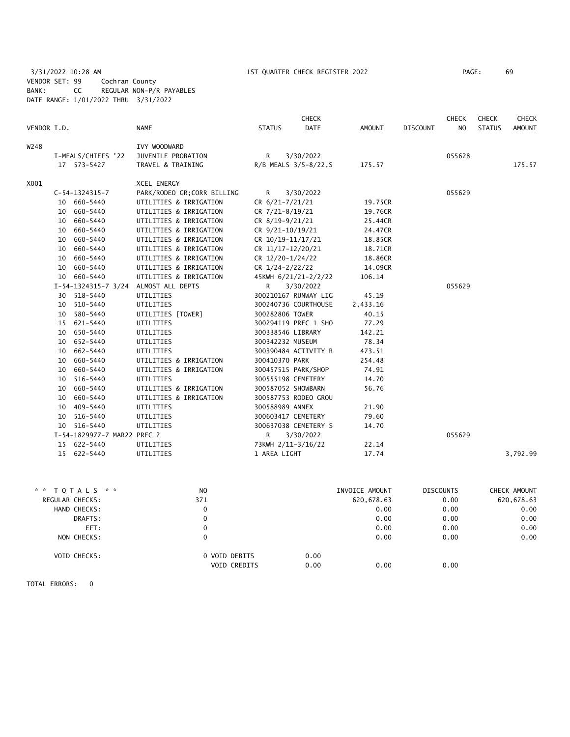3/31/2022 10:28 AM — 1ST QUARTER CHECK REGISTER 2022

VENDOR SET: 99 Cochran County
BANK: CC REGULAR NON-P/R PAYABLES
DATE RANGE: 1/01/2022 THRU 3/31/2022

| VENDOR I.D. | NAME | STATUS | CHECK DATE | AMOUNT | DISCOUNT | CHECK NO | CHECK STATUS | CHECK AMOUNT |
|---|---|---|---|---|---|---|---|---|
| W248 | IVY WOODWARD | | | | | | | |
| I-MEALS/CHIEFS '22 | JUVENILE PROBATION | R | 3/30/2022 | | | 055628 | | |
| 17 573-5427 | TRAVEL & TRAINING | R/B MEALS 3/5-8/22,S | | 175.57 | | | | 175.57 |
| X001 | XCEL ENERGY | | | | | | | |
| C-54-1324315-7 | PARK/RODEO GR;CORR BILLING | R | 3/30/2022 | | | 055629 | | |
| 10 660-5440 | UTILITIES & IRRIGATION | CR 6/21-7/21/21 | | 19.75CR | | | | |
| 10 660-5440 | UTILITIES & IRRIGATION | CR 7/21-8/19/21 | | 19.76CR | | | | |
| 10 660-5440 | UTILITIES & IRRIGATION | CR 8/19-9/21/21 | | 25.44CR | | | | |
| 10 660-5440 | UTILITIES & IRRIGATION | CR 9/21-10/19/21 | | 24.47CR | | | | |
| 10 660-5440 | UTILITIES & IRRIGATION | CR 10/19-11/17/21 | | 18.85CR | | | | |
| 10 660-5440 | UTILITIES & IRRIGATION | CR 11/17-12/20/21 | | 18.71CR | | | | |
| 10 660-5440 | UTILITIES & IRRIGATION | CR 12/20-1/24/22 | | 18.86CR | | | | |
| 10 660-5440 | UTILITIES & IRRIGATION | CR 1/24-2/22/22 | | 14.09CR | | | | |
| 10 660-5440 | UTILITIES & IRRIGATION | 45KWH 6/21/21-2/2/22 | | 106.14 | | | | |
| I-54-1324315-7 3/24 | ALMOST ALL DEPTS | R | 3/30/2022 | | | 055629 | | |
| 30 518-5440 | UTILITIES | 300210167 RUNWAY LIG | | 45.19 | | | | |
| 10 510-5440 | UTILITIES | 300240736 COURTHOUSE | | 2,433.16 | | | | |
| 10 580-5440 | UTILITIES [TOWER] | 300282806 TOWER | | 40.15 | | | | |
| 15 621-5440 | UTILITIES | 300294119 PREC 1 SHO | | 77.29 | | | | |
| 10 650-5440 | UTILITIES | 300338546 LIBRARY | | 142.21 | | | | |
| 10 652-5440 | UTILITIES | 300342232 MUSEUM | | 78.34 | | | | |
| 10 662-5440 | UTILITIES | 300390484 ACTIVITY B | | 473.51 | | | | |
| 10 660-5440 | UTILITIES & IRRIGATION | 300410370 PARK | | 254.48 | | | | |
| 10 660-5440 | UTILITIES & IRRIGATION | 300457515 PARK/SHOP | | 74.91 | | | | |
| 10 516-5440 | UTILITIES | 300555198 CEMETERY | | 14.70 | | | | |
| 10 660-5440 | UTILITIES & IRRIGATION | 300587052 SHOWBARN | | 56.76 | | | | |
| 10 660-5440 | UTILITIES & IRRIGATION | 300587753 RODEO GROU | | | | | | |
| 10 409-5440 | UTILITIES | 300588989 ANNEX | | 21.90 | | | | |
| 10 516-5440 | UTILITIES | 300603417 CEMETERY | | 79.60 | | | | |
| 10 516-5440 | UTILITIES | 300637038 CEMETERY S | | 14.70 | | | | |
| I-54-1829977-7 MAR22 PREC 2 | | R | 3/30/2022 | | | 055629 | | |
| 15 622-5440 | UTILITIES | 73KWH 2/11-3/16/22 | | 22.14 | | | | |
| 15 622-5440 | UTILITIES | 1 AREA LIGHT | | 17.74 | | | | 3,792.99 |

| ** TOTALS ** | NO | | INVOICE AMOUNT | DISCOUNTS | CHECK AMOUNT |
|---|---|---|---|---|---|
| REGULAR CHECKS: | 371 | | 620,678.63 | 0.00 | 620,678.63 |
| HAND CHECKS: | 0 | | 0.00 | 0.00 | 0.00 |
| DRAFTS: | 0 | | 0.00 | 0.00 | 0.00 |
| EFT: | 0 | | 0.00 | 0.00 | 0.00 |
| NON CHECKS: | 0 | | 0.00 | 0.00 | 0.00 |
| VOID CHECKS: | 0 VOID DEBITS | 0.00 | | | |
| | VOID CREDITS | 0.00 | 0.00 | 0.00 | |

TOTAL ERRORS: 0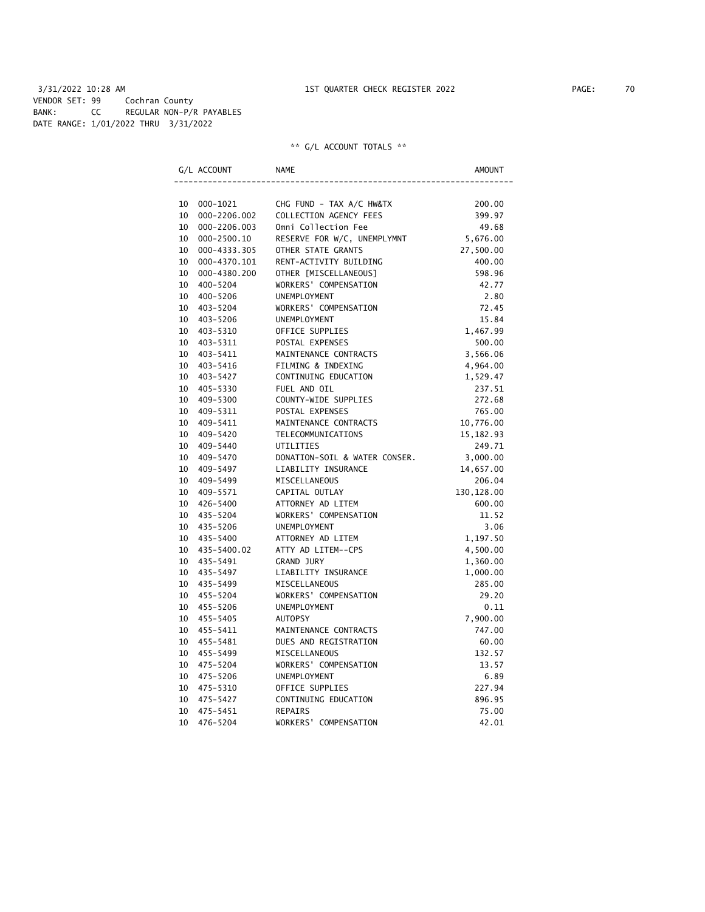3/31/2022 10:28 AM 1ST QUARTER CHECK REGISTER 2022

VENDOR SET: 99 Cochran County
BANK: CC REGULAR NON-P/R PAYABLES
DATE RANGE: 1/01/2022 THRU 3/31/2022

** G/L ACCOUNT TOTALS **

| | G/L ACCOUNT | NAME | AMOUNT |
|---|---|---|---|
| 10 | 000-1021 | CHG FUND - TAX A/C HW&TX | 200.00 |
| 10 | 000-2206.002 | COLLECTION AGENCY FEES | 399.97 |
| 10 | 000-2206.003 | Omni Collection Fee | 49.68 |
| 10 | 000-2500.10 | RESERVE FOR W/C, UNEMPLYMNT | 5,676.00 |
| 10 | 000-4333.305 | OTHER STATE GRANTS | 27,500.00 |
| 10 | 000-4370.101 | RENT-ACTIVITY BUILDING | 400.00 |
| 10 | 000-4380.200 | OTHER [MISCELLANEOUS] | 598.96 |
| 10 | 400-5204 | WORKERS' COMPENSATION | 42.77 |
| 10 | 400-5206 | UNEMPLOYMENT | 2.80 |
| 10 | 403-5204 | WORKERS' COMPENSATION | 72.45 |
| 10 | 403-5206 | UNEMPLOYMENT | 15.84 |
| 10 | 403-5310 | OFFICE SUPPLIES | 1,467.99 |
| 10 | 403-5311 | POSTAL EXPENSES | 500.00 |
| 10 | 403-5411 | MAINTENANCE CONTRACTS | 3,566.06 |
| 10 | 403-5416 | FILMING & INDEXING | 4,964.00 |
| 10 | 403-5427 | CONTINUING EDUCATION | 1,529.47 |
| 10 | 405-5330 | FUEL AND OIL | 237.51 |
| 10 | 409-5300 | COUNTY-WIDE SUPPLIES | 272.68 |
| 10 | 409-5311 | POSTAL EXPENSES | 765.00 |
| 10 | 409-5411 | MAINTENANCE CONTRACTS | 10,776.00 |
| 10 | 409-5420 | TELECOMMUNICATIONS | 15,182.93 |
| 10 | 409-5440 | UTILITIES | 249.71 |
| 10 | 409-5470 | DONATION-SOIL & WATER CONSER. | 3,000.00 |
| 10 | 409-5497 | LIABILITY INSURANCE | 14,657.00 |
| 10 | 409-5499 | MISCELLANEOUS | 206.04 |
| 10 | 409-5571 | CAPITAL OUTLAY | 130,128.00 |
| 10 | 426-5400 | ATTORNEY AD LITEM | 600.00 |
| 10 | 435-5204 | WORKERS' COMPENSATION | 11.52 |
| 10 | 435-5206 | UNEMPLOYMENT | 3.06 |
| 10 | 435-5400 | ATTORNEY AD LITEM | 1,197.50 |
| 10 | 435-5400.02 | ATTY AD LITEM--CPS | 4,500.00 |
| 10 | 435-5491 | GRAND JURY | 1,360.00 |
| 10 | 435-5497 | LIABILITY INSURANCE | 1,000.00 |
| 10 | 435-5499 | MISCELLANEOUS | 285.00 |
| 10 | 455-5204 | WORKERS' COMPENSATION | 29.20 |
| 10 | 455-5206 | UNEMPLOYMENT | 0.11 |
| 10 | 455-5405 | AUTOPSY | 7,900.00 |
| 10 | 455-5411 | MAINTENANCE CONTRACTS | 747.00 |
| 10 | 455-5481 | DUES AND REGISTRATION | 60.00 |
| 10 | 455-5499 | MISCELLANEOUS | 132.57 |
| 10 | 475-5204 | WORKERS' COMPENSATION | 13.57 |
| 10 | 475-5206 | UNEMPLOYMENT | 6.89 |
| 10 | 475-5310 | OFFICE SUPPLIES | 227.94 |
| 10 | 475-5427 | CONTINUING EDUCATION | 896.95 |
| 10 | 475-5451 | REPAIRS | 75.00 |
| 10 | 476-5204 | WORKERS' COMPENSATION | 42.01 |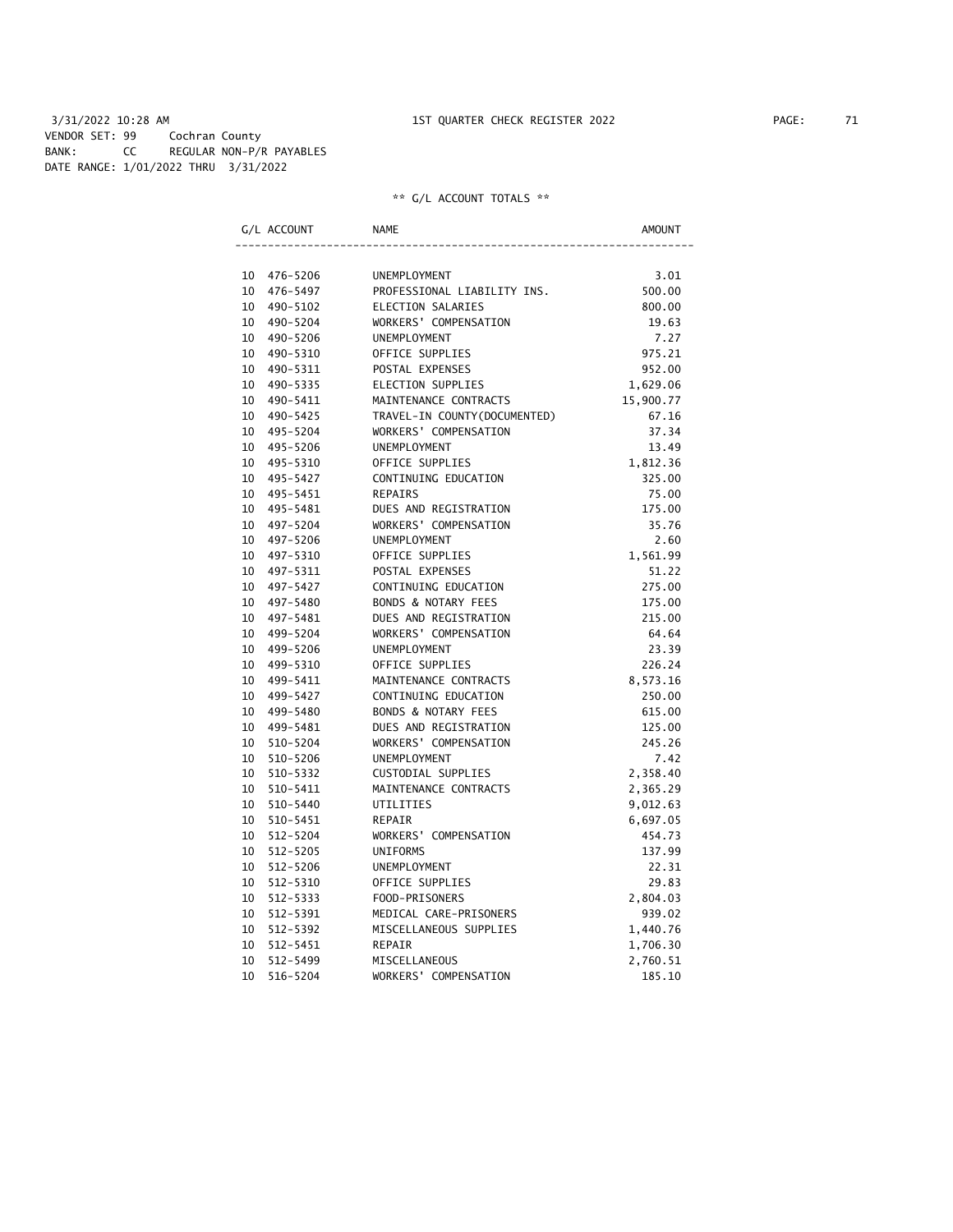3/31/2022 10:28 AM 1ST QUARTER CHECK REGISTER 2022

VENDOR SET: 99 Cochran County
BANK: CC REGULAR NON-P/R PAYABLES
DATE RANGE: 1/01/2022 THRU 3/31/2022

** G/L ACCOUNT TOTALS **

| G/L ACCOUNT | NAME | AMOUNT |
|---|---|---|
| 10 476-5206 | UNEMPLOYMENT | 3.01 |
| 10 476-5497 | PROFESSIONAL LIABILITY INS. | 500.00 |
| 10 490-5102 | ELECTION SALARIES | 800.00 |
| 10 490-5204 | WORKERS' COMPENSATION | 19.63 |
| 10 490-5206 | UNEMPLOYMENT | 7.27 |
| 10 490-5310 | OFFICE SUPPLIES | 975.21 |
| 10 490-5311 | POSTAL EXPENSES | 952.00 |
| 10 490-5335 | ELECTION SUPPLIES | 1,629.06 |
| 10 490-5411 | MAINTENANCE CONTRACTS | 15,900.77 |
| 10 490-5425 | TRAVEL-IN COUNTY(DOCUMENTED) | 67.16 |
| 10 495-5204 | WORKERS' COMPENSATION | 37.34 |
| 10 495-5206 | UNEMPLOYMENT | 13.49 |
| 10 495-5310 | OFFICE SUPPLIES | 1,812.36 |
| 10 495-5427 | CONTINUING EDUCATION | 325.00 |
| 10 495-5451 | REPAIRS | 75.00 |
| 10 495-5481 | DUES AND REGISTRATION | 175.00 |
| 10 497-5204 | WORKERS' COMPENSATION | 35.76 |
| 10 497-5206 | UNEMPLOYMENT | 2.60 |
| 10 497-5310 | OFFICE SUPPLIES | 1,561.99 |
| 10 497-5311 | POSTAL EXPENSES | 51.22 |
| 10 497-5427 | CONTINUING EDUCATION | 275.00 |
| 10 497-5480 | BONDS & NOTARY FEES | 175.00 |
| 10 497-5481 | DUES AND REGISTRATION | 215.00 |
| 10 499-5204 | WORKERS' COMPENSATION | 64.64 |
| 10 499-5206 | UNEMPLOYMENT | 23.39 |
| 10 499-5310 | OFFICE SUPPLIES | 226.24 |
| 10 499-5411 | MAINTENANCE CONTRACTS | 8,573.16 |
| 10 499-5427 | CONTINUING EDUCATION | 250.00 |
| 10 499-5480 | BONDS & NOTARY FEES | 615.00 |
| 10 499-5481 | DUES AND REGISTRATION | 125.00 |
| 10 510-5204 | WORKERS' COMPENSATION | 245.26 |
| 10 510-5206 | UNEMPLOYMENT | 7.42 |
| 10 510-5332 | CUSTODIAL SUPPLIES | 2,358.40 |
| 10 510-5411 | MAINTENANCE CONTRACTS | 2,365.29 |
| 10 510-5440 | UTILITIES | 9,012.63 |
| 10 510-5451 | REPAIR | 6,697.05 |
| 10 512-5204 | WORKERS' COMPENSATION | 454.73 |
| 10 512-5205 | UNIFORMS | 137.99 |
| 10 512-5206 | UNEMPLOYMENT | 22.31 |
| 10 512-5310 | OFFICE SUPPLIES | 29.83 |
| 10 512-5333 | FOOD-PRISONERS | 2,804.03 |
| 10 512-5391 | MEDICAL CARE-PRISONERS | 939.02 |
| 10 512-5392 | MISCELLANEOUS SUPPLIES | 1,440.76 |
| 10 512-5451 | REPAIR | 1,706.30 |
| 10 512-5499 | MISCELLANEOUS | 2,760.51 |
| 10 516-5204 | WORKERS' COMPENSATION | 185.10 |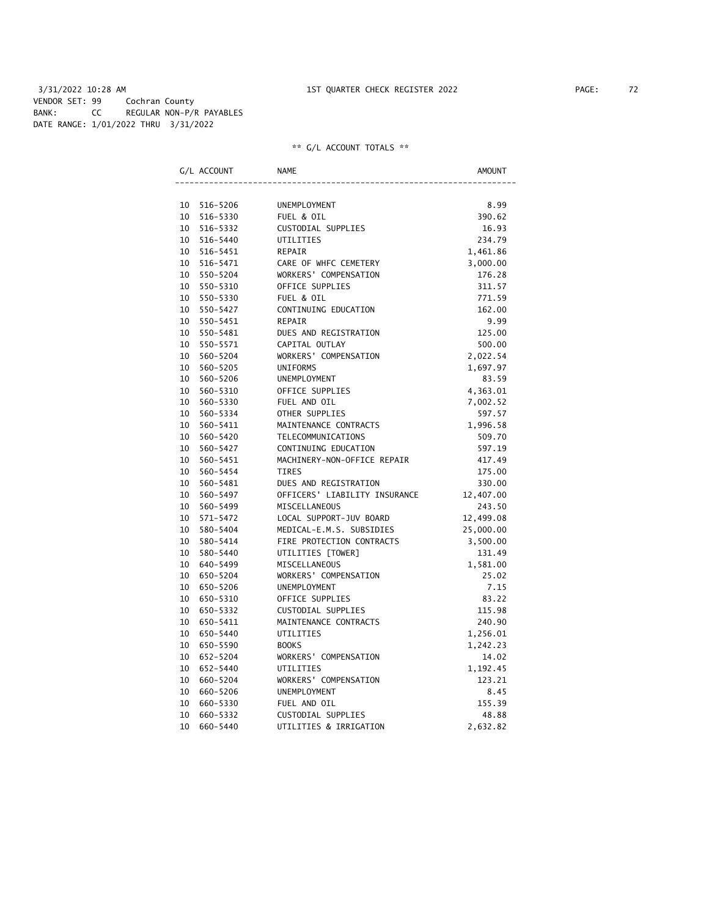3/31/2022 10:28 AM 1ST QUARTER CHECK REGISTER 2022

VENDOR SET: 99 Cochran County
BANK: CC REGULAR NON-P/R PAYABLES
DATE RANGE: 1/01/2022 THRU 3/31/2022

** G/L ACCOUNT TOTALS **

| G/L ACCOUNT | NAME | AMOUNT |
|---|---|---|
| 10 516-5206 | UNEMPLOYMENT | 8.99 |
| 10 516-5330 | FUEL & OIL | 390.62 |
| 10 516-5332 | CUSTODIAL SUPPLIES | 16.93 |
| 10 516-5440 | UTILITIES | 234.79 |
| 10 516-5451 | REPAIR | 1,461.86 |
| 10 516-5471 | CARE OF WHFC CEMETERY | 3,000.00 |
| 10 550-5204 | WORKERS' COMPENSATION | 176.28 |
| 10 550-5310 | OFFICE SUPPLIES | 311.57 |
| 10 550-5330 | FUEL & OIL | 771.59 |
| 10 550-5427 | CONTINUING EDUCATION | 162.00 |
| 10 550-5451 | REPAIR | 9.99 |
| 10 550-5481 | DUES AND REGISTRATION | 125.00 |
| 10 550-5571 | CAPITAL OUTLAY | 500.00 |
| 10 560-5204 | WORKERS' COMPENSATION | 2,022.54 |
| 10 560-5205 | UNIFORMS | 1,697.97 |
| 10 560-5206 | UNEMPLOYMENT | 83.59 |
| 10 560-5310 | OFFICE SUPPLIES | 4,363.01 |
| 10 560-5330 | FUEL AND OIL | 7,002.52 |
| 10 560-5334 | OTHER SUPPLIES | 597.57 |
| 10 560-5411 | MAINTENANCE CONTRACTS | 1,996.58 |
| 10 560-5420 | TELECOMMUNICATIONS | 509.70 |
| 10 560-5427 | CONTINUING EDUCATION | 597.19 |
| 10 560-5451 | MACHINERY-NON-OFFICE REPAIR | 417.49 |
| 10 560-5454 | TIRES | 175.00 |
| 10 560-5481 | DUES AND REGISTRATION | 330.00 |
| 10 560-5497 | OFFICERS' LIABILITY INSURANCE | 12,407.00 |
| 10 560-5499 | MISCELLANEOUS | 243.50 |
| 10 571-5472 | LOCAL SUPPORT-JUV BOARD | 12,499.08 |
| 10 580-5404 | MEDICAL-E.M.S. SUBSIDIES | 25,000.00 |
| 10 580-5414 | FIRE PROTECTION CONTRACTS | 3,500.00 |
| 10 580-5440 | UTILITIES [TOWER] | 131.49 |
| 10 640-5499 | MISCELLANEOUS | 1,581.00 |
| 10 650-5204 | WORKERS' COMPENSATION | 25.02 |
| 10 650-5206 | UNEMPLOYMENT | 7.15 |
| 10 650-5310 | OFFICE SUPPLIES | 83.22 |
| 10 650-5332 | CUSTODIAL SUPPLIES | 115.98 |
| 10 650-5411 | MAINTENANCE CONTRACTS | 240.90 |
| 10 650-5440 | UTILITIES | 1,256.01 |
| 10 650-5590 | BOOKS | 1,242.23 |
| 10 652-5204 | WORKERS' COMPENSATION | 14.02 |
| 10 652-5440 | UTILITIES | 1,192.45 |
| 10 660-5204 | WORKERS' COMPENSATION | 123.21 |
| 10 660-5206 | UNEMPLOYMENT | 8.45 |
| 10 660-5330 | FUEL AND OIL | 155.39 |
| 10 660-5332 | CUSTODIAL SUPPLIES | 48.88 |
| 10 660-5440 | UTILITIES & IRRIGATION | 2,632.82 |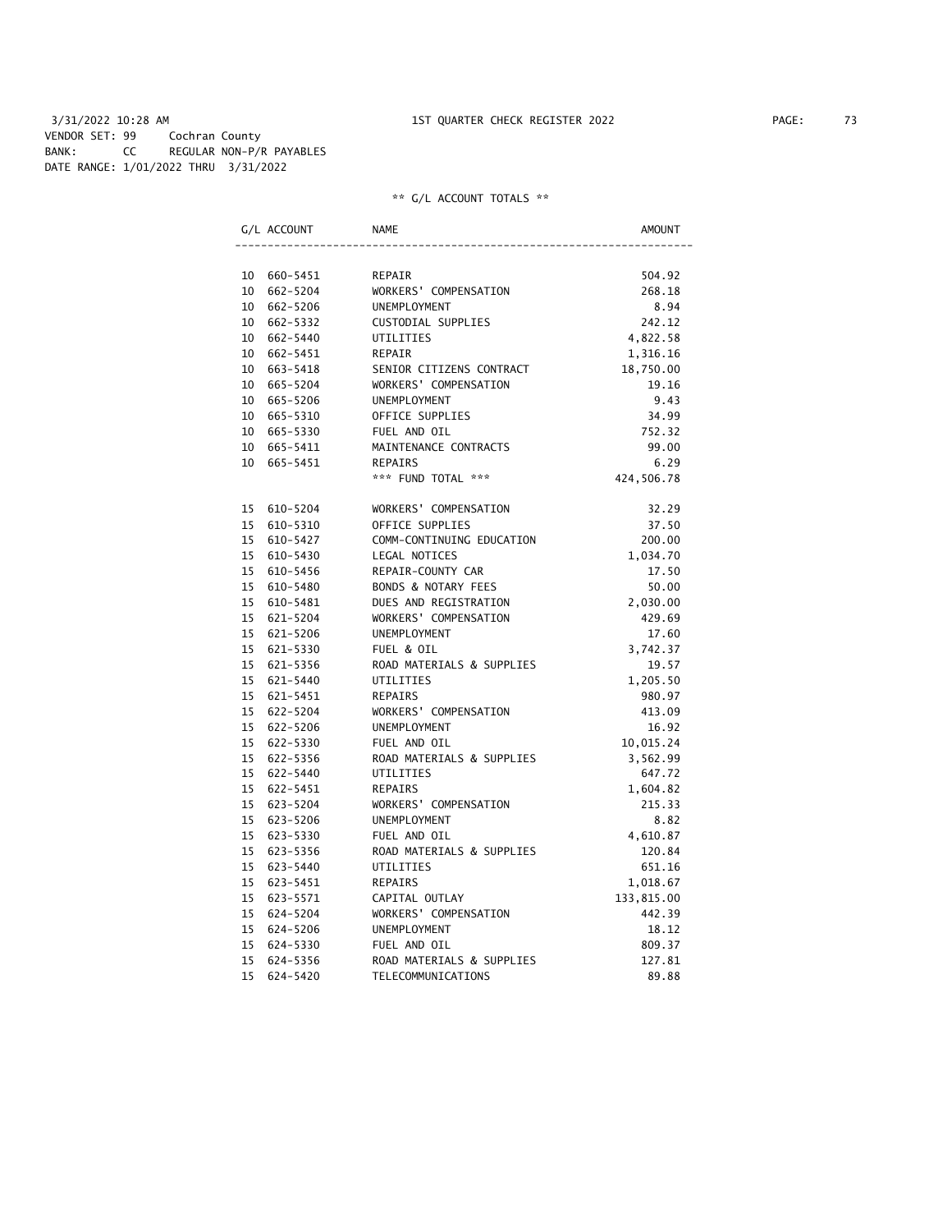3/31/2022 10:28 AM 1ST QUARTER CHECK REGISTER 2022

VENDOR SET: 99 Cochran County
BANK: CC REGULAR NON-P/R PAYABLES
DATE RANGE: 1/01/2022 THRU 3/31/2022

** G/L ACCOUNT TOTALS **

| G/L ACCOUNT | NAME | AMOUNT |
|---|---|---|
| 10 660-5451 | REPAIR | 504.92 |
| 10 662-5204 | WORKERS' COMPENSATION | 268.18 |
| 10 662-5206 | UNEMPLOYMENT | 8.94 |
| 10 662-5332 | CUSTODIAL SUPPLIES | 242.12 |
| 10 662-5440 | UTILITIES | 4,822.58 |
| 10 662-5451 | REPAIR | 1,316.16 |
| 10 663-5418 | SENIOR CITIZENS CONTRACT | 18,750.00 |
| 10 665-5204 | WORKERS' COMPENSATION | 19.16 |
| 10 665-5206 | UNEMPLOYMENT | 9.43 |
| 10 665-5310 | OFFICE SUPPLIES | 34.99 |
| 10 665-5330 | FUEL AND OIL | 752.32 |
| 10 665-5411 | MAINTENANCE CONTRACTS | 99.00 |
| 10 665-5451 | REPAIRS | 6.29 |
| | *** FUND TOTAL *** | 424,506.78 |
| 15 610-5204 | WORKERS' COMPENSATION | 32.29 |
| 15 610-5310 | OFFICE SUPPLIES | 37.50 |
| 15 610-5427 | COMM-CONTINUING EDUCATION | 200.00 |
| 15 610-5430 | LEGAL NOTICES | 1,034.70 |
| 15 610-5456 | REPAIR-COUNTY CAR | 17.50 |
| 15 610-5480 | BONDS & NOTARY FEES | 50.00 |
| 15 610-5481 | DUES AND REGISTRATION | 2,030.00 |
| 15 621-5204 | WORKERS' COMPENSATION | 429.69 |
| 15 621-5206 | UNEMPLOYMENT | 17.60 |
| 15 621-5330 | FUEL & OIL | 3,742.37 |
| 15 621-5356 | ROAD MATERIALS & SUPPLIES | 19.57 |
| 15 621-5440 | UTILITIES | 1,205.50 |
| 15 621-5451 | REPAIRS | 980.97 |
| 15 622-5204 | WORKERS' COMPENSATION | 413.09 |
| 15 622-5206 | UNEMPLOYMENT | 16.92 |
| 15 622-5330 | FUEL AND OIL | 10,015.24 |
| 15 622-5356 | ROAD MATERIALS & SUPPLIES | 3,562.99 |
| 15 622-5440 | UTILITIES | 647.72 |
| 15 622-5451 | REPAIRS | 1,604.82 |
| 15 623-5204 | WORKERS' COMPENSATION | 215.33 |
| 15 623-5206 | UNEMPLOYMENT | 8.82 |
| 15 623-5330 | FUEL AND OIL | 4,610.87 |
| 15 623-5356 | ROAD MATERIALS & SUPPLIES | 120.84 |
| 15 623-5440 | UTILITIES | 651.16 |
| 15 623-5451 | REPAIRS | 1,018.67 |
| 15 623-5571 | CAPITAL OUTLAY | 133,815.00 |
| 15 624-5204 | WORKERS' COMPENSATION | 442.39 |
| 15 624-5206 | UNEMPLOYMENT | 18.12 |
| 15 624-5330 | FUEL AND OIL | 809.37 |
| 15 624-5356 | ROAD MATERIALS & SUPPLIES | 127.81 |
| 15 624-5420 | TELECOMMUNICATIONS | 89.88 |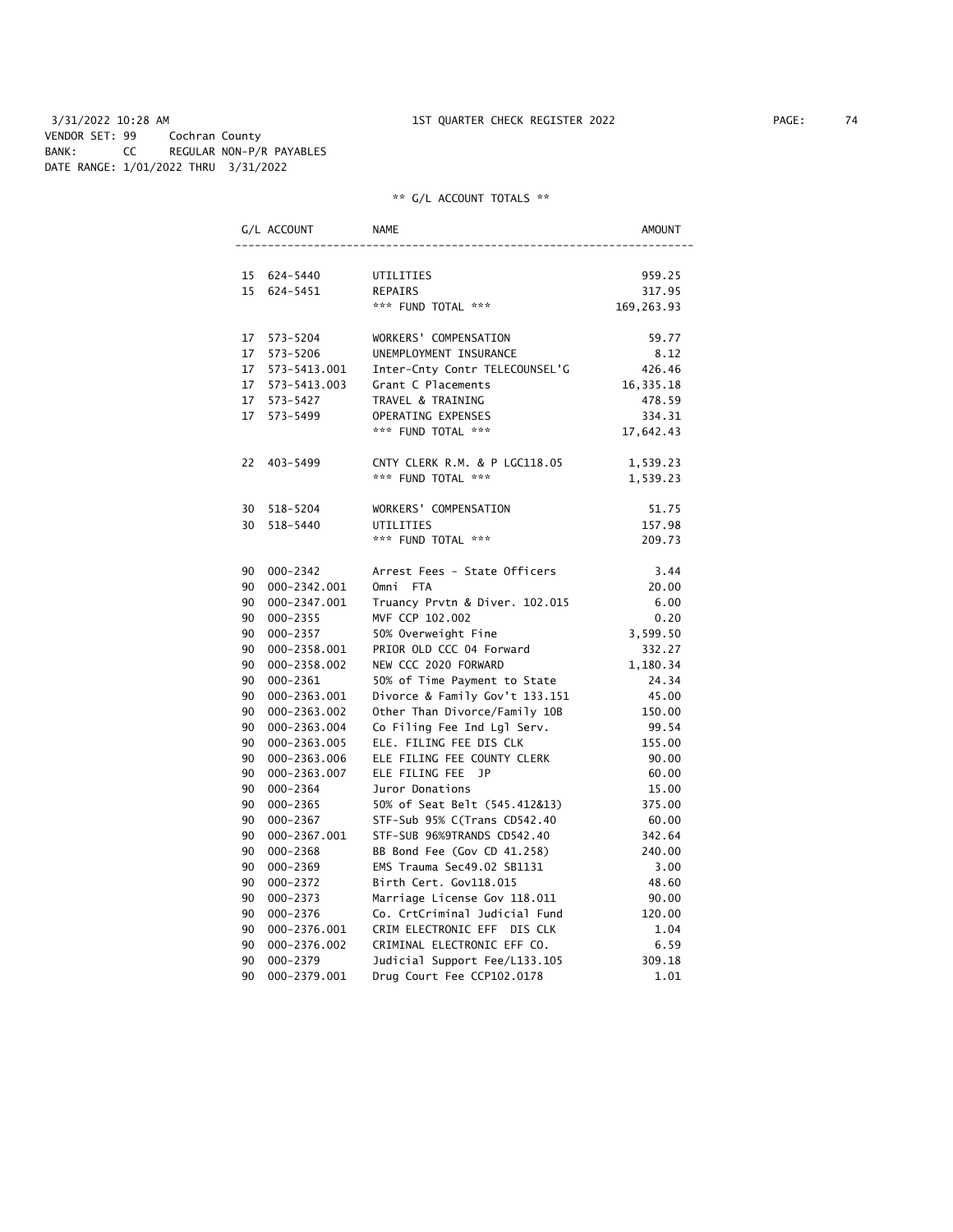3/31/2022 10:28 AM 1ST QUARTER CHECK REGISTER 2022

VENDOR SET: 99 Cochran County
BANK: CC REGULAR NON-P/R PAYABLES
DATE RANGE: 1/01/2022 THRU 3/31/2022

** G/L ACCOUNT TOTALS **

| G/L ACCOUNT | | NAME | AMOUNT |
|---|---|---|---|
| 15 | 624-5440 | UTILITIES | 959.25 |
| 15 | 624-5451 | REPAIRS | 317.95 |
| | | *** FUND TOTAL *** | 169,263.93 |
| 17 | 573-5204 | WORKERS' COMPENSATION | 59.77 |
| 17 | 573-5206 | UNEMPLOYMENT INSURANCE | 8.12 |
| 17 | 573-5413.001 | Inter-Cnty Contr TELECOUNSEL'G | 426.46 |
| 17 | 573-5413.003 | Grant C Placements | 16,335.18 |
| 17 | 573-5427 | TRAVEL & TRAINING | 478.59 |
| 17 | 573-5499 | OPERATING EXPENSES | 334.31 |
| | | *** FUND TOTAL *** | 17,642.43 |
| 22 | 403-5499 | CNTY CLERK R.M. & P LGC118.05 | 1,539.23 |
| | | *** FUND TOTAL *** | 1,539.23 |
| 30 | 518-5204 | WORKERS' COMPENSATION | 51.75 |
| 30 | 518-5440 | UTILITIES | 157.98 |
| | | *** FUND TOTAL *** | 209.73 |
| 90 | 000-2342 | Arrest Fees - State Officers | 3.44 |
| 90 | 000-2342.001 | Omni FTA | 20.00 |
| 90 | 000-2347.001 | Truancy Prvtn & Diver. 102.015 | 6.00 |
| 90 | 000-2355 | MVF CCP 102.002 | 0.20 |
| 90 | 000-2357 | 50% Overweight Fine | 3,599.50 |
| 90 | 000-2358.001 | PRIOR OLD CCC 04 Forward | 332.27 |
| 90 | 000-2358.002 | NEW CCC 2020 FORWARD | 1,180.34 |
| 90 | 000-2361 | 50% of Time Payment to State | 24.34 |
| 90 | 000-2363.001 | Divorce & Family Gov't 133.151 | 45.00 |
| 90 | 000-2363.002 | Other Than Divorce/Family 10B | 150.00 |
| 90 | 000-2363.004 | Co Filing Fee Ind Lgl Serv. | 99.54 |
| 90 | 000-2363.005 | ELE. FILING FEE DIS CLK | 155.00 |
| 90 | 000-2363.006 | ELE FILING FEE COUNTY CLERK | 90.00 |
| 90 | 000-2363.007 | ELE FILING FEE JP | 60.00 |
| 90 | 000-2364 | Juror Donations | 15.00 |
| 90 | 000-2365 | 50% of Seat Belt (545.412&13) | 375.00 |
| 90 | 000-2367 | STF-Sub 95% C(Trans CD542.40 | 60.00 |
| 90 | 000-2367.001 | STF-SUB 96%9TRANDS CD542.40 | 342.64 |
| 90 | 000-2368 | BB Bond Fee (Gov CD 41.258) | 240.00 |
| 90 | 000-2369 | EMS Trauma Sec49.02 SB1131 | 3.00 |
| 90 | 000-2372 | Birth Cert. Gov118.015 | 48.60 |
| 90 | 000-2373 | Marriage License Gov 118.011 | 90.00 |
| 90 | 000-2376 | Co. CrtCriminal Judicial Fund | 120.00 |
| 90 | 000-2376.001 | CRIM ELECTRONIC EFF DIS CLK | 1.04 |
| 90 | 000-2376.002 | CRIMINAL ELECTRONIC EFF CO. | 6.59 |
| 90 | 000-2379 | Judicial Support Fee/L133.105 | 309.18 |
| 90 | 000-2379.001 | Drug Court Fee CCP102.0178 | 1.01 |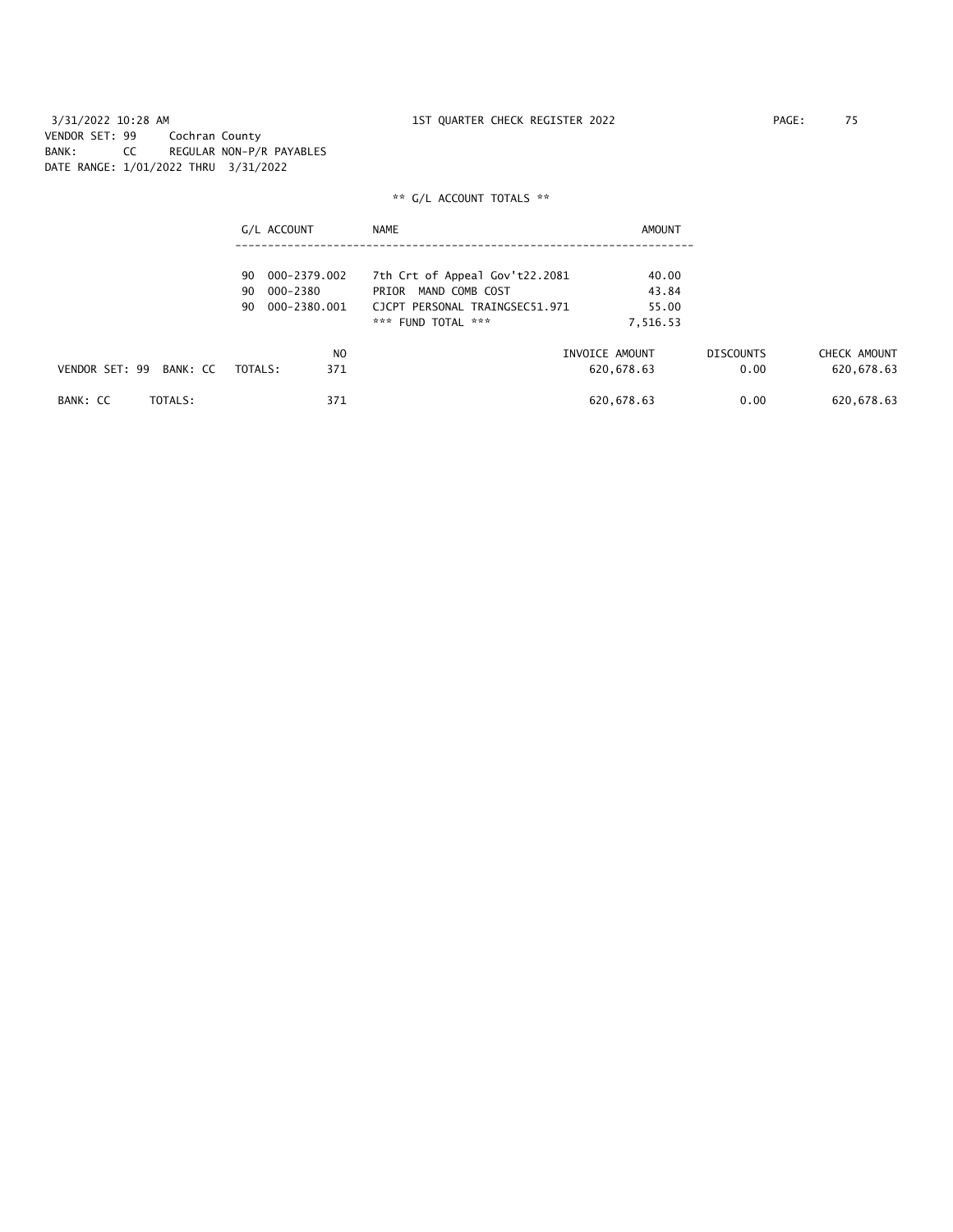3/31/2022 10:28 AM 1ST QUARTER CHECK REGISTER 2022

VENDOR SET: 99 Cochran County
BANK: CC REGULAR NON-P/R PAYABLES
DATE RANGE: 1/01/2022 THRU 3/31/2022

** G/L ACCOUNT TOTALS **

| G/L ACCOUNT | NAME | AMOUNT |
|---|---|---|
| 90 000-2379.002 | 7th Crt of Appeal Gov't22.2081 | 40.00 |
| 90 000-2380 | PRIOR MAND COMB COST | 43.84 |
| 90 000-2380.001 | CJCPT PERSONAL TRAINGSEC51.971 | 55.00 |
| | *** FUND TOTAL *** | 7,516.53 |

| | NO | INVOICE AMOUNT | DISCOUNTS | CHECK AMOUNT |
|---|---|---|---|---|
| VENDOR SET: 99 BANK: CC TOTALS: | 371 | 620,678.63 | 0.00 | 620,678.63 |
| BANK: CC TOTALS: | 371 | 620,678.63 | 0.00 | 620,678.63 |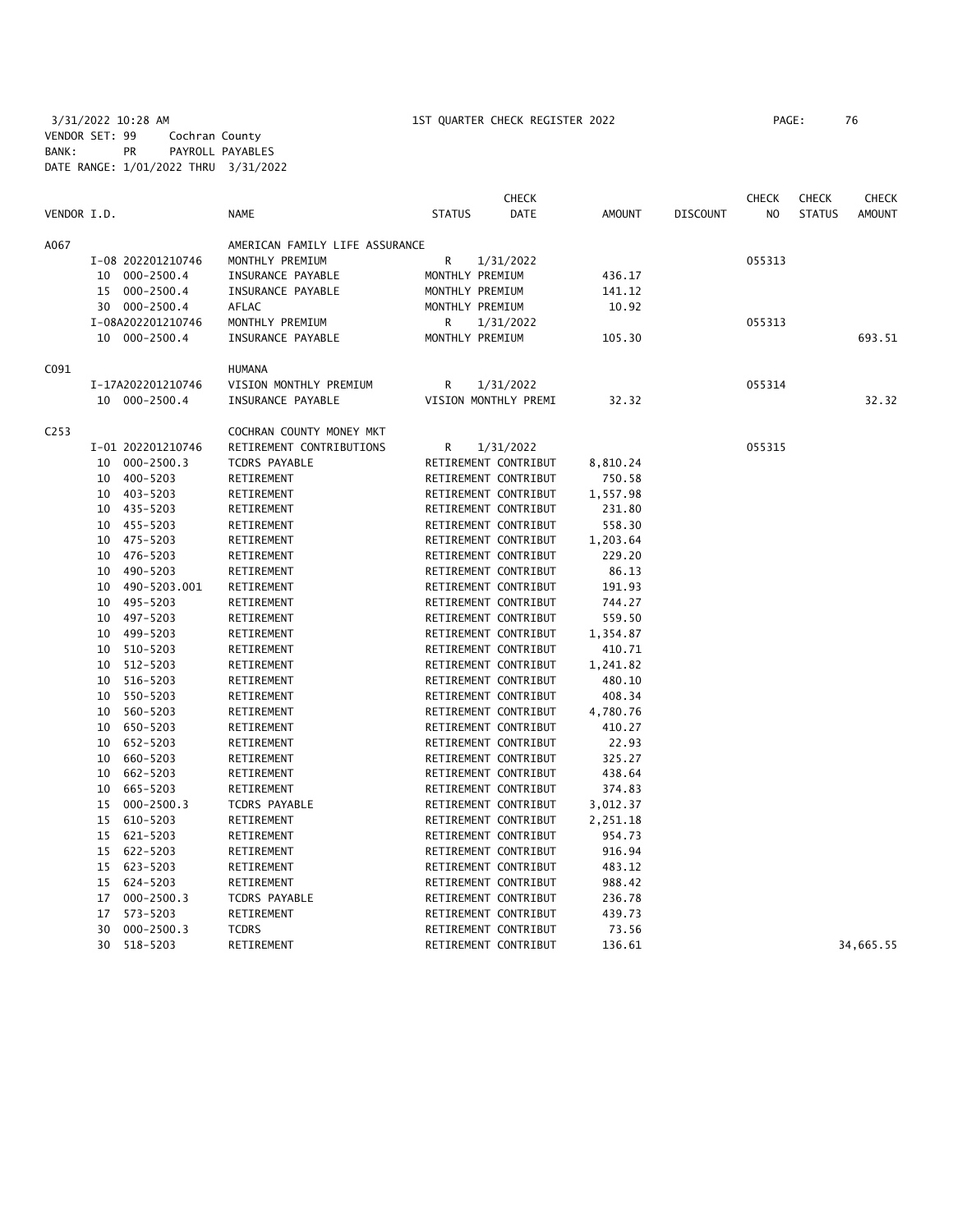3/31/2022 10:28 AM 1ST QUARTER CHECK REGISTER 2022

VENDOR SET: 99 Cochran County
BANK: PR PAYROLL PAYABLES
DATE RANGE: 1/01/2022 THRU 3/31/2022

| VENDOR I.D. | | NAME | STATUS | CHECK DATE | AMOUNT | DISCOUNT | CHECK NO | CHECK STATUS | CHECK AMOUNT |
|---|---|---|---|---|---|---|---|---|---|
| A067 | | AMERICAN FAMILY LIFE ASSURANCE | | | | | | | |
| | I-08 202201210746 | MONTHLY PREMIUM | R | 1/31/2022 | | | 055313 | | |
| | 10 000-2500.4 | INSURANCE PAYABLE | MONTHLY PREMIUM | | 436.17 | | | | |
| | 15 000-2500.4 | INSURANCE PAYABLE | MONTHLY PREMIUM | | 141.12 | | | | |
| | 30 000-2500.4 | AFLAC | MONTHLY PREMIUM | | 10.92 | | | | |
| | I-08A202201210746 | MONTHLY PREMIUM | R | 1/31/2022 | | | 055313 | | |
| | 10 000-2500.4 | INSURANCE PAYABLE | MONTHLY PREMIUM | | 105.30 | | | | 693.51 |
| C091 | | HUMANA | | | | | | | |
| | I-17A202201210746 | VISION MONTHLY PREMIUM | R | 1/31/2022 | | | 055314 | | |
| | 10 000-2500.4 | INSURANCE PAYABLE | VISION MONTHLY PREMI | | 32.32 | | | | 32.32 |
| C253 | | COCHRAN COUNTY MONEY MKT | | | | | | | |
| | I-01 202201210746 | RETIREMENT CONTRIBUTIONS | R | 1/31/2022 | | | 055315 | | |
| | 10 000-2500.3 | TCDRS PAYABLE | RETIREMENT CONTRIBUT | | 8,810.24 | | | | |
| | 10 400-5203 | RETIREMENT | RETIREMENT CONTRIBUT | | 750.58 | | | | |
| | 10 403-5203 | RETIREMENT | RETIREMENT CONTRIBUT | | 1,557.98 | | | | |
| | 10 435-5203 | RETIREMENT | RETIREMENT CONTRIBUT | | 231.80 | | | | |
| | 10 455-5203 | RETIREMENT | RETIREMENT CONTRIBUT | | 558.30 | | | | |
| | 10 475-5203 | RETIREMENT | RETIREMENT CONTRIBUT | | 1,203.64 | | | | |
| | 10 476-5203 | RETIREMENT | RETIREMENT CONTRIBUT | | 229.20 | | | | |
| | 10 490-5203 | RETIREMENT | RETIREMENT CONTRIBUT | | 86.13 | | | | |
| | 10 490-5203.001 | RETIREMENT | RETIREMENT CONTRIBUT | | 191.93 | | | | |
| | 10 495-5203 | RETIREMENT | RETIREMENT CONTRIBUT | | 744.27 | | | | |
| | 10 497-5203 | RETIREMENT | RETIREMENT CONTRIBUT | | 559.50 | | | | |
| | 10 499-5203 | RETIREMENT | RETIREMENT CONTRIBUT | | 1,354.87 | | | | |
| | 10 510-5203 | RETIREMENT | RETIREMENT CONTRIBUT | | 410.71 | | | | |
| | 10 512-5203 | RETIREMENT | RETIREMENT CONTRIBUT | | 1,241.82 | | | | |
| | 10 516-5203 | RETIREMENT | RETIREMENT CONTRIBUT | | 480.10 | | | | |
| | 10 550-5203 | RETIREMENT | RETIREMENT CONTRIBUT | | 408.34 | | | | |
| | 10 560-5203 | RETIREMENT | RETIREMENT CONTRIBUT | | 4,780.76 | | | | |
| | 10 650-5203 | RETIREMENT | RETIREMENT CONTRIBUT | | 410.27 | | | | |
| | 10 652-5203 | RETIREMENT | RETIREMENT CONTRIBUT | | 22.93 | | | | |
| | 10 660-5203 | RETIREMENT | RETIREMENT CONTRIBUT | | 325.27 | | | | |
| | 10 662-5203 | RETIREMENT | RETIREMENT CONTRIBUT | | 438.64 | | | | |
| | 10 665-5203 | RETIREMENT | RETIREMENT CONTRIBUT | | 374.83 | | | | |
| | 15 000-2500.3 | TCDRS PAYABLE | RETIREMENT CONTRIBUT | | 3,012.37 | | | | |
| | 15 610-5203 | RETIREMENT | RETIREMENT CONTRIBUT | | 2,251.18 | | | | |
| | 15 621-5203 | RETIREMENT | RETIREMENT CONTRIBUT | | 954.73 | | | | |
| | 15 622-5203 | RETIREMENT | RETIREMENT CONTRIBUT | | 916.94 | | | | |
| | 15 623-5203 | RETIREMENT | RETIREMENT CONTRIBUT | | 483.12 | | | | |
| | 15 624-5203 | RETIREMENT | RETIREMENT CONTRIBUT | | 988.42 | | | | |
| | 17 000-2500.3 | TCDRS PAYABLE | RETIREMENT CONTRIBUT | | 236.78 | | | | |
| | 17 573-5203 | RETIREMENT | RETIREMENT CONTRIBUT | | 439.73 | | | | |
| | 30 000-2500.3 | TCDRS | RETIREMENT CONTRIBUT | | 73.56 | | | | |
| | 30 518-5203 | RETIREMENT | RETIREMENT CONTRIBUT | | 136.61 | | | | 34,665.55 |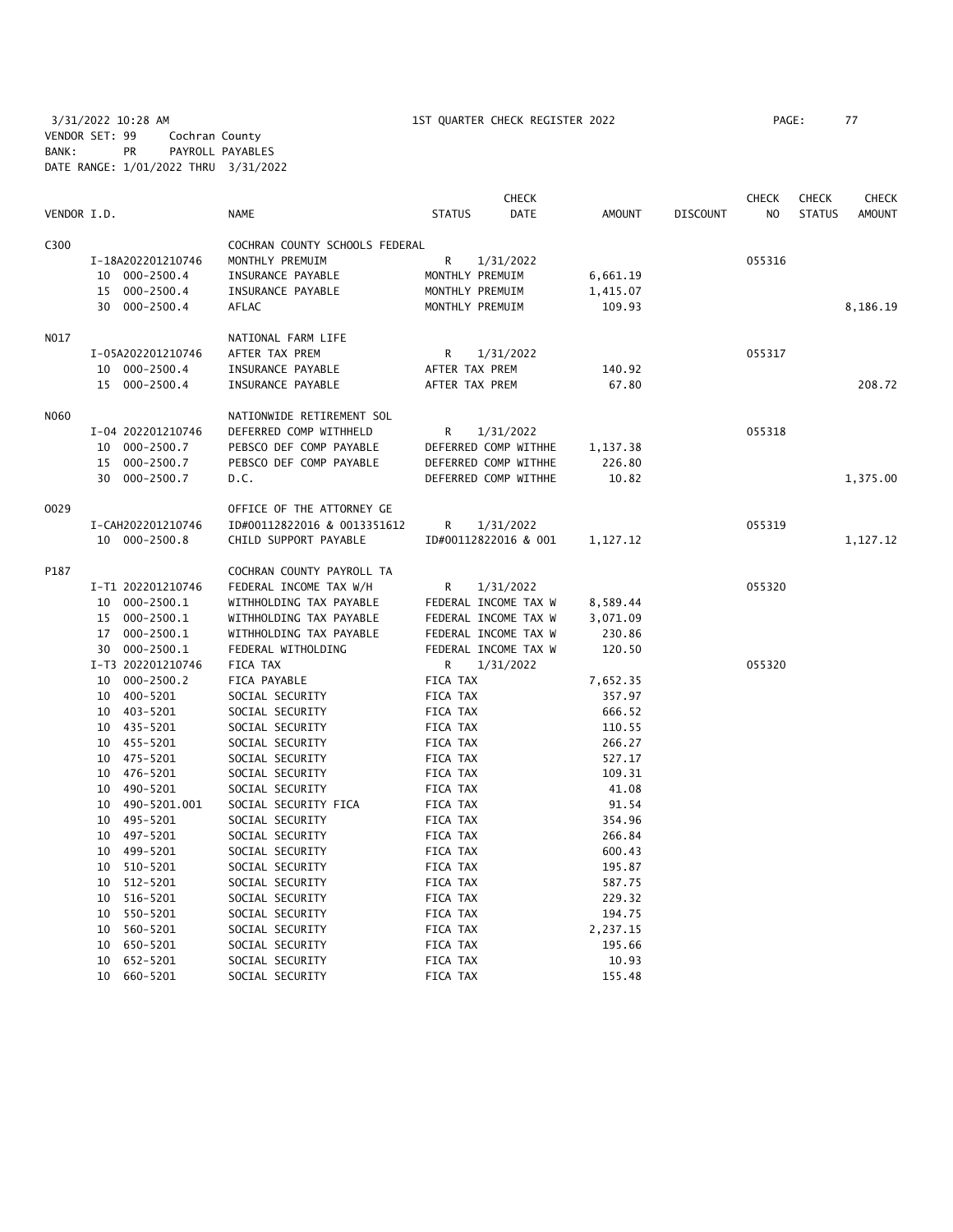3/31/2022 10:28 AM    1ST QUARTER CHECK REGISTER 2022

VENDOR SET: 99    Cochran County
BANK: PR    PAYROLL PAYABLES
DATE RANGE: 1/01/2022 THRU 3/31/2022

| VENDOR I.D. | | NAME | STATUS | CHECK DATE | AMOUNT | DISCOUNT | CHECK NO | CHECK STATUS | CHECK AMOUNT |
|---|---|---|---|---|---|---|---|---|---|
| C300 | | COCHRAN COUNTY SCHOOLS FEDERAL | | | | | | | |
| | I-18A202201210746 | MONTHLY PREMUIM | R | 1/31/2022 | | | 055316 | | |
| | 10 000-2500.4 | INSURANCE PAYABLE | MONTHLY PREMUIM | | 6,661.19 | | | | |
| | 15 000-2500.4 | INSURANCE PAYABLE | MONTHLY PREMUIM | | 1,415.07 | | | | |
| | 30 000-2500.4 | AFLAC | MONTHLY PREMUIM | | 109.93 | | | | 8,186.19 |
| N017 | | NATIONAL FARM LIFE | | | | | | | |
| | I-05A202201210746 | AFTER TAX PREM | R | 1/31/2022 | | | 055317 | | |
| | 10 000-2500.4 | INSURANCE PAYABLE | AFTER TAX PREM | | 140.92 | | | | |
| | 15 000-2500.4 | INSURANCE PAYABLE | AFTER TAX PREM | | 67.80 | | | | 208.72 |
| N060 | | NATIONWIDE RETIREMENT SOL | | | | | | | |
| | I-04 202201210746 | DEFERRED COMP WITHHELD | R | 1/31/2022 | | | 055318 | | |
| | 10 000-2500.7 | PEBSCO DEF COMP PAYABLE | DEFERRED COMP WITHHE | | 1,137.38 | | | | |
| | 15 000-2500.7 | PEBSCO DEF COMP PAYABLE | DEFERRED COMP WITHHE | | 226.80 | | | | |
| | 30 000-2500.7 | D.C. | DEFERRED COMP WITHHE | | 10.82 | | | | 1,375.00 |
| O029 | | OFFICE OF THE ATTORNEY GE | | | | | | | |
| | I-CAH202201210746 | ID#00112822016 & 0013351612 | R | 1/31/2022 | | | 055319 | | |
| | 10 000-2500.8 | CHILD SUPPORT PAYABLE | ID#00112822016 & 001 | | 1,127.12 | | | | 1,127.12 |
| P187 | | COCHRAN COUNTY PAYROLL TA | | | | | | | |
| | I-T1 202201210746 | FEDERAL INCOME TAX W/H | R | 1/31/2022 | | | 055320 | | |
| | 10 000-2500.1 | WITHHOLDING TAX PAYABLE | FEDERAL INCOME TAX W | | 8,589.44 | | | | |
| | 15 000-2500.1 | WITHHOLDING TAX PAYABLE | FEDERAL INCOME TAX W | | 3,071.09 | | | | |
| | 17 000-2500.1 | WITHHOLDING TAX PAYABLE | FEDERAL INCOME TAX W | | 230.86 | | | | |
| | 30 000-2500.1 | FEDERAL WITHOLDING | FEDERAL INCOME TAX W | | 120.50 | | | | |
| | I-T3 202201210746 | FICA TAX | R | 1/31/2022 | | | 055320 | | |
| | 10 000-2500.2 | FICA PAYABLE | FICA TAX | | 7,652.35 | | | | |
| | 10 400-5201 | SOCIAL SECURITY | FICA TAX | | 357.97 | | | | |
| | 10 403-5201 | SOCIAL SECURITY | FICA TAX | | 666.52 | | | | |
| | 10 435-5201 | SOCIAL SECURITY | FICA TAX | | 110.55 | | | | |
| | 10 455-5201 | SOCIAL SECURITY | FICA TAX | | 266.27 | | | | |
| | 10 475-5201 | SOCIAL SECURITY | FICA TAX | | 527.17 | | | | |
| | 10 476-5201 | SOCIAL SECURITY | FICA TAX | | 109.31 | | | | |
| | 10 490-5201 | SOCIAL SECURITY | FICA TAX | | 41.08 | | | | |
| | 10 490-5201.001 | SOCIAL SECURITY FICA | FICA TAX | | 91.54 | | | | |
| | 10 495-5201 | SOCIAL SECURITY | FICA TAX | | 354.96 | | | | |
| | 10 497-5201 | SOCIAL SECURITY | FICA TAX | | 266.84 | | | | |
| | 10 499-5201 | SOCIAL SECURITY | FICA TAX | | 600.43 | | | | |
| | 10 510-5201 | SOCIAL SECURITY | FICA TAX | | 195.87 | | | | |
| | 10 512-5201 | SOCIAL SECURITY | FICA TAX | | 587.75 | | | | |
| | 10 516-5201 | SOCIAL SECURITY | FICA TAX | | 229.32 | | | | |
| | 10 550-5201 | SOCIAL SECURITY | FICA TAX | | 194.75 | | | | |
| | 10 560-5201 | SOCIAL SECURITY | FICA TAX | | 2,237.15 | | | | |
| | 10 650-5201 | SOCIAL SECURITY | FICA TAX | | 195.66 | | | | |
| | 10 652-5201 | SOCIAL SECURITY | FICA TAX | | 10.93 | | | | |
| | 10 660-5201 | SOCIAL SECURITY | FICA TAX | | 155.48 | | | | |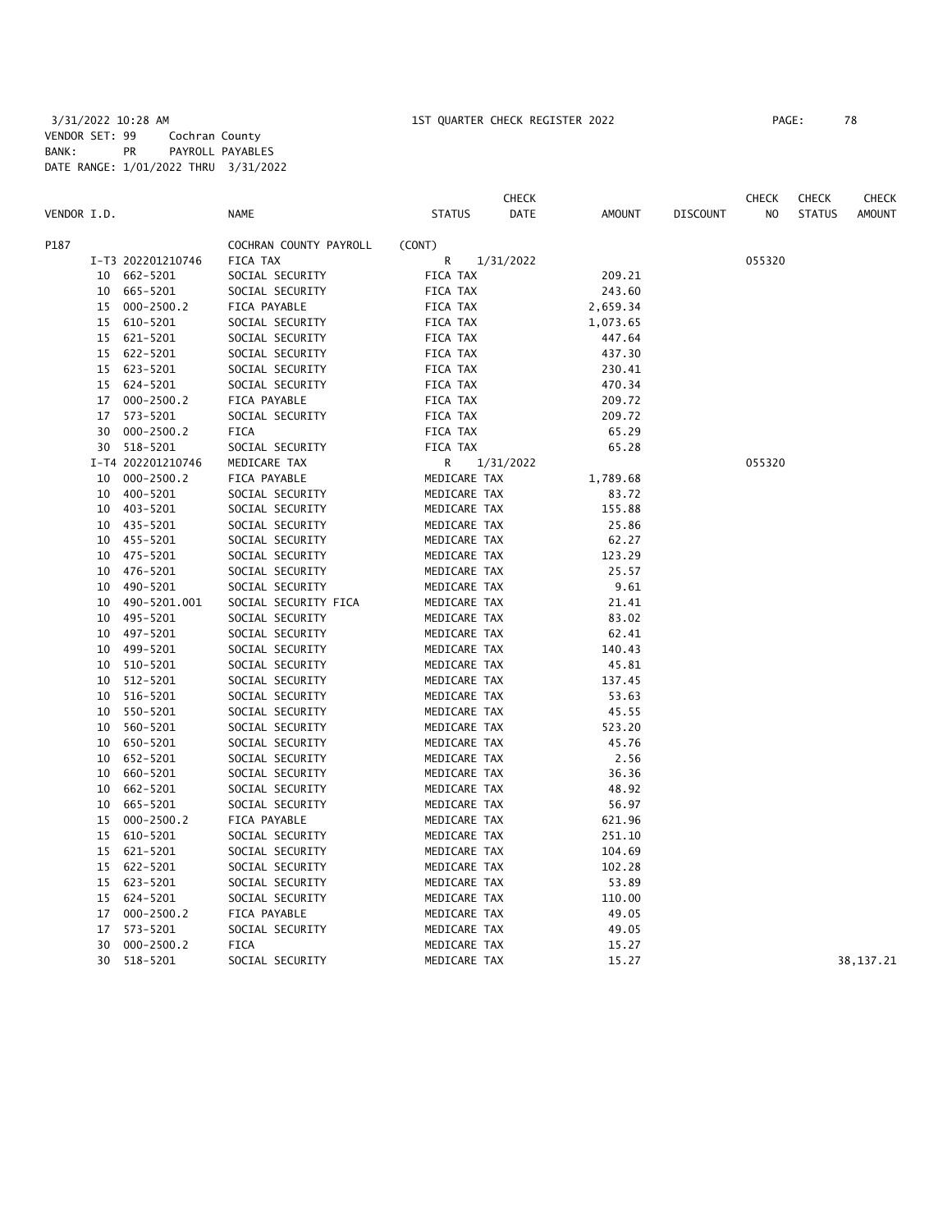3/31/2022 10:28 AM 1ST QUARTER CHECK REGISTER 2022

VENDOR SET: 99 Cochran County
BANK: PR PAYROLL PAYABLES
DATE RANGE: 1/01/2022 THRU 3/31/2022

| VENDOR I.D. | | NAME | STATUS | CHECK DATE | AMOUNT | DISCOUNT | CHECK NO | CHECK STATUS | CHECK AMOUNT |
|---|---|---|---|---|---|---|---|---|---|
| P187 | | COCHRAN COUNTY PAYROLL | (CONT) | | | | | | |
| | I-T3 202201210746 | FICA TAX | R | 1/31/2022 | | | 055320 | | |
| 10 | 662-5201 | SOCIAL SECURITY | FICA TAX | | 209.21 | | | | |
| 10 | 665-5201 | SOCIAL SECURITY | FICA TAX | | 243.60 | | | | |
| 15 | 000-2500.2 | FICA PAYABLE | FICA TAX | | 2,659.34 | | | | |
| 15 | 610-5201 | SOCIAL SECURITY | FICA TAX | | 1,073.65 | | | | |
| 15 | 621-5201 | SOCIAL SECURITY | FICA TAX | | 447.64 | | | | |
| 15 | 622-5201 | SOCIAL SECURITY | FICA TAX | | 437.30 | | | | |
| 15 | 623-5201 | SOCIAL SECURITY | FICA TAX | | 230.41 | | | | |
| 15 | 624-5201 | SOCIAL SECURITY | FICA TAX | | 470.34 | | | | |
| 17 | 000-2500.2 | FICA PAYABLE | FICA TAX | | 209.72 | | | | |
| 17 | 573-5201 | SOCIAL SECURITY | FICA TAX | | 209.72 | | | | |
| 30 | 000-2500.2 | FICA | FICA TAX | | 65.29 | | | | |
| 30 | 518-5201 | SOCIAL SECURITY | FICA TAX | | 65.28 | | | | |
| | I-T4 202201210746 | MEDICARE TAX | R | 1/31/2022 | | | 055320 | | |
| 10 | 000-2500.2 | FICA PAYABLE | MEDICARE TAX | | 1,789.68 | | | | |
| 10 | 400-5201 | SOCIAL SECURITY | MEDICARE TAX | | 83.72 | | | | |
| 10 | 403-5201 | SOCIAL SECURITY | MEDICARE TAX | | 155.88 | | | | |
| 10 | 435-5201 | SOCIAL SECURITY | MEDICARE TAX | | 25.86 | | | | |
| 10 | 455-5201 | SOCIAL SECURITY | MEDICARE TAX | | 62.27 | | | | |
| 10 | 475-5201 | SOCIAL SECURITY | MEDICARE TAX | | 123.29 | | | | |
| 10 | 476-5201 | SOCIAL SECURITY | MEDICARE TAX | | 25.57 | | | | |
| 10 | 490-5201 | SOCIAL SECURITY | MEDICARE TAX | | 9.61 | | | | |
| 10 | 490-5201.001 | SOCIAL SECURITY FICA | MEDICARE TAX | | 21.41 | | | | |
| 10 | 495-5201 | SOCIAL SECURITY | MEDICARE TAX | | 83.02 | | | | |
| 10 | 497-5201 | SOCIAL SECURITY | MEDICARE TAX | | 62.41 | | | | |
| 10 | 499-5201 | SOCIAL SECURITY | MEDICARE TAX | | 140.43 | | | | |
| 10 | 510-5201 | SOCIAL SECURITY | MEDICARE TAX | | 45.81 | | | | |
| 10 | 512-5201 | SOCIAL SECURITY | MEDICARE TAX | | 137.45 | | | | |
| 10 | 516-5201 | SOCIAL SECURITY | MEDICARE TAX | | 53.63 | | | | |
| 10 | 550-5201 | SOCIAL SECURITY | MEDICARE TAX | | 45.55 | | | | |
| 10 | 560-5201 | SOCIAL SECURITY | MEDICARE TAX | | 523.20 | | | | |
| 10 | 650-5201 | SOCIAL SECURITY | MEDICARE TAX | | 45.76 | | | | |
| 10 | 652-5201 | SOCIAL SECURITY | MEDICARE TAX | | 2.56 | | | | |
| 10 | 660-5201 | SOCIAL SECURITY | MEDICARE TAX | | 36.36 | | | | |
| 10 | 662-5201 | SOCIAL SECURITY | MEDICARE TAX | | 48.92 | | | | |
| 10 | 665-5201 | SOCIAL SECURITY | MEDICARE TAX | | 56.97 | | | | |
| 15 | 000-2500.2 | FICA PAYABLE | MEDICARE TAX | | 621.96 | | | | |
| 15 | 610-5201 | SOCIAL SECURITY | MEDICARE TAX | | 251.10 | | | | |
| 15 | 621-5201 | SOCIAL SECURITY | MEDICARE TAX | | 104.69 | | | | |
| 15 | 622-5201 | SOCIAL SECURITY | MEDICARE TAX | | 102.28 | | | | |
| 15 | 623-5201 | SOCIAL SECURITY | MEDICARE TAX | | 53.89 | | | | |
| 15 | 624-5201 | SOCIAL SECURITY | MEDICARE TAX | | 110.00 | | | | |
| 17 | 000-2500.2 | FICA PAYABLE | MEDICARE TAX | | 49.05 | | | | |
| 17 | 573-5201 | SOCIAL SECURITY | MEDICARE TAX | | 49.05 | | | | |
| 30 | 000-2500.2 | FICA | MEDICARE TAX | | 15.27 | | | | |
| 30 | 518-5201 | SOCIAL SECURITY | MEDICARE TAX | | 15.27 | | | | 38,137.21 |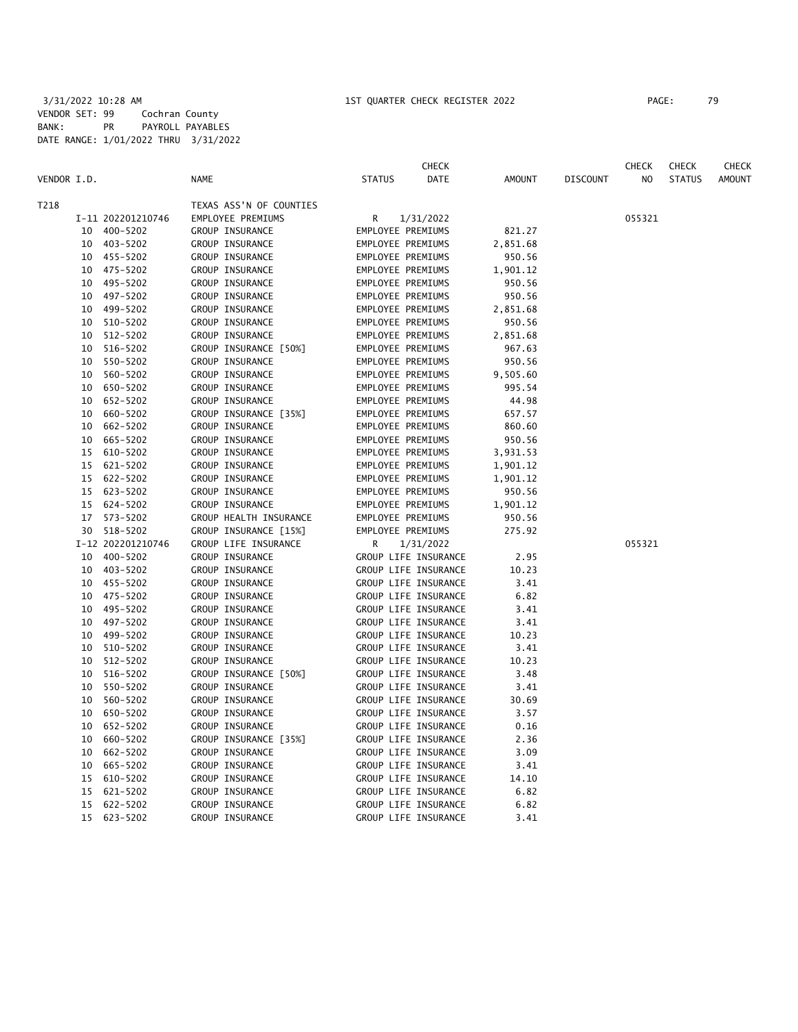3/31/2022 10:28 AM 1ST QUARTER CHECK REGISTER 2022

VENDOR SET: 99 Cochran County
BANK: PR PAYROLL PAYABLES
DATE RANGE: 1/01/2022 THRU 3/31/2022

| VENDOR I.D. | | NAME | STATUS | CHECK DATE | AMOUNT | DISCOUNT | CHECK NO | CHECK STATUS | CHECK AMOUNT |
|---|---|---|---|---|---|---|---|---|---|
| T218 | | TEXAS ASS'N OF COUNTIES | | | | | | | |
| | I-11 202201210746 | EMPLOYEE PREMIUMS | R | 1/31/2022 | | | 055321 | | |
| 10 | 400-5202 | GROUP INSURANCE | EMPLOYEE PREMIUMS | | 821.27 | | | | |
| 10 | 403-5202 | GROUP INSURANCE | EMPLOYEE PREMIUMS | | 2,851.68 | | | | |
| 10 | 455-5202 | GROUP INSURANCE | EMPLOYEE PREMIUMS | | 950.56 | | | | |
| 10 | 475-5202 | GROUP INSURANCE | EMPLOYEE PREMIUMS | | 1,901.12 | | | | |
| 10 | 495-5202 | GROUP INSURANCE | EMPLOYEE PREMIUMS | | 950.56 | | | | |
| 10 | 497-5202 | GROUP INSURANCE | EMPLOYEE PREMIUMS | | 950.56 | | | | |
| 10 | 499-5202 | GROUP INSURANCE | EMPLOYEE PREMIUMS | | 2,851.68 | | | | |
| 10 | 510-5202 | GROUP INSURANCE | EMPLOYEE PREMIUMS | | 950.56 | | | | |
| 10 | 512-5202 | GROUP INSURANCE | EMPLOYEE PREMIUMS | | 2,851.68 | | | | |
| 10 | 516-5202 | GROUP INSURANCE [50%] | EMPLOYEE PREMIUMS | | 967.63 | | | | |
| 10 | 550-5202 | GROUP INSURANCE | EMPLOYEE PREMIUMS | | 950.56 | | | | |
| 10 | 560-5202 | GROUP INSURANCE | EMPLOYEE PREMIUMS | | 9,505.60 | | | | |
| 10 | 650-5202 | GROUP INSURANCE | EMPLOYEE PREMIUMS | | 995.54 | | | | |
| 10 | 652-5202 | GROUP INSURANCE | EMPLOYEE PREMIUMS | | 44.98 | | | | |
| 10 | 660-5202 | GROUP INSURANCE [35%] | EMPLOYEE PREMIUMS | | 657.57 | | | | |
| 10 | 662-5202 | GROUP INSURANCE | EMPLOYEE PREMIUMS | | 860.60 | | | | |
| 10 | 665-5202 | GROUP INSURANCE | EMPLOYEE PREMIUMS | | 950.56 | | | | |
| 15 | 610-5202 | GROUP INSURANCE | EMPLOYEE PREMIUMS | | 3,931.53 | | | | |
| 15 | 621-5202 | GROUP INSURANCE | EMPLOYEE PREMIUMS | | 1,901.12 | | | | |
| 15 | 622-5202 | GROUP INSURANCE | EMPLOYEE PREMIUMS | | 1,901.12 | | | | |
| 15 | 623-5202 | GROUP INSURANCE | EMPLOYEE PREMIUMS | | 950.56 | | | | |
| 15 | 624-5202 | GROUP INSURANCE | EMPLOYEE PREMIUMS | | 1,901.12 | | | | |
| 17 | 573-5202 | GROUP HEALTH INSURANCE | EMPLOYEE PREMIUMS | | 950.56 | | | | |
| 30 | 518-5202 | GROUP INSURANCE [15%] | EMPLOYEE PREMIUMS | | 275.92 | | | | |
| | I-12 202201210746 | GROUP LIFE INSURANCE | R | 1/31/2022 | | | 055321 | | |
| 10 | 400-5202 | GROUP INSURANCE | GROUP LIFE INSURANCE | | 2.95 | | | | |
| 10 | 403-5202 | GROUP INSURANCE | GROUP LIFE INSURANCE | | 10.23 | | | | |
| 10 | 455-5202 | GROUP INSURANCE | GROUP LIFE INSURANCE | | 3.41 | | | | |
| 10 | 475-5202 | GROUP INSURANCE | GROUP LIFE INSURANCE | | 6.82 | | | | |
| 10 | 495-5202 | GROUP INSURANCE | GROUP LIFE INSURANCE | | 3.41 | | | | |
| 10 | 497-5202 | GROUP INSURANCE | GROUP LIFE INSURANCE | | 3.41 | | | | |
| 10 | 499-5202 | GROUP INSURANCE | GROUP LIFE INSURANCE | | 10.23 | | | | |
| 10 | 510-5202 | GROUP INSURANCE | GROUP LIFE INSURANCE | | 3.41 | | | | |
| 10 | 512-5202 | GROUP INSURANCE | GROUP LIFE INSURANCE | | 10.23 | | | | |
| 10 | 516-5202 | GROUP INSURANCE [50%] | GROUP LIFE INSURANCE | | 3.48 | | | | |
| 10 | 550-5202 | GROUP INSURANCE | GROUP LIFE INSURANCE | | 3.41 | | | | |
| 10 | 560-5202 | GROUP INSURANCE | GROUP LIFE INSURANCE | | 30.69 | | | | |
| 10 | 650-5202 | GROUP INSURANCE | GROUP LIFE INSURANCE | | 3.57 | | | | |
| 10 | 652-5202 | GROUP INSURANCE | GROUP LIFE INSURANCE | | 0.16 | | | | |
| 10 | 660-5202 | GROUP INSURANCE [35%] | GROUP LIFE INSURANCE | | 2.36 | | | | |
| 10 | 662-5202 | GROUP INSURANCE | GROUP LIFE INSURANCE | | 3.09 | | | | |
| 10 | 665-5202 | GROUP INSURANCE | GROUP LIFE INSURANCE | | 3.41 | | | | |
| 15 | 610-5202 | GROUP INSURANCE | GROUP LIFE INSURANCE | | 14.10 | | | | |
| 15 | 621-5202 | GROUP INSURANCE | GROUP LIFE INSURANCE | | 6.82 | | | | |
| 15 | 622-5202 | GROUP INSURANCE | GROUP LIFE INSURANCE | | 6.82 | | | | |
| 15 | 623-5202 | GROUP INSURANCE | GROUP LIFE INSURANCE | | 3.41 | | | | |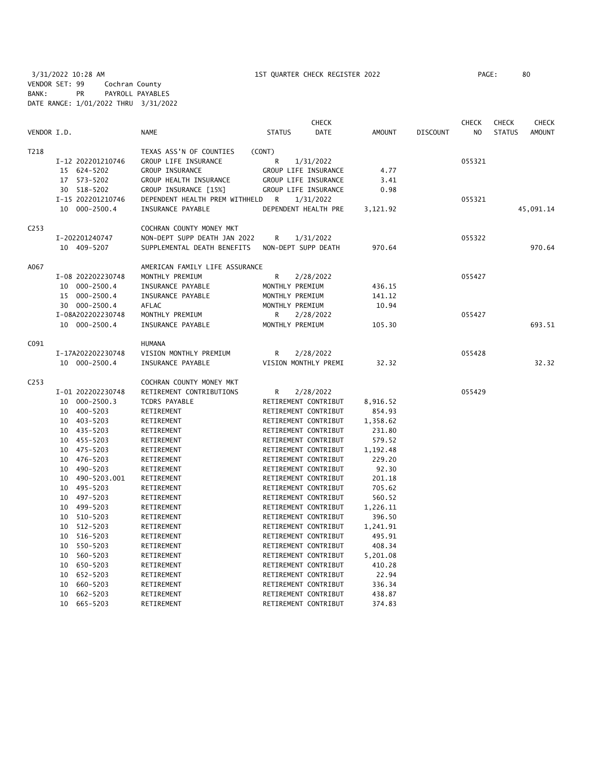3/31/2022 10:28 AM 1ST QUARTER CHECK REGISTER 2022

VENDOR SET: 99 Cochran County
BANK: PR PAYROLL PAYABLES
DATE RANGE: 1/01/2022 THRU 3/31/2022

| VENDOR I.D. | | NAME | STATUS | CHECK DATE | AMOUNT | DISCOUNT | CHECK NO | CHECK STATUS | CHECK AMOUNT |
|---|---|---|---|---|---|---|---|---|---|
| T218 | | TEXAS ASS'N OF COUNTIES (CONT) | | | | | | | |
| | I-12 202201210746 | GROUP LIFE INSURANCE | R | 1/31/2022 | | | 055321 | | |
| | 15 624-5202 | GROUP INSURANCE | GROUP LIFE INSURANCE | | 4.77 | | | | |
| | 17 573-5202 | GROUP HEALTH INSURANCE | GROUP LIFE INSURANCE | | 3.41 | | | | |
| | 30 518-5202 | GROUP INSURANCE [15%] | GROUP LIFE INSURANCE | | 0.98 | | | | |
| | I-15 202201210746 | DEPENDENT HEALTH PREM WITHHELD | R | 1/31/2022 | | | 055321 | | |
| | 10 000-2500.4 | INSURANCE PAYABLE | DEPENDENT HEALTH PRE | | 3,121.92 | | | | 45,091.14 |
| C253 | | COCHRAN COUNTY MONEY MKT | | | | | | | |
| | I-202201240747 | NON-DEPT SUPP DEATH JAN 2022 | R | 1/31/2022 | | | 055322 | | |
| | 10 409-5207 | SUPPLEMENTAL DEATH BENEFITS | NON-DEPT SUPP DEATH | | 970.64 | | | | 970.64 |
| A067 | | AMERICAN FAMILY LIFE ASSURANCE | | | | | | | |
| | I-08 202202230748 | MONTHLY PREMIUM | R | 2/28/2022 | | | 055427 | | |
| | 10 000-2500.4 | INSURANCE PAYABLE | MONTHLY PREMIUM | | 436.15 | | | | |
| | 15 000-2500.4 | INSURANCE PAYABLE | MONTHLY PREMIUM | | 141.12 | | | | |
| | 30 000-2500.4 | AFLAC | MONTHLY PREMIUM | | 10.94 | | | | |
| | I-08A202202230748 | MONTHLY PREMIUM | R | 2/28/2022 | | | 055427 | | |
| | 10 000-2500.4 | INSURANCE PAYABLE | MONTHLY PREMIUM | | 105.30 | | | | 693.51 |
| C091 | | HUMANA | | | | | | | |
| | I-17A202202230748 | VISION MONTHLY PREMIUM | R | 2/28/2022 | | | 055428 | | |
| | 10 000-2500.4 | INSURANCE PAYABLE | VISION MONTHLY PREMI | | 32.32 | | | | 32.32 |
| C253 | | COCHRAN COUNTY MONEY MKT | | | | | | | |
| | I-01 202202230748 | RETIREMENT CONTRIBUTIONS | R | 2/28/2022 | | | 055429 | | |
| | 10 000-2500.3 | TCDRS PAYABLE | RETIREMENT CONTRIBUT | | 8,916.52 | | | | |
| | 10 400-5203 | RETIREMENT | RETIREMENT CONTRIBUT | | 854.93 | | | | |
| | 10 403-5203 | RETIREMENT | RETIREMENT CONTRIBUT | | 1,358.62 | | | | |
| | 10 435-5203 | RETIREMENT | RETIREMENT CONTRIBUT | | 231.80 | | | | |
| | 10 455-5203 | RETIREMENT | RETIREMENT CONTRIBUT | | 579.52 | | | | |
| | 10 475-5203 | RETIREMENT | RETIREMENT CONTRIBUT | | 1,192.48 | | | | |
| | 10 476-5203 | RETIREMENT | RETIREMENT CONTRIBUT | | 229.20 | | | | |
| | 10 490-5203 | RETIREMENT | RETIREMENT CONTRIBUT | | 92.30 | | | | |
| | 10 490-5203.001 | RETIREMENT | RETIREMENT CONTRIBUT | | 201.18 | | | | |
| | 10 495-5203 | RETIREMENT | RETIREMENT CONTRIBUT | | 705.62 | | | | |
| | 10 497-5203 | RETIREMENT | RETIREMENT CONTRIBUT | | 560.52 | | | | |
| | 10 499-5203 | RETIREMENT | RETIREMENT CONTRIBUT | | 1,226.11 | | | | |
| | 10 510-5203 | RETIREMENT | RETIREMENT CONTRIBUT | | 396.50 | | | | |
| | 10 512-5203 | RETIREMENT | RETIREMENT CONTRIBUT | | 1,241.91 | | | | |
| | 10 516-5203 | RETIREMENT | RETIREMENT CONTRIBUT | | 495.91 | | | | |
| | 10 550-5203 | RETIREMENT | RETIREMENT CONTRIBUT | | 408.34 | | | | |
| | 10 560-5203 | RETIREMENT | RETIREMENT CONTRIBUT | | 5,201.08 | | | | |
| | 10 650-5203 | RETIREMENT | RETIREMENT CONTRIBUT | | 410.28 | | | | |
| | 10 652-5203 | RETIREMENT | RETIREMENT CONTRIBUT | | 22.94 | | | | |
| | 10 660-5203 | RETIREMENT | RETIREMENT CONTRIBUT | | 336.34 | | | | |
| | 10 662-5203 | RETIREMENT | RETIREMENT CONTRIBUT | | 438.87 | | | | |
| | 10 665-5203 | RETIREMENT | RETIREMENT CONTRIBUT | | 374.83 | | | | |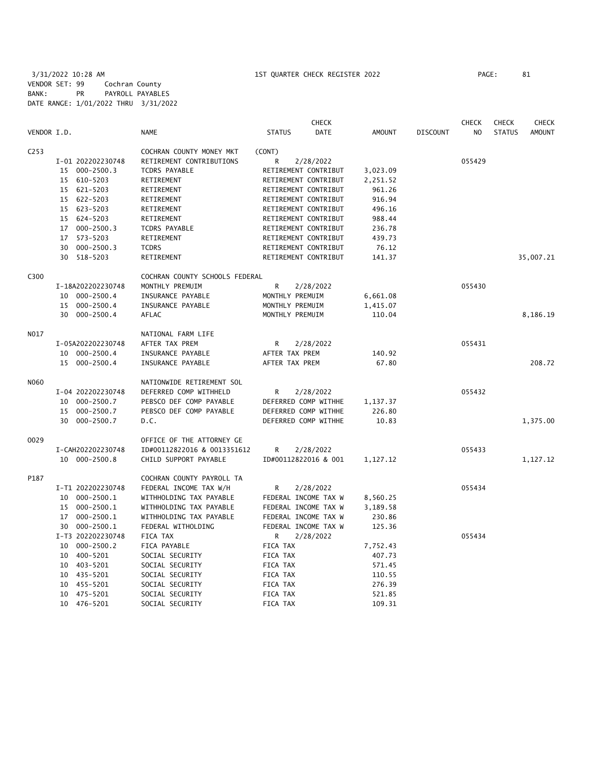3/31/2022 10:28 AM 1ST QUARTER CHECK REGISTER 2022

VENDOR SET: 99 Cochran County
BANK: PR PAYROLL PAYABLES
DATE RANGE: 1/01/2022 THRU 3/31/2022

| VENDOR I.D. | NAME | STATUS | CHECK DATE | AMOUNT | DISCOUNT | CHECK NO | CHECK STATUS | CHECK AMOUNT |
|---|---|---|---|---|---|---|---|---|
| C253 | COCHRAN COUNTY MONEY MKT | (CONT) | | | | | | |
| I-01 202202230748 | RETIREMENT CONTRIBUTIONS | R | 2/28/2022 | | | 055429 | | |
| 15 000-2500.3 | TCDRS PAYABLE | RETIREMENT CONTRIBUT | | 3,023.09 | | | | |
| 15 610-5203 | RETIREMENT | RETIREMENT CONTRIBUT | | 2,251.52 | | | | |
| 15 621-5203 | RETIREMENT | RETIREMENT CONTRIBUT | | 961.26 | | | | |
| 15 622-5203 | RETIREMENT | RETIREMENT CONTRIBUT | | 916.94 | | | | |
| 15 623-5203 | RETIREMENT | RETIREMENT CONTRIBUT | | 496.16 | | | | |
| 15 624-5203 | RETIREMENT | RETIREMENT CONTRIBUT | | 988.44 | | | | |
| 17 000-2500.3 | TCDRS PAYABLE | RETIREMENT CONTRIBUT | | 236.78 | | | | |
| 17 573-5203 | RETIREMENT | RETIREMENT CONTRIBUT | | 439.73 | | | | |
| 30 000-2500.3 | TCDRS | RETIREMENT CONTRIBUT | | 76.12 | | | | |
| 30 518-5203 | RETIREMENT | RETIREMENT CONTRIBUT | | 141.37 | | | | 35,007.21 |
| C300 | COCHRAN COUNTY SCHOOLS FEDERAL | | | | | | | |
| I-18A202202230748 | MONTHLY PREMUIM | R | 2/28/2022 | | | 055430 | | |
| 10 000-2500.4 | INSURANCE PAYABLE | MONTHLY PREMUIM | | 6,661.08 | | | | |
| 15 000-2500.4 | INSURANCE PAYABLE | MONTHLY PREMUIM | | 1,415.07 | | | | |
| 30 000-2500.4 | AFLAC | MONTHLY PREMUIM | | 110.04 | | | | 8,186.19 |
| N017 | NATIONAL FARM LIFE | | | | | | | |
| I-05A202202230748 | AFTER TAX PREM | R | 2/28/2022 | | | 055431 | | |
| 10 000-2500.4 | INSURANCE PAYABLE | AFTER TAX PREM | | 140.92 | | | | |
| 15 000-2500.4 | INSURANCE PAYABLE | AFTER TAX PREM | | 67.80 | | | | 208.72 |
| N060 | NATIONWIDE RETIREMENT SOL | | | | | | | |
| I-04 202202230748 | DEFERRED COMP WITHHELD | R | 2/28/2022 | | | 055432 | | |
| 10 000-2500.7 | PEBSCO DEF COMP PAYABLE | DEFERRED COMP WITHHE | | 1,137.37 | | | | |
| 15 000-2500.7 | PEBSCO DEF COMP PAYABLE | DEFERRED COMP WITHHE | | 226.80 | | | | |
| 30 000-2500.7 | D.C. | DEFERRED COMP WITHHE | | 10.83 | | | | 1,375.00 |
| O029 | OFFICE OF THE ATTORNEY GE | | | | | | | |
| I-CAH202202230748 | ID#00112822016 & 0013351612 | R | 2/28/2022 | | | 055433 | | |
| 10 000-2500.8 | CHILD SUPPORT PAYABLE | ID#00112822016 & 001 | | 1,127.12 | | | | 1,127.12 |
| P187 | COCHRAN COUNTY PAYROLL TA | | | | | | | |
| I-T1 202202230748 | FEDERAL INCOME TAX W/H | R | 2/28/2022 | | | 055434 | | |
| 10 000-2500.1 | WITHHOLDING TAX PAYABLE | FEDERAL INCOME TAX W | | 8,560.25 | | | | |
| 15 000-2500.1 | WITHHOLDING TAX PAYABLE | FEDERAL INCOME TAX W | | 3,189.58 | | | | |
| 17 000-2500.1 | WITHHOLDING TAX PAYABLE | FEDERAL INCOME TAX W | | 230.86 | | | | |
| 30 000-2500.1 | FEDERAL WITHOLDING | FEDERAL INCOME TAX W | | 125.36 | | | | |
| I-T3 202202230748 | FICA TAX | R | 2/28/2022 | | | 055434 | | |
| 10 000-2500.2 | FICA PAYABLE | FICA TAX | | 7,752.43 | | | | |
| 10 400-5201 | SOCIAL SECURITY | FICA TAX | | 407.73 | | | | |
| 10 403-5201 | SOCIAL SECURITY | FICA TAX | | 571.45 | | | | |
| 10 435-5201 | SOCIAL SECURITY | FICA TAX | | 110.55 | | | | |
| 10 455-5201 | SOCIAL SECURITY | FICA TAX | | 276.39 | | | | |
| 10 475-5201 | SOCIAL SECURITY | FICA TAX | | 521.85 | | | | |
| 10 476-5201 | SOCIAL SECURITY | FICA TAX | | 109.31 | | | | |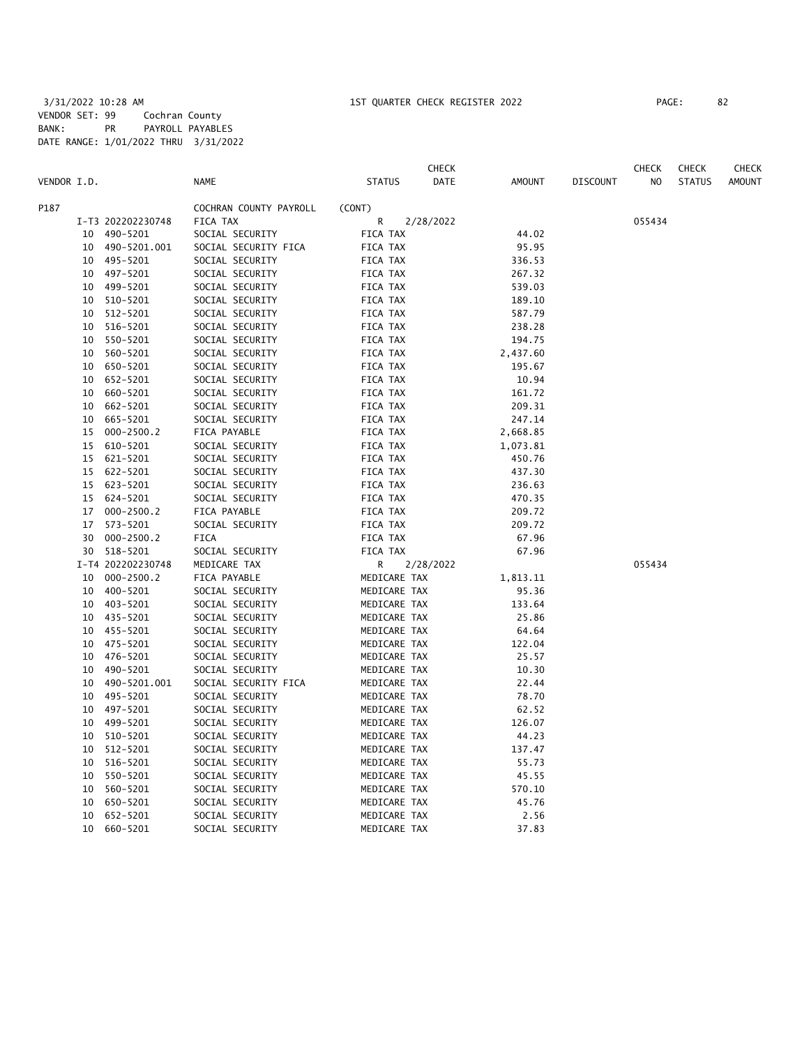3/31/2022 10:28 AM 1ST QUARTER CHECK REGISTER 2022

VENDOR SET: 99 Cochran County
BANK: PR PAYROLL PAYABLES
DATE RANGE: 1/01/2022 THRU 3/31/2022

| VENDOR I.D. | | NAME | STATUS | CHECK DATE | AMOUNT | DISCOUNT | CHECK NO | CHECK STATUS | CHECK AMOUNT |
|---|---|---|---|---|---|---|---|---|---|
| P187 | | COCHRAN COUNTY PAYROLL | (CONT) | | | | | | |
| | I-T3 202202230748 | FICA TAX | R | 2/28/2022 | | | 055434 | | |
| | 10 490-5201 | SOCIAL SECURITY | FICA TAX | | 44.02 | | | | |
| | 10 490-5201.001 | SOCIAL SECURITY FICA | FICA TAX | | 95.95 | | | | |
| | 10 495-5201 | SOCIAL SECURITY | FICA TAX | | 336.53 | | | | |
| | 10 497-5201 | SOCIAL SECURITY | FICA TAX | | 267.32 | | | | |
| | 10 499-5201 | SOCIAL SECURITY | FICA TAX | | 539.03 | | | | |
| | 10 510-5201 | SOCIAL SECURITY | FICA TAX | | 189.10 | | | | |
| | 10 512-5201 | SOCIAL SECURITY | FICA TAX | | 587.79 | | | | |
| | 10 516-5201 | SOCIAL SECURITY | FICA TAX | | 238.28 | | | | |
| | 10 550-5201 | SOCIAL SECURITY | FICA TAX | | 194.75 | | | | |
| | 10 560-5201 | SOCIAL SECURITY | FICA TAX | | 2,437.60 | | | | |
| | 10 650-5201 | SOCIAL SECURITY | FICA TAX | | 195.67 | | | | |
| | 10 652-5201 | SOCIAL SECURITY | FICA TAX | | 10.94 | | | | |
| | 10 660-5201 | SOCIAL SECURITY | FICA TAX | | 161.72 | | | | |
| | 10 662-5201 | SOCIAL SECURITY | FICA TAX | | 209.31 | | | | |
| | 10 665-5201 | SOCIAL SECURITY | FICA TAX | | 247.14 | | | | |
| | 15 000-2500.2 | FICA PAYABLE | FICA TAX | | 2,668.85 | | | | |
| | 15 610-5201 | SOCIAL SECURITY | FICA TAX | | 1,073.81 | | | | |
| | 15 621-5201 | SOCIAL SECURITY | FICA TAX | | 450.76 | | | | |
| | 15 622-5201 | SOCIAL SECURITY | FICA TAX | | 437.30 | | | | |
| | 15 623-5201 | SOCIAL SECURITY | FICA TAX | | 236.63 | | | | |
| | 15 624-5201 | SOCIAL SECURITY | FICA TAX | | 470.35 | | | | |
| | 17 000-2500.2 | FICA PAYABLE | FICA TAX | | 209.72 | | | | |
| | 17 573-5201 | SOCIAL SECURITY | FICA TAX | | 209.72 | | | | |
| | 30 000-2500.2 | FICA | FICA TAX | | 67.96 | | | | |
| | 30 518-5201 | SOCIAL SECURITY | FICA TAX | | 67.96 | | | | |
| | I-T4 202202230748 | MEDICARE TAX | R | 2/28/2022 | | | 055434 | | |
| | 10 000-2500.2 | FICA PAYABLE | MEDICARE TAX | | 1,813.11 | | | | |
| | 10 400-5201 | SOCIAL SECURITY | MEDICARE TAX | | 95.36 | | | | |
| | 10 403-5201 | SOCIAL SECURITY | MEDICARE TAX | | 133.64 | | | | |
| | 10 435-5201 | SOCIAL SECURITY | MEDICARE TAX | | 25.86 | | | | |
| | 10 455-5201 | SOCIAL SECURITY | MEDICARE TAX | | 64.64 | | | | |
| | 10 475-5201 | SOCIAL SECURITY | MEDICARE TAX | | 122.04 | | | | |
| | 10 476-5201 | SOCIAL SECURITY | MEDICARE TAX | | 25.57 | | | | |
| | 10 490-5201 | SOCIAL SECURITY | MEDICARE TAX | | 10.30 | | | | |
| | 10 490-5201.001 | SOCIAL SECURITY FICA | MEDICARE TAX | | 22.44 | | | | |
| | 10 495-5201 | SOCIAL SECURITY | MEDICARE TAX | | 78.70 | | | | |
| | 10 497-5201 | SOCIAL SECURITY | MEDICARE TAX | | 62.52 | | | | |
| | 10 499-5201 | SOCIAL SECURITY | MEDICARE TAX | | 126.07 | | | | |
| | 10 510-5201 | SOCIAL SECURITY | MEDICARE TAX | | 44.23 | | | | |
| | 10 512-5201 | SOCIAL SECURITY | MEDICARE TAX | | 137.47 | | | | |
| | 10 516-5201 | SOCIAL SECURITY | MEDICARE TAX | | 55.73 | | | | |
| | 10 550-5201 | SOCIAL SECURITY | MEDICARE TAX | | 45.55 | | | | |
| | 10 560-5201 | SOCIAL SECURITY | MEDICARE TAX | | 570.10 | | | | |
| | 10 650-5201 | SOCIAL SECURITY | MEDICARE TAX | | 45.76 | | | | |
| | 10 652-5201 | SOCIAL SECURITY | MEDICARE TAX | | 2.56 | | | | |
| | 10 660-5201 | SOCIAL SECURITY | MEDICARE TAX | | 37.83 | | | | |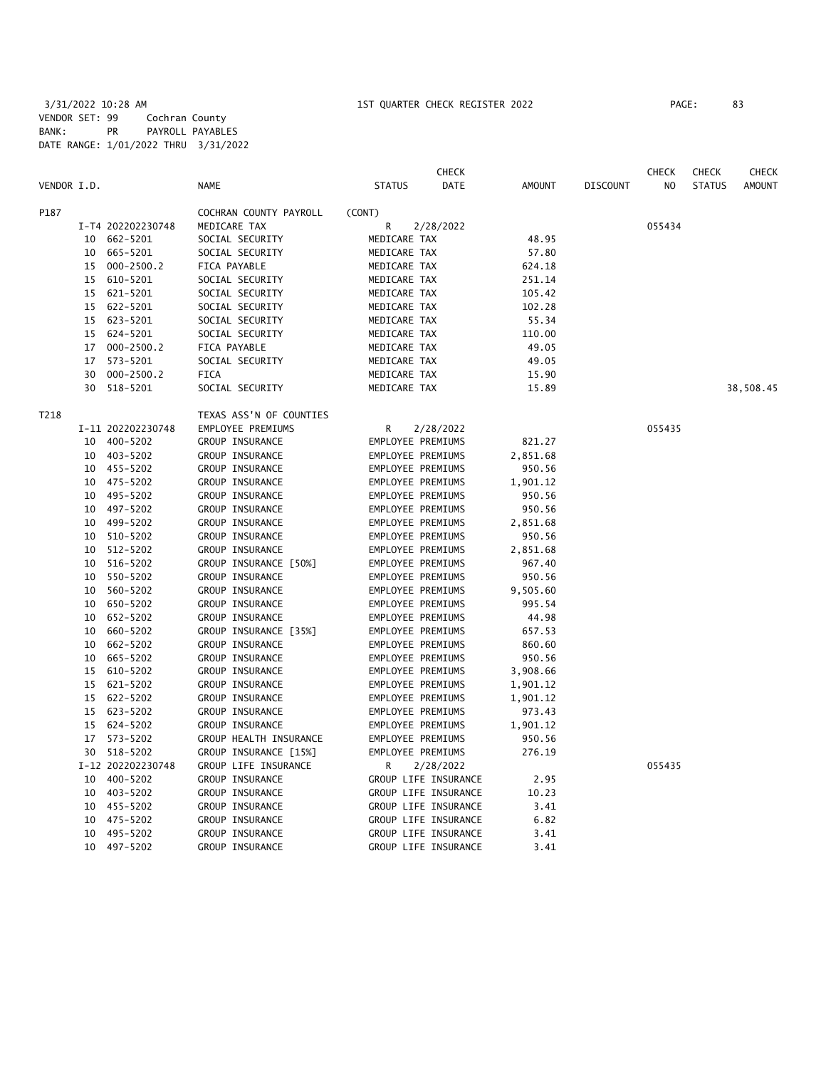3/31/2022 10:28 AM  1ST QUARTER CHECK REGISTER 2022

VENDOR SET: 99  Cochran County
BANK: PR  PAYROLL PAYABLES
DATE RANGE: 1/01/2022 THRU 3/31/2022

| VENDOR I.D. | | NAME | STATUS | CHECK DATE | AMOUNT | DISCOUNT | CHECK NO | CHECK STATUS | CHECK AMOUNT |
|---|---|---|---|---|---|---|---|---|---|
| P187 | | COCHRAN COUNTY PAYROLL | (CONT) | | | | | | |
| | I-T4 202202230748 | MEDICARE TAX | R | 2/28/2022 | | | 055434 | | |
| | 10 662-5201 | SOCIAL SECURITY | MEDICARE TAX | | 48.95 | | | | |
| | 10 665-5201 | SOCIAL SECURITY | MEDICARE TAX | | 57.80 | | | | |
| | 15 000-2500.2 | FICA PAYABLE | MEDICARE TAX | | 624.18 | | | | |
| | 15 610-5201 | SOCIAL SECURITY | MEDICARE TAX | | 251.14 | | | | |
| | 15 621-5201 | SOCIAL SECURITY | MEDICARE TAX | | 105.42 | | | | |
| | 15 622-5201 | SOCIAL SECURITY | MEDICARE TAX | | 102.28 | | | | |
| | 15 623-5201 | SOCIAL SECURITY | MEDICARE TAX | | 55.34 | | | | |
| | 15 624-5201 | SOCIAL SECURITY | MEDICARE TAX | | 110.00 | | | | |
| | 17 000-2500.2 | FICA PAYABLE | MEDICARE TAX | | 49.05 | | | | |
| | 17 573-5201 | SOCIAL SECURITY | MEDICARE TAX | | 49.05 | | | | |
| | 30 000-2500.2 | FICA | MEDICARE TAX | | 15.90 | | | | |
| | 30 518-5201 | SOCIAL SECURITY | MEDICARE TAX | | 15.89 | | | | 38,508.45 |
| T218 | | TEXAS ASS'N OF COUNTIES | | | | | | | |
| | I-11 202202230748 | EMPLOYEE PREMIUMS | R | 2/28/2022 | | | 055435 | | |
| | 10 400-5202 | GROUP INSURANCE | EMPLOYEE PREMIUMS | | 821.27 | | | | |
| | 10 403-5202 | GROUP INSURANCE | EMPLOYEE PREMIUMS | | 2,851.68 | | | | |
| | 10 455-5202 | GROUP INSURANCE | EMPLOYEE PREMIUMS | | 950.56 | | | | |
| | 10 475-5202 | GROUP INSURANCE | EMPLOYEE PREMIUMS | | 1,901.12 | | | | |
| | 10 495-5202 | GROUP INSURANCE | EMPLOYEE PREMIUMS | | 950.56 | | | | |
| | 10 497-5202 | GROUP INSURANCE | EMPLOYEE PREMIUMS | | 950.56 | | | | |
| | 10 499-5202 | GROUP INSURANCE | EMPLOYEE PREMIUMS | | 2,851.68 | | | | |
| | 10 510-5202 | GROUP INSURANCE | EMPLOYEE PREMIUMS | | 950.56 | | | | |
| | 10 512-5202 | GROUP INSURANCE | EMPLOYEE PREMIUMS | | 2,851.68 | | | | |
| | 10 516-5202 | GROUP INSURANCE [50%] | EMPLOYEE PREMIUMS | | 967.40 | | | | |
| | 10 550-5202 | GROUP INSURANCE | EMPLOYEE PREMIUMS | | 950.56 | | | | |
| | 10 560-5202 | GROUP INSURANCE | EMPLOYEE PREMIUMS | | 9,505.60 | | | | |
| | 10 650-5202 | GROUP INSURANCE | EMPLOYEE PREMIUMS | | 995.54 | | | | |
| | 10 652-5202 | GROUP INSURANCE | EMPLOYEE PREMIUMS | | 44.98 | | | | |
| | 10 660-5202 | GROUP INSURANCE [35%] | EMPLOYEE PREMIUMS | | 657.53 | | | | |
| | 10 662-5202 | GROUP INSURANCE | EMPLOYEE PREMIUMS | | 860.60 | | | | |
| | 10 665-5202 | GROUP INSURANCE | EMPLOYEE PREMIUMS | | 950.56 | | | | |
| | 15 610-5202 | GROUP INSURANCE | EMPLOYEE PREMIUMS | | 3,908.66 | | | | |
| | 15 621-5202 | GROUP INSURANCE | EMPLOYEE PREMIUMS | | 1,901.12 | | | | |
| | 15 622-5202 | GROUP INSURANCE | EMPLOYEE PREMIUMS | | 1,901.12 | | | | |
| | 15 623-5202 | GROUP INSURANCE | EMPLOYEE PREMIUMS | | 973.43 | | | | |
| | 15 624-5202 | GROUP INSURANCE | EMPLOYEE PREMIUMS | | 1,901.12 | | | | |
| | 17 573-5202 | GROUP HEALTH INSURANCE | EMPLOYEE PREMIUMS | | 950.56 | | | | |
| | 30 518-5202 | GROUP INSURANCE [15%] | EMPLOYEE PREMIUMS | | 276.19 | | | | |
| | I-12 202202230748 | GROUP LIFE INSURANCE | R | 2/28/2022 | | | 055435 | | |
| | 10 400-5202 | GROUP INSURANCE | GROUP LIFE INSURANCE | | 2.95 | | | | |
| | 10 403-5202 | GROUP INSURANCE | GROUP LIFE INSURANCE | | 10.23 | | | | |
| | 10 455-5202 | GROUP INSURANCE | GROUP LIFE INSURANCE | | 3.41 | | | | |
| | 10 475-5202 | GROUP INSURANCE | GROUP LIFE INSURANCE | | 6.82 | | | | |
| | 10 495-5202 | GROUP INSURANCE | GROUP LIFE INSURANCE | | 3.41 | | | | |
| | 10 497-5202 | GROUP INSURANCE | GROUP LIFE INSURANCE | | 3.41 | | | | |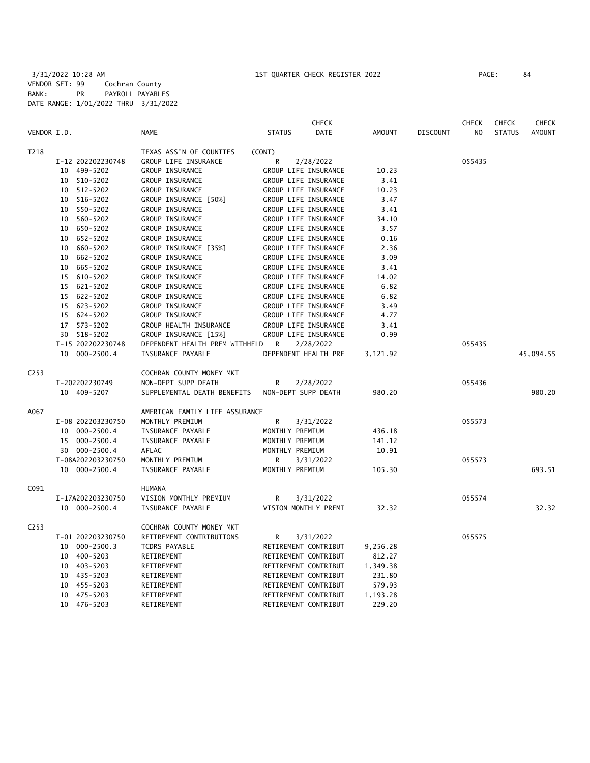3/31/2022 10:28 AM　　　　1ST QUARTER CHECK REGISTER 2022

VENDOR SET: 99　　Cochran County
BANK:　　PR　　PAYROLL PAYABLES
DATE RANGE: 1/01/2022 THRU 3/31/2022

| VENDOR I.D. | NAME | STATUS | CHECK DATE | AMOUNT | DISCOUNT | CHECK NO | CHECK STATUS | CHECK AMOUNT |
|---|---|---|---|---|---|---|---|---|
| T218 | TEXAS ASS'N OF COUNTIES | (CONT) | | | | | | |
| I-12 202202230748 | GROUP LIFE INSURANCE | R | 2/28/2022 | | | 055435 | | |
| 10 499-5202 | GROUP INSURANCE | GROUP LIFE INSURANCE | | 10.23 | | | | |
| 10 510-5202 | GROUP INSURANCE | GROUP LIFE INSURANCE | | 3.41 | | | | |
| 10 512-5202 | GROUP INSURANCE | GROUP LIFE INSURANCE | | 10.23 | | | | |
| 10 516-5202 | GROUP INSURANCE [50%] | GROUP LIFE INSURANCE | | 3.47 | | | | |
| 10 550-5202 | GROUP INSURANCE | GROUP LIFE INSURANCE | | 3.41 | | | | |
| 10 560-5202 | GROUP INSURANCE | GROUP LIFE INSURANCE | | 34.10 | | | | |
| 10 650-5202 | GROUP INSURANCE | GROUP LIFE INSURANCE | | 3.57 | | | | |
| 10 652-5202 | GROUP INSURANCE | GROUP LIFE INSURANCE | | 0.16 | | | | |
| 10 660-5202 | GROUP INSURANCE [35%] | GROUP LIFE INSURANCE | | 2.36 | | | | |
| 10 662-5202 | GROUP INSURANCE | GROUP LIFE INSURANCE | | 3.09 | | | | |
| 10 665-5202 | GROUP INSURANCE | GROUP LIFE INSURANCE | | 3.41 | | | | |
| 15 610-5202 | GROUP INSURANCE | GROUP LIFE INSURANCE | | 14.02 | | | | |
| 15 621-5202 | GROUP INSURANCE | GROUP LIFE INSURANCE | | 6.82 | | | | |
| 15 622-5202 | GROUP INSURANCE | GROUP LIFE INSURANCE | | 6.82 | | | | |
| 15 623-5202 | GROUP INSURANCE | GROUP LIFE INSURANCE | | 3.49 | | | | |
| 15 624-5202 | GROUP INSURANCE | GROUP LIFE INSURANCE | | 4.77 | | | | |
| 17 573-5202 | GROUP HEALTH INSURANCE | GROUP LIFE INSURANCE | | 3.41 | | | | |
| 30 518-5202 | GROUP INSURANCE [15%] | GROUP LIFE INSURANCE | | 0.99 | | | | |
| I-15 202202230748 | DEPENDENT HEALTH PREM WITHHELD | R | 2/28/2022 | | | 055435 | | |
| 10 000-2500.4 | INSURANCE PAYABLE | DEPENDENT HEALTH PRE | | 3,121.92 | | | | 45,094.55 |
| C253 | COCHRAN COUNTY MONEY MKT | | | | | | | |
| I-202202230749 | NON-DEPT SUPP DEATH | R | 2/28/2022 | | | 055436 | | |
| 10 409-5207 | SUPPLEMENTAL DEATH BENEFITS | NON-DEPT SUPP DEATH | | 980.20 | | | | 980.20 |
| A067 | AMERICAN FAMILY LIFE ASSURANCE | | | | | | | |
| I-08 202203230750 | MONTHLY PREMIUM | R | 3/31/2022 | | | 055573 | | |
| 10 000-2500.4 | INSURANCE PAYABLE | MONTHLY PREMIUM | | 436.18 | | | | |
| 15 000-2500.4 | INSURANCE PAYABLE | MONTHLY PREMIUM | | 141.12 | | | | |
| 30 000-2500.4 | AFLAC | MONTHLY PREMIUM | | 10.91 | | | | |
| I-08A202203230750 | MONTHLY PREMIUM | R | 3/31/2022 | | | 055573 | | |
| 10 000-2500.4 | INSURANCE PAYABLE | MONTHLY PREMIUM | | 105.30 | | | | 693.51 |
| C091 | HUMANA | | | | | | | |
| I-17A202203230750 | VISION MONTHLY PREMIUM | R | 3/31/2022 | | | 055574 | | |
| 10 000-2500.4 | INSURANCE PAYABLE | VISION MONTHLY PREMI | | 32.32 | | | | 32.32 |
| C253 | COCHRAN COUNTY MONEY MKT | | | | | | | |
| I-01 202203230750 | RETIREMENT CONTRIBUTIONS | R | 3/31/2022 | | | 055575 | | |
| 10 000-2500.3 | TCDRS PAYABLE | RETIREMENT CONTRIBUT | | 9,256.28 | | | | |
| 10 400-5203 | RETIREMENT | RETIREMENT CONTRIBUT | | 812.27 | | | | |
| 10 403-5203 | RETIREMENT | RETIREMENT CONTRIBUT | | 1,349.38 | | | | |
| 10 435-5203 | RETIREMENT | RETIREMENT CONTRIBUT | | 231.80 | | | | |
| 10 455-5203 | RETIREMENT | RETIREMENT CONTRIBUT | | 579.93 | | | | |
| 10 475-5203 | RETIREMENT | RETIREMENT CONTRIBUT | | 1,193.28 | | | | |
| 10 476-5203 | RETIREMENT | RETIREMENT CONTRIBUT | | 229.20 | | | | |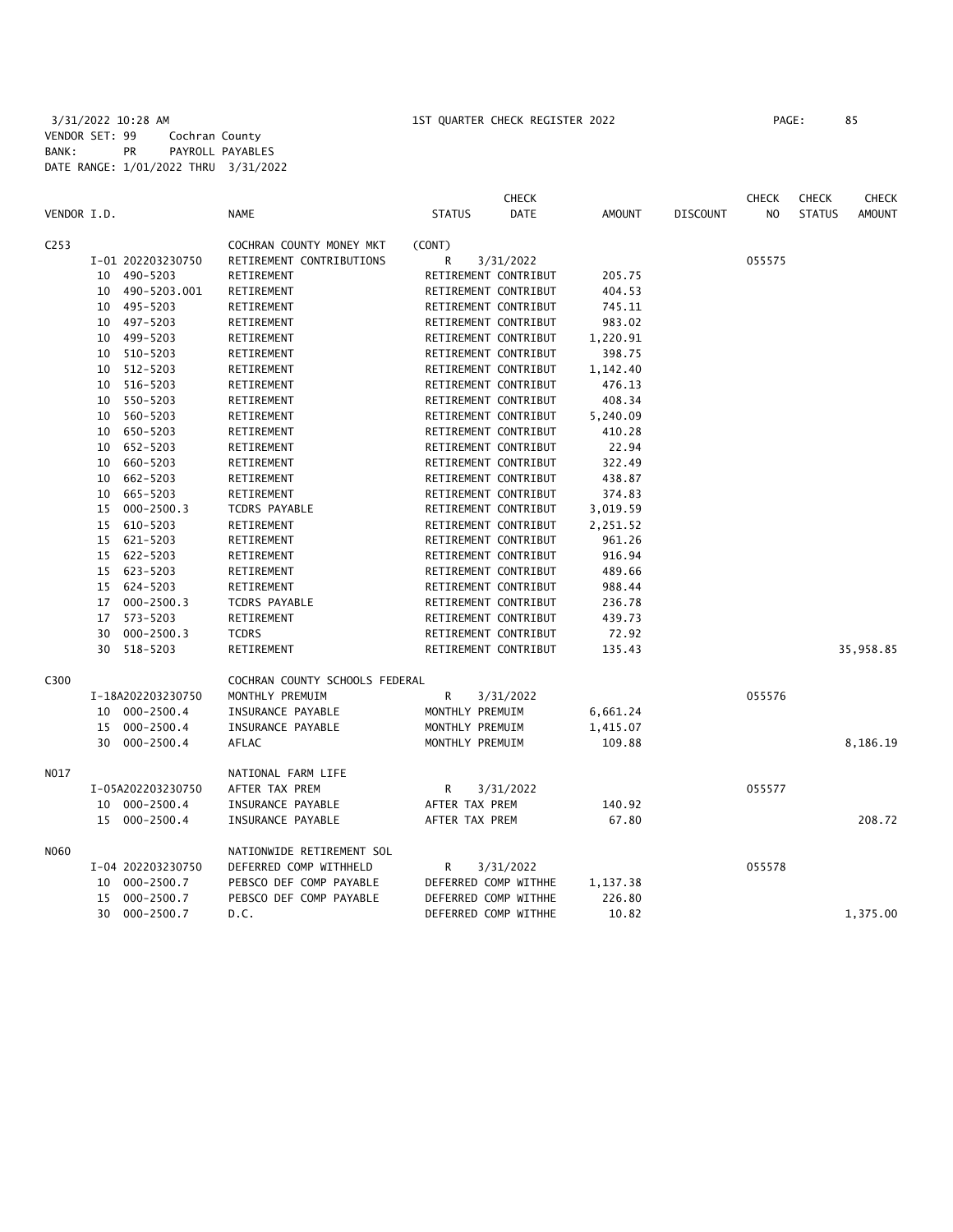3/31/2022 10:28 AM 1ST QUARTER CHECK REGISTER 2022
VENDOR SET: 99 Cochran County
BANK: PR PAYROLL PAYABLES
DATE RANGE: 1/01/2022 THRU 3/31/2022

| VENDOR I.D. | NAME | STATUS | CHECK DATE | AMOUNT | DISCOUNT | CHECK NO | CHECK STATUS | CHECK AMOUNT |
|---|---|---|---|---|---|---|---|---|
| C253 | COCHRAN COUNTY MONEY MKT | (CONT) | | | | | | |
| I-01 202203230750 | RETIREMENT CONTRIBUTIONS | R | 3/31/2022 | | | 055575 | | |
| 10 490-5203 | RETIREMENT | RETIREMENT CONTRIBUT | | 205.75 | | | | |
| 10 490-5203.001 | RETIREMENT | RETIREMENT CONTRIBUT | | 404.53 | | | | |
| 10 495-5203 | RETIREMENT | RETIREMENT CONTRIBUT | | 745.11 | | | | |
| 10 497-5203 | RETIREMENT | RETIREMENT CONTRIBUT | | 983.02 | | | | |
| 10 499-5203 | RETIREMENT | RETIREMENT CONTRIBUT | | 1,220.91 | | | | |
| 10 510-5203 | RETIREMENT | RETIREMENT CONTRIBUT | | 398.75 | | | | |
| 10 512-5203 | RETIREMENT | RETIREMENT CONTRIBUT | | 1,142.40 | | | | |
| 10 516-5203 | RETIREMENT | RETIREMENT CONTRIBUT | | 476.13 | | | | |
| 10 550-5203 | RETIREMENT | RETIREMENT CONTRIBUT | | 408.34 | | | | |
| 10 560-5203 | RETIREMENT | RETIREMENT CONTRIBUT | | 5,240.09 | | | | |
| 10 650-5203 | RETIREMENT | RETIREMENT CONTRIBUT | | 410.28 | | | | |
| 10 652-5203 | RETIREMENT | RETIREMENT CONTRIBUT | | 22.94 | | | | |
| 10 660-5203 | RETIREMENT | RETIREMENT CONTRIBUT | | 322.49 | | | | |
| 10 662-5203 | RETIREMENT | RETIREMENT CONTRIBUT | | 438.87 | | | | |
| 10 665-5203 | RETIREMENT | RETIREMENT CONTRIBUT | | 374.83 | | | | |
| 15 000-2500.3 | TCDRS PAYABLE | RETIREMENT CONTRIBUT | | 3,019.59 | | | | |
| 15 610-5203 | RETIREMENT | RETIREMENT CONTRIBUT | | 2,251.52 | | | | |
| 15 621-5203 | RETIREMENT | RETIREMENT CONTRIBUT | | 961.26 | | | | |
| 15 622-5203 | RETIREMENT | RETIREMENT CONTRIBUT | | 916.94 | | | | |
| 15 623-5203 | RETIREMENT | RETIREMENT CONTRIBUT | | 489.66 | | | | |
| 15 624-5203 | RETIREMENT | RETIREMENT CONTRIBUT | | 988.44 | | | | |
| 17 000-2500.3 | TCDRS PAYABLE | RETIREMENT CONTRIBUT | | 236.78 | | | | |
| 17 573-5203 | RETIREMENT | RETIREMENT CONTRIBUT | | 439.73 | | | | |
| 30 000-2500.3 | TCDRS | RETIREMENT CONTRIBUT | | 72.92 | | | | |
| 30 518-5203 | RETIREMENT | RETIREMENT CONTRIBUT | | 135.43 | | | | 35,958.85 |
| C300 | COCHRAN COUNTY SCHOOLS FEDERAL | | | | | | | |
| I-18A202203230750 | MONTHLY PREMUIM | R | 3/31/2022 | | | 055576 | | |
| 10 000-2500.4 | INSURANCE PAYABLE | MONTHLY PREMUIM | | 6,661.24 | | | | |
| 15 000-2500.4 | INSURANCE PAYABLE | MONTHLY PREMUIM | | 1,415.07 | | | | |
| 30 000-2500.4 | AFLAC | MONTHLY PREMUIM | | 109.88 | | | | 8,186.19 |
| N017 | NATIONAL FARM LIFE | | | | | | | |
| I-05A202203230750 | AFTER TAX PREM | R | 3/31/2022 | | | 055577 | | |
| 10 000-2500.4 | INSURANCE PAYABLE | AFTER TAX PREM | | 140.92 | | | | |
| 15 000-2500.4 | INSURANCE PAYABLE | AFTER TAX PREM | | 67.80 | | | | 208.72 |
| N060 | NATIONWIDE RETIREMENT SOL | | | | | | | |
| I-04 202203230750 | DEFERRED COMP WITHHELD | R | 3/31/2022 | | | 055578 | | |
| 10 000-2500.7 | PEBSCO DEF COMP PAYABLE | DEFERRED COMP WITHHE | | 1,137.38 | | | | |
| 15 000-2500.7 | PEBSCO DEF COMP PAYABLE | DEFERRED COMP WITHHE | | 226.80 | | | | |
| 30 000-2500.7 | D.C. | DEFERRED COMP WITHHE | | 10.82 | | | | 1,375.00 |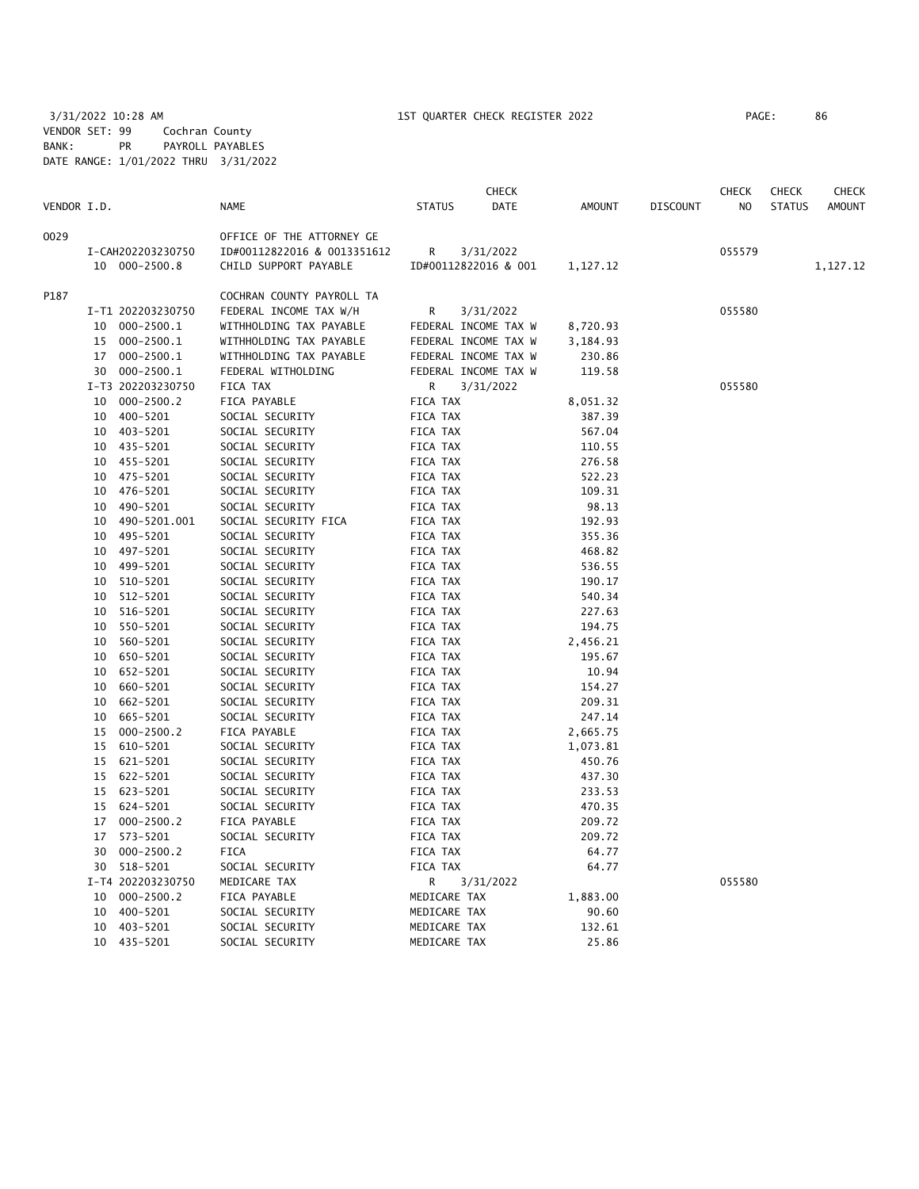3/31/2022 10:28 AM 1ST QUARTER CHECK REGISTER 2022
VENDOR SET: 99 Cochran County
BANK: PR PAYROLL PAYABLES
DATE RANGE: 1/01/2022 THRU 3/31/2022

| VENDOR I.D. | NAME | STATUS | CHECK DATE | AMOUNT | DISCOUNT | CHECK NO | CHECK STATUS | CHECK AMOUNT |
|---|---|---|---|---|---|---|---|---|
| 0029 | OFFICE OF THE ATTORNEY GE | | | | | | | |
| I-CAH202203230750 | ID#00112822016 & 0013351612 | R | 3/31/2022 | | | 055579 | | |
| 10 000-2500.8 | CHILD SUPPORT PAYABLE | ID#00112822016 & 001 | | 1,127.12 | | | | 1,127.12 |
| P187 | COCHRAN COUNTY PAYROLL TA | | | | | | | |
| I-T1 202203230750 | FEDERAL INCOME TAX W/H | R | 3/31/2022 | | | 055580 | | |
| 10 000-2500.1 | WITHHOLDING TAX PAYABLE | FEDERAL INCOME TAX W | | 8,720.93 | | | | |
| 15 000-2500.1 | WITHHOLDING TAX PAYABLE | FEDERAL INCOME TAX W | | 3,184.93 | | | | |
| 17 000-2500.1 | WITHHOLDING TAX PAYABLE | FEDERAL INCOME TAX W | | 230.86 | | | | |
| 30 000-2500.1 | FEDERAL WITHOLDING | FEDERAL INCOME TAX W | | 119.58 | | | | |
| I-T3 202203230750 | FICA TAX | R | 3/31/2022 | | | 055580 | | |
| 10 000-2500.2 | FICA PAYABLE | FICA TAX | | 8,051.32 | | | | |
| 10 400-5201 | SOCIAL SECURITY | FICA TAX | | 387.39 | | | | |
| 10 403-5201 | SOCIAL SECURITY | FICA TAX | | 567.04 | | | | |
| 10 435-5201 | SOCIAL SECURITY | FICA TAX | | 110.55 | | | | |
| 10 455-5201 | SOCIAL SECURITY | FICA TAX | | 276.58 | | | | |
| 10 475-5201 | SOCIAL SECURITY | FICA TAX | | 522.23 | | | | |
| 10 476-5201 | SOCIAL SECURITY | FICA TAX | | 109.31 | | | | |
| 10 490-5201 | SOCIAL SECURITY | FICA TAX | | 98.13 | | | | |
| 10 490-5201.001 | SOCIAL SECURITY FICA | FICA TAX | | 192.93 | | | | |
| 10 495-5201 | SOCIAL SECURITY | FICA TAX | | 355.36 | | | | |
| 10 497-5201 | SOCIAL SECURITY | FICA TAX | | 468.82 | | | | |
| 10 499-5201 | SOCIAL SECURITY | FICA TAX | | 536.55 | | | | |
| 10 510-5201 | SOCIAL SECURITY | FICA TAX | | 190.17 | | | | |
| 10 512-5201 | SOCIAL SECURITY | FICA TAX | | 540.34 | | | | |
| 10 516-5201 | SOCIAL SECURITY | FICA TAX | | 227.63 | | | | |
| 10 550-5201 | SOCIAL SECURITY | FICA TAX | | 194.75 | | | | |
| 10 560-5201 | SOCIAL SECURITY | FICA TAX | | 2,456.21 | | | | |
| 10 650-5201 | SOCIAL SECURITY | FICA TAX | | 195.67 | | | | |
| 10 652-5201 | SOCIAL SECURITY | FICA TAX | | 10.94 | | | | |
| 10 660-5201 | SOCIAL SECURITY | FICA TAX | | 154.27 | | | | |
| 10 662-5201 | SOCIAL SECURITY | FICA TAX | | 209.31 | | | | |
| 10 665-5201 | SOCIAL SECURITY | FICA TAX | | 247.14 | | | | |
| 15 000-2500.2 | FICA PAYABLE | FICA TAX | | 2,665.75 | | | | |
| 15 610-5201 | SOCIAL SECURITY | FICA TAX | | 1,073.81 | | | | |
| 15 621-5201 | SOCIAL SECURITY | FICA TAX | | 450.76 | | | | |
| 15 622-5201 | SOCIAL SECURITY | FICA TAX | | 437.30 | | | | |
| 15 623-5201 | SOCIAL SECURITY | FICA TAX | | 233.53 | | | | |
| 15 624-5201 | SOCIAL SECURITY | FICA TAX | | 470.35 | | | | |
| 17 000-2500.2 | FICA PAYABLE | FICA TAX | | 209.72 | | | | |
| 17 573-5201 | SOCIAL SECURITY | FICA TAX | | 209.72 | | | | |
| 30 000-2500.2 | FICA | FICA TAX | | 64.77 | | | | |
| 30 518-5201 | SOCIAL SECURITY | FICA TAX | | 64.77 | | | | |
| I-T4 202203230750 | MEDICARE TAX | R | 3/31/2022 | | | 055580 | | |
| 10 000-2500.2 | FICA PAYABLE | MEDICARE TAX | | 1,883.00 | | | | |
| 10 400-5201 | SOCIAL SECURITY | MEDICARE TAX | | 90.60 | | | | |
| 10 403-5201 | SOCIAL SECURITY | MEDICARE TAX | | 132.61 | | | | |
| 10 435-5201 | SOCIAL SECURITY | MEDICARE TAX | | 25.86 | | | | |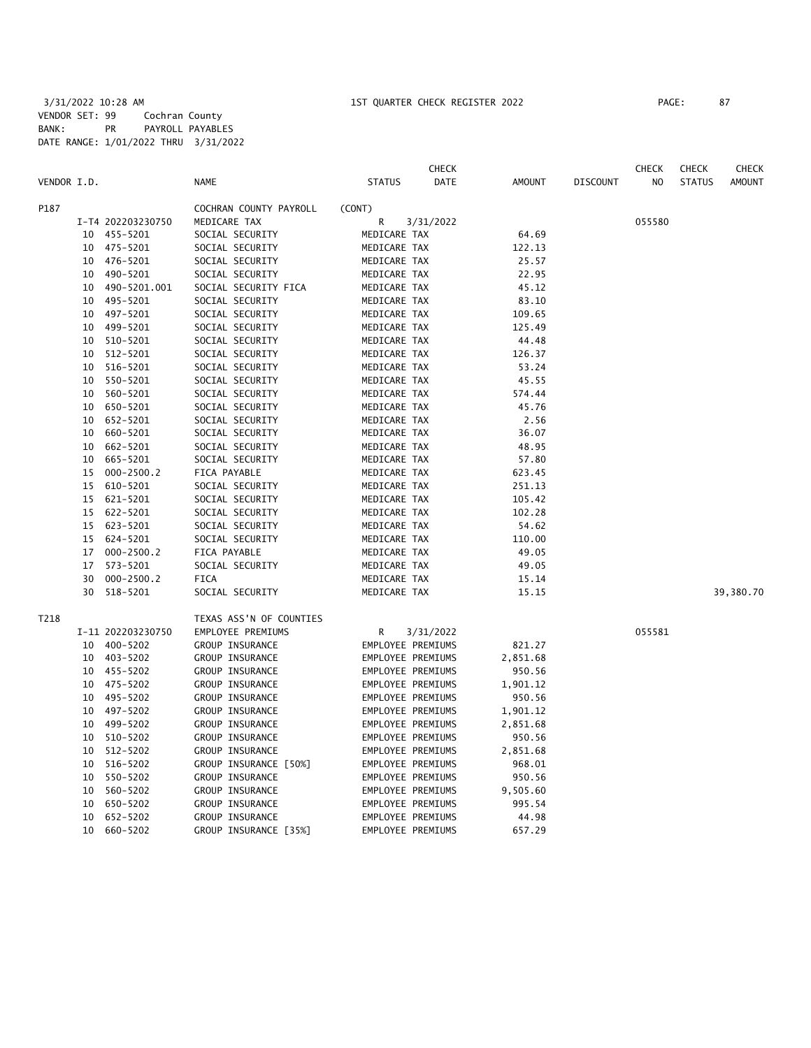3/31/2022 10:28 AM 1ST QUARTER CHECK REGISTER 2022

VENDOR SET: 99 Cochran County
BANK: PR PAYROLL PAYABLES
DATE RANGE: 1/01/2022 THRU 3/31/2022

| VENDOR I.D. | | NAME | STATUS | CHECK DATE | AMOUNT | DISCOUNT | CHECK NO | CHECK STATUS | CHECK AMOUNT |
|---|---|---|---|---|---|---|---|---|---|
| P187 | | COCHRAN COUNTY PAYROLL | (CONT) | | | | | | |
| | I-T4 202203230750 | MEDICARE TAX | R | 3/31/2022 | | | 055580 | | |
| | 10 455-5201 | SOCIAL SECURITY | MEDICARE TAX | | 64.69 | | | | |
| | 10 475-5201 | SOCIAL SECURITY | MEDICARE TAX | | 122.13 | | | | |
| | 10 476-5201 | SOCIAL SECURITY | MEDICARE TAX | | 25.57 | | | | |
| | 10 490-5201 | SOCIAL SECURITY | MEDICARE TAX | | 22.95 | | | | |
| | 10 490-5201.001 | SOCIAL SECURITY FICA | MEDICARE TAX | | 45.12 | | | | |
| | 10 495-5201 | SOCIAL SECURITY | MEDICARE TAX | | 83.10 | | | | |
| | 10 497-5201 | SOCIAL SECURITY | MEDICARE TAX | | 109.65 | | | | |
| | 10 499-5201 | SOCIAL SECURITY | MEDICARE TAX | | 125.49 | | | | |
| | 10 510-5201 | SOCIAL SECURITY | MEDICARE TAX | | 44.48 | | | | |
| | 10 512-5201 | SOCIAL SECURITY | MEDICARE TAX | | 126.37 | | | | |
| | 10 516-5201 | SOCIAL SECURITY | MEDICARE TAX | | 53.24 | | | | |
| | 10 550-5201 | SOCIAL SECURITY | MEDICARE TAX | | 45.55 | | | | |
| | 10 560-5201 | SOCIAL SECURITY | MEDICARE TAX | | 574.44 | | | | |
| | 10 650-5201 | SOCIAL SECURITY | MEDICARE TAX | | 45.76 | | | | |
| | 10 652-5201 | SOCIAL SECURITY | MEDICARE TAX | | 2.56 | | | | |
| | 10 660-5201 | SOCIAL SECURITY | MEDICARE TAX | | 36.07 | | | | |
| | 10 662-5201 | SOCIAL SECURITY | MEDICARE TAX | | 48.95 | | | | |
| | 10 665-5201 | SOCIAL SECURITY | MEDICARE TAX | | 57.80 | | | | |
| | 15 000-2500.2 | FICA PAYABLE | MEDICARE TAX | | 623.45 | | | | |
| | 15 610-5201 | SOCIAL SECURITY | MEDICARE TAX | | 251.13 | | | | |
| | 15 621-5201 | SOCIAL SECURITY | MEDICARE TAX | | 105.42 | | | | |
| | 15 622-5201 | SOCIAL SECURITY | MEDICARE TAX | | 102.28 | | | | |
| | 15 623-5201 | SOCIAL SECURITY | MEDICARE TAX | | 54.62 | | | | |
| | 15 624-5201 | SOCIAL SECURITY | MEDICARE TAX | | 110.00 | | | | |
| | 17 000-2500.2 | FICA PAYABLE | MEDICARE TAX | | 49.05 | | | | |
| | 17 573-5201 | SOCIAL SECURITY | MEDICARE TAX | | 49.05 | | | | |
| | 30 000-2500.2 | FICA | MEDICARE TAX | | 15.14 | | | | |
| | 30 518-5201 | SOCIAL SECURITY | MEDICARE TAX | | 15.15 | | | | 39,380.70 |
| T218 | | TEXAS ASS'N OF COUNTIES | | | | | | | |
| | I-11 202203230750 | EMPLOYEE PREMIUMS | R | 3/31/2022 | | | 055581 | | |
| | 10 400-5202 | GROUP INSURANCE | EMPLOYEE PREMIUMS | | 821.27 | | | | |
| | 10 403-5202 | GROUP INSURANCE | EMPLOYEE PREMIUMS | | 2,851.68 | | | | |
| | 10 455-5202 | GROUP INSURANCE | EMPLOYEE PREMIUMS | | 950.56 | | | | |
| | 10 475-5202 | GROUP INSURANCE | EMPLOYEE PREMIUMS | | 1,901.12 | | | | |
| | 10 495-5202 | GROUP INSURANCE | EMPLOYEE PREMIUMS | | 950.56 | | | | |
| | 10 497-5202 | GROUP INSURANCE | EMPLOYEE PREMIUMS | | 1,901.12 | | | | |
| | 10 499-5202 | GROUP INSURANCE | EMPLOYEE PREMIUMS | | 2,851.68 | | | | |
| | 10 510-5202 | GROUP INSURANCE | EMPLOYEE PREMIUMS | | 950.56 | | | | |
| | 10 512-5202 | GROUP INSURANCE | EMPLOYEE PREMIUMS | | 2,851.68 | | | | |
| | 10 516-5202 | GROUP INSURANCE [50%] | EMPLOYEE PREMIUMS | | 968.01 | | | | |
| | 10 550-5202 | GROUP INSURANCE | EMPLOYEE PREMIUMS | | 950.56 | | | | |
| | 10 560-5202 | GROUP INSURANCE | EMPLOYEE PREMIUMS | | 9,505.60 | | | | |
| | 10 650-5202 | GROUP INSURANCE | EMPLOYEE PREMIUMS | | 995.54 | | | | |
| | 10 652-5202 | GROUP INSURANCE | EMPLOYEE PREMIUMS | | 44.98 | | | | |
| | 10 660-5202 | GROUP INSURANCE [35%] | EMPLOYEE PREMIUMS | | 657.29 | | | | |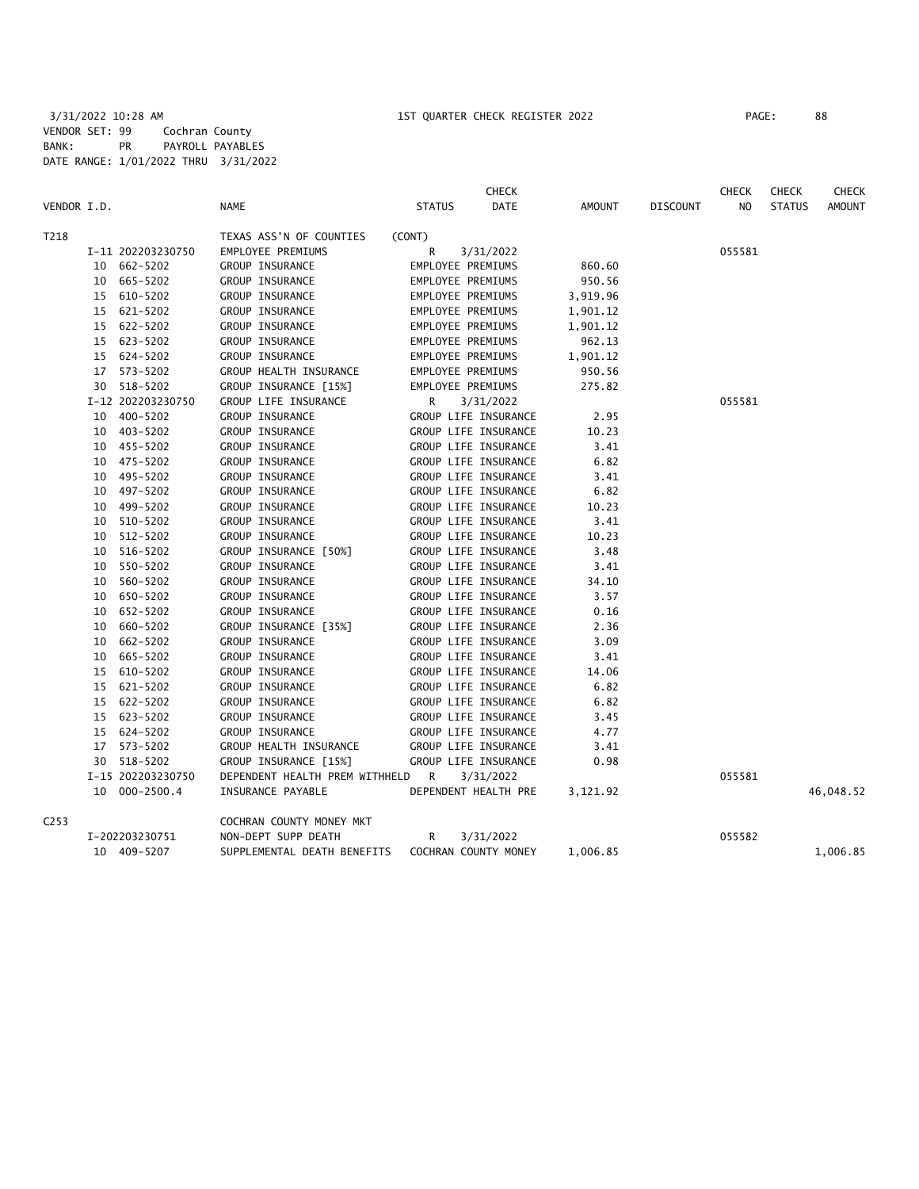3/31/2022 10:28 AM 1ST QUARTER CHECK REGISTER 2022 PAGE: 88
VENDOR SET: 99 Cochran County
BANK: PR PAYROLL PAYABLES
DATE RANGE: 1/01/2022 THRU 3/31/2022

| VENDOR I.D. | | NAME | STATUS | CHECK DATE | AMOUNT | DISCOUNT | CHECK NO | CHECK STATUS | CHECK AMOUNT |
|---|---|---|---|---|---|---|---|---|---|
| T218 | | TEXAS ASS'N OF COUNTIES | (CONT) | | | | | | |
| | I-11 202203230750 | EMPLOYEE PREMIUMS | R | 3/31/2022 | | | 055581 | | |
| | 10 662-5202 | GROUP INSURANCE | EMPLOYEE PREMIUMS | | 860.60 | | | | |
| | 10 665-5202 | GROUP INSURANCE | EMPLOYEE PREMIUMS | | 950.56 | | | | |
| | 15 610-5202 | GROUP INSURANCE | EMPLOYEE PREMIUMS | | 3,919.96 | | | | |
| | 15 621-5202 | GROUP INSURANCE | EMPLOYEE PREMIUMS | | 1,901.12 | | | | |
| | 15 622-5202 | GROUP INSURANCE | EMPLOYEE PREMIUMS | | 1,901.12 | | | | |
| | 15 623-5202 | GROUP INSURANCE | EMPLOYEE PREMIUMS | | 962.13 | | | | |
| | 15 624-5202 | GROUP INSURANCE | EMPLOYEE PREMIUMS | | 1,901.12 | | | | |
| | 17 573-5202 | GROUP HEALTH INSURANCE | EMPLOYEE PREMIUMS | | 950.56 | | | | |
| | 30 518-5202 | GROUP INSURANCE [15%] | EMPLOYEE PREMIUMS | | 275.82 | | | | |
| | I-12 202203230750 | GROUP LIFE INSURANCE | R | 3/31/2022 | | | 055581 | | |
| | 10 400-5202 | GROUP INSURANCE | GROUP LIFE INSURANCE | | 2.95 | | | | |
| | 10 403-5202 | GROUP INSURANCE | GROUP LIFE INSURANCE | | 10.23 | | | | |
| | 10 455-5202 | GROUP INSURANCE | GROUP LIFE INSURANCE | | 3.41 | | | | |
| | 10 475-5202 | GROUP INSURANCE | GROUP LIFE INSURANCE | | 6.82 | | | | |
| | 10 495-5202 | GROUP INSURANCE | GROUP LIFE INSURANCE | | 3.41 | | | | |
| | 10 497-5202 | GROUP INSURANCE | GROUP LIFE INSURANCE | | 6.82 | | | | |
| | 10 499-5202 | GROUP INSURANCE | GROUP LIFE INSURANCE | | 10.23 | | | | |
| | 10 510-5202 | GROUP INSURANCE | GROUP LIFE INSURANCE | | 3.41 | | | | |
| | 10 512-5202 | GROUP INSURANCE | GROUP LIFE INSURANCE | | 10.23 | | | | |
| | 10 516-5202 | GROUP INSURANCE [50%] | GROUP LIFE INSURANCE | | 3.48 | | | | |
| | 10 550-5202 | GROUP INSURANCE | GROUP LIFE INSURANCE | | 3.41 | | | | |
| | 10 560-5202 | GROUP INSURANCE | GROUP LIFE INSURANCE | | 34.10 | | | | |
| | 10 650-5202 | GROUP INSURANCE | GROUP LIFE INSURANCE | | 3.57 | | | | |
| | 10 652-5202 | GROUP INSURANCE | GROUP LIFE INSURANCE | | 0.16 | | | | |
| | 10 660-5202 | GROUP INSURANCE [35%] | GROUP LIFE INSURANCE | | 2.36 | | | | |
| | 10 662-5202 | GROUP INSURANCE | GROUP LIFE INSURANCE | | 3.09 | | | | |
| | 10 665-5202 | GROUP INSURANCE | GROUP LIFE INSURANCE | | 3.41 | | | | |
| | 15 610-5202 | GROUP INSURANCE | GROUP LIFE INSURANCE | | 14.06 | | | | |
| | 15 621-5202 | GROUP INSURANCE | GROUP LIFE INSURANCE | | 6.82 | | | | |
| | 15 622-5202 | GROUP INSURANCE | GROUP LIFE INSURANCE | | 6.82 | | | | |
| | 15 623-5202 | GROUP INSURANCE | GROUP LIFE INSURANCE | | 3.45 | | | | |
| | 15 624-5202 | GROUP INSURANCE | GROUP LIFE INSURANCE | | 4.77 | | | | |
| | 17 573-5202 | GROUP HEALTH INSURANCE | GROUP LIFE INSURANCE | | 3.41 | | | | |
| | 30 518-5202 | GROUP INSURANCE [15%] | GROUP LIFE INSURANCE | | 0.98 | | | | |
| | I-15 202203230750 | DEPENDENT HEALTH PREM WITHHELD | R | 3/31/2022 | | | 055581 | | |
| | 10 000-2500.4 | INSURANCE PAYABLE | DEPENDENT HEALTH PRE | | 3,121.92 | | | | 46,048.52 |
| C253 | | COCHRAN COUNTY MONEY MKT | | | | | | | |
| | I-202203230751 | NON-DEPT SUPP DEATH | R | 3/31/2022 | | | 055582 | | |
| | 10 409-5207 | SUPPLEMENTAL DEATH BENEFITS | COCHRAN COUNTY MONEY | | 1,006.85 | | | | 1,006.85 |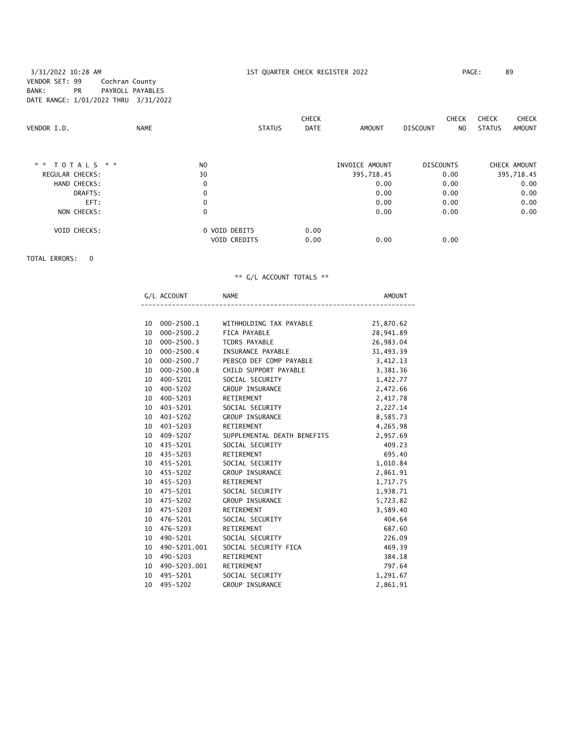3/31/2022 10:28 AM 1ST QUARTER CHECK REGISTER 2022

VENDOR SET: 99 Cochran County
BANK: PR PAYROLL PAYABLES
DATE RANGE: 1/01/2022 THRU 3/31/2022

| VENDOR I.D. | NAME | STATUS | CHECK DATE | AMOUNT | DISCOUNT | CHECK NO | CHECK STATUS | CHECK AMOUNT |
|---|---|---|---|---|---|---|---|---|

| * * T O T A L S * * | NO | | INVOICE AMOUNT | DISCOUNTS | CHECK AMOUNT |
|---|---|---|---|---|---|
| REGULAR CHECKS: | 30 | | 395,718.45 | 0.00 | 395,718.45 |
| HAND CHECKS: | 0 | | 0.00 | 0.00 | 0.00 |
| DRAFTS: | 0 | | 0.00 | 0.00 | 0.00 |
| EFT: | 0 | | 0.00 | 0.00 | 0.00 |
| NON CHECKS: | 0 | | 0.00 | 0.00 | 0.00 |
| VOID CHECKS: | 0 VOID DEBITS | 0.00 | | | |
| | VOID CREDITS | 0.00 | 0.00 | 0.00 | |

TOTAL ERRORS: 0

** G/L ACCOUNT TOTALS **

| | G/L ACCOUNT | NAME | AMOUNT |
|---|---|---|---|
| 10 | 000-2500.1 | WITHHOLDING TAX PAYABLE | 25,870.62 |
| 10 | 000-2500.2 | FICA PAYABLE | 28,941.89 |
| 10 | 000-2500.3 | TCDRS PAYABLE | 26,983.04 |
| 10 | 000-2500.4 | INSURANCE PAYABLE | 31,493.39 |
| 10 | 000-2500.7 | PEBSCO DEF COMP PAYABLE | 3,412.13 |
| 10 | 000-2500.8 | CHILD SUPPORT PAYABLE | 3,381.36 |
| 10 | 400-5201 | SOCIAL SECURITY | 1,422.77 |
| 10 | 400-5202 | GROUP INSURANCE | 2,472.66 |
| 10 | 400-5203 | RETIREMENT | 2,417.78 |
| 10 | 403-5201 | SOCIAL SECURITY | 2,227.14 |
| 10 | 403-5202 | GROUP INSURANCE | 8,585.73 |
| 10 | 403-5203 | RETIREMENT | 4,265.98 |
| 10 | 409-5207 | SUPPLEMENTAL DEATH BENEFITS | 2,957.69 |
| 10 | 435-5201 | SOCIAL SECURITY | 409.23 |
| 10 | 435-5203 | RETIREMENT | 695.40 |
| 10 | 455-5201 | SOCIAL SECURITY | 1,010.84 |
| 10 | 455-5202 | GROUP INSURANCE | 2,861.91 |
| 10 | 455-5203 | RETIREMENT | 1,717.75 |
| 10 | 475-5201 | SOCIAL SECURITY | 1,938.71 |
| 10 | 475-5202 | GROUP INSURANCE | 5,723.82 |
| 10 | 475-5203 | RETIREMENT | 3,589.40 |
| 10 | 476-5201 | SOCIAL SECURITY | 404.64 |
| 10 | 476-5203 | RETIREMENT | 687.60 |
| 10 | 490-5201 | SOCIAL SECURITY | 226.09 |
| 10 | 490-5201.001 | SOCIAL SECURITY FICA | 469.39 |
| 10 | 490-5203 | RETIREMENT | 384.18 |
| 10 | 490-5203.001 | RETIREMENT | 797.64 |
| 10 | 495-5201 | SOCIAL SECURITY | 1,291.67 |
| 10 | 495-5202 | GROUP INSURANCE | 2,861.91 |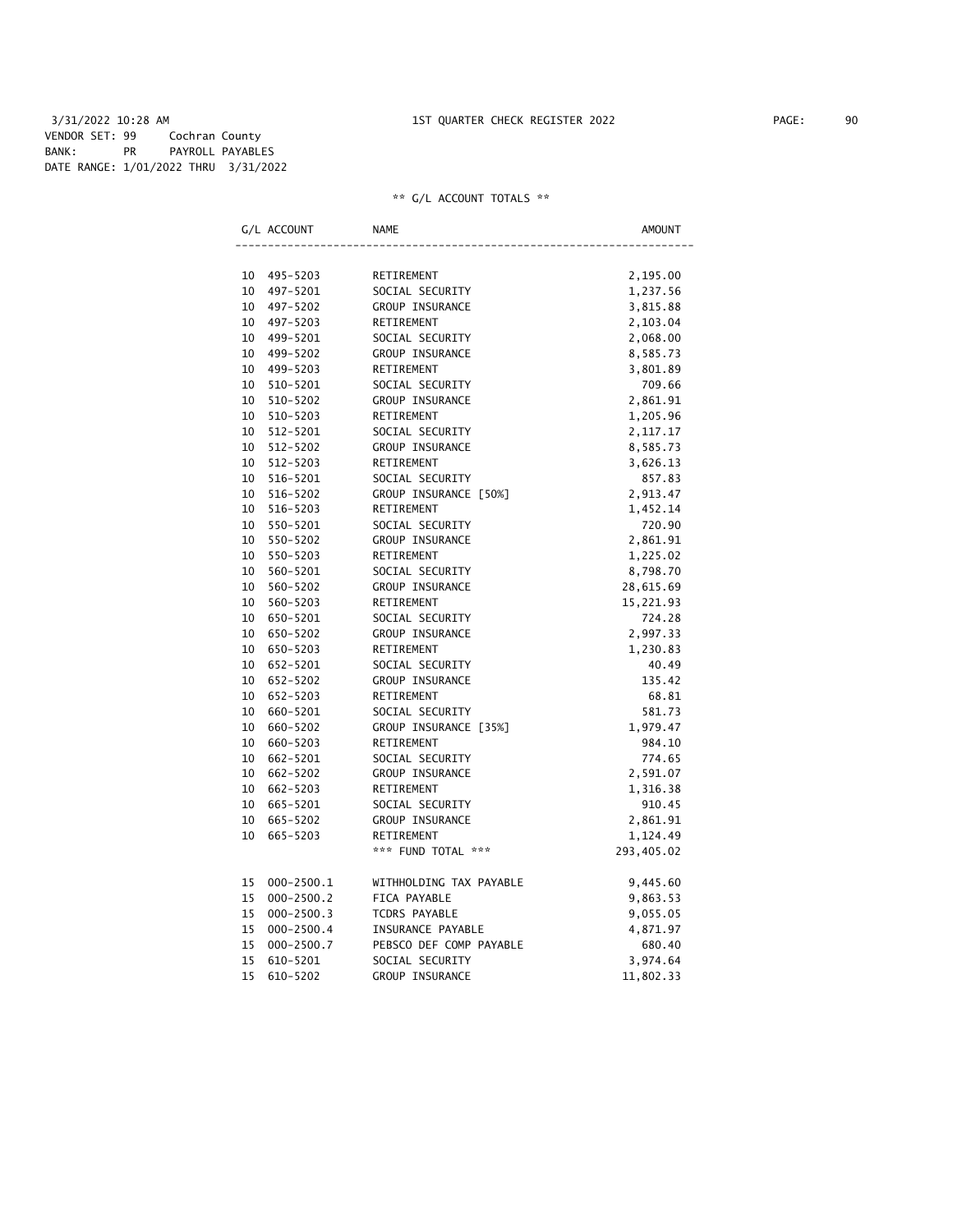3/31/2022 10:28 AM 1ST QUARTER CHECK REGISTER 2022

VENDOR SET: 99 Cochran County
BANK: PR PAYROLL PAYABLES
DATE RANGE: 1/01/2022 THRU 3/31/2022

** G/L ACCOUNT TOTALS **

| G/L ACCOUNT | | NAME | AMOUNT |
|---|---|---|---|
| 10 | 495-5203 | RETIREMENT | 2,195.00 |
| 10 | 497-5201 | SOCIAL SECURITY | 1,237.56 |
| 10 | 497-5202 | GROUP INSURANCE | 3,815.88 |
| 10 | 497-5203 | RETIREMENT | 2,103.04 |
| 10 | 499-5201 | SOCIAL SECURITY | 2,068.00 |
| 10 | 499-5202 | GROUP INSURANCE | 8,585.73 |
| 10 | 499-5203 | RETIREMENT | 3,801.89 |
| 10 | 510-5201 | SOCIAL SECURITY | 709.66 |
| 10 | 510-5202 | GROUP INSURANCE | 2,861.91 |
| 10 | 510-5203 | RETIREMENT | 1,205.96 |
| 10 | 512-5201 | SOCIAL SECURITY | 2,117.17 |
| 10 | 512-5202 | GROUP INSURANCE | 8,585.73 |
| 10 | 512-5203 | RETIREMENT | 3,626.13 |
| 10 | 516-5201 | SOCIAL SECURITY | 857.83 |
| 10 | 516-5202 | GROUP INSURANCE [50%] | 2,913.47 |
| 10 | 516-5203 | RETIREMENT | 1,452.14 |
| 10 | 550-5201 | SOCIAL SECURITY | 720.90 |
| 10 | 550-5202 | GROUP INSURANCE | 2,861.91 |
| 10 | 550-5203 | RETIREMENT | 1,225.02 |
| 10 | 560-5201 | SOCIAL SECURITY | 8,798.70 |
| 10 | 560-5202 | GROUP INSURANCE | 28,615.69 |
| 10 | 560-5203 | RETIREMENT | 15,221.93 |
| 10 | 650-5201 | SOCIAL SECURITY | 724.28 |
| 10 | 650-5202 | GROUP INSURANCE | 2,997.33 |
| 10 | 650-5203 | RETIREMENT | 1,230.83 |
| 10 | 652-5201 | SOCIAL SECURITY | 40.49 |
| 10 | 652-5202 | GROUP INSURANCE | 135.42 |
| 10 | 652-5203 | RETIREMENT | 68.81 |
| 10 | 660-5201 | SOCIAL SECURITY | 581.73 |
| 10 | 660-5202 | GROUP INSURANCE [35%] | 1,979.47 |
| 10 | 660-5203 | RETIREMENT | 984.10 |
| 10 | 662-5201 | SOCIAL SECURITY | 774.65 |
| 10 | 662-5202 | GROUP INSURANCE | 2,591.07 |
| 10 | 662-5203 | RETIREMENT | 1,316.38 |
| 10 | 665-5201 | SOCIAL SECURITY | 910.45 |
| 10 | 665-5202 | GROUP INSURANCE | 2,861.91 |
| 10 | 665-5203 | RETIREMENT | 1,124.49 |
| | | *** FUND TOTAL *** | 293,405.02 |
| | | | |
| 15 | 000-2500.1 | WITHHOLDING TAX PAYABLE | 9,445.60 |
| 15 | 000-2500.2 | FICA PAYABLE | 9,863.53 |
| 15 | 000-2500.3 | TCDRS PAYABLE | 9,055.05 |
| 15 | 000-2500.4 | INSURANCE PAYABLE | 4,871.97 |
| 15 | 000-2500.7 | PEBSCO DEF COMP PAYABLE | 680.40 |
| 15 | 610-5201 | SOCIAL SECURITY | 3,974.64 |
| 15 | 610-5202 | GROUP INSURANCE | 11,802.33 |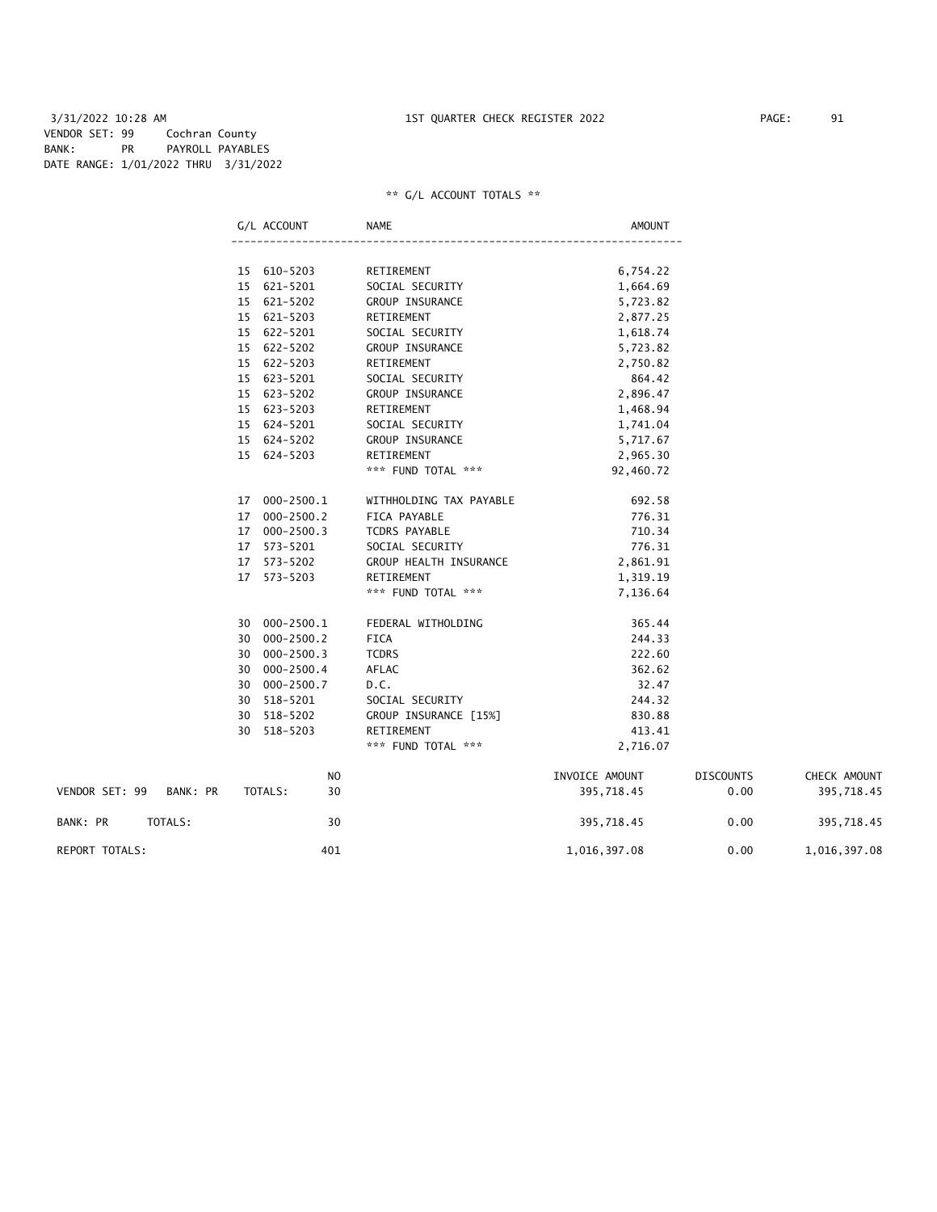3/31/2022 10:28 AM 1ST QUARTER CHECK REGISTER 2022

VENDOR SET: 99 Cochran County
BANK: PR PAYROLL PAYABLES
DATE RANGE: 1/01/2022 THRU 3/31/2022

** G/L ACCOUNT TOTALS **

| G/L ACCOUNT | NAME | AMOUNT |
|---|---|---|
| 15 610-5203 | RETIREMENT | 6,754.22 |
| 15 621-5201 | SOCIAL SECURITY | 1,664.69 |
| 15 621-5202 | GROUP INSURANCE | 5,723.82 |
| 15 621-5203 | RETIREMENT | 2,877.25 |
| 15 622-5201 | SOCIAL SECURITY | 1,618.74 |
| 15 622-5202 | GROUP INSURANCE | 5,723.82 |
| 15 622-5203 | RETIREMENT | 2,750.82 |
| 15 623-5201 | SOCIAL SECURITY | 864.42 |
| 15 623-5202 | GROUP INSURANCE | 2,896.47 |
| 15 623-5203 | RETIREMENT | 1,468.94 |
| 15 624-5201 | SOCIAL SECURITY | 1,741.04 |
| 15 624-5202 | GROUP INSURANCE | 5,717.67 |
| 15 624-5203 | RETIREMENT | 2,965.30 |
| | *** FUND TOTAL *** | 92,460.72 |
| 17 000-2500.1 | WITHHOLDING TAX PAYABLE | 692.58 |
| 17 000-2500.2 | FICA PAYABLE | 776.31 |
| 17 000-2500.3 | TCDRS PAYABLE | 710.34 |
| 17 573-5201 | SOCIAL SECURITY | 776.31 |
| 17 573-5202 | GROUP HEALTH INSURANCE | 2,861.91 |
| 17 573-5203 | RETIREMENT | 1,319.19 |
| | *** FUND TOTAL *** | 7,136.64 |
| 30 000-2500.1 | FEDERAL WITHOLDING | 365.44 |
| 30 000-2500.2 | FICA | 244.33 |
| 30 000-2500.3 | TCDRS | 222.60 |
| 30 000-2500.4 | AFLAC | 362.62 |
| 30 000-2500.7 | D.C. | 32.47 |
| 30 518-5201 | SOCIAL SECURITY | 244.32 |
| 30 518-5202 | GROUP INSURANCE [15%] | 830.88 |
| 30 518-5203 | RETIREMENT | 413.41 |
| | *** FUND TOTAL *** | 2,716.07 |

| | NO | INVOICE AMOUNT | DISCOUNTS | CHECK AMOUNT |
|---|---|---|---|---|
| VENDOR SET: 99 BANK: PR TOTALS: | 30 | 395,718.45 | 0.00 | 395,718.45 |
| BANK: PR TOTALS: | 30 | 395,718.45 | 0.00 | 395,718.45 |
| REPORT TOTALS: | 401 | 1,016,397.08 | 0.00 | 1,016,397.08 |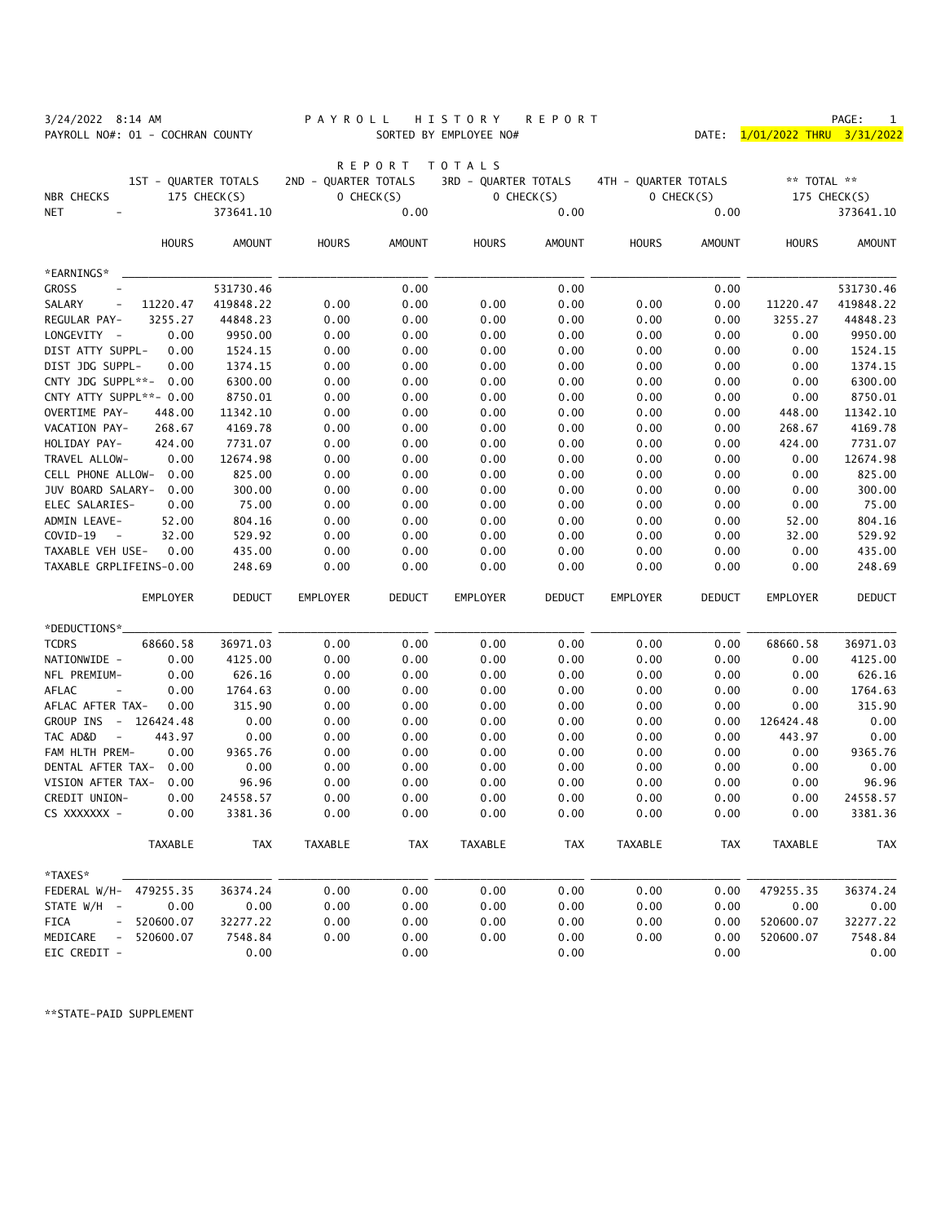3/24/2022 8:14 AM PAYROLL HISTORY REPORT

PAYROLL NO#: 01 - COCHRAN COUNTY SORTED BY EMPLOYEE NO# DATE: 1/01/2022 THRU 3/31/2022

## REPORT TOTALS

| | 1ST - QUARTER TOTALS | | 2ND - QUARTER TOTALS | | 3RD - QUARTER TOTALS | | 4TH - QUARTER TOTALS | | ** TOTAL ** | |
|---|---|---|---|---|---|---|---|---|---|---|
| NBR CHECKS | 175 CHECK(S) | | 0 CHECK(S) | | 0 CHECK(S) | | 0 CHECK(S) | | 175 CHECK(S) | |
| NET - | | 373641.10 | | 0.00 | | 0.00 | | 0.00 | | 373641.10 |
| | HOURS | AMOUNT | HOURS | AMOUNT | HOURS | AMOUNT | HOURS | AMOUNT | HOURS | AMOUNT |
| *EARNINGS* | | | | | | | | | | |
| GROSS - | | 531730.46 | | 0.00 | | 0.00 | | 0.00 | | 531730.46 |
| SALARY - | 11220.47 | 419848.22 | 0.00 | 0.00 | 0.00 | 0.00 | 0.00 | 0.00 | 11220.47 | 419848.22 |
| REGULAR PAY- | 3255.27 | 44848.23 | 0.00 | 0.00 | 0.00 | 0.00 | 0.00 | 0.00 | 3255.27 | 44848.23 |
| LONGEVITY - | 0.00 | 9950.00 | 0.00 | 0.00 | 0.00 | 0.00 | 0.00 | 0.00 | 0.00 | 9950.00 |
| DIST ATTY SUPPL- | 0.00 | 1524.15 | 0.00 | 0.00 | 0.00 | 0.00 | 0.00 | 0.00 | 0.00 | 1524.15 |
| DIST JDG SUPPL- | 0.00 | 1374.15 | 0.00 | 0.00 | 0.00 | 0.00 | 0.00 | 0.00 | 0.00 | 1374.15 |
| CNTY JDG SUPPL**- | 0.00 | 6300.00 | 0.00 | 0.00 | 0.00 | 0.00 | 0.00 | 0.00 | 0.00 | 6300.00 |
| CNTY ATTY SUPPL**- | 0.00 | 8750.01 | 0.00 | 0.00 | 0.00 | 0.00 | 0.00 | 0.00 | 0.00 | 8750.01 |
| OVERTIME PAY- | 448.00 | 11342.10 | 0.00 | 0.00 | 0.00 | 0.00 | 0.00 | 0.00 | 448.00 | 11342.10 |
| VACATION PAY- | 268.67 | 4169.78 | 0.00 | 0.00 | 0.00 | 0.00 | 0.00 | 0.00 | 268.67 | 4169.78 |
| HOLIDAY PAY- | 424.00 | 7731.07 | 0.00 | 0.00 | 0.00 | 0.00 | 0.00 | 0.00 | 424.00 | 7731.07 |
| TRAVEL ALLOW- | 0.00 | 12674.98 | 0.00 | 0.00 | 0.00 | 0.00 | 0.00 | 0.00 | 0.00 | 12674.98 |
| CELL PHONE ALLOW- | 0.00 | 825.00 | 0.00 | 0.00 | 0.00 | 0.00 | 0.00 | 0.00 | 0.00 | 825.00 |
| JUV BOARD SALARY- | 0.00 | 300.00 | 0.00 | 0.00 | 0.00 | 0.00 | 0.00 | 0.00 | 0.00 | 300.00 |
| ELEC SALARIES- | 0.00 | 75.00 | 0.00 | 0.00 | 0.00 | 0.00 | 0.00 | 0.00 | 0.00 | 75.00 |
| ADMIN LEAVE- | 52.00 | 804.16 | 0.00 | 0.00 | 0.00 | 0.00 | 0.00 | 0.00 | 52.00 | 804.16 |
| COVID-19 - | 32.00 | 529.92 | 0.00 | 0.00 | 0.00 | 0.00 | 0.00 | 0.00 | 32.00 | 529.92 |
| TAXABLE VEH USE- | 0.00 | 435.00 | 0.00 | 0.00 | 0.00 | 0.00 | 0.00 | 0.00 | 0.00 | 435.00 |
| TAXABLE GRPLIFEINS- | 0.00 | 248.69 | 0.00 | 0.00 | 0.00 | 0.00 | 0.00 | 0.00 | 0.00 | 248.69 |
| | EMPLOYER | DEDUCT | EMPLOYER | DEDUCT | EMPLOYER | DEDUCT | EMPLOYER | DEDUCT | EMPLOYER | DEDUCT |
| *DEDUCTIONS* | | | | | | | | | | |
| TCDRS | 68660.58 | 36971.03 | 0.00 | 0.00 | 0.00 | 0.00 | 0.00 | 0.00 | 68660.58 | 36971.03 |
| NATIONWIDE - | 0.00 | 4125.00 | 0.00 | 0.00 | 0.00 | 0.00 | 0.00 | 0.00 | 0.00 | 4125.00 |
| NFL PREMIUM- | 0.00 | 626.16 | 0.00 | 0.00 | 0.00 | 0.00 | 0.00 | 0.00 | 0.00 | 626.16 |
| AFLAC - | 0.00 | 1764.63 | 0.00 | 0.00 | 0.00 | 0.00 | 0.00 | 0.00 | 0.00 | 1764.63 |
| AFLAC AFTER TAX- | 0.00 | 315.90 | 0.00 | 0.00 | 0.00 | 0.00 | 0.00 | 0.00 | 0.00 | 315.90 |
| GROUP INS - | 126424.48 | 0.00 | 0.00 | 0.00 | 0.00 | 0.00 | 0.00 | 0.00 | 126424.48 | 0.00 |
| TAC AD&D - | 443.97 | 0.00 | 0.00 | 0.00 | 0.00 | 0.00 | 0.00 | 0.00 | 443.97 | 0.00 |
| FAM HLTH PREM- | 0.00 | 9365.76 | 0.00 | 0.00 | 0.00 | 0.00 | 0.00 | 0.00 | 0.00 | 9365.76 |
| DENTAL AFTER TAX- | 0.00 | 0.00 | 0.00 | 0.00 | 0.00 | 0.00 | 0.00 | 0.00 | 0.00 | 0.00 |
| VISION AFTER TAX- | 0.00 | 96.96 | 0.00 | 0.00 | 0.00 | 0.00 | 0.00 | 0.00 | 0.00 | 96.96 |
| CREDIT UNION- | 0.00 | 24558.57 | 0.00 | 0.00 | 0.00 | 0.00 | 0.00 | 0.00 | 0.00 | 24558.57 |
| CS XXXXXXX - | 0.00 | 3381.36 | 0.00 | 0.00 | 0.00 | 0.00 | 0.00 | 0.00 | 0.00 | 3381.36 |
| | TAXABLE | TAX | TAXABLE | TAX | TAXABLE | TAX | TAXABLE | TAX | TAXABLE | TAX |
| *TAXES* | | | | | | | | | | |
| FEDERAL W/H- | 479255.35 | 36374.24 | 0.00 | 0.00 | 0.00 | 0.00 | 0.00 | 0.00 | 479255.35 | 36374.24 |
| STATE W/H - | 0.00 | 0.00 | 0.00 | 0.00 | 0.00 | 0.00 | 0.00 | 0.00 | 0.00 | 0.00 |
| FICA - | 520600.07 | 32277.22 | 0.00 | 0.00 | 0.00 | 0.00 | 0.00 | 0.00 | 520600.07 | 32277.22 |
| MEDICARE - | 520600.07 | 7548.84 | 0.00 | 0.00 | 0.00 | 0.00 | 0.00 | 0.00 | 520600.07 | 7548.84 |
| EIC CREDIT - | | 0.00 | | 0.00 | | 0.00 | | 0.00 | | 0.00 |

**STATE-PAID SUPPLEMENT